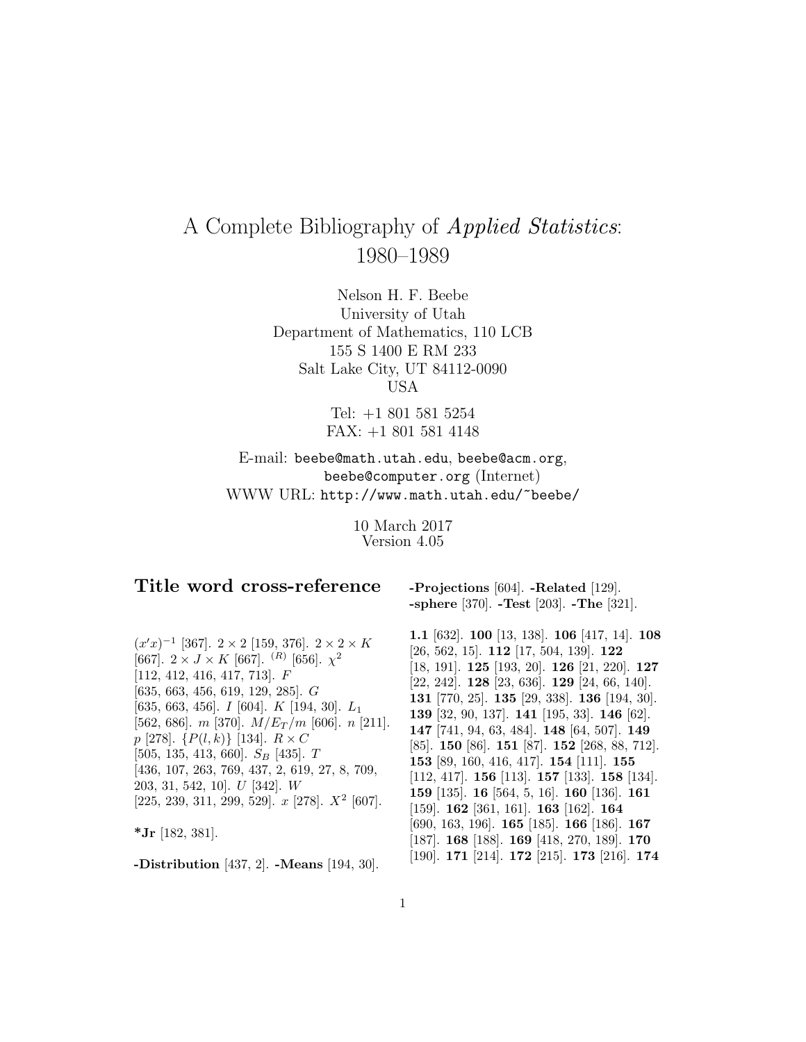# A Complete Bibliography of *Applied Statistics*: 1980–1989

Nelson H. F. Beebe
University of Utah
Department of Mathematics, 110 LCB
155 S 1400 E RM 233
Salt Lake City, UT 84112-0090
USA

Tel: +1 801 581 5254
FAX: +1 801 581 4148

E-mail: `beebe@math.utah.edu`, `beebe@acm.org`, `beebe@computer.org` (Internet)
WWW URL: `http://www.math.utah.edu/~beebe/`

10 March 2017
Version 4.05

## Title word cross-reference

$(x'x)^{-1}$ [367]. $2 \times 2$ [159, 376]. $2 \times 2 \times K$ [667]. $2 \times J \times K$ [667]. $^{(R)}$ [656]. $\chi^2$ [112, 412, 416, 417, 713]. $F$ [635, 663, 456, 619, 129, 285]. $G$ [635, 663, 456]. $I$ [604]. $K$ [194, 30]. $L_1$ [562, 686]. $m$ [370]. $M/E_T/m$ [606]. $n$ [211]. $p$ [278]. $\{P(l,k)\}$ [134]. $R \times C$ [505, 135, 413, 660]. $S_B$ [435]. $T$ [436, 107, 263, 769, 437, 2, 619, 27, 8, 709, 203, 31, 542, 10]. $U$ [342]. $W$ [225, 239, 311, 299, 529]. $x$ [278]. $X^2$ [607].

**\*Jr** [182, 381].

**-Distribution** [437, 2]. **-Means** [194, 30]. **-Projections** [604]. **-Related** [129]. **-sphere** [370]. **-Test** [203]. **-The** [321].

**1.1** [632]. **100** [13, 138]. **106** [417, 14]. **108** [26, 562, 15]. **112** [17, 504, 139]. **122** [18, 191]. **125** [193, 20]. **126** [21, 220]. **127** [22, 242]. **128** [23, 636]. **129** [24, 66, 140]. **131** [770, 25]. **135** [29, 338]. **136** [194, 30]. **139** [32, 90, 137]. **141** [195, 33]. **146** [62]. **147** [741, 94, 63, 484]. **148** [64, 507]. **149** [85]. **150** [86]. **151** [87]. **152** [268, 88, 712]. **153** [89, 160, 416, 417]. **154** [111]. **155** [112, 417]. **156** [113]. **157** [133]. **158** [134]. **159** [135]. **16** [564, 5, 16]. **160** [136]. **161** [159]. **162** [361, 161]. **163** [162]. **164** [690, 163, 196]. **165** [185]. **166** [186]. **167** [187]. **168** [188]. **169** [418, 270, 189]. **170** [190]. **171** [214]. **172** [215]. **173** [216]. **174**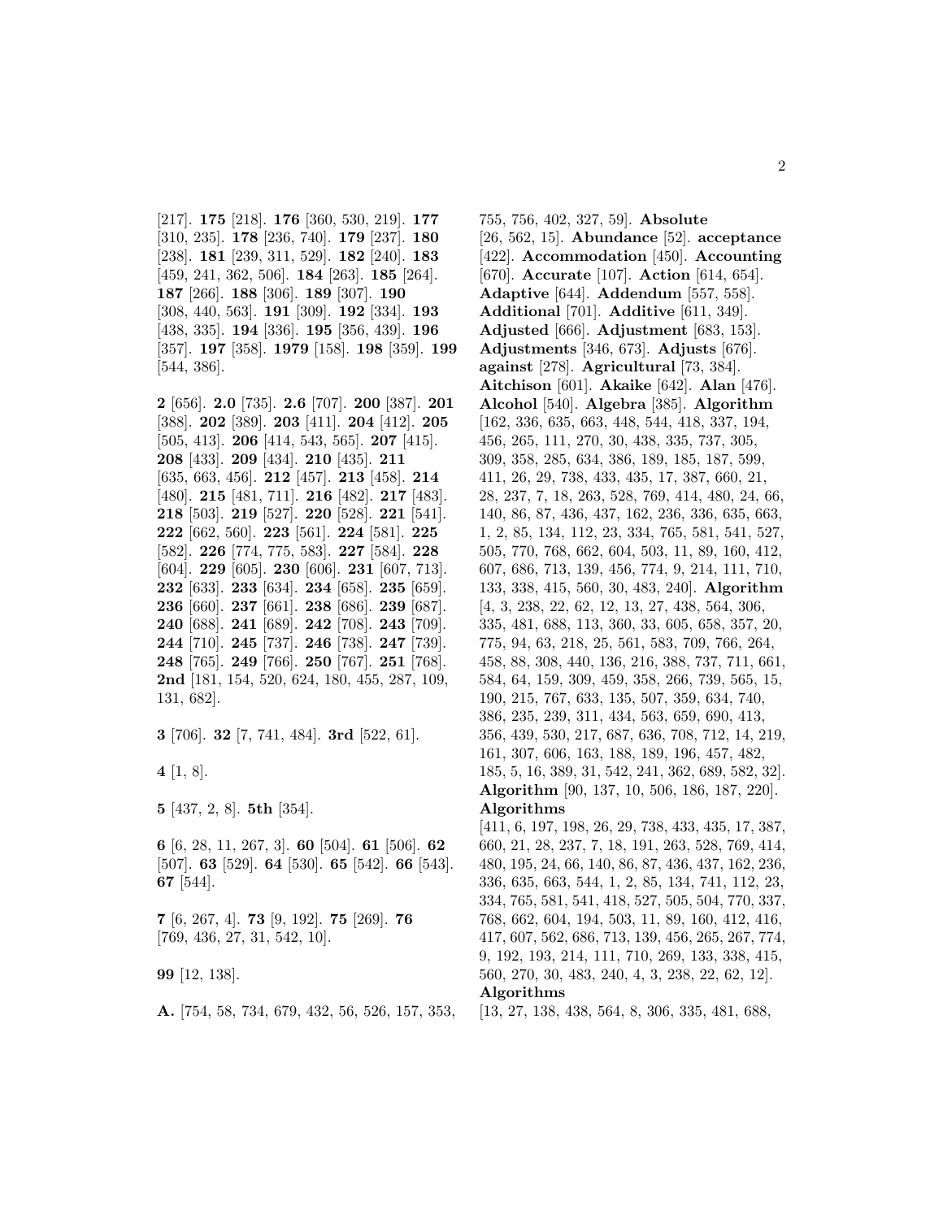[217]. **175** [218]. **176** [360, 530, 219]. **177** [310, 235]. **178** [236, 740]. **179** [237]. **180** [238]. **181** [239, 311, 529]. **182** [240]. **183** [459, 241, 362, 506]. **184** [263]. **185** [264]. **187** [266]. **188** [306]. **189** [307]. **190** [308, 440, 563]. **191** [309]. **192** [334]. **193** [438, 335]. **194** [336]. **195** [356, 439]. **196** [357]. **197** [358]. **1979** [158]. **198** [359]. **199** [544, 386].

**2** [656]. **2.0** [735]. **2.6** [707]. **200** [387]. **201** [388]. **202** [389]. **203** [411]. **204** [412]. **205** [505, 413]. **206** [414, 543, 565]. **207** [415]. **208** [433]. **209** [434]. **210** [435]. **211** [635, 663, 456]. **212** [457]. **213** [458]. **214** [480]. **215** [481, 711]. **216** [482]. **217** [483]. **218** [503]. **219** [527]. **220** [528]. **221** [541]. **222** [662, 560]. **223** [561]. **224** [581]. **225** [582]. **226** [774, 775, 583]. **227** [584]. **228** [604]. **229** [605]. **230** [606]. **231** [607, 713]. **232** [633]. **233** [634]. **234** [658]. **235** [659]. **236** [660]. **237** [661]. **238** [686]. **239** [687]. **240** [688]. **241** [689]. **242** [708]. **243** [709]. **244** [710]. **245** [737]. **246** [738]. **247** [739]. **248** [765]. **249** [766]. **250** [767]. **251** [768]. **2nd** [181, 154, 520, 624, 180, 455, 287, 109, 131, 682].

**3** [706]. **32** [7, 741, 484]. **3rd** [522, 61].

**4** [1, 8].

**5** [437, 2, 8]. **5th** [354].

**6** [6, 28, 11, 267, 3]. **60** [504]. **61** [506]. **62** [507]. **63** [529]. **64** [530]. **65** [542]. **66** [543]. **67** [544].

**7** [6, 267, 4]. **73** [9, 192]. **75** [269]. **76** [769, 436, 27, 31, 542, 10].

**99** [12, 138].

**A.** [754, 58, 734, 679, 432, 56, 526, 157, 353, 755, 756, 402, 327, 59]. **Absolute** [26, 562, 15]. **Abundance** [52]. **acceptance** [422]. **Accommodation** [450]. **Accounting** [670]. **Accurate** [107]. **Action** [614, 654]. **Adaptive** [644]. **Addendum** [557, 558]. **Additional** [701]. **Additive** [611, 349]. **Adjusted** [666]. **Adjustment** [683, 153]. **Adjustments** [346, 673]. **Adjusts** [676]. **against** [278]. **Agricultural** [73, 384]. **Aitchison** [601]. **Akaike** [642]. **Alan** [476]. **Alcohol** [540]. **Algebra** [385]. **Algorithm** [162, 336, 635, 663, 448, 544, 418, 337, 194, 456, 265, 111, 270, 30, 438, 335, 737, 305, 309, 358, 285, 634, 386, 189, 185, 187, 599, 411, 26, 29, 738, 433, 435, 17, 387, 660, 21, 28, 237, 7, 18, 263, 528, 769, 414, 480, 24, 66, 140, 86, 87, 436, 437, 162, 236, 336, 635, 663, 1, 2, 85, 134, 112, 23, 334, 765, 581, 541, 527, 505, 770, 768, 662, 604, 503, 11, 89, 160, 412, 607, 686, 713, 139, 456, 774, 9, 214, 111, 710, 133, 338, 415, 560, 30, 483, 240]. **Algorithm** [4, 3, 238, 22, 62, 12, 13, 27, 438, 564, 306, 335, 481, 688, 113, 360, 33, 605, 658, 357, 20, 775, 94, 63, 218, 25, 561, 583, 709, 766, 264, 458, 88, 308, 440, 136, 216, 388, 737, 711, 661, 584, 64, 159, 309, 459, 358, 266, 739, 565, 15, 190, 215, 767, 633, 135, 507, 359, 634, 740, 386, 235, 239, 311, 434, 563, 659, 690, 413, 356, 439, 530, 217, 687, 636, 708, 712, 14, 219, 161, 307, 606, 163, 188, 189, 196, 457, 482, 185, 5, 16, 389, 31, 542, 241, 362, 689, 582, 32]. **Algorithm** [90, 137, 10, 506, 186, 187, 220]. **Algorithms** [411, 6, 197, 198, 26, 29, 738, 433, 435, 17, 387, 660, 21, 28, 237, 7, 18, 191, 263, 528, 769, 414, 480, 195, 24, 66, 140, 86, 87, 436, 437, 162, 236, 336, 635, 663, 544, 1, 2, 85, 134, 741, 112, 23, 334, 765, 581, 541, 418, 527, 505, 504, 770, 337, 768, 662, 604, 194, 503, 11, 89, 160, 412, 416, 417, 607, 562, 686, 713, 139, 456, 265, 267, 774, 9, 192, 193, 214, 111, 710, 269, 133, 338, 415, 560, 270, 30, 483, 240, 4, 3, 238, 22, 62, 12]. **Algorithms** [13, 27, 138, 438, 564, 8, 306, 335, 481, 688,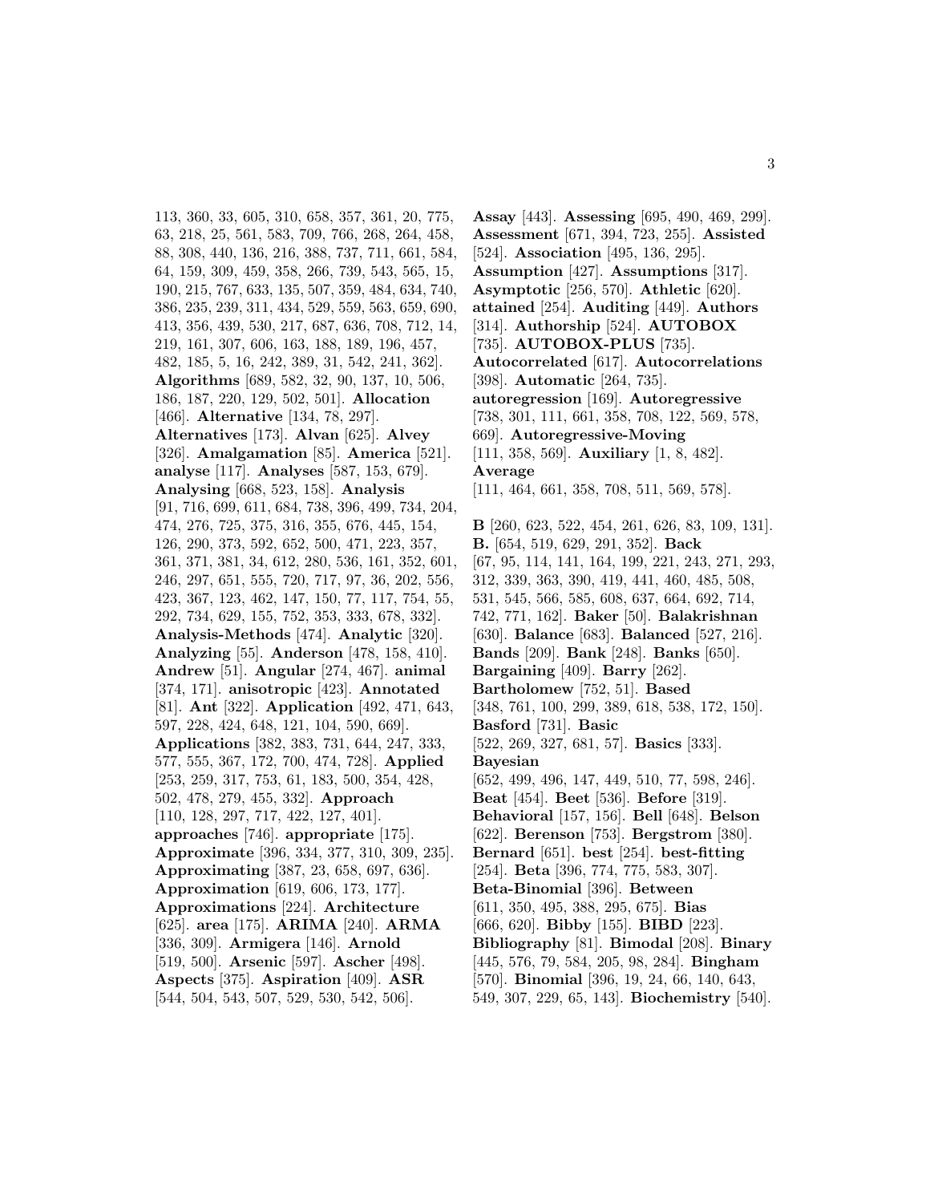113, 360, 33, 605, 310, 658, 357, 361, 20, 775, 63, 218, 25, 561, 583, 709, 766, 268, 264, 458, 88, 308, 440, 136, 216, 388, 737, 711, 661, 584, 64, 159, 309, 459, 358, 266, 739, 543, 565, 15, 190, 215, 767, 633, 135, 507, 359, 484, 634, 740, 386, 235, 239, 311, 434, 529, 559, 563, 659, 690, 413, 356, 439, 530, 217, 687, 636, 708, 712, 14, 219, 161, 307, 606, 163, 188, 189, 196, 457, 482, 185, 5, 16, 242, 389, 31, 542, 241, 362]. **Algorithms** [689, 582, 32, 90, 137, 10, 506, 186, 187, 220, 129, 502, 501]. **Allocation** [466]. **Alternative** [134, 78, 297]. **Alternatives** [173]. **Alvan** [625]. **Alvey** [326]. **Amalgamation** [85]. **America** [521]. **analyse** [117]. **Analyses** [587, 153, 679]. **Analysing** [668, 523, 158]. **Analysis** [91, 716, 699, 611, 684, 738, 396, 499, 734, 204, 474, 276, 725, 375, 316, 355, 676, 445, 154, 126, 290, 373, 592, 652, 500, 471, 223, 357, 361, 371, 381, 34, 612, 280, 536, 161, 352, 601, 246, 297, 651, 555, 720, 717, 97, 36, 202, 556, 423, 367, 123, 462, 147, 150, 77, 117, 754, 55, 292, 734, 629, 155, 752, 353, 333, 678, 332]. **Analysis-Methods** [474]. **Analytic** [320]. **Analyzing** [55]. **Anderson** [478, 158, 410]. **Andrew** [51]. **Angular** [274, 467]. **animal** [374, 171]. **anisotropic** [423]. **Annotated** [81]. **Ant** [322]. **Application** [492, 471, 643, 597, 228, 424, 648, 121, 104, 590, 669]. **Applications** [382, 383, 731, 644, 247, 333, 577, 555, 367, 172, 700, 474, 728]. **Applied** [253, 259, 317, 753, 61, 183, 500, 354, 428, 502, 478, 279, 455, 332]. **Approach** [110, 128, 297, 717, 422, 127, 401]. **approaches** [746]. **appropriate** [175]. **Approximate** [396, 334, 377, 310, 309, 235]. **Approximating** [387, 23, 658, 697, 636]. **Approximation** [619, 606, 173, 177]. **Approximations** [224]. **Architecture** [625]. **area** [175]. **ARIMA** [240]. **ARMA** [336, 309]. **Armigera** [146]. **Arnold** [519, 500]. **Arsenic** [597]. **Ascher** [498]. **Aspects** [375]. **Aspiration** [409]. **ASR** [544, 504, 543, 507, 529, 530, 542, 506].

**Assay** [443]. **Assessing** [695, 490, 469, 299]. **Assessment** [671, 394, 723, 255]. **Assisted** [524]. **Association** [495, 136, 295]. **Assumption** [427]. **Assumptions** [317]. **Asymptotic** [256, 570]. **Athletic** [620]. **attained** [254]. **Auditing** [449]. **Authors** [314]. **Authorship** [524]. **AUTOBOX** [735]. **AUTOBOX-PLUS** [735]. **Autocorrelated** [617]. **Autocorrelations** [398]. **Automatic** [264, 735]. **autoregression** [169]. **Autoregressive** [738, 301, 111, 661, 358, 708, 122, 569, 578, 669]. **Autoregressive-Moving** [111, 358, 569]. **Auxiliary** [1, 8, 482]. **Average** [111, 464, 661, 358, 708, 511, 569, 578].

**B** [260, 623, 522, 454, 261, 626, 83, 109, 131]. **B.** [654, 519, 629, 291, 352]. **Back** [67, 95, 114, 141, 164, 199, 221, 243, 271, 293, 312, 339, 363, 390, 419, 441, 460, 485, 508, 531, 545, 566, 585, 608, 637, 664, 692, 714, 742, 771, 162]. **Baker** [50]. **Balakrishnan** [630]. **Balance** [683]. **Balanced** [527, 216]. **Bands** [209]. **Bank** [248]. **Banks** [650]. **Bargaining** [409]. **Barry** [262]. **Bartholomew** [752, 51]. **Based** [348, 761, 100, 299, 389, 618, 538, 172, 150]. **Basford** [731]. **Basic** [522, 269, 327, 681, 57]. **Basics** [333]. **Bayesian** [652, 499, 496, 147, 449, 510, 77, 598, 246]. **Beat** [454]. **Beet** [536]. **Before** [319]. **Behavioral** [157, 156]. **Bell** [648]. **Belson** [622]. **Berenson** [753]. **Bergstrom** [380]. **Bernard** [651]. **best** [254]. **best-fitting** [254]. **Beta** [396, 774, 775, 583, 307]. **Beta-Binomial** [396]. **Between** [611, 350, 495, 388, 295, 675]. **Bias** [666, 620]. **Bibby** [155]. **BIBD** [223]. **Bibliography** [81]. **Bimodal** [208]. **Binary** [445, 576, 79, 584, 205, 98, 284]. **Bingham** [570]. **Binomial** [396, 19, 24, 66, 140, 643, 549, 307, 229, 65, 143]. **Biochemistry** [540].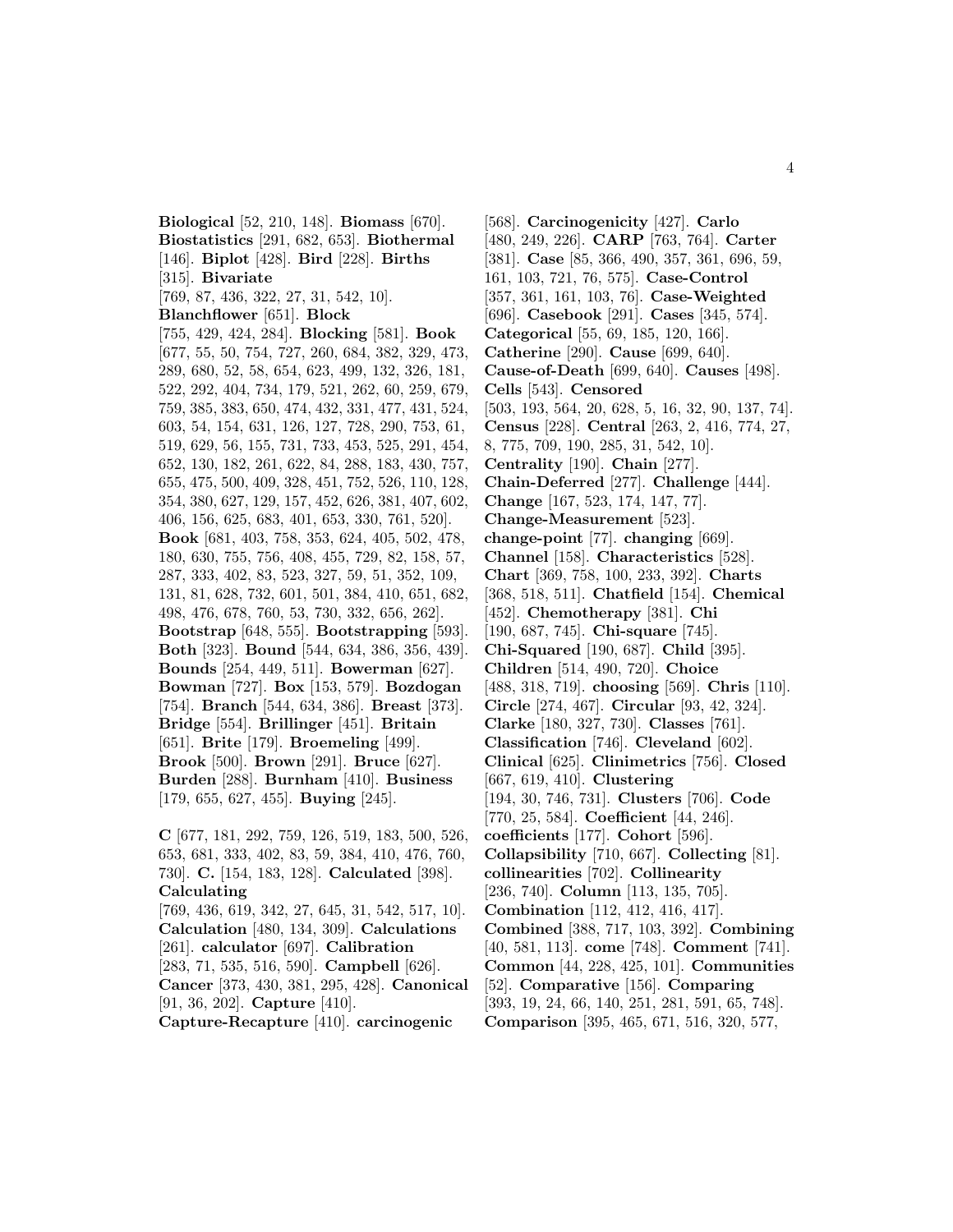**Biological** [52, 210, 148]. **Biomass** [670]. **Biostatistics** [291, 682, 653]. **Biothermal** [146]. **Biplot** [428]. **Bird** [228]. **Births** [315]. **Bivariate** [769, 87, 436, 322, 27, 31, 542, 10]. **Blanchflower** [651]. **Block** [755, 429, 424, 284]. **Blocking** [581]. **Book** [677, 55, 50, 754, 727, 260, 684, 382, 329, 473, 289, 680, 52, 58, 654, 623, 499, 132, 326, 181, 522, 292, 404, 734, 179, 521, 262, 60, 259, 679, 759, 385, 383, 650, 474, 432, 331, 477, 431, 524, 603, 54, 154, 631, 126, 127, 728, 290, 753, 61, 519, 629, 56, 155, 731, 733, 453, 525, 291, 454, 652, 130, 182, 261, 622, 84, 288, 183, 430, 757, 655, 475, 500, 409, 328, 451, 752, 526, 110, 128, 354, 380, 627, 129, 157, 452, 626, 381, 407, 602, 406, 156, 625, 683, 401, 653, 330, 761, 520]. **Book** [681, 403, 758, 353, 624, 405, 502, 478, 180, 630, 755, 756, 408, 455, 729, 82, 158, 57, 287, 333, 402, 83, 523, 327, 59, 51, 352, 109, 131, 81, 628, 732, 601, 501, 384, 410, 651, 682, 498, 476, 678, 760, 53, 730, 332, 656, 262]. **Bootstrap** [648, 555]. **Bootstrapping** [593]. **Both** [323]. **Bound** [544, 634, 386, 356, 439]. **Bounds** [254, 449, 511]. **Bowerman** [627]. **Bowman** [727]. **Box** [153, 579]. **Bozdogan** [754]. **Branch** [544, 634, 386]. **Breast** [373]. **Bridge** [554]. **Brillinger** [451]. **Britain** [651]. **Brite** [179]. **Broemeling** [499]. **Brook** [500]. **Brown** [291]. **Bruce** [627]. **Burden** [288]. **Burnham** [410]. **Business** [179, 655, 627, 455]. **Buying** [245].

**C** [677, 181, 292, 759, 126, 519, 183, 500, 526, 653, 681, 333, 402, 83, 59, 384, 410, 476, 760, 730]. **C.** [154, 183, 128]. **Calculated** [398]. **Calculating** [769, 436, 619, 342, 27, 645, 31, 542, 517, 10]. **Calculation** [480, 134, 309]. **Calculations** [261]. **calculator** [697]. **Calibration** [283, 71, 535, 516, 590]. **Campbell** [626]. **Cancer** [373, 430, 381, 295, 428]. **Canonical** [91, 36, 202]. **Capture** [410]. **Capture-Recapture** [410]. **carcinogenic** [568]. **Carcinogenicity** [427]. **Carlo** [480, 249, 226]. **CARP** [763, 764]. **Carter** [381]. **Case** [85, 366, 490, 357, 361, 696, 59, 161, 103, 721, 76, 575]. **Case-Control** [357, 361, 161, 103, 76]. **Case-Weighted** [696]. **Casebook** [291]. **Cases** [345, 574]. **Categorical** [55, 69, 185, 120, 166]. **Catherine** [290]. **Cause** [699, 640]. **Cause-of-Death** [699, 640]. **Causes** [498]. **Cells** [543]. **Censored** [503, 193, 564, 20, 628, 5, 16, 32, 90, 137, 74]. **Census** [228]. **Central** [263, 2, 416, 774, 27, 8, 775, 709, 190, 285, 31, 542, 10]. **Centrality** [190]. **Chain** [277]. **Chain-Deferred** [277]. **Challenge** [444]. **Change** [167, 523, 174, 147, 77]. **Change-Measurement** [523]. **change-point** [77]. **changing** [669]. **Channel** [158]. **Characteristics** [528]. **Chart** [369, 758, 100, 233, 392]. **Charts** [368, 518, 511]. **Chatfield** [154]. **Chemical** [452]. **Chemotherapy** [381]. **Chi** [190, 687, 745]. **Chi-square** [745]. **Chi-Squared** [190, 687]. **Child** [395]. **Children** [514, 490, 720]. **Choice** [488, 318, 719]. **choosing** [569]. **Chris** [110]. **Circle** [274, 467]. **Circular** [93, 42, 324]. **Clarke** [180, 327, 730]. **Classes** [761]. **Classification** [746]. **Cleveland** [602]. **Clinical** [625]. **Clinimetrics** [756]. **Closed** [667, 619, 410]. **Clustering** [194, 30, 746, 731]. **Clusters** [706]. **Code** [770, 25, 584]. **Coefficient** [44, 246]. **coefficients** [177]. **Cohort** [596]. **Collapsibility** [710, 667]. **Collecting** [81]. **collinearities** [702]. **Collinearity** [236, 740]. **Column** [113, 135, 705]. **Combination** [112, 412, 416, 417]. **Combined** [388, 717, 103, 392]. **Combining** [40, 581, 113]. **come** [748]. **Comment** [741]. **Common** [44, 228, 425, 101]. **Communities** [52]. **Comparative** [156]. **Comparing** [393, 19, 24, 66, 140, 251, 281, 591, 65, 748]. **Comparison** [395, 465, 671, 516, 320, 577,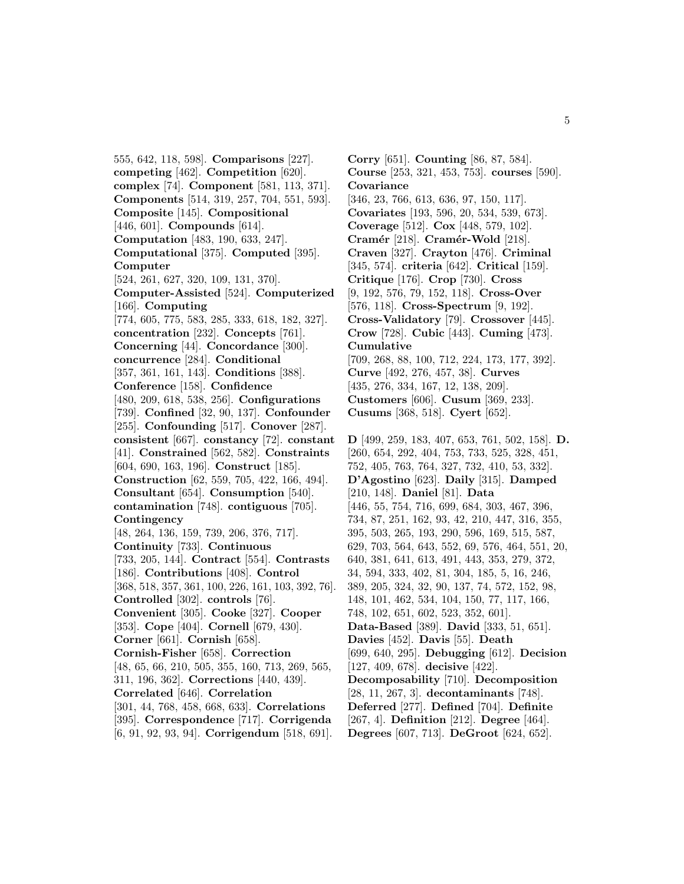555, 642, 118, 598]. **Comparisons** [227]. **competing** [462]. **Competition** [620]. **complex** [74]. **Component** [581, 113, 371]. **Components** [514, 319, 257, 704, 551, 593]. **Composite** [145]. **Compositional** [446, 601]. **Compounds** [614]. **Computation** [483, 190, 633, 247]. **Computational** [375]. **Computed** [395]. **Computer** [524, 261, 627, 320, 109, 131, 370]. **Computer-Assisted** [524]. **Computerized** [166]. **Computing** [774, 605, 775, 583, 285, 333, 618, 182, 327]. **concentration** [232]. **Concepts** [761]. **Concerning** [44]. **Concordance** [300]. **concurrence** [284]. **Conditional** [357, 361, 161, 143]. **Conditions** [388]. **Conference** [158]. **Confidence** [480, 209, 618, 538, 256]. **Configurations** [739]. **Confined** [32, 90, 137]. **Confounder** [255]. **Confounding** [517]. **Conover** [287]. **consistent** [667]. **constancy** [72]. **constant** [41]. **Constrained** [562, 582]. **Constraints** [604, 690, 163, 196]. **Construct** [185]. **Construction** [62, 559, 705, 422, 166, 494]. **Consultant** [654]. **Consumption** [540]. **contamination** [748]. **contiguous** [705]. **Contingency** [48, 264, 136, 159, 739, 206, 376, 717]. **Continuity** [733]. **Continuous** [733, 205, 144]. **Contract** [554]. **Contrasts** [186]. **Contributions** [408]. **Control** [368, 518, 357, 361, 100, 226, 161, 103, 392, 76]. **Controlled** [302]. **controls** [76]. **Convenient** [305]. **Cooke** [327]. **Cooper** [353]. **Cope** [404]. **Cornell** [679, 430]. **Corner** [661]. **Cornish** [658]. **Cornish-Fisher** [658]. **Correction** [48, 65, 66, 210, 505, 355, 160, 713, 269, 565, 311, 196, 362]. **Corrections** [440, 439]. **Correlated** [646]. **Correlation** [301, 44, 768, 458, 668, 633]. **Correlations** [395]. **Correspondence** [717]. **Corrigenda** [6, 91, 92, 93, 94]. **Corrigendum** [518, 691].

**Corry** [651]. **Counting** [86, 87, 584]. **Course** [253, 321, 453, 753]. **courses** [590]. **Covariance** [346, 23, 766, 613, 636, 97, 150, 117]. **Covariates** [193, 596, 20, 534, 539, 673]. **Coverage** [512]. **Cox** [448, 579, 102]. **Cramér** [218]. **Cramér-Wold** [218]. **Craven** [327]. **Crayton** [476]. **Criminal** [345, 574]. **criteria** [642]. **Critical** [159]. **Critique** [176]. **Crop** [730]. **Cross** [9, 192, 576, 79, 152, 118]. **Cross-Over** [576, 118]. **Cross-Spectrum** [9, 192]. **Cross-Validatory** [79]. **Crossover** [445]. **Crow** [728]. **Cubic** [443]. **Cuming** [473]. **Cumulative** [709, 268, 88, 100, 712, 224, 173, 177, 392]. **Curve** [492, 276, 457, 38]. **Curves** [435, 276, 334, 167, 12, 138, 209]. **Customers** [606]. **Cusum** [369, 233]. **Cusums** [368, 518]. **Cyert** [652].

**D** [499, 259, 183, 407, 653, 761, 502, 158]. **D.** [260, 654, 292, 404, 753, 733, 525, 328, 451, 752, 405, 763, 764, 327, 732, 410, 53, 332]. **D'Agostino** [623]. **Daily** [315]. **Damped** [210, 148]. **Daniel** [81]. **Data** [446, 55, 754, 716, 699, 684, 303, 467, 396, 734, 87, 251, 162, 93, 42, 210, 447, 316, 355, 395, 503, 265, 193, 290, 596, 169, 515, 587, 629, 703, 564, 643, 552, 69, 576, 464, 551, 20, 640, 381, 641, 613, 491, 443, 353, 279, 372, 34, 594, 333, 402, 81, 304, 185, 5, 16, 246, 389, 205, 324, 32, 90, 137, 74, 572, 152, 98, 148, 101, 462, 534, 104, 150, 77, 117, 166, 748, 102, 651, 602, 523, 352, 601]. **Data-Based** [389]. **David** [333, 51, 651]. **Davies** [452]. **Davis** [55]. **Death** [699, 640, 295]. **Debugging** [612]. **Decision** [127, 409, 678]. **decisive** [422]. **Decomposability** [710]. **Decomposition** [28, 11, 267, 3]. **decontaminants** [748]. **Deferred** [277]. **Defined** [704]. **Definite** [267, 4]. **Definition** [212]. **Degree** [464]. **Degrees** [607, 713]. **DeGroot** [624, 652].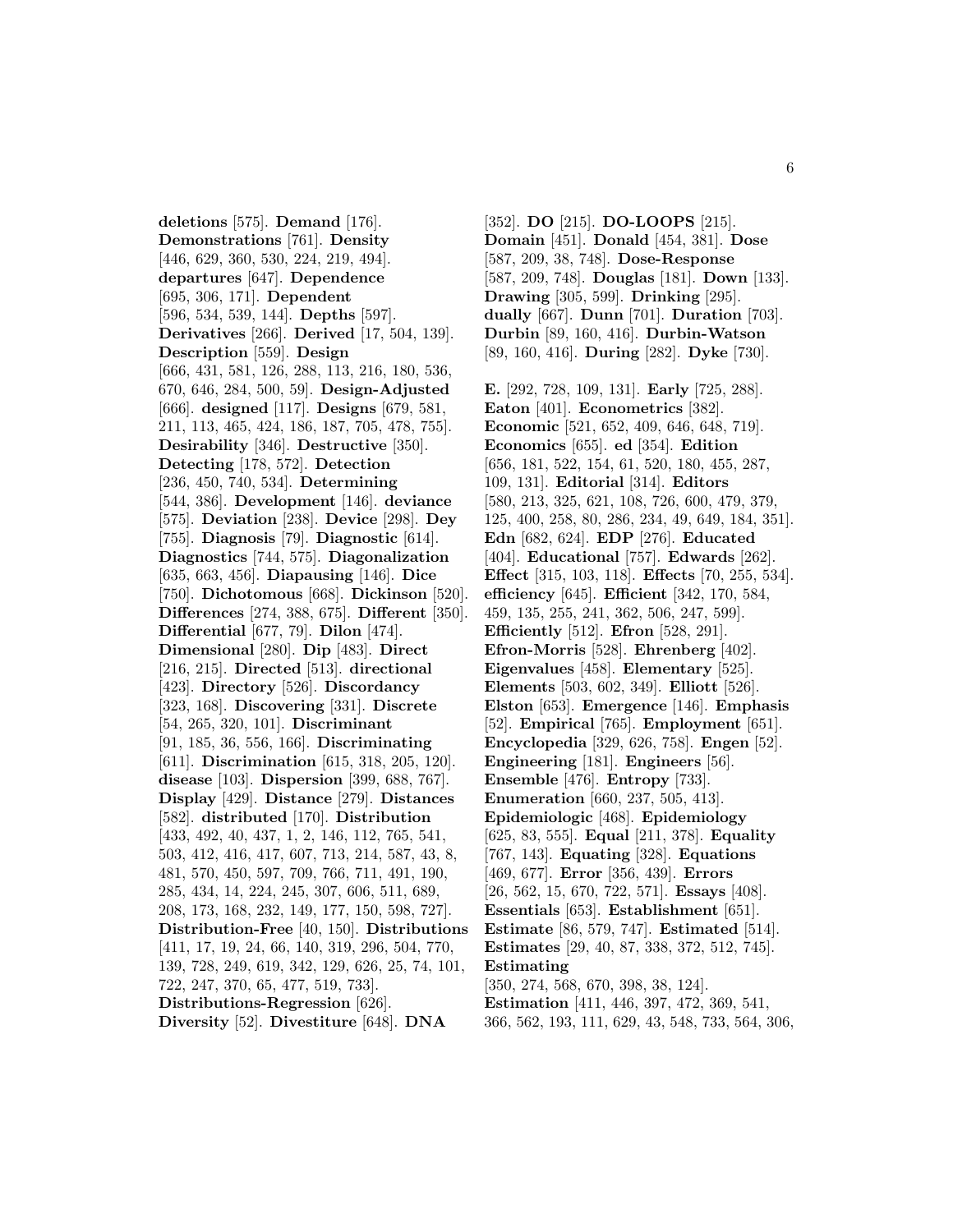**deletions** [575]. **Demand** [176]. **Demonstrations** [761]. **Density** [446, 629, 360, 530, 224, 219, 494]. **departures** [647]. **Dependence** [695, 306, 171]. **Dependent** [596, 534, 539, 144]. **Depths** [597]. **Derivatives** [266]. **Derived** [17, 504, 139]. **Description** [559]. **Design** [666, 431, 581, 126, 288, 113, 216, 180, 536, 670, 646, 284, 500, 59]. **Design-Adjusted** [666]. **designed** [117]. **Designs** [679, 581, 211, 113, 465, 424, 186, 187, 705, 478, 755]. **Desirability** [346]. **Destructive** [350]. **Detecting** [178, 572]. **Detection** [236, 450, 740, 534]. **Determining** [544, 386]. **Development** [146]. **deviance** [575]. **Deviation** [238]. **Device** [298]. **Dey** [755]. **Diagnosis** [79]. **Diagnostic** [614]. **Diagnostics** [744, 575]. **Diagonalization** [635, 663, 456]. **Diapausing** [146]. **Dice** [750]. **Dichotomous** [668]. **Dickinson** [520]. **Differences** [274, 388, 675]. **Different** [350]. **Differential** [677, 79]. **Dilon** [474]. **Dimensional** [280]. **Dip** [483]. **Direct** [216, 215]. **Directed** [513]. **directional** [423]. **Directory** [526]. **Discordancy** [323, 168]. **Discovering** [331]. **Discrete** [54, 265, 320, 101]. **Discriminant** [91, 185, 36, 556, 166]. **Discriminating** [611]. **Discrimination** [615, 318, 205, 120]. **disease** [103]. **Dispersion** [399, 688, 767]. **Display** [429]. **Distance** [279]. **Distances** [582]. **distributed** [170]. **Distribution** [433, 492, 40, 437, 1, 2, 146, 112, 765, 541, 503, 412, 416, 417, 607, 713, 214, 587, 43, 8, 481, 570, 450, 597, 709, 766, 711, 491, 190, 285, 434, 14, 224, 245, 307, 606, 511, 689, 208, 173, 168, 232, 149, 177, 150, 598, 727]. **Distribution-Free** [40, 150]. **Distributions** [411, 17, 19, 24, 66, 140, 319, 296, 504, 770, 139, 728, 249, 619, 342, 129, 626, 25, 74, 101, 722, 247, 370, 65, 477, 519, 733]. **Distributions-Regression** [626]. **Diversity** [52]. **Divestiture** [648]. **DNA** [352]. **DO** [215]. **DO-LOOPS** [215]. **Domain** [451]. **Donald** [454, 381]. **Dose** [587, 209, 38, 748]. **Dose-Response** [587, 209, 38, 748]. **Douglas** [181]. **Down** [133]. **Drawing** [305, 599]. **Drinking** [295]. **dually** [667]. **Dunn** [701]. **Duration** [703]. **Durbin** [89, 160, 416]. **Durbin-Watson** [89, 160, 416]. **During** [282]. **Dyke** [730].

**E.** [292, 728, 109, 131]. **Early** [725, 288]. **Eaton** [401]. **Econometrics** [382]. **Economic** [521, 652, 409, 646, 648, 719]. **Economics** [655]. **ed** [354]. **Edition** [656, 181, 522, 154, 61, 520, 180, 455, 287, 109, 131]. **Editorial** [314]. **Editors** [580, 213, 325, 621, 108, 726, 600, 479, 379, 125, 400, 258, 80, 286, 234, 49, 649, 184, 351]. **Edn** [682, 624]. **EDP** [276]. **Educated** [404]. **Educational** [757]. **Edwards** [262]. **Effect** [315, 103, 118]. **Effects** [70, 255, 534]. **efficiency** [645]. **Efficient** [342, 170, 584, 459, 135, 255, 241, 362, 506, 247, 599]. **Efficiently** [512]. **Efron** [528, 291]. **Efron-Morris** [528]. **Ehrenberg** [402]. **Eigenvalues** [458]. **Elementary** [525]. **Elements** [503, 602, 349]. **Elliott** [526]. **Elston** [653]. **Emergence** [146]. **Emphasis** [52]. **Empirical** [765]. **Employment** [651]. **Encyclopedia** [329, 626, 758]. **Engen** [52]. **Engineering** [181]. **Engineers** [56]. **Ensemble** [476]. **Entropy** [733]. **Enumeration** [660, 237, 505, 413]. **Epidemiologic** [468]. **Epidemiology** [625, 83, 555]. **Equal** [211, 378]. **Equality** [767, 143]. **Equating** [328]. **Equations** [469, 677]. **Error** [356, 439]. **Errors** [26, 562, 15, 670, 722, 571]. **Essays** [408]. **Essentials** [653]. **Establishment** [651]. **Estimate** [86, 579, 747]. **Estimated** [514]. **Estimates** [29, 40, 87, 338, 372, 512, 745]. **Estimating** [350, 274, 568, 670, 398, 38, 124]. **Estimation** [411, 446, 397, 472, 369, 541, 366, 562, 193, 111, 629, 43, 548, 733, 564, 306,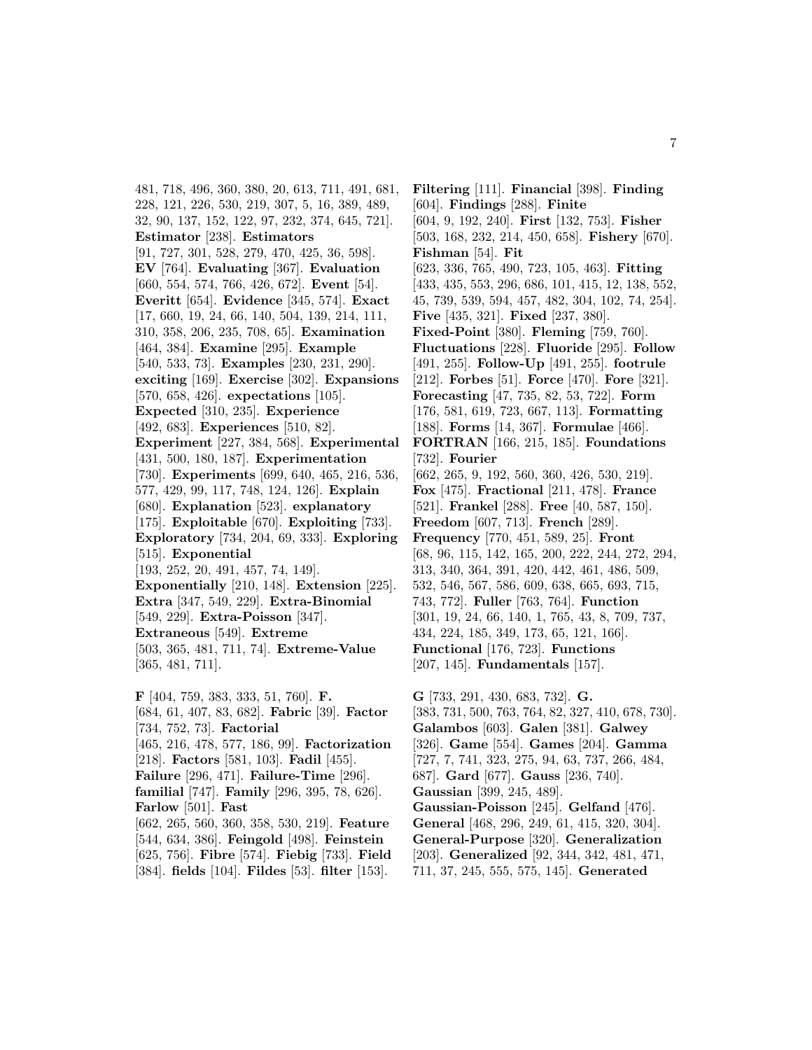481, 718, 496, 360, 380, 20, 613, 711, 491, 681, 228, 121, 226, 530, 219, 307, 5, 16, 389, 489, 32, 90, 137, 152, 122, 97, 232, 374, 645, 721]. **Estimator** [238]. **Estimators** [91, 727, 301, 528, 279, 470, 425, 36, 598]. **EV** [764]. **Evaluating** [367]. **Evaluation** [660, 554, 574, 766, 426, 672]. **Event** [54]. **Everitt** [654]. **Evidence** [345, 574]. **Exact** [17, 660, 19, 24, 66, 140, 504, 139, 214, 111, 310, 358, 206, 235, 708, 65]. **Examination** [464, 384]. **Examine** [295]. **Example** [540, 533, 73]. **Examples** [230, 231, 290]. **exciting** [169]. **Exercise** [302]. **Expansions** [570, 658, 426]. **expectations** [105]. **Expected** [310, 235]. **Experience** [492, 683]. **Experiences** [510, 82]. **Experiment** [227, 384, 568]. **Experimental** [431, 500, 180, 187]. **Experimentation** [730]. **Experiments** [699, 640, 465, 216, 536, 577, 429, 99, 117, 748, 124, 126]. **Explain** [680]. **Explanation** [523]. **explanatory** [175]. **Exploitable** [670]. **Exploiting** [733]. **Exploratory** [734, 204, 69, 333]. **Exploring** [515]. **Exponential** [193, 252, 20, 491, 457, 74, 149]. **Exponentially** [210, 148]. **Extension** [225]. **Extra** [347, 549, 229]. **Extra-Binomial** [549, 229]. **Extra-Poisson** [347]. **Extraneous** [549]. **Extreme** [503, 365, 481, 711, 74]. **Extreme-Value** [365, 481, 711].

**F** [404, 759, 383, 333, 51, 760]. **F.** [684, 61, 407, 83, 682]. **Fabric** [39]. **Factor** [734, 752, 73]. **Factorial** [465, 216, 478, 577, 186, 99]. **Factorization** [218]. **Factors** [581, 103]. **Fadil** [455]. **Failure** [296, 471]. **Failure-Time** [296]. **familial** [747]. **Family** [296, 395, 78, 626]. **Farlow** [501]. **Fast** [662, 265, 560, 360, 358, 530, 219]. **Feature** [544, 634, 386]. **Feingold** [498]. **Feinstein** [625, 756]. **Fibre** [574]. **Fiebig** [733]. **Field** [384]. **fields** [104]. **Fildes** [53]. **filter** [153].

**Filtering** [111]. **Financial** [398]. **Finding** [604]. **Findings** [288]. **Finite** [604, 9, 192, 240]. **First** [132, 753]. **Fisher** [503, 168, 232, 214, 450, 658]. **Fishery** [670]. **Fishman** [54]. **Fit** [623, 336, 765, 490, 723, 105, 463]. **Fitting** [433, 435, 553, 296, 686, 101, 415, 12, 138, 552, 45, 739, 539, 594, 457, 482, 304, 102, 74, 254]. **Five** [435, 321]. **Fixed** [237, 380]. **Fixed-Point** [380]. **Fleming** [759, 760]. **Fluctuations** [228]. **Fluoride** [295]. **Follow** [491, 255]. **Follow-Up** [491, 255]. **footrule** [212]. **Forbes** [51]. **Force** [470]. **Fore** [321]. **Forecasting** [47, 735, 82, 53, 722]. **Form** [176, 581, 619, 723, 667, 113]. **Formatting** [188]. **Forms** [14, 367]. **Formulae** [466]. **FORTRAN** [166, 215, 185]. **Foundations** [732]. **Fourier** [662, 265, 9, 192, 560, 360, 426, 530, 219]. **Fox** [475]. **Fractional** [211, 478]. **France** [521]. **Frankel** [288]. **Free** [40, 587, 150]. **Freedom** [607, 713]. **French** [289]. **Frequency** [770, 451, 589, 25]. **Front** [68, 96, 115, 142, 165, 200, 222, 244, 272, 294, 313, 340, 364, 391, 420, 442, 461, 486, 509, 532, 546, 567, 586, 609, 638, 665, 693, 715, 743, 772]. **Fuller** [763, 764]. **Function** [301, 19, 24, 66, 140, 1, 765, 43, 8, 709, 737, 434, 224, 185, 349, 173, 65, 121, 166]. **Functional** [176, 723]. **Functions** [207, 145]. **Fundamentals** [157].

**G** [733, 291, 430, 683, 732]. **G.** [383, 731, 500, 763, 764, 82, 327, 410, 678, 730]. **Galambos** [603]. **Galen** [381]. **Galwey** [326]. **Game** [554]. **Games** [204]. **Gamma** [727, 7, 741, 323, 275, 94, 63, 737, 266, 484, 687]. **Gard** [677]. **Gauss** [236, 740]. **Gaussian** [399, 245, 489]. **Gaussian-Poisson** [245]. **Gelfand** [476]. **General** [468, 296, 249, 61, 415, 320, 304]. **General-Purpose** [320]. **Generalization** [203]. **Generalized** [92, 344, 342, 481, 471, 711, 37, 245, 555, 575, 145]. **Generated**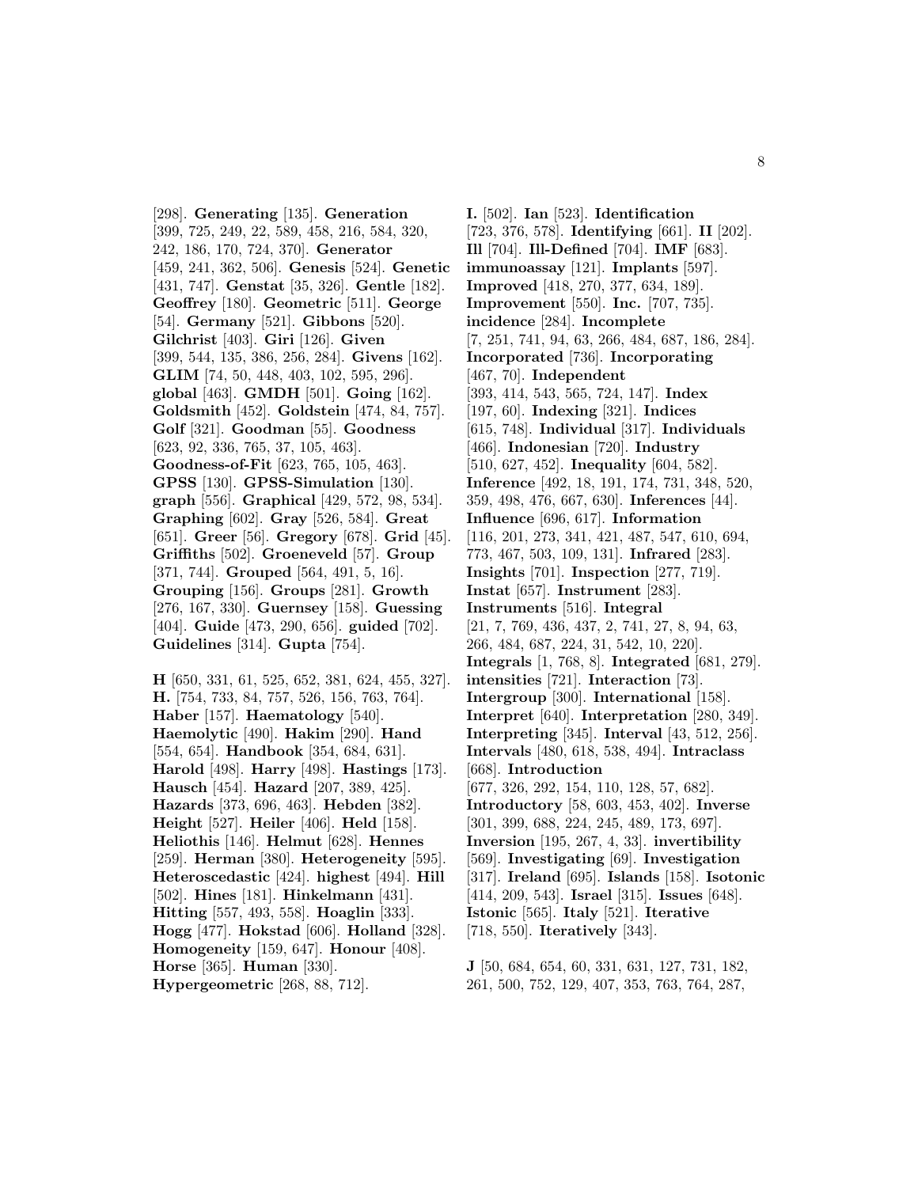[298]. **Generating** [135]. **Generation** [399, 725, 249, 22, 589, 458, 216, 584, 320, 242, 186, 170, 724, 370]. **Generator** [459, 241, 362, 506]. **Genesis** [524]. **Genetic** [431, 747]. **Genstat** [35, 326]. **Gentle** [182]. **Geoffrey** [180]. **Geometric** [511]. **George** [54]. **Germany** [521]. **Gibbons** [520]. **Gilchrist** [403]. **Giri** [126]. **Given** [399, 544, 135, 386, 256, 284]. **Givens** [162]. **GLIM** [74, 50, 448, 403, 102, 595, 296]. **global** [463]. **GMDH** [501]. **Going** [162]. **Goldsmith** [452]. **Goldstein** [474, 84, 757]. **Golf** [321]. **Goodman** [55]. **Goodness** [623, 92, 336, 765, 37, 105, 463]. **Goodness-of-Fit** [623, 765, 105, 463]. **GPSS** [130]. **GPSS-Simulation** [130]. **graph** [556]. **Graphical** [429, 572, 98, 534]. **Graphing** [602]. **Gray** [526, 584]. **Great** [651]. **Greer** [56]. **Gregory** [678]. **Grid** [45]. **Griffiths** [502]. **Groeneveld** [57]. **Group** [371, 744]. **Grouped** [564, 491, 5, 16]. **Grouping** [156]. **Groups** [281]. **Growth** [276, 167, 330]. **Guernsey** [158]. **Guessing** [404]. **Guide** [473, 290, 656]. **guided** [702]. **Guidelines** [314]. **Gupta** [754].

**H** [650, 331, 61, 525, 652, 381, 624, 455, 327]. **H.** [754, 733, 84, 757, 526, 156, 763, 764]. **Haber** [157]. **Haematology** [540]. **Haemolytic** [490]. **Hakim** [290]. **Hand** [554, 654]. **Handbook** [354, 684, 631]. **Harold** [498]. **Harry** [498]. **Hastings** [173]. **Hausch** [454]. **Hazard** [207, 389, 425]. **Hazards** [373, 696, 463]. **Hebden** [382]. **Height** [527]. **Heiler** [406]. **Held** [158]. **Heliothis** [146]. **Helmut** [628]. **Hennes** [259]. **Herman** [380]. **Heterogeneity** [595]. **Heteroscedastic** [424]. **highest** [494]. **Hill** [502]. **Hines** [181]. **Hinkelmann** [431]. **Hitting** [557, 493, 558]. **Hoaglin** [333]. **Hogg** [477]. **Hokstad** [606]. **Holland** [328]. **Homogeneity** [159, 647]. **Honour** [408]. **Horse** [365]. **Human** [330]. **Hypergeometric** [268, 88, 712].

**I.** [502]. **Ian** [523]. **Identification** [723, 376, 578]. **Identifying** [661]. **II** [202]. **Ill** [704]. **Ill-Defined** [704]. **IMF** [683]. **immunoassay** [121]. **Implants** [597]. **Improved** [418, 270, 377, 634, 189]. **Improvement** [550]. **Inc.** [707, 735]. **incidence** [284]. **Incomplete** [7, 251, 741, 94, 63, 266, 484, 687, 186, 284]. **Incorporated** [736]. **Incorporating** [467, 70]. **Independent** [393, 414, 543, 565, 724, 147]. **Index** [197, 60]. **Indexing** [321]. **Indices** [615, 748]. **Individual** [317]. **Individuals** [466]. **Indonesian** [720]. **Industry** [510, 627, 452]. **Inequality** [604, 582]. **Inference** [492, 18, 191, 174, 731, 348, 520, 359, 498, 476, 667, 630]. **Inferences** [44]. **Influence** [696, 617]. **Information** [116, 201, 273, 341, 421, 487, 547, 610, 694, 773, 467, 503, 109, 131]. **Infrared** [283]. **Insights** [701]. **Inspection** [277, 719]. **Instat** [657]. **Instrument** [283]. **Instruments** [516]. **Integral** [21, 7, 769, 436, 437, 2, 741, 27, 8, 94, 63, 266, 484, 687, 224, 31, 542, 10, 220]. **Integrals** [1, 768, 8]. **Integrated** [681, 279]. **intensities** [721]. **Interaction** [73]. **Intergroup** [300]. **International** [158]. **Interpret** [640]. **Interpretation** [280, 349]. **Interpreting** [345]. **Interval** [43, 512, 256]. **Intervals** [480, 618, 538, 494]. **Intraclass** [668]. **Introduction** [677, 326, 292, 154, 110, 128, 57, 682]. **Introductory** [58, 603, 453, 402]. **Inverse** [301, 399, 688, 224, 245, 489, 173, 697]. **Inversion** [195, 267, 4, 33]. **invertibility** [569]. **Investigating** [69]. **Investigation** [317]. **Ireland** [695]. **Islands** [158]. **Isotonic** [414, 209, 543]. **Israel** [315]. **Issues** [648]. **Istonic** [565]. **Italy** [521]. **Iterative** [718, 550]. **Iteratively** [343].

**J** [50, 684, 654, 60, 331, 631, 127, 731, 182, 261, 500, 752, 129, 407, 353, 763, 764, 287,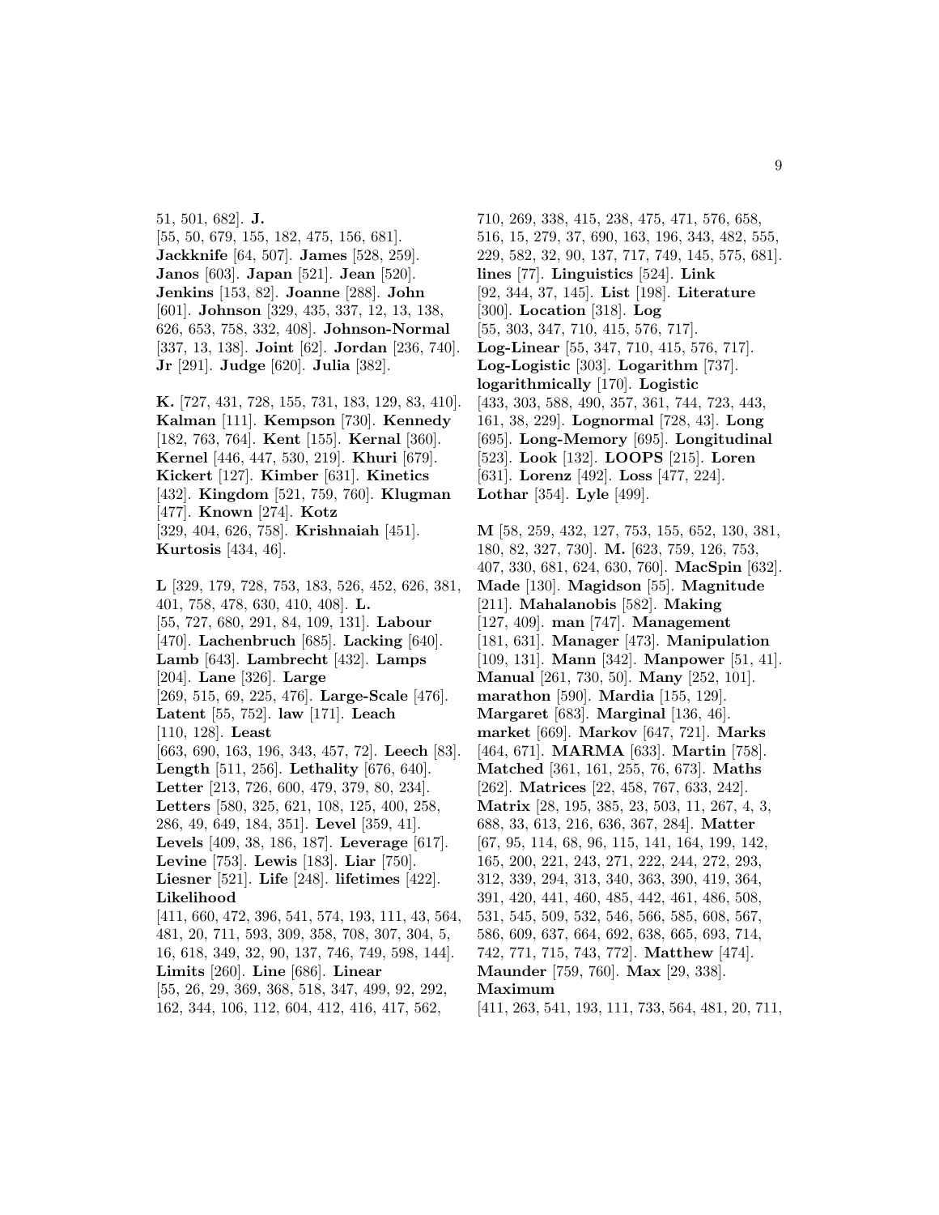51, 501, 682]. **J.** [55, 50, 679, 155, 182, 475, 156, 681]. **Jackknife** [64, 507]. **James** [528, 259]. **Janos** [603]. **Japan** [521]. **Jean** [520]. **Jenkins** [153, 82]. **Joanne** [288]. **John** [601]. **Johnson** [329, 435, 337, 12, 13, 138, 626, 653, 758, 332, 408]. **Johnson-Normal** [337, 13, 138]. **Joint** [62]. **Jordan** [236, 740]. **Jr** [291]. **Judge** [620]. **Julia** [382].

**K.** [727, 431, 728, 155, 731, 183, 129, 83, 410]. **Kalman** [111]. **Kempson** [730]. **Kennedy** [182, 763, 764]. **Kent** [155]. **Kernal** [360]. **Kernel** [446, 447, 530, 219]. **Khuri** [679]. **Kickert** [127]. **Kimber** [631]. **Kinetics** [432]. **Kingdom** [521, 759, 760]. **Klugman** [477]. **Known** [274]. **Kotz** [329, 404, 626, 758]. **Krishnaiah** [451]. **Kurtosis** [434, 46].

**L** [329, 179, 728, 753, 183, 526, 452, 626, 381, 401, 758, 478, 630, 410, 408]. **L.** [55, 727, 680, 291, 84, 109, 131]. **Labour** [470]. **Lachenbruch** [685]. **Lacking** [640]. **Lamb** [643]. **Lambrecht** [432]. **Lamps** [204]. **Lane** [326]. **Large** [269, 515, 69, 225, 476]. **Large-Scale** [476]. **Latent** [55, 752]. **law** [171]. **Leach** [110, 128]. **Least** [663, 690, 163, 196, 343, 457, 72]. **Leech** [83]. **Length** [511, 256]. **Lethality** [676, 640]. **Letter** [213, 726, 600, 479, 379, 80, 234]. **Letters** [580, 325, 621, 108, 125, 400, 258, 286, 49, 649, 184, 351]. **Level** [359, 41]. **Levels** [409, 38, 186, 187]. **Leverage** [617]. **Levine** [753]. **Lewis** [183]. **Liar** [750]. **Liesner** [521]. **Life** [248]. **lifetimes** [422]. **Likelihood** [411, 660, 472, 396, 541, 574, 193, 111, 43, 564, 481, 20, 711, 593, 309, 358, 708, 307, 304, 5, 16, 618, 349, 32, 90, 137, 746, 749, 598, 144]. **Limits** [260]. **Line** [686]. **Linear** [55, 26, 29, 369, 368, 518, 347, 499, 92, 292, 162, 344, 106, 112, 604, 412, 416, 417, 562, 710, 269, 338, 415, 238, 475, 471, 576, 658, 516, 15, 279, 37, 690, 163, 196, 343, 482, 555, 229, 582, 32, 90, 137, 717, 749, 145, 575, 681]. **lines** [77]. **Linguistics** [524]. **Link** [92, 344, 37, 145]. **List** [198]. **Literature** [300]. **Location** [318]. **Log** [55, 303, 347, 710, 415, 576, 717]. **Log-Linear** [55, 347, 710, 415, 576, 717]. **Log-Logistic** [303]. **Logarithm** [737]. **logarithmically** [170]. **Logistic** [433, 303, 588, 490, 357, 361, 744, 723, 443, 161, 38, 229]. **Lognormal** [728, 43]. **Long** [695]. **Long-Memory** [695]. **Longitudinal** [523]. **Look** [132]. **LOOPS** [215]. **Loren** [631]. **Lorenz** [492]. **Loss** [477, 224]. **Lothar** [354]. **Lyle** [499].

**M** [58, 259, 432, 127, 753, 155, 652, 130, 381, 180, 82, 327, 730]. **M.** [623, 759, 126, 753, 407, 330, 681, 624, 630, 760]. **MacSpin** [632]. **Made** [130]. **Magidson** [55]. **Magnitude** [211]. **Mahalanobis** [582]. **Making** [127, 409]. **man** [747]. **Management** [181, 631]. **Manager** [473]. **Manipulation** [109, 131]. **Mann** [342]. **Manpower** [51, 41]. **Manual** [261, 730, 50]. **Many** [252, 101]. **marathon** [590]. **Mardia** [155, 129]. **Margaret** [683]. **Marginal** [136, 46]. **market** [669]. **Markov** [647, 721]. **Marks** [464, 671]. **MARMA** [633]. **Martin** [758]. **Matched** [361, 161, 255, 76, 673]. **Maths** [262]. **Matrices** [22, 458, 767, 633, 242]. **Matrix** [28, 195, 385, 23, 503, 11, 267, 4, 3, 688, 33, 613, 216, 636, 367, 284]. **Matter** [67, 95, 114, 68, 96, 115, 141, 164, 199, 142, 165, 200, 221, 243, 271, 222, 244, 272, 293, 312, 339, 294, 313, 340, 363, 390, 419, 364, 391, 420, 441, 460, 485, 442, 461, 486, 508, 531, 545, 509, 532, 546, 566, 585, 608, 567, 586, 609, 637, 664, 692, 638, 665, 693, 714, 742, 771, 715, 743, 772]. **Matthew** [474]. **Maunder** [759, 760]. **Max** [29, 338]. **Maximum** [411, 263, 541, 193, 111, 733, 564, 481, 20, 711,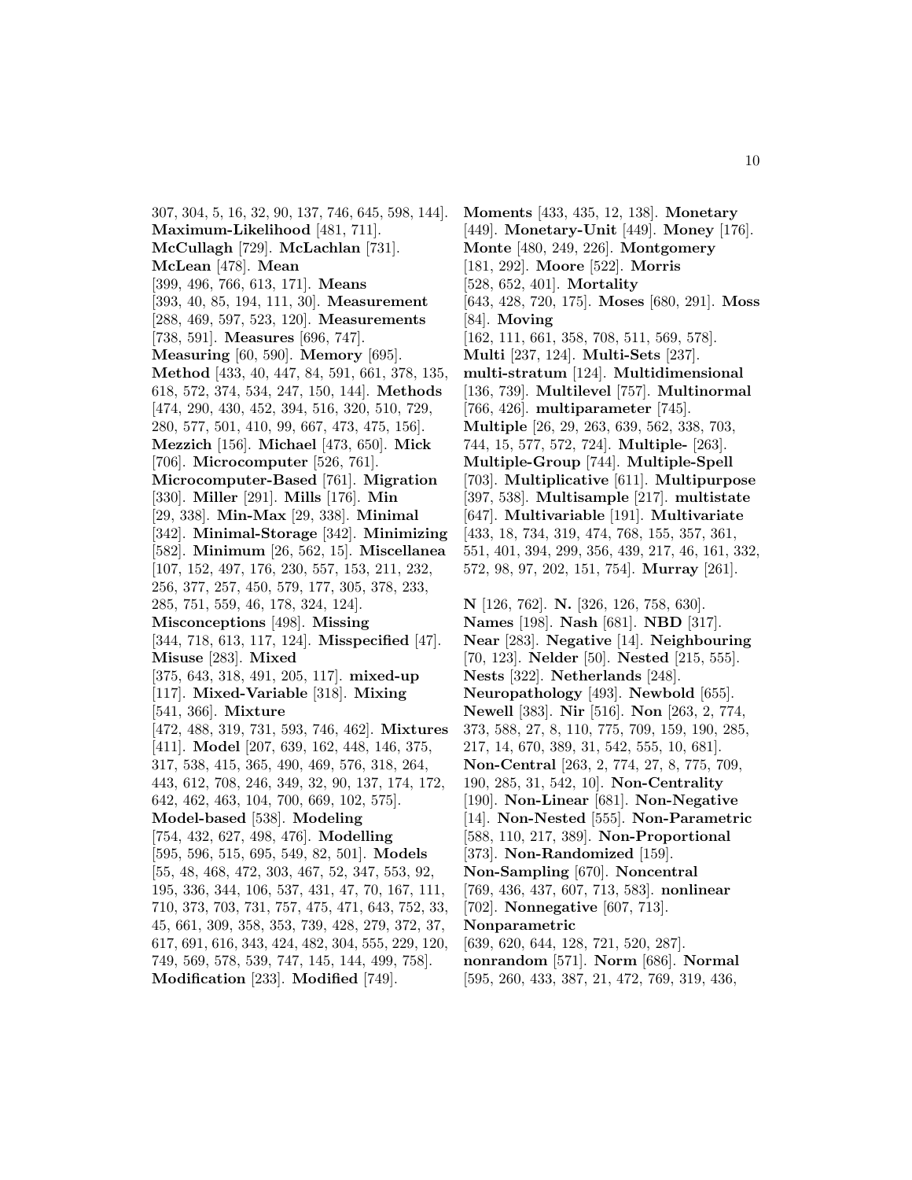307, 304, 5, 16, 32, 90, 137, 746, 645, 598, 144]. **Maximum-Likelihood** [481, 711]. **McCullagh** [729]. **McLachlan** [731]. **McLean** [478]. **Mean** [399, 496, 766, 613, 171]. **Means** [393, 40, 85, 194, 111, 30]. **Measurement** [288, 469, 597, 523, 120]. **Measurements** [738, 591]. **Measures** [696, 747]. **Measuring** [60, 590]. **Memory** [695]. **Method** [433, 40, 447, 84, 591, 661, 378, 135, 618, 572, 374, 534, 247, 150, 144]. **Methods** [474, 290, 430, 452, 394, 516, 320, 510, 729, 280, 577, 501, 410, 99, 667, 473, 475, 156]. **Mezzich** [156]. **Michael** [473, 650]. **Mick** [706]. **Microcomputer** [526, 761]. **Microcomputer-Based** [761]. **Migration** [330]. **Miller** [291]. **Mills** [176]. **Min** [29, 338]. **Min-Max** [29, 338]. **Minimal** [342]. **Minimal-Storage** [342]. **Minimizing** [582]. **Minimum** [26, 562, 15]. **Miscellanea** [107, 152, 497, 176, 230, 557, 153, 211, 232, 256, 377, 257, 450, 579, 177, 305, 378, 233, 285, 751, 559, 46, 178, 324, 124]. **Misconceptions** [498]. **Missing** [344, 718, 613, 117, 124]. **Misspecified** [47]. **Misuse** [283]. **Mixed** [375, 643, 318, 491, 205, 117]. **mixed-up** [117]. **Mixed-Variable** [318]. **Mixing** [541, 366]. **Mixture** [472, 488, 319, 731, 593, 746, 462]. **Mixtures** [411]. **Model** [207, 639, 162, 448, 146, 375, 317, 538, 415, 365, 490, 469, 576, 318, 264, 443, 612, 708, 246, 349, 32, 90, 137, 174, 172, 642, 462, 463, 104, 700, 669, 102, 575]. **Model-based** [538]. **Modeling** [754, 432, 627, 498, 476]. **Modelling** [595, 596, 515, 695, 549, 82, 501]. **Models** [55, 48, 468, 472, 303, 467, 52, 347, 553, 92, 195, 336, 344, 106, 537, 431, 47, 70, 167, 111, 710, 373, 703, 731, 757, 475, 471, 643, 752, 33, 45, 661, 309, 358, 353, 739, 428, 279, 372, 37, 617, 691, 616, 343, 424, 482, 304, 555, 229, 120, 749, 569, 578, 539, 747, 145, 144, 499, 758]. **Modification** [233]. **Modified** [749].

**Moments** [433, 435, 12, 138]. **Monetary** [449]. **Monetary-Unit** [449]. **Money** [176]. **Monte** [480, 249, 226]. **Montgomery** [181, 292]. **Moore** [522]. **Morris** [528, 652, 401]. **Mortality** [643, 428, 720, 175]. **Moses** [680, 291]. **Moss** [84]. **Moving** [162, 111, 661, 358, 708, 511, 569, 578]. **Multi** [237, 124]. **Multi-Sets** [237]. **multi-stratum** [124]. **Multidimensional** [136, 739]. **Multilevel** [757]. **Multinormal** [766, 426]. **multiparameter** [745]. **Multiple** [26, 29, 263, 639, 562, 338, 703, 744, 15, 577, 572, 724]. **Multiple-** [263]. **Multiple-Group** [744]. **Multiple-Spell** [703]. **Multiplicative** [611]. **Multipurpose** [397, 538]. **Multisample** [217]. **multistate** [647]. **Multivariable** [191]. **Multivariate** [433, 18, 734, 319, 474, 768, 155, 357, 361, 551, 401, 394, 299, 356, 439, 217, 46, 161, 332, 572, 98, 97, 202, 151, 754]. **Murray** [261].

**N** [126, 762]. **N.** [326, 126, 758, 630]. **Names** [198]. **Nash** [681]. **NBD** [317]. **Near** [283]. **Negative** [14]. **Neighbouring** [70, 123]. **Nelder** [50]. **Nested** [215, 555]. **Nests** [322]. **Netherlands** [248]. **Neuropathology** [493]. **Newbold** [655]. **Newell** [383]. **Nir** [516]. **Non** [263, 2, 774, 373, 588, 27, 8, 110, 775, 709, 159, 190, 285, 217, 14, 670, 389, 31, 542, 555, 10, 681]. **Non-Central** [263, 2, 774, 27, 8, 775, 709, 190, 285, 31, 542, 10]. **Non-Centrality** [190]. **Non-Linear** [681]. **Non-Negative** [14]. **Non-Nested** [555]. **Non-Parametric** [588, 110, 217, 389]. **Non-Proportional** [373]. **Non-Randomized** [159]. **Non-Sampling** [670]. **Noncentral** [769, 436, 437, 607, 713, 583]. **nonlinear** [702]. **Nonnegative** [607, 713]. **Nonparametric** [639, 620, 644, 128, 721, 520, 287]. **nonrandom** [571]. **Norm** [686]. **Normal** [595, 260, 433, 387, 21, 472, 769, 319, 436,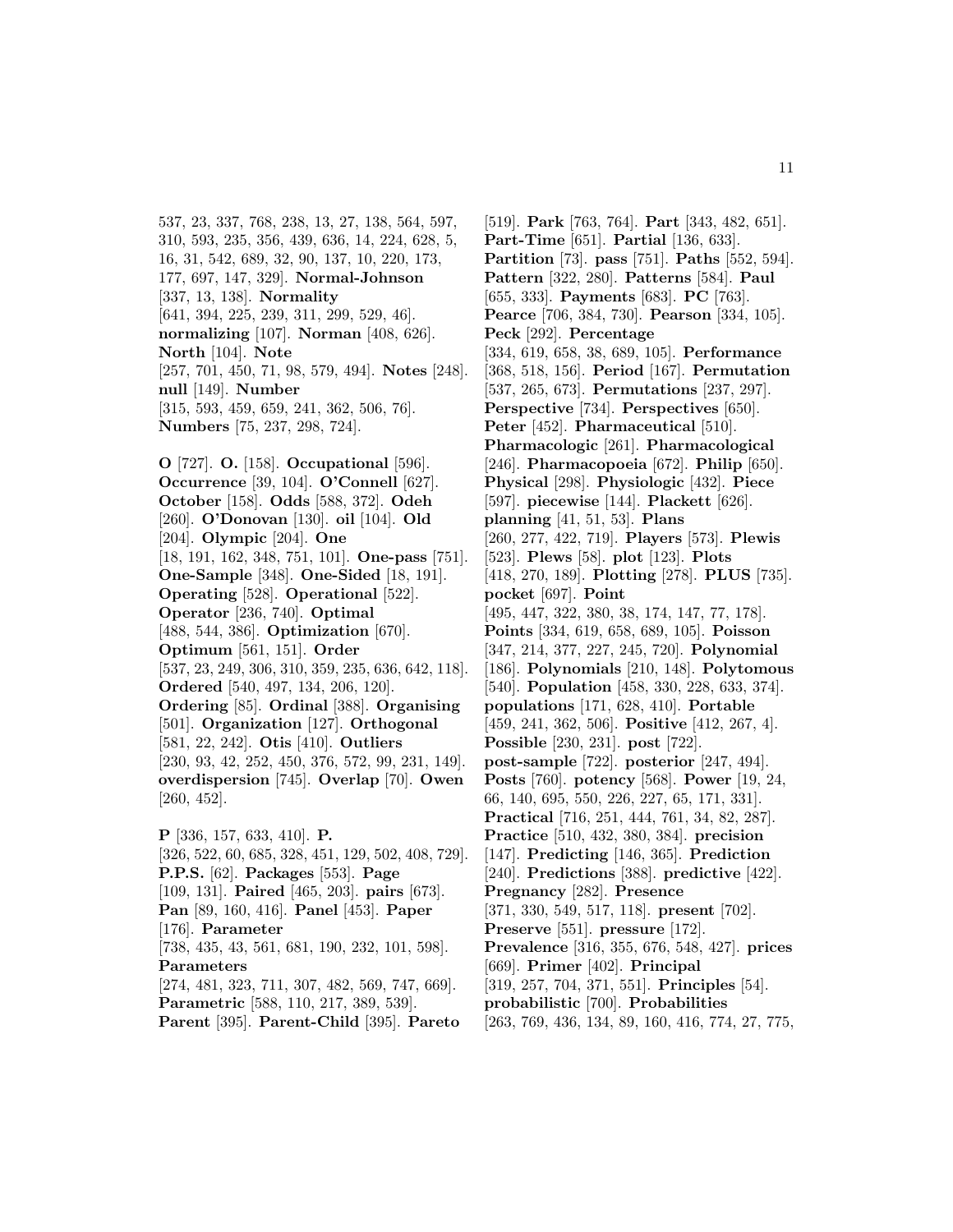537, 23, 337, 768, 238, 13, 27, 138, 564, 597, 310, 593, 235, 356, 439, 636, 14, 224, 628, 5, 16, 31, 542, 689, 32, 90, 137, 10, 220, 173, 177, 697, 147, 329]. **Normal-Johnson** [337, 13, 138]. **Normality** [641, 394, 225, 239, 311, 299, 529, 46]. **normalizing** [107]. **Norman** [408, 626]. **North** [104]. **Note** [257, 701, 450, 71, 98, 579, 494]. **Notes** [248]. **null** [149]. **Number** [315, 593, 459, 659, 241, 362, 506, 76]. **Numbers** [75, 237, 298, 724].

**O** [727]. **O.** [158]. **Occupational** [596]. **Occurrence** [39, 104]. **O'Connell** [627]. **October** [158]. **Odds** [588, 372]. **Odeh** [260]. **O'Donovan** [130]. **oil** [104]. **Old** [204]. **Olympic** [204]. **One** [18, 191, 162, 348, 751, 101]. **One-pass** [751]. **One-Sample** [348]. **One-Sided** [18, 191]. **Operating** [528]. **Operational** [522]. **Operator** [236, 740]. **Optimal** [488, 544, 386]. **Optimization** [670]. **Optimum** [561, 151]. **Order** [537, 23, 249, 306, 310, 359, 235, 636, 642, 118]. **Ordered** [540, 497, 134, 206, 120]. **Ordering** [85]. **Ordinal** [388]. **Organising** [501]. **Organization** [127]. **Orthogonal** [581, 22, 242]. **Otis** [410]. **Outliers** [230, 93, 42, 252, 450, 376, 572, 99, 231, 149]. **overdispersion** [745]. **Overlap** [70]. **Owen** [260, 452].

**P** [336, 157, 633, 410]. **P.** [326, 522, 60, 685, 328, 451, 129, 502, 408, 729]. **P.P.S.** [62]. **Packages** [553]. **Page** [109, 131]. **Paired** [465, 203]. **pairs** [673]. **Pan** [89, 160, 416]. **Panel** [453]. **Paper** [176]. **Parameter** [738, 435, 43, 561, 681, 190, 232, 101, 598]. **Parameters** [274, 481, 323, 711, 307, 482, 569, 747, 669]. **Parametric** [588, 110, 217, 389, 539]. **Parent** [395]. **Parent-Child** [395]. **Pareto** [519]. **Park** [763, 764]. **Part** [343, 482, 651]. **Part-Time** [651]. **Partial** [136, 633]. **Partition** [73]. **pass** [751]. **Paths** [552, 594]. **Pattern** [322, 280]. **Patterns** [584]. **Paul** [655, 333]. **Payments** [683]. **PC** [763]. **Pearce** [706, 384, 730]. **Pearson** [334, 105]. **Peck** [292]. **Percentage** [334, 619, 658, 38, 689, 105]. **Performance** [368, 518, 156]. **Period** [167]. **Permutation** [537, 265, 673]. **Permutations** [237, 297]. **Perspective** [734]. **Perspectives** [650]. **Peter** [452]. **Pharmaceutical** [510]. **Pharmacologic** [261]. **Pharmacological** [246]. **Pharmacopoeia** [672]. **Philip** [650]. **Physical** [298]. **Physiologic** [432]. **Piece** [597]. **piecewise** [144]. **Plackett** [626]. **planning** [41, 51, 53]. **Plans** [260, 277, 422, 719]. **Players** [573]. **Plewis** [523]. **Plews** [58]. **plot** [123]. **Plots** [418, 270, 189]. **Plotting** [278]. **PLUS** [735]. **pocket** [697]. **Point** [495, 447, 322, 380, 38, 174, 147, 77, 178]. **Points** [334, 619, 658, 689, 105]. **Poisson** [347, 214, 377, 227, 245, 720]. **Polynomial** [186]. **Polynomials** [210, 148]. **Polytomous** [540]. **Population** [458, 330, 228, 633, 374]. **populations** [171, 628, 410]. **Portable** [459, 241, 362, 506]. **Positive** [412, 267, 4]. **Possible** [230, 231]. **post** [722]. **post-sample** [722]. **posterior** [247, 494]. **Posts** [760]. **potency** [568]. **Power** [19, 24, 66, 140, 695, 550, 226, 227, 65, 171, 331]. **Practical** [716, 251, 444, 761, 34, 82, 287]. **Practice** [510, 432, 380, 384]. **precision** [147]. **Predicting** [146, 365]. **Prediction** [240]. **Predictions** [388]. **predictive** [422]. **Pregnancy** [282]. **Presence** [371, 330, 549, 517, 118]. **present** [702]. **Preserve** [551]. **pressure** [172]. **Prevalence** [316, 355, 676, 548, 427]. **prices** [669]. **Primer** [402]. **Principal** [319, 257, 704, 371, 551]. **Principles** [54]. **probabilistic** [700]. **Probabilities** [263, 769, 436, 134, 89, 160, 416, 774, 27, 775,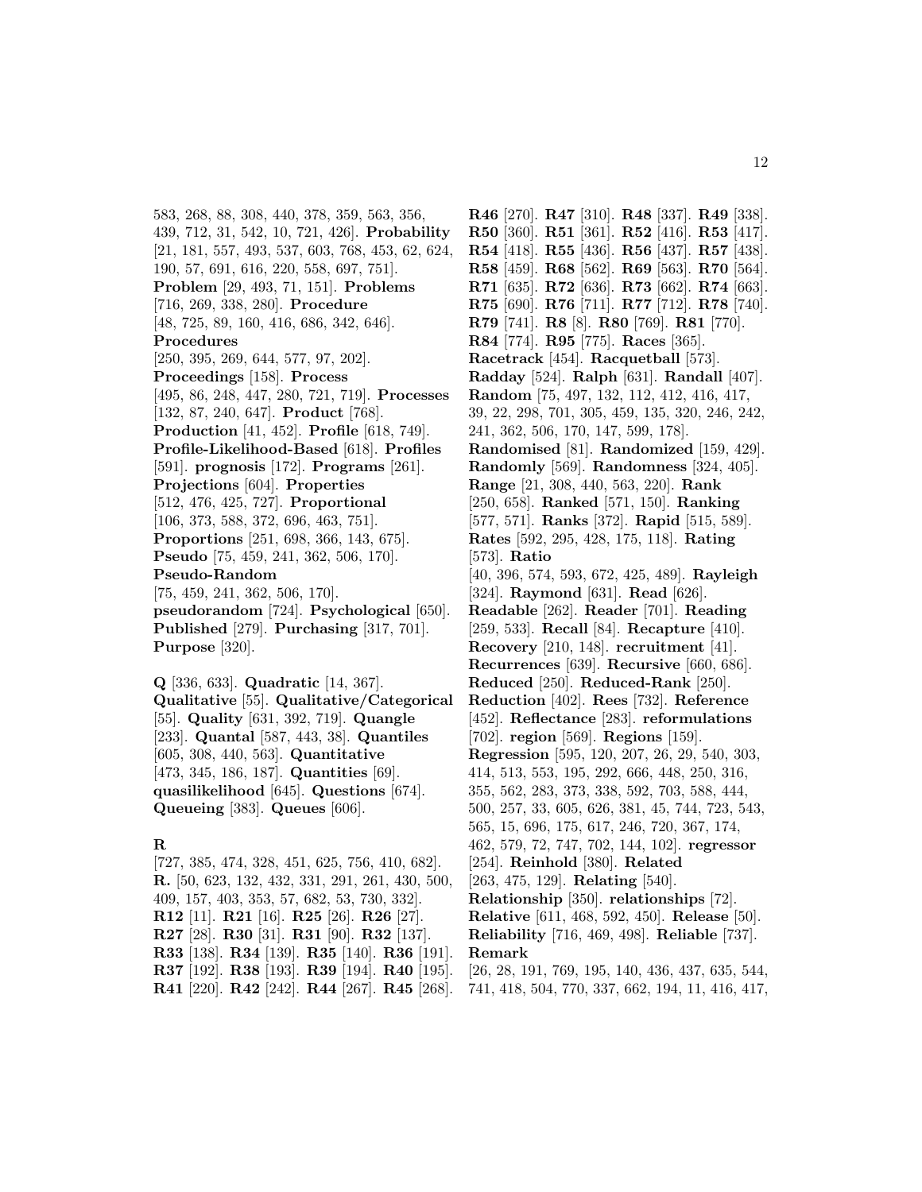583, 268, 88, 308, 440, 378, 359, 563, 356, 439, 712, 31, 542, 10, 721, 426]. **Probability** [21, 181, 557, 493, 537, 603, 768, 453, 62, 624, 190, 57, 691, 616, 220, 558, 697, 751]. **Problem** [29, 493, 71, 151]. **Problems** [716, 269, 338, 280]. **Procedure** [48, 725, 89, 160, 416, 686, 342, 646]. **Procedures** [250, 395, 269, 644, 577, 97, 202]. **Proceedings** [158]. **Process** [495, 86, 248, 447, 280, 721, 719]. **Processes** [132, 87, 240, 647]. **Product** [768]. **Production** [41, 452]. **Profile** [618, 749]. **Profile-Likelihood-Based** [618]. **Profiles** [591]. **prognosis** [172]. **Programs** [261]. **Projections** [604]. **Properties** [512, 476, 425, 727]. **Proportional** [106, 373, 588, 372, 696, 463, 751]. **Proportions** [251, 698, 366, 143, 675]. **Pseudo** [75, 459, 241, 362, 506, 170]. **Pseudo-Random** [75, 459, 241, 362, 506, 170]. **pseudorandom** [724]. **Psychological** [650]. **Published** [279]. **Purchasing** [317, 701]. **Purpose** [320].

**Q** [336, 633]. **Quadratic** [14, 367]. **Qualitative** [55]. **Qualitative/Categorical** [55]. **Quality** [631, 392, 719]. **Quangle** [233]. **Quantal** [587, 443, 38]. **Quantiles** [605, 308, 440, 563]. **Quantitative** [473, 345, 186, 187]. **Quantities** [69]. **quasilikelihood** [645]. **Questions** [674]. **Queueing** [383]. **Queues** [606].

## R

[727, 385, 474, 328, 451, 625, 756, 410, 682]. **R.** [50, 623, 132, 432, 331, 291, 261, 430, 500, 409, 157, 403, 353, 57, 682, 53, 730, 332]. **R12** [11]. **R21** [16]. **R25** [26]. **R26** [27]. **R27** [28]. **R30** [31]. **R31** [90]. **R32** [137]. **R33** [138]. **R34** [139]. **R35** [140]. **R36** [191]. **R37** [192]. **R38** [193]. **R39** [194]. **R40** [195]. **R41** [220]. **R42** [242]. **R44** [267]. **R45** [268]. **R46** [270]. **R47** [310]. **R48** [337]. **R49** [338]. **R50** [360]. **R51** [361]. **R52** [416]. **R53** [417]. **R54** [418]. **R55** [436]. **R56** [437]. **R57** [438]. **R58** [459]. **R68** [562]. **R69** [563]. **R70** [564]. **R71** [635]. **R72** [636]. **R73** [662]. **R74** [663]. **R75** [690]. **R76** [711]. **R77** [712]. **R78** [740]. **R79** [741]. **R8** [8]. **R80** [769]. **R81** [770]. **R84** [774]. **R95** [775]. **Races** [365]. **Racetrack** [454]. **Racquetball** [573]. **Radday** [524]. **Ralph** [631]. **Randall** [407]. **Random** [75, 497, 132, 112, 412, 416, 417, 39, 22, 298, 701, 305, 459, 135, 320, 246, 242, 241, 362, 506, 170, 147, 599, 178]. **Randomised** [81]. **Randomized** [159, 429]. **Randomly** [569]. **Randomness** [324, 405]. **Range** [21, 308, 440, 563, 220]. **Rank** [250, 658]. **Ranked** [571, 150]. **Ranking** [577, 571]. **Ranks** [372]. **Rapid** [515, 589]. **Rates** [592, 295, 428, 175, 118]. **Rating** [573]. **Ratio** [40, 396, 574, 593, 672, 425, 489]. **Rayleigh** [324]. **Raymond** [631]. **Read** [626]. **Readable** [262]. **Reader** [701]. **Reading** [259, 533]. **Recall** [84]. **Recapture** [410]. **Recovery** [210, 148]. **recruitment** [41]. **Recurrences** [639]. **Recursive** [660, 686]. **Reduced** [250]. **Reduced-Rank** [250]. **Reduction** [402]. **Rees** [732]. **Reference** [452]. **Reflectance** [283]. **reformulations** [702]. **region** [569]. **Regions** [159]. **Regression** [595, 120, 207, 26, 29, 540, 303, 414, 513, 553, 195, 292, 666, 448, 250, 316, 355, 562, 283, 373, 338, 592, 703, 588, 444, 500, 257, 33, 605, 626, 381, 45, 744, 723, 543, 565, 15, 696, 175, 617, 246, 720, 367, 174, 462, 579, 72, 747, 702, 144, 102]. **regressor** [254]. **Reinhold** [380]. **Related** [263, 475, 129]. **Relating** [540]. **Relationship** [350]. **relationships** [72]. **Relative** [611, 468, 592, 450]. **Release** [50]. **Reliability** [716, 469, 498]. **Reliable** [737]. **Remark** [26, 28, 191, 769, 195, 140, 436, 437, 635, 544, 741, 418, 504, 770, 337, 662, 194, 11, 416, 417,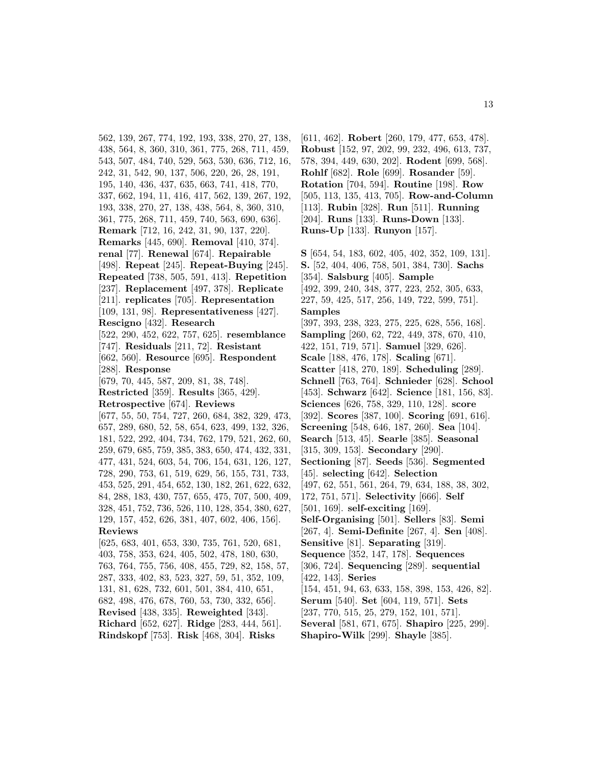562, 139, 267, 774, 192, 193, 338, 270, 27, 138, 438, 564, 8, 360, 310, 361, 775, 268, 711, 459, 543, 507, 484, 740, 529, 563, 530, 636, 712, 16, 242, 31, 542, 90, 137, 506, 220, 26, 28, 191, 195, 140, 436, 437, 635, 663, 741, 418, 770, 337, 662, 194, 11, 416, 417, 562, 139, 267, 192, 193, 338, 270, 27, 138, 438, 564, 8, 360, 310, 361, 775, 268, 711, 459, 740, 563, 690, 636]. **Remark** [712, 16, 242, 31, 90, 137, 220]. **Remarks** [445, 690]. **Removal** [410, 374]. **renal** [77]. **Renewal** [674]. **Repairable** [498]. **Repeat** [245]. **Repeat-Buying** [245]. **Repeated** [738, 505, 591, 413]. **Repetition** [237]. **Replacement** [497, 378]. **Replicate** [211]. **replicates** [705]. **Representation** [109, 131, 98]. **Representativeness** [427]. **Rescigno** [432]. **Research** [522, 290, 452, 622, 757, 625]. **resemblance** [747]. **Residuals** [211, 72]. **Resistant** [662, 560]. **Resource** [695]. **Respondent** [288]. **Response** [679, 70, 445, 587, 209, 81, 38, 748]. **Restricted** [359]. **Results** [365, 429]. **Retrospective** [674]. **Reviews** [677, 55, 50, 754, 727, 260, 684, 382, 329, 473, 657, 289, 680, 52, 58, 654, 623, 499, 132, 326, 181, 522, 292, 404, 734, 762, 179, 521, 262, 60, 259, 679, 685, 759, 385, 383, 650, 474, 432, 331, 477, 431, 524, 603, 54, 706, 154, 631, 126, 127, 728, 290, 753, 61, 519, 629, 56, 155, 731, 733, 453, 525, 291, 454, 652, 130, 182, 261, 622, 632, 84, 288, 183, 430, 757, 655, 475, 707, 500, 409, 328, 451, 752, 736, 526, 110, 128, 354, 380, 627, 129, 157, 452, 626, 381, 407, 602, 406, 156]. **Reviews** [625, 683, 401, 653, 330, 735, 761, 520, 681, 403, 758, 353, 624, 405, 502, 478, 180, 630, 763, 764, 755, 756, 408, 455, 729, 82, 158, 57, 287, 333, 402, 83, 523, 327, 59, 51, 352, 109, 131, 81, 628, 732, 601, 501, 384, 410, 651, 682, 498, 476, 678, 760, 53, 730, 332, 656]. **Revised** [438, 335]. **Reweighted** [343]. **Richard** [652, 627]. **Ridge** [283, 444, 561]. **Rindskopf** [753]. **Risk** [468, 304]. **Risks** [611, 462]. **Robert** [260, 179, 477, 653, 478]. **Robust** [152, 97, 202, 99, 232, 496, 613, 737, 578, 394, 449, 630, 202]. **Rodent** [699, 568]. **Rohlf** [682]. **Role** [699]. **Rosander** [59]. **Rotation** [704, 594]. **Routine** [198]. **Row** [505, 113, 135, 413, 705]. **Row-and-Column** [113]. **Rubin** [328]. **Run** [511]. **Running** [204]. **Runs** [133]. **Runs-Down** [133]. **Runs-Up** [133]. **Runyon** [157].

**S** [654, 54, 183, 602, 405, 402, 352, 109, 131]. **S.** [52, 404, 406, 758, 501, 384, 730]. **Sachs** [354]. **Salsburg** [405]. **Sample** [492, 399, 240, 348, 377, 223, 252, 305, 633, 227, 59, 425, 517, 256, 149, 722, 599, 751]. **Samples** [397, 393, 238, 323, 275, 225, 628, 556, 168]. **Sampling** [260, 62, 722, 449, 378, 670, 410, 422, 151, 719, 571]. **Samuel** [329, 626]. **Scale** [188, 476, 178]. **Scaling** [671]. **Scatter** [418, 270, 189]. **Scheduling** [289]. **Schnell** [763, 764]. **Schnieder** [628]. **School** [453]. **Schwarz** [642]. **Science** [181, 156, 83]. **Sciences** [626, 758, 329, 110, 128]. **score** [392]. **Scores** [387, 100]. **Scoring** [691, 616]. **Screening** [548, 646, 187, 260]. **Sea** [104]. **Search** [513, 45]. **Searle** [385]. **Seasonal** [315, 309, 153]. **Secondary** [290]. **Sectioning** [87]. **Seeds** [536]. **Segmented** [45]. **selecting** [642]. **Selection** [497, 62, 551, 561, 264, 79, 634, 188, 38, 302, 172, 751, 571]. **Selectivity** [666]. **Self** [501, 169]. **self-exciting** [169]. **Self-Organising** [501]. **Sellers** [83]. **Semi** [267, 4]. **Semi-Definite** [267, 4]. **Sen** [408]. **Sensitive** [81]. **Separating** [319]. **Sequence** [352, 147, 178]. **Sequences** [306, 724]. **Sequencing** [289]. **sequential** [422, 143]. **Series** [154, 451, 94, 63, 633, 158, 398, 153, 426, 82]. **Serum** [540]. **Set** [604, 119, 571]. **Sets** [237, 770, 515, 25, 279, 152, 101, 571]. **Several** [581, 671, 675]. **Shapiro** [225, 299]. **Shapiro-Wilk** [299]. **Shayle** [385].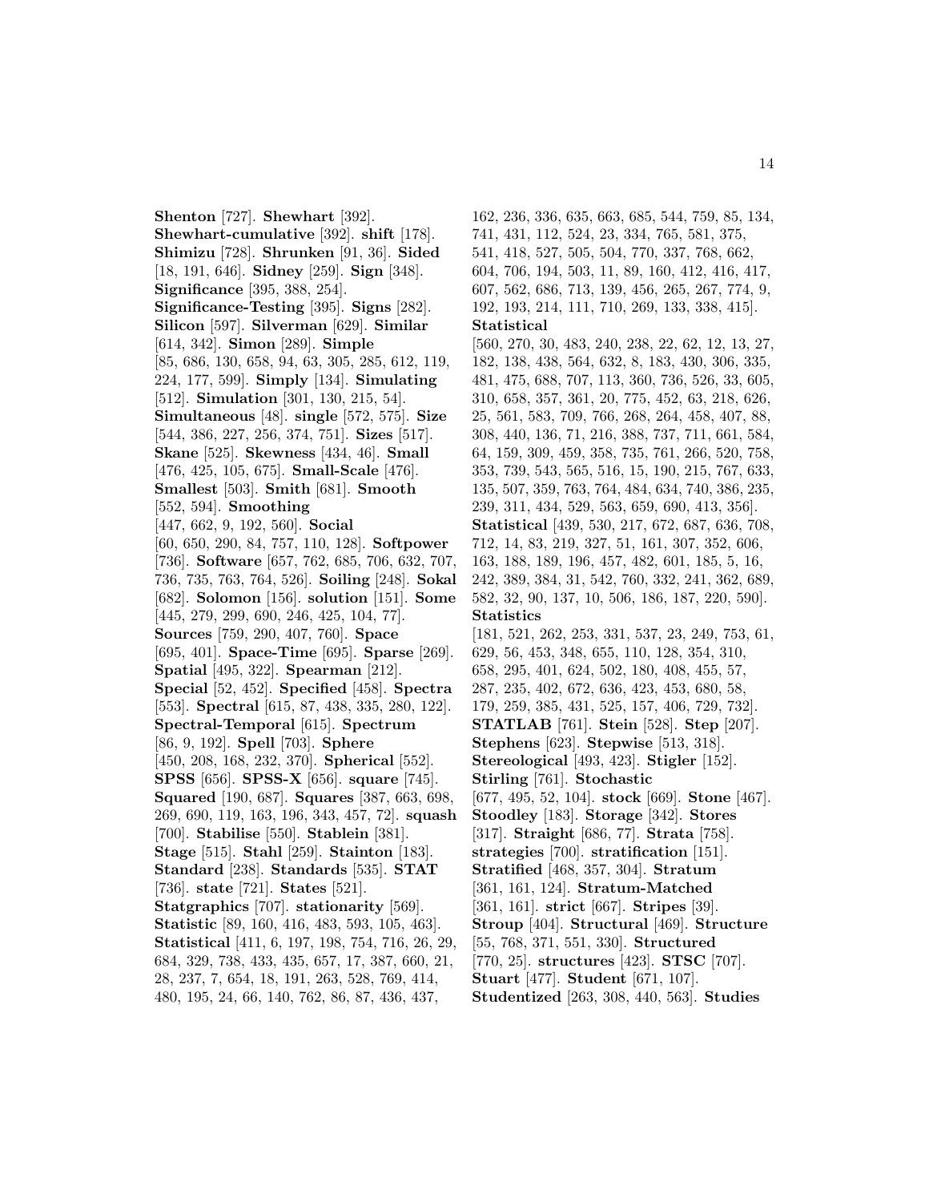**Shenton** [727]. **Shewhart** [392]. **Shewhart-cumulative** [392]. **shift** [178]. **Shimizu** [728]. **Shrunken** [91, 36]. **Sided** [18, 191, 646]. **Sidney** [259]. **Sign** [348]. **Significance** [395, 388, 254]. **Significance-Testing** [395]. **Signs** [282]. **Silicon** [597]. **Silverman** [629]. **Similar** [614, 342]. **Simon** [289]. **Simple** [85, 686, 130, 658, 94, 63, 305, 285, 612, 119, 224, 177, 599]. **Simply** [134]. **Simulating** [512]. **Simulation** [301, 130, 215, 54]. **Simultaneous** [48]. **single** [572, 575]. **Size** [544, 386, 227, 256, 374, 751]. **Sizes** [517]. **Skane** [525]. **Skewness** [434, 46]. **Small** [476, 425, 105, 675]. **Small-Scale** [476]. **Smallest** [503]. **Smith** [681]. **Smooth** [552, 594]. **Smoothing** [447, 662, 9, 192, 560]. **Social** [60, 650, 290, 84, 757, 110, 128]. **Softpower** [736]. **Software** [657, 762, 685, 706, 632, 707, 736, 735, 763, 764, 526]. **Soiling** [248]. **Sokal** [682]. **Solomon** [156]. **solution** [151]. **Some** [445, 279, 299, 690, 246, 425, 104, 77]. **Sources** [759, 290, 407, 760]. **Space** [695, 401]. **Space-Time** [695]. **Sparse** [269]. **Spatial** [495, 322]. **Spearman** [212]. **Special** [52, 452]. **Specified** [458]. **Spectra** [553]. **Spectral** [615, 87, 438, 335, 280, 122]. **Spectral-Temporal** [615]. **Spectrum** [86, 9, 192]. **Spell** [703]. **Sphere** [450, 208, 168, 232, 370]. **Spherical** [552]. **SPSS** [656]. **SPSS-X** [656]. **square** [745]. **Squared** [190, 687]. **Squares** [387, 663, 698, 269, 690, 119, 163, 196, 343, 457, 72]. **squash** [700]. **Stabilise** [550]. **Stablein** [381]. **Stage** [515]. **Stahl** [259]. **Stainton** [183]. **Standard** [238]. **Standards** [535]. **STAT** [736]. **state** [721]. **States** [521]. **Statgraphics** [707]. **stationarity** [569]. **Statistic** [89, 160, 416, 483, 593, 105, 463]. **Statistical** [411, 6, 197, 198, 754, 716, 26, 29, 684, 329, 738, 433, 435, 657, 17, 387, 660, 21, 28, 237, 7, 654, 18, 191, 263, 528, 769, 414, 480, 195, 24, 66, 140, 762, 86, 87, 436, 437, 162, 236, 336, 635, 663, 685, 544, 759, 85, 134, 741, 431, 112, 524, 23, 334, 765, 581, 375, 541, 418, 527, 505, 504, 770, 337, 768, 662, 604, 706, 194, 503, 11, 89, 160, 412, 416, 417, 607, 562, 686, 713, 139, 456, 265, 267, 774, 9, 192, 193, 214, 111, 710, 269, 133, 338, 415]. **Statistical** [560, 270, 30, 483, 240, 238, 22, 62, 12, 13, 27, 182, 138, 438, 564, 632, 8, 183, 430, 306, 335, 481, 475, 688, 707, 113, 360, 736, 526, 33, 605, 310, 658, 357, 361, 20, 775, 452, 63, 218, 626, 25, 561, 583, 709, 766, 268, 264, 458, 407, 88, 308, 440, 136, 71, 216, 388, 737, 711, 661, 584, 64, 159, 309, 459, 358, 735, 761, 266, 520, 758, 353, 739, 543, 565, 516, 15, 190, 215, 767, 633, 135, 507, 359, 763, 764, 484, 634, 740, 386, 235, 239, 311, 434, 529, 563, 659, 690, 413, 356]. **Statistical** [439, 530, 217, 672, 687, 636, 708, 712, 14, 83, 219, 327, 51, 161, 307, 352, 606, 163, 188, 189, 196, 457, 482, 601, 185, 5, 16, 242, 389, 384, 31, 542, 760, 332, 241, 362, 689, 582, 32, 90, 137, 10, 506, 186, 187, 220, 590]. **Statistics** [181, 521, 262, 253, 331, 537, 23, 249, 753, 61, 629, 56, 453, 348, 655, 110, 128, 354, 310, 658, 295, 401, 624, 502, 180, 408, 455, 57, 287, 235, 402, 672, 636, 423, 453, 680, 58, 179, 259, 385, 431, 525, 157, 406, 729, 732]. **STATLAB** [761]. **Stein** [528]. **Step** [207]. **Stephens** [623]. **Stepwise** [513, 318]. **Stereological** [493, 423]. **Stigler** [152]. **Stirling** [761]. **Stochastic** [677, 495, 52, 104]. **stock** [669]. **Stone** [467]. **Stoodley** [183]. **Storage** [342]. **Stores** [317]. **Straight** [686, 77]. **Strata** [758]. **strategies** [700]. **stratification** [151]. **Stratified** [468, 357, 304]. **Stratum** [361, 161, 124]. **Stratum-Matched** [361, 161]. **strict** [667]. **Stripes** [39]. **Stroup** [404]. **Structural** [469]. **Structure** [55, 768, 371, 551, 330]. **Structured** [770, 25]. **structures** [423]. **STSC** [707]. **Stuart** [477]. **Student** [671, 107]. **Studentized** [263, 308, 440, 563]. **Studies**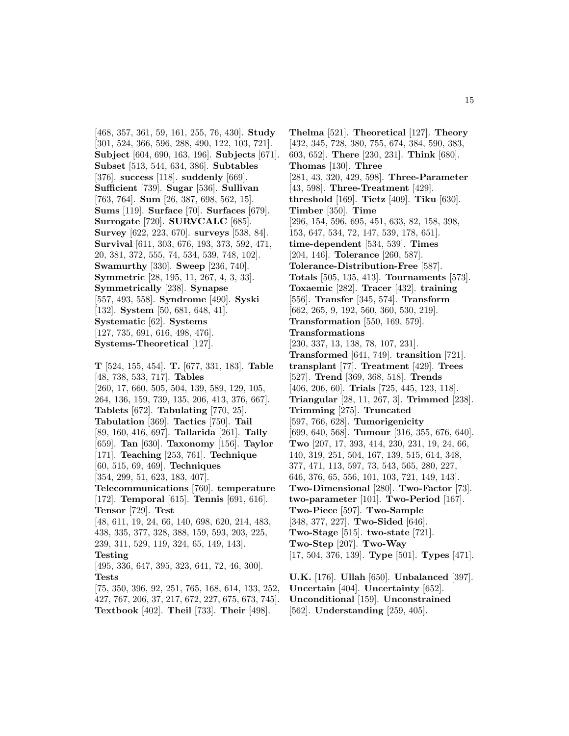[468, 357, 361, 59, 161, 255, 76, 430]. **Study** [301, 524, 366, 596, 288, 490, 122, 103, 721]. **Subject** [604, 690, 163, 196]. **Subjects** [671]. **Subset** [513, 544, 634, 386]. **Subtables** [376]. **success** [118]. **suddenly** [669]. **Sufficient** [739]. **Sugar** [536]. **Sullivan** [763, 764]. **Sum** [26, 387, 698, 562, 15]. **Sums** [119]. **Surface** [70]. **Surfaces** [679]. **Surrogate** [720]. **SURVCALC** [685]. **Survey** [622, 223, 670]. **surveys** [538, 84]. **Survival** [611, 303, 676, 193, 373, 592, 471, 20, 381, 372, 555, 74, 534, 539, 748, 102]. **Swamurthy** [330]. **Sweep** [236, 740]. **Symmetric** [28, 195, 11, 267, 4, 3, 33]. **Symmetrically** [238]. **Synapse** [557, 493, 558]. **Syndrome** [490]. **Syski** [132]. **System** [50, 681, 648, 41]. **Systematic** [62]. **Systems** [127, 735, 691, 616, 498, 476]. **Systems-Theoretical** [127].

**T** [524, 155, 454]. **T.** [677, 331, 183]. **Table** [48, 738, 533, 717]. **Tables** [260, 17, 660, 505, 504, 139, 589, 129, 105, 264, 136, 159, 739, 135, 206, 413, 376, 667]. **Tablets** [672]. **Tabulating** [770, 25]. **Tabulation** [369]. **Tactics** [750]. **Tail** [89, 160, 416, 697]. **Tallarida** [261]. **Tally** [659]. **Tan** [630]. **Taxonomy** [156]. **Taylor** [171]. **Teaching** [253, 761]. **Technique** [60, 515, 69, 469]. **Techniques** [354, 299, 51, 623, 183, 407]. **Telecommunications** [760]. **temperature** [172]. **Temporal** [615]. **Tennis** [691, 616]. **Tensor** [729]. **Test** [48, 611, 19, 24, 66, 140, 698, 620, 214, 483, 438, 335, 377, 328, 388, 159, 593, 203, 225, 239, 311, 529, 119, 324, 65, 149, 143]. **Testing** [495, 336, 647, 395, 323, 641, 72, 46, 300]. **Tests** [75, 350, 396, 92, 251, 765, 168, 614, 133, 252, 427, 767, 206, 37, 217, 672, 227, 675, 673, 745]. **Textbook** [402]. **Theil** [733]. **Their** [498].

**Thelma** [521]. **Theoretical** [127]. **Theory** [432, 345, 728, 380, 755, 674, 384, 590, 383, 603, 652]. **There** [230, 231]. **Think** [680]. **Thomas** [130]. **Three** [281, 43, 320, 429, 598]. **Three-Parameter** [43, 598]. **Three-Treatment** [429]. **threshold** [169]. **Tietz** [409]. **Tiku** [630]. **Timber** [350]. **Time** [296, 154, 596, 695, 451, 633, 82, 158, 398, 153, 647, 534, 72, 147, 539, 178, 651]. **time-dependent** [534, 539]. **Times** [204, 146]. **Tolerance** [260, 587]. **Tolerance-Distribution-Free** [587]. **Totals** [505, 135, 413]. **Tournaments** [573]. **Toxaemic** [282]. **Tracer** [432]. **training** [556]. **Transfer** [345, 574]. **Transform** [662, 265, 9, 192, 560, 360, 530, 219]. **Transformation** [550, 169, 579]. **Transformations** [230, 337, 13, 138, 78, 107, 231]. **Transformed** [641, 749]. **transition** [721]. **transplant** [77]. **Treatment** [429]. **Trees** [527]. **Trend** [369, 368, 518]. **Trends** [406, 206, 60]. **Trials** [725, 445, 123, 118]. **Triangular** [28, 11, 267, 3]. **Trimmed** [238]. **Trimming** [275]. **Truncated** [597, 766, 628]. **Tumorigenicity** [699, 640, 568]. **Tumour** [316, 355, 676, 640]. **Two** [207, 17, 393, 414, 230, 231, 19, 24, 66, 140, 319, 251, 504, 167, 139, 515, 614, 348, 377, 471, 113, 597, 73, 543, 565, 280, 227, 646, 376, 65, 556, 101, 103, 721, 149, 143]. **Two-Dimensional** [280]. **Two-Factor** [73]. **two-parameter** [101]. **Two-Period** [167]. **Two-Piece** [597]. **Two-Sample** [348, 377, 227]. **Two-Sided** [646]. **Two-Stage** [515]. **two-state** [721]. **Two-Step** [207]. **Two-Way** [17, 504, 376, 139]. **Type** [501]. **Types** [471].

**U.K.** [176]. **Ullah** [650]. **Unbalanced** [397]. **Uncertain** [404]. **Uncertainty** [652]. **Unconditional** [159]. **Unconstrained** [562]. **Understanding** [259, 405].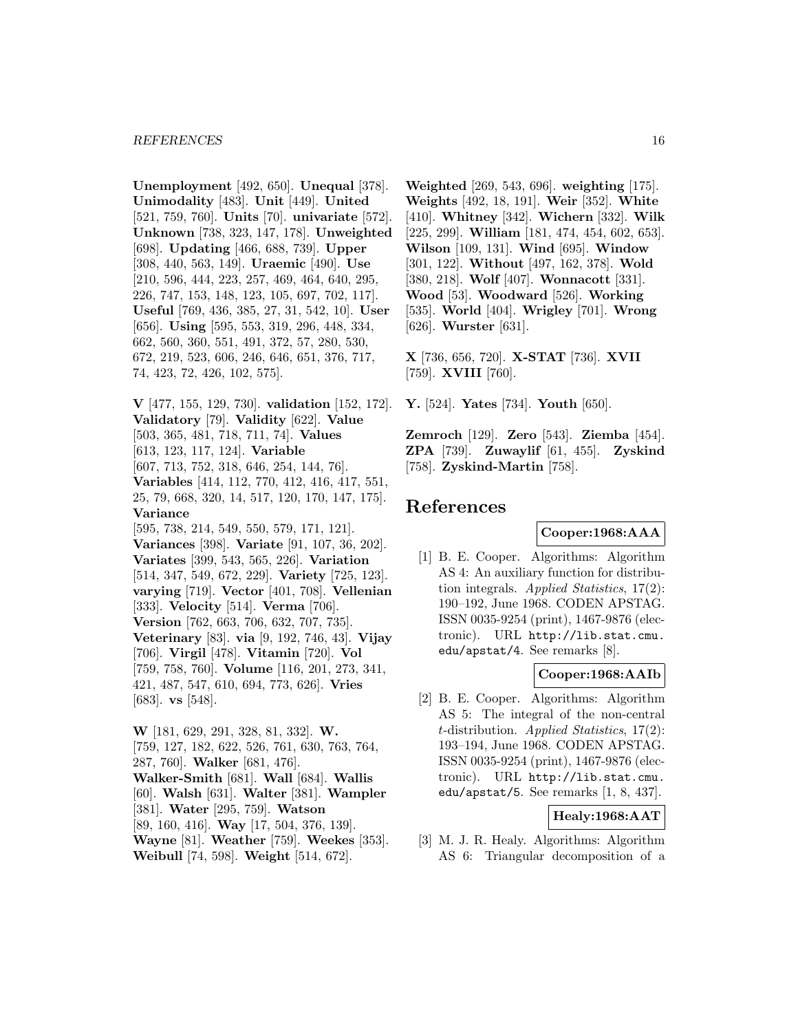**Unemployment** [492, 650]. **Unequal** [378]. **Unimodality** [483]. **Unit** [449]. **United** [521, 759, 760]. **Units** [70]. **univariate** [572]. **Unknown** [738, 323, 147, 178]. **Unweighted** [698]. **Updating** [466, 688, 739]. **Upper** [308, 440, 563, 149]. **Uraemic** [490]. **Use** [210, 596, 444, 223, 257, 469, 464, 640, 295, 226, 747, 153, 148, 123, 105, 697, 702, 117]. **Useful** [769, 436, 385, 27, 31, 542, 10]. **User** [656]. **Using** [595, 553, 319, 296, 448, 334, 662, 560, 360, 551, 491, 372, 57, 280, 530, 672, 219, 523, 606, 246, 646, 651, 376, 717, 74, 423, 72, 426, 102, 575].

**V** [477, 155, 129, 730]. **validation** [152, 172]. **Validatory** [79]. **Validity** [622]. **Value** [503, 365, 481, 718, 711, 74]. **Values** [613, 123, 117, 124]. **Variable** [607, 713, 752, 318, 646, 254, 144, 76]. **Variables** [414, 112, 770, 412, 416, 417, 551, 25, 79, 668, 320, 14, 517, 120, 170, 147, 175]. **Variance** [595, 738, 214, 549, 550, 579, 171, 121]. **Variances** [398]. **Variate** [91, 107, 36, 202]. **Variates** [399, 543, 565, 226]. **Variation** [514, 347, 549, 672, 229]. **Variety** [725, 123]. **varying** [719]. **Vector** [401, 708]. **Vellenian** [333]. **Velocity** [514]. **Verma** [706]. **Version** [762, 663, 706, 632, 707, 735]. **Veterinary** [83]. **via** [9, 192, 746, 43]. **Vijay** [706]. **Virgil** [478]. **Vitamin** [720]. **Vol** [759, 758, 760]. **Volume** [116, 201, 273, 341, 421, 487, 547, 610, 694, 773, 626]. **Vries** [683]. **vs** [548].

**W** [181, 629, 291, 328, 81, 332]. **W.** [759, 127, 182, 622, 526, 761, 630, 763, 764, 287, 760]. **Walker** [681, 476]. **Walker-Smith** [681]. **Wall** [684]. **Wallis** [60]. **Walsh** [631]. **Walter** [381]. **Wampler** [381]. **Water** [295, 759]. **Watson** [89, 160, 416]. **Way** [17, 504, 376, 139]. **Wayne** [81]. **Weather** [759]. **Weekes** [353]. **Weibull** [74, 598]. **Weight** [514, 672]. **Weighted** [269, 543, 696]. **weighting** [175]. **Weights** [492, 18, 191]. **Weir** [352]. **White** [410]. **Whitney** [342]. **Wichern** [332]. **Wilk** [225, 299]. **William** [181, 474, 454, 602, 653]. **Wilson** [109, 131]. **Wind** [695]. **Window** [301, 122]. **Without** [497, 162, 378]. **Wold** [380, 218]. **Wolf** [407]. **Wonnacott** [331]. **Wood** [53]. **Woodward** [526]. **Working** [535]. **World** [404]. **Wrigley** [701]. **Wrong** [626]. **Wurster** [631].

**X** [736, 656, 720]. **X-STAT** [736]. **XVII** [759]. **XVIII** [760].

**Y.** [524]. **Yates** [734]. **Youth** [650].

**Zemroch** [129]. **Zero** [543]. **Ziemba** [454]. **ZPA** [739]. **Zuwaylif** [61, 455]. **Zyskind** [758]. **Zyskind-Martin** [758].

# References

**Cooper:1968:AAA**

[1] B. E. Cooper. Algorithms: Algorithm AS 4: An auxiliary function for distribution integrals. *Applied Statistics*, 17(2): 190–192, June 1968. CODEN APSTAG. ISSN 0035-9254 (print), 1467-9876 (electronic). URL http://lib.stat.cmu.edu/apstat/4. See remarks [8].

**Cooper:1968:AAIb**

[2] B. E. Cooper. Algorithms: Algorithm AS 5: The integral of the non-central $t$-distribution. *Applied Statistics*, 17(2): 193–194, June 1968. CODEN APSTAG. ISSN 0035-9254 (print), 1467-9876 (electronic). URL http://lib.stat.cmu.edu/apstat/5. See remarks [1, 8, 437].

**Healy:1968:AAT**

[3] M. J. R. Healy. Algorithms: Algorithm AS 6: Triangular decomposition of a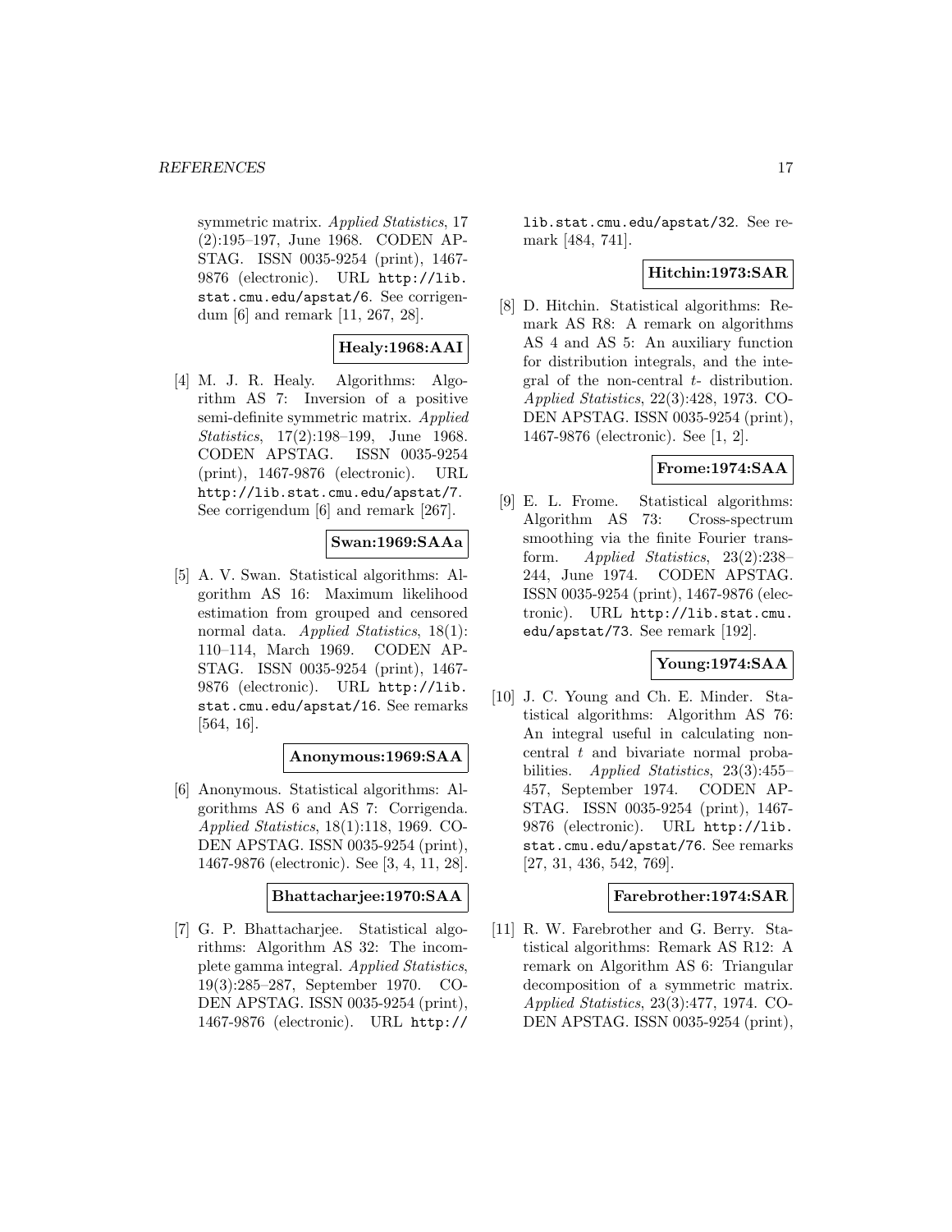symmetric matrix. *Applied Statistics*, 17 (2):195–197, June 1968. CODEN APSTAG. ISSN 0035-9254 (print), 1467-9876 (electronic). URL http://lib.stat.cmu.edu/apstat/6. See corrigendum [6] and remark [11, 267, 28].

**Healy:1968:AAI**

[4] M. J. R. Healy. Algorithms: Algorithm AS 7: Inversion of a positive semi-definite symmetric matrix. *Applied Statistics*, 17(2):198–199, June 1968. CODEN APSTAG. ISSN 0035-9254 (print), 1467-9876 (electronic). URL http://lib.stat.cmu.edu/apstat/7. See corrigendum [6] and remark [267].

**Swan:1969:SAAa**

[5] A. V. Swan. Statistical algorithms: Algorithm AS 16: Maximum likelihood estimation from grouped and censored normal data. *Applied Statistics*, 18(1): 110–114, March 1969. CODEN APSTAG. ISSN 0035-9254 (print), 1467-9876 (electronic). URL http://lib.stat.cmu.edu/apstat/16. See remarks [564, 16].

**Anonymous:1969:SAA**

[6] Anonymous. Statistical algorithms: Algorithms AS 6 and AS 7: Corrigenda. *Applied Statistics*, 18(1):118, 1969. CODEN APSTAG. ISSN 0035-9254 (print), 1467-9876 (electronic). See [3, 4, 11, 28].

**Bhattacharjee:1970:SAA**

[7] G. P. Bhattacharjee. Statistical algorithms: Algorithm AS 32: The incomplete gamma integral. *Applied Statistics*, 19(3):285–287, September 1970. CODEN APSTAG. ISSN 0035-9254 (print), 1467-9876 (electronic). URL http://lib.stat.cmu.edu/apstat/32. See remark [484, 741].

**Hitchin:1973:SAR**

[8] D. Hitchin. Statistical algorithms: Remark AS R8: A remark on algorithms AS 4 and AS 5: An auxiliary function for distribution integrals, and the integral of the non-central $t$- distribution. *Applied Statistics*, 22(3):428, 1973. CODEN APSTAG. ISSN 0035-9254 (print), 1467-9876 (electronic). See [1, 2].

**Frome:1974:SAA**

[9] E. L. Frome. Statistical algorithms: Algorithm AS 73: Cross-spectrum smoothing via the finite Fourier transform. *Applied Statistics*, 23(2):238–244, June 1974. CODEN APSTAG. ISSN 0035-9254 (print), 1467-9876 (electronic). URL http://lib.stat.cmu.edu/apstat/73. See remark [192].

**Young:1974:SAA**

[10] J. C. Young and Ch. E. Minder. Statistical algorithms: Algorithm AS 76: An integral useful in calculating non-central $t$ and bivariate normal probabilities. *Applied Statistics*, 23(3):455–457, September 1974. CODEN APSTAG. ISSN 0035-9254 (print), 1467-9876 (electronic). URL http://lib.stat.cmu.edu/apstat/76. See remarks [27, 31, 436, 542, 769].

**Farebrother:1974:SAR**

[11] R. W. Farebrother and G. Berry. Statistical algorithms: Remark AS R12: A remark on Algorithm AS 6: Triangular decomposition of a symmetric matrix. *Applied Statistics*, 23(3):477, 1974. CODEN APSTAG. ISSN 0035-9254 (print),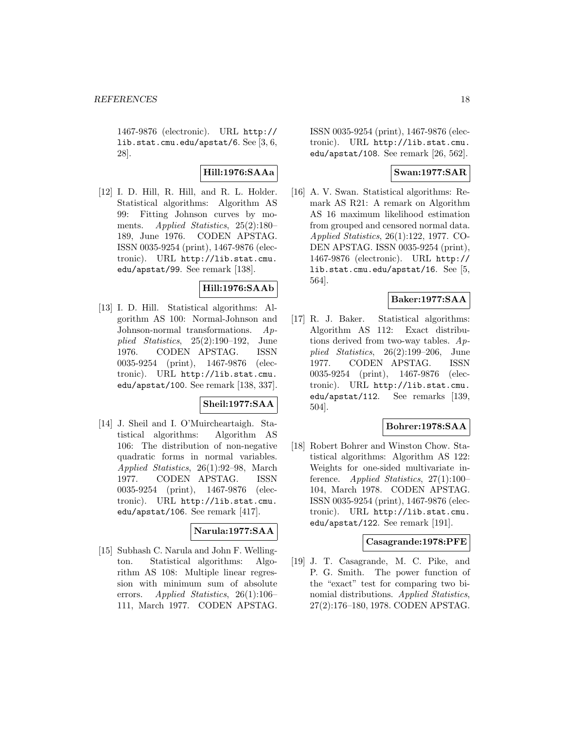1467-9876 (electronic). URL http://lib.stat.cmu.edu/apstat/6. See [3, 6, 28].

**Hill:1976:SAAa**

[12] I. D. Hill, R. Hill, and R. L. Holder. Statistical algorithms: Algorithm AS 99: Fitting Johnson curves by moments. *Applied Statistics*, 25(2):180–189, June 1976. CODEN APSTAG. ISSN 0035-9254 (print), 1467-9876 (electronic). URL http://lib.stat.cmu.edu/apstat/99. See remark [138].

**Hill:1976:SAAb**

[13] I. D. Hill. Statistical algorithms: Algorithm AS 100: Normal-Johnson and Johnson-normal transformations. *Applied Statistics*, 25(2):190–192, June 1976. CODEN APSTAG. ISSN 0035-9254 (print), 1467-9876 (electronic). URL http://lib.stat.cmu.edu/apstat/100. See remark [138, 337].

**Sheil:1977:SAA**

[14] J. Sheil and I. O'Muircheartaigh. Statistical algorithms: Algorithm AS 106: The distribution of non-negative quadratic forms in normal variables. *Applied Statistics*, 26(1):92–98, March 1977. CODEN APSTAG. ISSN 0035-9254 (print), 1467-9876 (electronic). URL http://lib.stat.cmu.edu/apstat/106. See remark [417].

**Narula:1977:SAA**

[15] Subhash C. Narula and John F. Wellington. Statistical algorithms: Algorithm AS 108: Multiple linear regression with minimum sum of absolute errors. *Applied Statistics*, 26(1):106–111, March 1977. CODEN APSTAG. ISSN 0035-9254 (print), 1467-9876 (electronic). URL http://lib.stat.cmu.edu/apstat/108. See remark [26, 562].

**Swan:1977:SAR**

[16] A. V. Swan. Statistical algorithms: Remark AS R21: A remark on Algorithm AS 16 maximum likelihood estimation from grouped and censored normal data. *Applied Statistics*, 26(1):122, 1977. CODEN APSTAG. ISSN 0035-9254 (print), 1467-9876 (electronic). URL http://lib.stat.cmu.edu/apstat/16. See [5, 564].

**Baker:1977:SAA**

[17] R. J. Baker. Statistical algorithms: Algorithm AS 112: Exact distributions derived from two-way tables. *Applied Statistics*, 26(2):199–206, June 1977. CODEN APSTAG. ISSN 0035-9254 (print), 1467-9876 (electronic). URL http://lib.stat.cmu.edu/apstat/112. See remarks [139, 504].

**Bohrer:1978:SAA**

[18] Robert Bohrer and Winston Chow. Statistical algorithms: Algorithm AS 122: Weights for one-sided multivariate inference. *Applied Statistics*, 27(1):100–104, March 1978. CODEN APSTAG. ISSN 0035-9254 (print), 1467-9876 (electronic). URL http://lib.stat.cmu.edu/apstat/122. See remark [191].

**Casagrande:1978:PFE**

[19] J. T. Casagrande, M. C. Pike, and P. G. Smith. The power function of the "exact" test for comparing two binomial distributions. *Applied Statistics*, 27(2):176–180, 1978. CODEN APSTAG.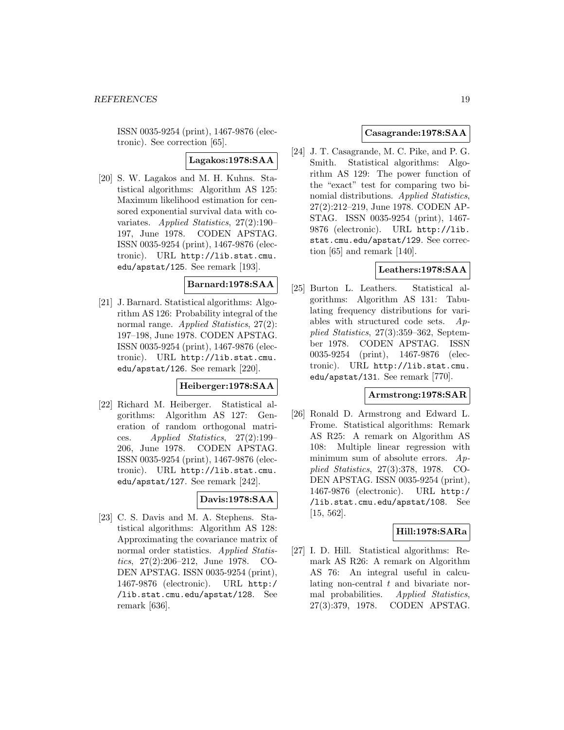ISSN 0035-9254 (print), 1467-9876 (electronic). See correction [65].

**Lagakos:1978:SAA**

[20] S. W. Lagakos and M. H. Kuhns. Statistical algorithms: Algorithm AS 125: Maximum likelihood estimation for censored exponential survival data with covariates. *Applied Statistics*, 27(2):190–197, June 1978. CODEN APSTAG. ISSN 0035-9254 (print), 1467-9876 (electronic). URL http://lib.stat.cmu.edu/apstat/125. See remark [193].

**Barnard:1978:SAA**

[21] J. Barnard. Statistical algorithms: Algorithm AS 126: Probability integral of the normal range. *Applied Statistics*, 27(2): 197–198, June 1978. CODEN APSTAG. ISSN 0035-9254 (print), 1467-9876 (electronic). URL http://lib.stat.cmu.edu/apstat/126. See remark [220].

**Heiberger:1978:SAA**

[22] Richard M. Heiberger. Statistical algorithms: Algorithm AS 127: Generation of random orthogonal matrices. *Applied Statistics*, 27(2):199–206, June 1978. CODEN APSTAG. ISSN 0035-9254 (print), 1467-9876 (electronic). URL http://lib.stat.cmu.edu/apstat/127. See remark [242].

**Davis:1978:SAA**

[23] C. S. Davis and M. A. Stephens. Statistical algorithms: Algorithm AS 128: Approximating the covariance matrix of normal order statistics. *Applied Statistics*, 27(2):206–212, June 1978. CODEN APSTAG. ISSN 0035-9254 (print), 1467-9876 (electronic). URL http://lib.stat.cmu.edu/apstat/128. See remark [636].

**Casagrande:1978:SAA**

[24] J. T. Casagrande, M. C. Pike, and P. G. Smith. Statistical algorithms: Algorithm AS 129: The power function of the "exact" test for comparing two binomial distributions. *Applied Statistics*, 27(2):212–219, June 1978. CODEN APSTAG. ISSN 0035-9254 (print), 1467-9876 (electronic). URL http://lib.stat.cmu.edu/apstat/129. See correction [65] and remark [140].

**Leathers:1978:SAA**

[25] Burton L. Leathers. Statistical algorithms: Algorithm AS 131: Tabulating frequency distributions for variables with structured code sets. *Applied Statistics*, 27(3):359–362, September 1978. CODEN APSTAG. ISSN 0035-9254 (print), 1467-9876 (electronic). URL http://lib.stat.cmu.edu/apstat/131. See remark [770].

**Armstrong:1978:SAR**

[26] Ronald D. Armstrong and Edward L. Frome. Statistical algorithms: Remark AS R25: A remark on Algorithm AS 108: Multiple linear regression with minimum sum of absolute errors. *Applied Statistics*, 27(3):378, 1978. CODEN APSTAG. ISSN 0035-9254 (print), 1467-9876 (electronic). URL http://lib.stat.cmu.edu/apstat/108. See [15, 562].

**Hill:1978:SARa**

[27] I. D. Hill. Statistical algorithms: Remark AS R26: A remark on Algorithm AS 76: An integral useful in calculating non-central $t$ and bivariate normal probabilities. *Applied Statistics*, 27(3):379, 1978. CODEN APSTAG.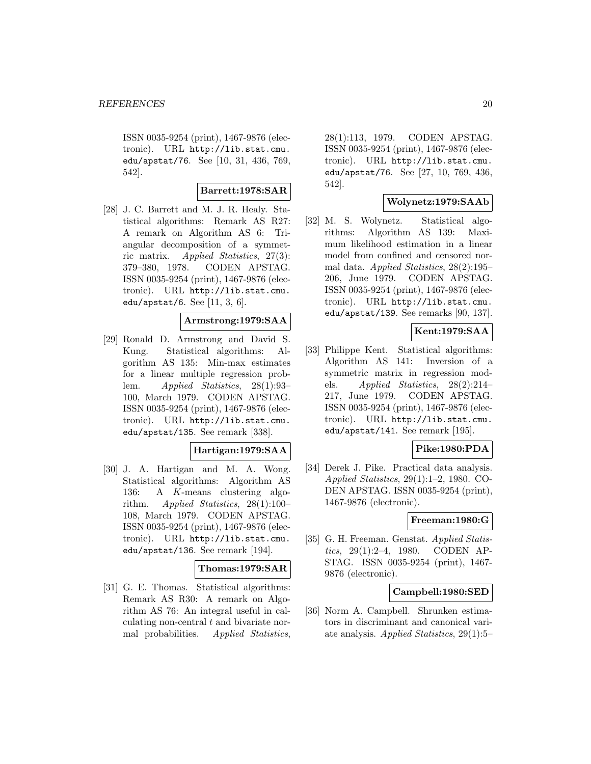ISSN 0035-9254 (print), 1467-9876 (electronic). URL http://lib.stat.cmu.edu/apstat/76. See [10, 31, 436, 769, 542].

**Barrett:1978:SAR**

[28] J. C. Barrett and M. J. R. Healy. Statistical algorithms: Remark AS R27: A remark on Algorithm AS 6: Triangular decomposition of a symmetric matrix. *Applied Statistics*, 27(3): 379–380, 1978. CODEN APSTAG. ISSN 0035-9254 (print), 1467-9876 (electronic). URL http://lib.stat.cmu.edu/apstat/6. See [11, 3, 6].

**Armstrong:1979:SAA**

[29] Ronald D. Armstrong and David S. Kung. Statistical algorithms: Algorithm AS 135: Min-max estimates for a linear multiple regression problem. *Applied Statistics*, 28(1):93–100, March 1979. CODEN APSTAG. ISSN 0035-9254 (print), 1467-9876 (electronic). URL http://lib.stat.cmu.edu/apstat/135. See remark [338].

**Hartigan:1979:SAA**

[30] J. A. Hartigan and M. A. Wong. Statistical algorithms: Algorithm AS 136: A $K$-means clustering algorithm. *Applied Statistics*, 28(1):100–108, March 1979. CODEN APSTAG. ISSN 0035-9254 (print), 1467-9876 (electronic). URL http://lib.stat.cmu.edu/apstat/136. See remark [194].

**Thomas:1979:SAR**

[31] G. E. Thomas. Statistical algorithms: Remark AS R30: A remark on Algorithm AS 76: An integral useful in calculating non-central $t$ and bivariate normal probabilities. *Applied Statistics*, 28(1):113, 1979. CODEN APSTAG. ISSN 0035-9254 (print), 1467-9876 (electronic). URL http://lib.stat.cmu.edu/apstat/76. See [27, 10, 769, 436, 542].

**Wolynetz:1979:SAAb**

[32] M. S. Wolynetz. Statistical algorithms: Algorithm AS 139: Maximum likelihood estimation in a linear model from confined and censored normal data. *Applied Statistics*, 28(2):195–206, June 1979. CODEN APSTAG. ISSN 0035-9254 (print), 1467-9876 (electronic). URL http://lib.stat.cmu.edu/apstat/139. See remarks [90, 137].

**Kent:1979:SAA**

[33] Philippe Kent. Statistical algorithms: Algorithm AS 141: Inversion of a symmetric matrix in regression models. *Applied Statistics*, 28(2):214–217, June 1979. CODEN APSTAG. ISSN 0035-9254 (print), 1467-9876 (electronic). URL http://lib.stat.cmu.edu/apstat/141. See remark [195].

**Pike:1980:PDA**

[34] Derek J. Pike. Practical data analysis. *Applied Statistics*, 29(1):1–2, 1980. CODEN APSTAG. ISSN 0035-9254 (print), 1467-9876 (electronic).

**Freeman:1980:G**

[35] G. H. Freeman. Genstat. *Applied Statistics*, 29(1):2–4, 1980. CODEN APSTAG. ISSN 0035-9254 (print), 1467-9876 (electronic).

**Campbell:1980:SED**

[36] Norm A. Campbell. Shrunken estimators in discriminant and canonical variate analysis. *Applied Statistics*, 29(1):5–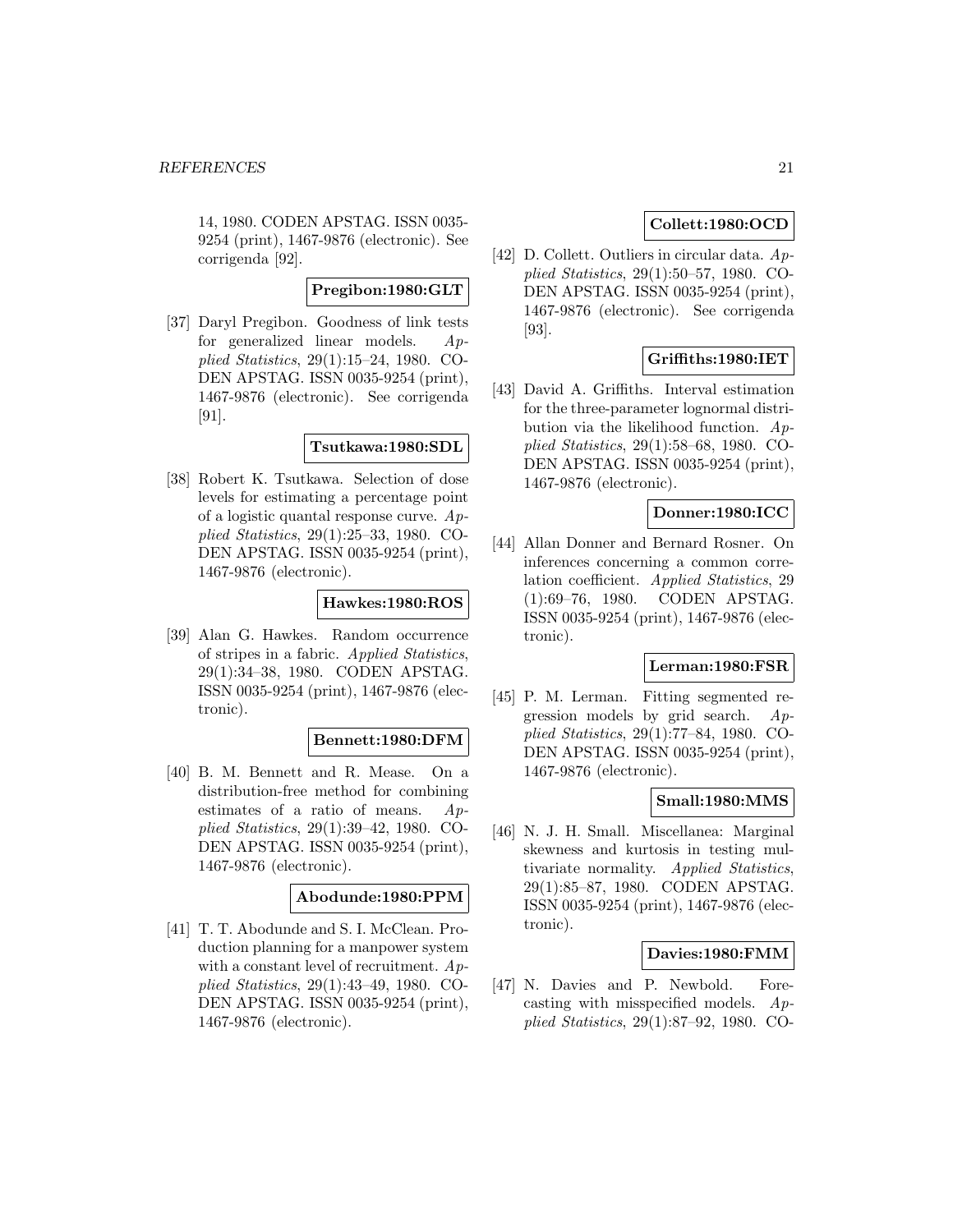14, 1980. CODEN APSTAG. ISSN 0035-9254 (print), 1467-9876 (electronic). See corrigenda [92].

**Pregibon:1980:GLT**

[37] Daryl Pregibon. Goodness of link tests for generalized linear models. *Applied Statistics*, 29(1):15–24, 1980. CODEN APSTAG. ISSN 0035-9254 (print), 1467-9876 (electronic). See corrigenda [91].

**Tsutkawa:1980:SDL**

[38] Robert K. Tsutkawa. Selection of dose levels for estimating a percentage point of a logistic quantal response curve. *Applied Statistics*, 29(1):25–33, 1980. CODEN APSTAG. ISSN 0035-9254 (print), 1467-9876 (electronic).

**Hawkes:1980:ROS**

[39] Alan G. Hawkes. Random occurrence of stripes in a fabric. *Applied Statistics*, 29(1):34–38, 1980. CODEN APSTAG. ISSN 0035-9254 (print), 1467-9876 (electronic).

**Bennett:1980:DFM**

[40] B. M. Bennett and R. Mease. On a distribution-free method for combining estimates of a ratio of means. *Applied Statistics*, 29(1):39–42, 1980. CODEN APSTAG. ISSN 0035-9254 (print), 1467-9876 (electronic).

**Abodunde:1980:PPM**

[41] T. T. Abodunde and S. I. McClean. Production planning for a manpower system with a constant level of recruitment. *Applied Statistics*, 29(1):43–49, 1980. CODEN APSTAG. ISSN 0035-9254 (print), 1467-9876 (electronic).

**Collett:1980:OCD**

[42] D. Collett. Outliers in circular data. *Applied Statistics*, 29(1):50–57, 1980. CODEN APSTAG. ISSN 0035-9254 (print), 1467-9876 (electronic). See corrigenda [93].

**Griffiths:1980:IET**

[43] David A. Griffiths. Interval estimation for the three-parameter lognormal distribution via the likelihood function. *Applied Statistics*, 29(1):58–68, 1980. CODEN APSTAG. ISSN 0035-9254 (print), 1467-9876 (electronic).

**Donner:1980:ICC**

[44] Allan Donner and Bernard Rosner. On inferences concerning a common correlation coefficient. *Applied Statistics*, 29 (1):69–76, 1980. CODEN APSTAG. ISSN 0035-9254 (print), 1467-9876 (electronic).

**Lerman:1980:FSR**

[45] P. M. Lerman. Fitting segmented regression models by grid search. *Applied Statistics*, 29(1):77–84, 1980. CODEN APSTAG. ISSN 0035-9254 (print), 1467-9876 (electronic).

**Small:1980:MMS**

[46] N. J. H. Small. Miscellanea: Marginal skewness and kurtosis in testing multivariate normality. *Applied Statistics*, 29(1):85–87, 1980. CODEN APSTAG. ISSN 0035-9254 (print), 1467-9876 (electronic).

**Davies:1980:FMM**

[47] N. Davies and P. Newbold. Forecasting with misspecified models. *Applied Statistics*, 29(1):87–92, 1980. CO-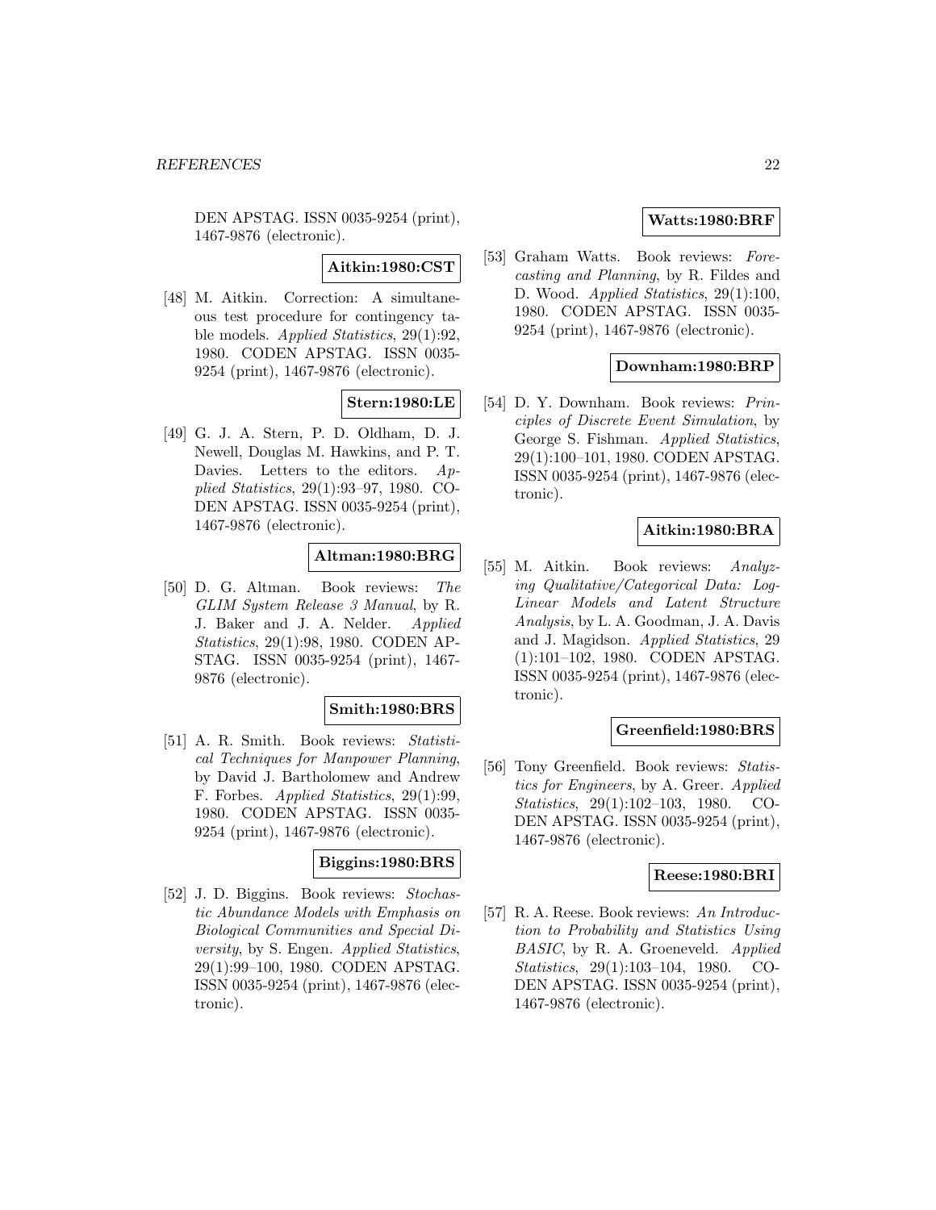DEN APSTAG. ISSN 0035-9254 (print), 1467-9876 (electronic).

**Aitkin:1980:CST**

[48] M. Aitkin. Correction: A simultaneous test procedure for contingency table models. *Applied Statistics*, 29(1):92, 1980. CODEN APSTAG. ISSN 0035-9254 (print), 1467-9876 (electronic).

**Stern:1980:LE**

[49] G. J. A. Stern, P. D. Oldham, D. J. Newell, Douglas M. Hawkins, and P. T. Davies. Letters to the editors. *Applied Statistics*, 29(1):93–97, 1980. CODEN APSTAG. ISSN 0035-9254 (print), 1467-9876 (electronic).

**Altman:1980:BRG**

[50] D. G. Altman. Book reviews: *The GLIM System Release 3 Manual*, by R. J. Baker and J. A. Nelder. *Applied Statistics*, 29(1):98, 1980. CODEN APSTAG. ISSN 0035-9254 (print), 1467-9876 (electronic).

**Smith:1980:BRS**

[51] A. R. Smith. Book reviews: *Statistical Techniques for Manpower Planning*, by David J. Bartholomew and Andrew F. Forbes. *Applied Statistics*, 29(1):99, 1980. CODEN APSTAG. ISSN 0035-9254 (print), 1467-9876 (electronic).

**Biggins:1980:BRS**

[52] J. D. Biggins. Book reviews: *Stochastic Abundance Models with Emphasis on Biological Communities and Special Diversity*, by S. Engen. *Applied Statistics*, 29(1):99–100, 1980. CODEN APSTAG. ISSN 0035-9254 (print), 1467-9876 (electronic).

**Watts:1980:BRF**

[53] Graham Watts. Book reviews: *Forecasting and Planning*, by R. Fildes and D. Wood. *Applied Statistics*, 29(1):100, 1980. CODEN APSTAG. ISSN 0035-9254 (print), 1467-9876 (electronic).

**Downham:1980:BRP**

[54] D. Y. Downham. Book reviews: *Principles of Discrete Event Simulation*, by George S. Fishman. *Applied Statistics*, 29(1):100–101, 1980. CODEN APSTAG. ISSN 0035-9254 (print), 1467-9876 (electronic).

**Aitkin:1980:BRA**

[55] M. Aitkin. Book reviews: *Analyzing Qualitative/Categorical Data: Log-Linear Models and Latent Structure Analysis*, by L. A. Goodman, J. A. Davis and J. Magidson. *Applied Statistics*, 29 (1):101–102, 1980. CODEN APSTAG. ISSN 0035-9254 (print), 1467-9876 (electronic).

**Greenfield:1980:BRS**

[56] Tony Greenfield. Book reviews: *Statistics for Engineers*, by A. Greer. *Applied Statistics*, 29(1):102–103, 1980. CODEN APSTAG. ISSN 0035-9254 (print), 1467-9876 (electronic).

**Reese:1980:BRI**

[57] R. A. Reese. Book reviews: *An Introduction to Probability and Statistics Using BASIC*, by R. A. Groeneveld. *Applied Statistics*, 29(1):103–104, 1980. CODEN APSTAG. ISSN 0035-9254 (print), 1467-9876 (electronic).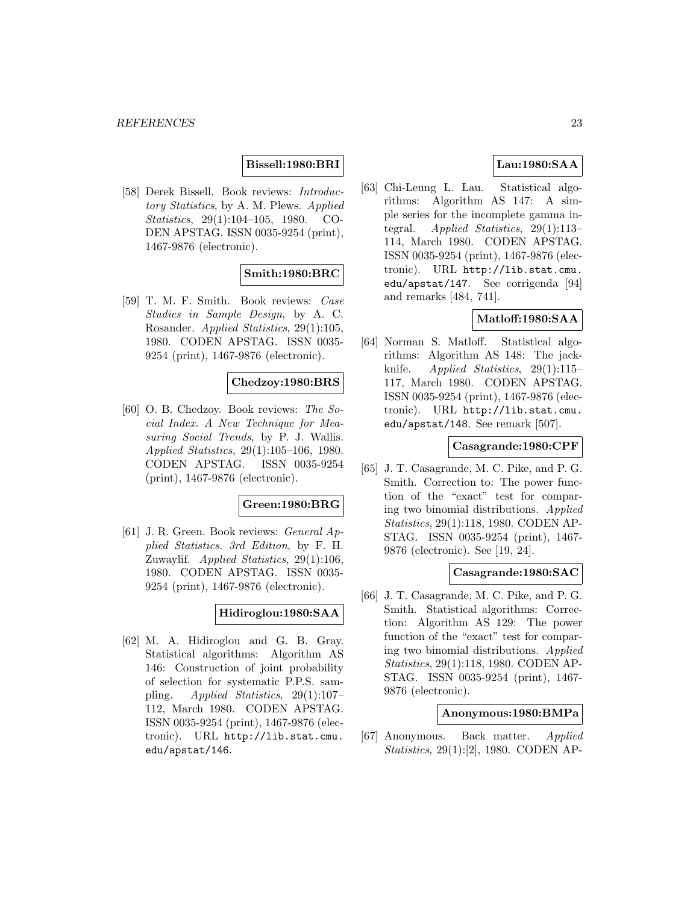**Bissell:1980:BRI**

[58] Derek Bissell. Book reviews: *Introductory Statistics*, by A. M. Plews. *Applied Statistics*, 29(1):104–105, 1980. CODEN APSTAG. ISSN 0035-9254 (print), 1467-9876 (electronic).

**Smith:1980:BRC**

[59] T. M. F. Smith. Book reviews: *Case Studies in Sample Design*, by A. C. Rosander. *Applied Statistics*, 29(1):105, 1980. CODEN APSTAG. ISSN 0035-9254 (print), 1467-9876 (electronic).

**Chedzoy:1980:BRS**

[60] O. B. Chedzoy. Book reviews: *The Social Index. A New Technique for Measuring Social Trends*, by P. J. Wallis. *Applied Statistics*, 29(1):105–106, 1980. CODEN APSTAG. ISSN 0035-9254 (print), 1467-9876 (electronic).

**Green:1980:BRG**

[61] J. R. Green. Book reviews: *General Applied Statistics. 3rd Edition*, by F. H. Zuwaylif. *Applied Statistics*, 29(1):106, 1980. CODEN APSTAG. ISSN 0035-9254 (print), 1467-9876 (electronic).

**Hidiroglou:1980:SAA**

[62] M. A. Hidiroglou and G. B. Gray. Statistical algorithms: Algorithm AS 146: Construction of joint probability of selection for systematic P.P.S. sampling. *Applied Statistics*, 29(1):107–112, March 1980. CODEN APSTAG. ISSN 0035-9254 (print), 1467-9876 (electronic). URL `http://lib.stat.cmu.edu/apstat/146`.

**Lau:1980:SAA**

[63] Chi-Leung L. Lau. Statistical algorithms: Algorithm AS 147: A simple series for the incomplete gamma integral. *Applied Statistics*, 29(1):113–114, March 1980. CODEN APSTAG. ISSN 0035-9254 (print), 1467-9876 (electronic). URL `http://lib.stat.cmu.edu/apstat/147`. See corrigenda [94] and remarks [484, 741].

**Matloff:1980:SAA**

[64] Norman S. Matloff. Statistical algorithms: Algorithm AS 148: The jackknife. *Applied Statistics*, 29(1):115–117, March 1980. CODEN APSTAG. ISSN 0035-9254 (print), 1467-9876 (electronic). URL `http://lib.stat.cmu.edu/apstat/148`. See remark [507].

**Casagrande:1980:CPF**

[65] J. T. Casagrande, M. C. Pike, and P. G. Smith. Correction to: The power function of the "exact" test for comparing two binomial distributions. *Applied Statistics*, 29(1):118, 1980. CODEN APSTAG. ISSN 0035-9254 (print), 1467-9876 (electronic). See [19, 24].

**Casagrande:1980:SAC**

[66] J. T. Casagrande, M. C. Pike, and P. G. Smith. Statistical algorithms: Correction: Algorithm AS 129: The power function of the "exact" test for comparing two binomial distributions. *Applied Statistics*, 29(1):118, 1980. CODEN APSTAG. ISSN 0035-9254 (print), 1467-9876 (electronic).

**Anonymous:1980:BMPa**

[67] Anonymous. Back matter. *Applied Statistics*, 29(1):[2], 1980. CODEN AP-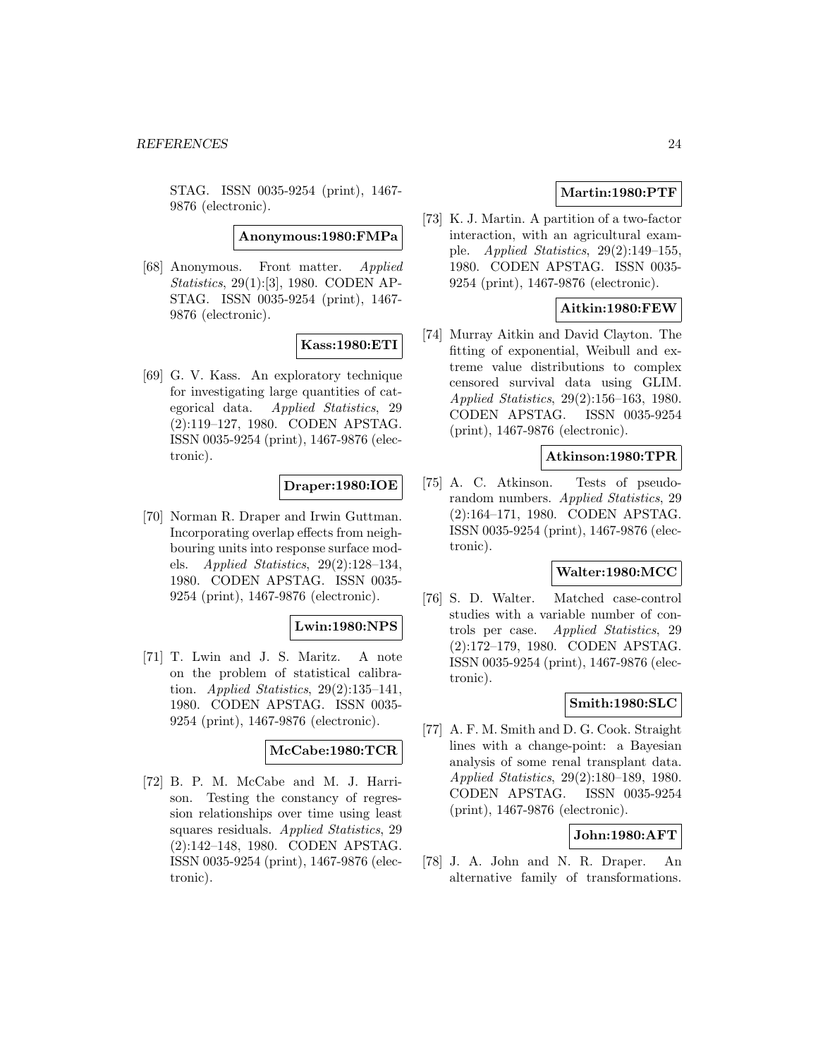STAG. ISSN 0035-9254 (print), 1467-9876 (electronic).

**Anonymous:1980:FMPa**

[68] Anonymous. Front matter. *Applied Statistics*, 29(1):[3], 1980. CODEN APSTAG. ISSN 0035-9254 (print), 1467-9876 (electronic).

**Kass:1980:ETI**

[69] G. V. Kass. An exploratory technique for investigating large quantities of categorical data. *Applied Statistics*, 29 (2):119–127, 1980. CODEN APSTAG. ISSN 0035-9254 (print), 1467-9876 (electronic).

**Draper:1980:IOE**

[70] Norman R. Draper and Irwin Guttman. Incorporating overlap effects from neighbouring units into response surface models. *Applied Statistics*, 29(2):128–134, 1980. CODEN APSTAG. ISSN 0035-9254 (print), 1467-9876 (electronic).

**Lwin:1980:NPS**

[71] T. Lwin and J. S. Maritz. A note on the problem of statistical calibration. *Applied Statistics*, 29(2):135–141, 1980. CODEN APSTAG. ISSN 0035-9254 (print), 1467-9876 (electronic).

**McCabe:1980:TCR**

[72] B. P. M. McCabe and M. J. Harrison. Testing the constancy of regression relationships over time using least squares residuals. *Applied Statistics*, 29 (2):142–148, 1980. CODEN APSTAG. ISSN 0035-9254 (print), 1467-9876 (electronic).

**Martin:1980:PTF**

[73] K. J. Martin. A partition of a two-factor interaction, with an agricultural example. *Applied Statistics*, 29(2):149–155, 1980. CODEN APSTAG. ISSN 0035-9254 (print), 1467-9876 (electronic).

**Aitkin:1980:FEW**

[74] Murray Aitkin and David Clayton. The fitting of exponential, Weibull and extreme value distributions to complex censored survival data using GLIM. *Applied Statistics*, 29(2):156–163, 1980. CODEN APSTAG. ISSN 0035-9254 (print), 1467-9876 (electronic).

**Atkinson:1980:TPR**

[75] A. C. Atkinson. Tests of pseudorandom numbers. *Applied Statistics*, 29 (2):164–171, 1980. CODEN APSTAG. ISSN 0035-9254 (print), 1467-9876 (electronic).

**Walter:1980:MCC**

[76] S. D. Walter. Matched case-control studies with a variable number of controls per case. *Applied Statistics*, 29 (2):172–179, 1980. CODEN APSTAG. ISSN 0035-9254 (print), 1467-9876 (electronic).

**Smith:1980:SLC**

[77] A. F. M. Smith and D. G. Cook. Straight lines with a change-point: a Bayesian analysis of some renal transplant data. *Applied Statistics*, 29(2):180–189, 1980. CODEN APSTAG. ISSN 0035-9254 (print), 1467-9876 (electronic).

**John:1980:AFT**

[78] J. A. John and N. R. Draper. An alternative family of transformations.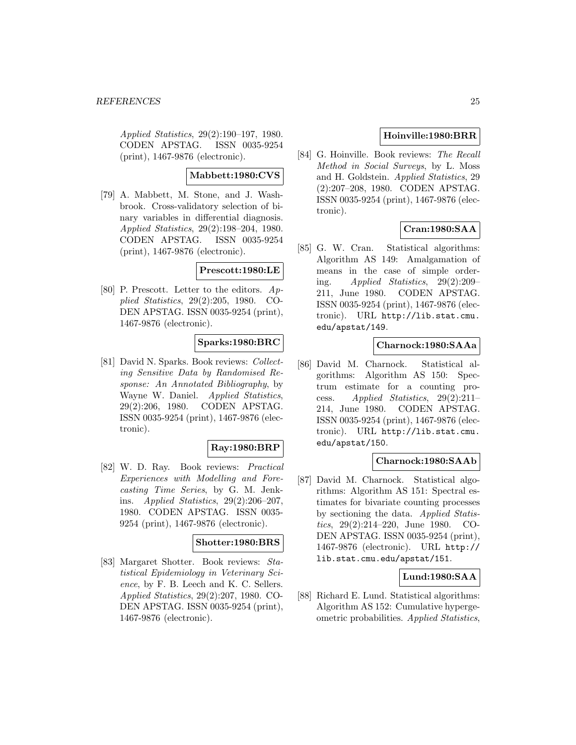*Applied Statistics*, 29(2):190–197, 1980. CODEN APSTAG. ISSN 0035-9254 (print), 1467-9876 (electronic).

**Mabbett:1980:CVS**

[79] A. Mabbett, M. Stone, and J. Washbrook. Cross-validatory selection of binary variables in differential diagnosis. *Applied Statistics*, 29(2):198–204, 1980. CODEN APSTAG. ISSN 0035-9254 (print), 1467-9876 (electronic).

**Prescott:1980:LE**

[80] P. Prescott. Letter to the editors. *Applied Statistics*, 29(2):205, 1980. CODEN APSTAG. ISSN 0035-9254 (print), 1467-9876 (electronic).

**Sparks:1980:BRC**

[81] David N. Sparks. Book reviews: *Collecting Sensitive Data by Randomised Response: An Annotated Bibliography*, by Wayne W. Daniel. *Applied Statistics*, 29(2):206, 1980. CODEN APSTAG. ISSN 0035-9254 (print), 1467-9876 (electronic).

**Ray:1980:BRP**

[82] W. D. Ray. Book reviews: *Practical Experiences with Modelling and Forecasting Time Series*, by G. M. Jenkins. *Applied Statistics*, 29(2):206–207, 1980. CODEN APSTAG. ISSN 0035-9254 (print), 1467-9876 (electronic).

**Shotter:1980:BRS**

[83] Margaret Shotter. Book reviews: *Statistical Epidemiology in Veterinary Science*, by F. B. Leech and K. C. Sellers. *Applied Statistics*, 29(2):207, 1980. CODEN APSTAG. ISSN 0035-9254 (print), 1467-9876 (electronic).

**Hoinville:1980:BRR**

[84] G. Hoinville. Book reviews: *The Recall Method in Social Surveys*, by L. Moss and H. Goldstein. *Applied Statistics*, 29 (2):207–208, 1980. CODEN APSTAG. ISSN 0035-9254 (print), 1467-9876 (electronic).

**Cran:1980:SAA**

[85] G. W. Cran. Statistical algorithms: Algorithm AS 149: Amalgamation of means in the case of simple ordering. *Applied Statistics*, 29(2):209–211, June 1980. CODEN APSTAG. ISSN 0035-9254 (print), 1467-9876 (electronic). URL http://lib.stat.cmu.edu/apstat/149.

**Charnock:1980:SAAa**

[86] David M. Charnock. Statistical algorithms: Algorithm AS 150: Spectrum estimate for a counting process. *Applied Statistics*, 29(2):211–214, June 1980. CODEN APSTAG. ISSN 0035-9254 (print), 1467-9876 (electronic). URL http://lib.stat.cmu.edu/apstat/150.

**Charnock:1980:SAAb**

[87] David M. Charnock. Statistical algorithms: Algorithm AS 151: Spectral estimates for bivariate counting processes by sectioning the data. *Applied Statistics*, 29(2):214–220, June 1980. CODEN APSTAG. ISSN 0035-9254 (print), 1467-9876 (electronic). URL http://lib.stat.cmu.edu/apstat/151.

**Lund:1980:SAA**

[88] Richard E. Lund. Statistical algorithms: Algorithm AS 152: Cumulative hypergeometric probabilities. *Applied Statistics*,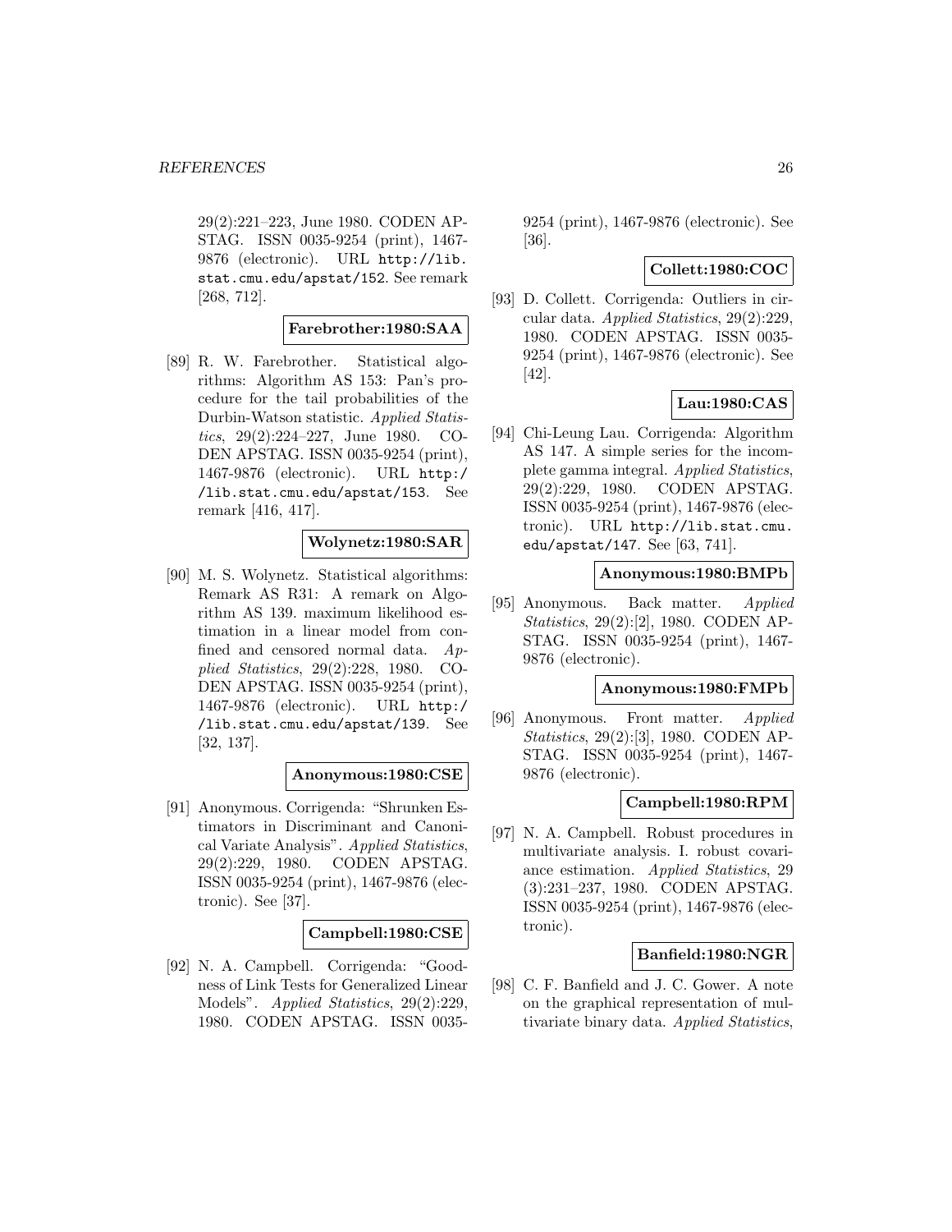29(2):221–223, June 1980. CODEN APSTAG. ISSN 0035-9254 (print), 1467-9876 (electronic). URL http://lib.stat.cmu.edu/apstat/152. See remark [268, 712].

**Farebrother:1980:SAA**

[89] R. W. Farebrother. Statistical algorithms: Algorithm AS 153: Pan's procedure for the tail probabilities of the Durbin-Watson statistic. *Applied Statistics*, 29(2):224–227, June 1980. CODEN APSTAG. ISSN 0035-9254 (print), 1467-9876 (electronic). URL http://lib.stat.cmu.edu/apstat/153. See remark [416, 417].

**Wolynetz:1980:SAR**

[90] M. S. Wolynetz. Statistical algorithms: Remark AS R31: A remark on Algorithm AS 139. maximum likelihood estimation in a linear model from confined and censored normal data. *Applied Statistics*, 29(2):228, 1980. CODEN APSTAG. ISSN 0035-9254 (print), 1467-9876 (electronic). URL http://lib.stat.cmu.edu/apstat/139. See [32, 137].

**Anonymous:1980:CSE**

[91] Anonymous. Corrigenda: "Shrunken Estimators in Discriminant and Canonical Variate Analysis". *Applied Statistics*, 29(2):229, 1980. CODEN APSTAG. ISSN 0035-9254 (print), 1467-9876 (electronic). See [37].

**Campbell:1980:CSE**

[92] N. A. Campbell. Corrigenda: "Goodness of Link Tests for Generalized Linear Models". *Applied Statistics*, 29(2):229, 1980. CODEN APSTAG. ISSN 0035-9254 (print), 1467-9876 (electronic). See [36].

**Collett:1980:COC**

[93] D. Collett. Corrigenda: Outliers in circular data. *Applied Statistics*, 29(2):229, 1980. CODEN APSTAG. ISSN 0035-9254 (print), 1467-9876 (electronic). See [42].

**Lau:1980:CAS**

[94] Chi-Leung Lau. Corrigenda: Algorithm AS 147. A simple series for the incomplete gamma integral. *Applied Statistics*, 29(2):229, 1980. CODEN APSTAG. ISSN 0035-9254 (print), 1467-9876 (electronic). URL http://lib.stat.cmu.edu/apstat/147. See [63, 741].

**Anonymous:1980:BMPb**

[95] Anonymous. Back matter. *Applied Statistics*, 29(2):[2], 1980. CODEN APSTAG. ISSN 0035-9254 (print), 1467-9876 (electronic).

**Anonymous:1980:FMPb**

[96] Anonymous. Front matter. *Applied Statistics*, 29(2):[3], 1980. CODEN APSTAG. ISSN 0035-9254 (print), 1467-9876 (electronic).

**Campbell:1980:RPM**

[97] N. A. Campbell. Robust procedures in multivariate analysis. I. robust covariance estimation. *Applied Statistics*, 29 (3):231–237, 1980. CODEN APSTAG. ISSN 0035-9254 (print), 1467-9876 (electronic).

**Banfield:1980:NGR**

[98] C. F. Banfield and J. C. Gower. A note on the graphical representation of multivariate binary data. *Applied Statistics*,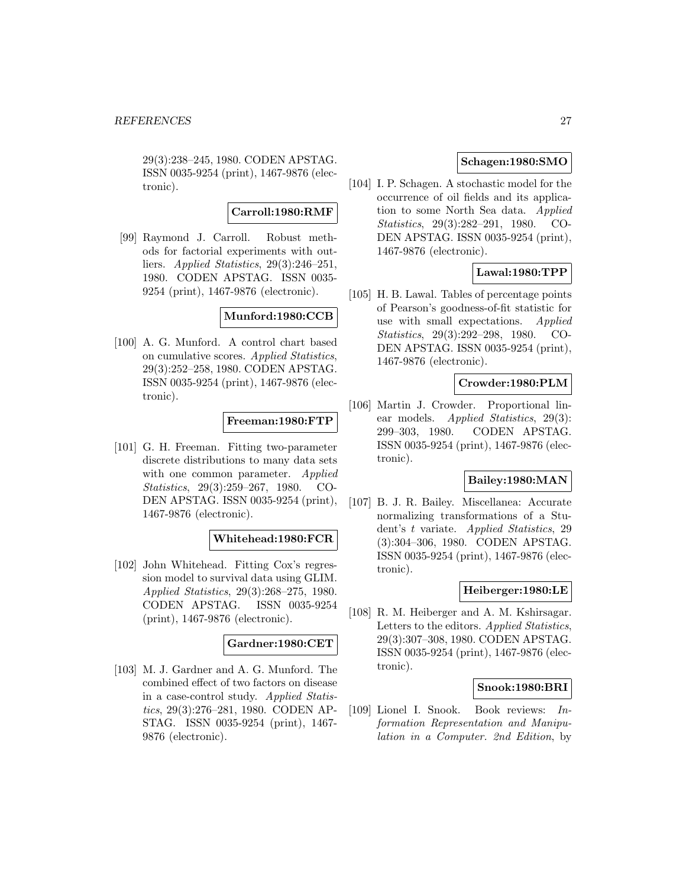29(3):238–245, 1980. CODEN APSTAG. ISSN 0035-9254 (print), 1467-9876 (electronic).

**Carroll:1980:RMF**

[99] Raymond J. Carroll. Robust methods for factorial experiments with outliers. *Applied Statistics*, 29(3):246–251, 1980. CODEN APSTAG. ISSN 0035-9254 (print), 1467-9876 (electronic).

**Munford:1980:CCB**

[100] A. G. Munford. A control chart based on cumulative scores. *Applied Statistics*, 29(3):252–258, 1980. CODEN APSTAG. ISSN 0035-9254 (print), 1467-9876 (electronic).

**Freeman:1980:FTP**

[101] G. H. Freeman. Fitting two-parameter discrete distributions to many data sets with one common parameter. *Applied Statistics*, 29(3):259–267, 1980. CODEN APSTAG. ISSN 0035-9254 (print), 1467-9876 (electronic).

**Whitehead:1980:FCR**

[102] John Whitehead. Fitting Cox's regression model to survival data using GLIM. *Applied Statistics*, 29(3):268–275, 1980. CODEN APSTAG. ISSN 0035-9254 (print), 1467-9876 (electronic).

**Gardner:1980:CET**

[103] M. J. Gardner and A. G. Munford. The combined effect of two factors on disease in a case-control study. *Applied Statistics*, 29(3):276–281, 1980. CODEN APSTAG. ISSN 0035-9254 (print), 1467-9876 (electronic).

**Schagen:1980:SMO**

[104] I. P. Schagen. A stochastic model for the occurrence of oil fields and its application to some North Sea data. *Applied Statistics*, 29(3):282–291, 1980. CODEN APSTAG. ISSN 0035-9254 (print), 1467-9876 (electronic).

**Lawal:1980:TPP**

[105] H. B. Lawal. Tables of percentage points of Pearson's goodness-of-fit statistic for use with small expectations. *Applied Statistics*, 29(3):292–298, 1980. CODEN APSTAG. ISSN 0035-9254 (print), 1467-9876 (electronic).

**Crowder:1980:PLM**

[106] Martin J. Crowder. Proportional linear models. *Applied Statistics*, 29(3): 299–303, 1980. CODEN APSTAG. ISSN 0035-9254 (print), 1467-9876 (electronic).

**Bailey:1980:MAN**

[107] B. J. R. Bailey. Miscellanea: Accurate normalizing transformations of a Student's $t$ variate. *Applied Statistics*, 29 (3):304–306, 1980. CODEN APSTAG. ISSN 0035-9254 (print), 1467-9876 (electronic).

**Heiberger:1980:LE**

[108] R. M. Heiberger and A. M. Kshirsagar. Letters to the editors. *Applied Statistics*, 29(3):307–308, 1980. CODEN APSTAG. ISSN 0035-9254 (print), 1467-9876 (electronic).

**Snook:1980:BRI**

[109] Lionel I. Snook. Book reviews: *Information Representation and Manipulation in a Computer. 2nd Edition*, by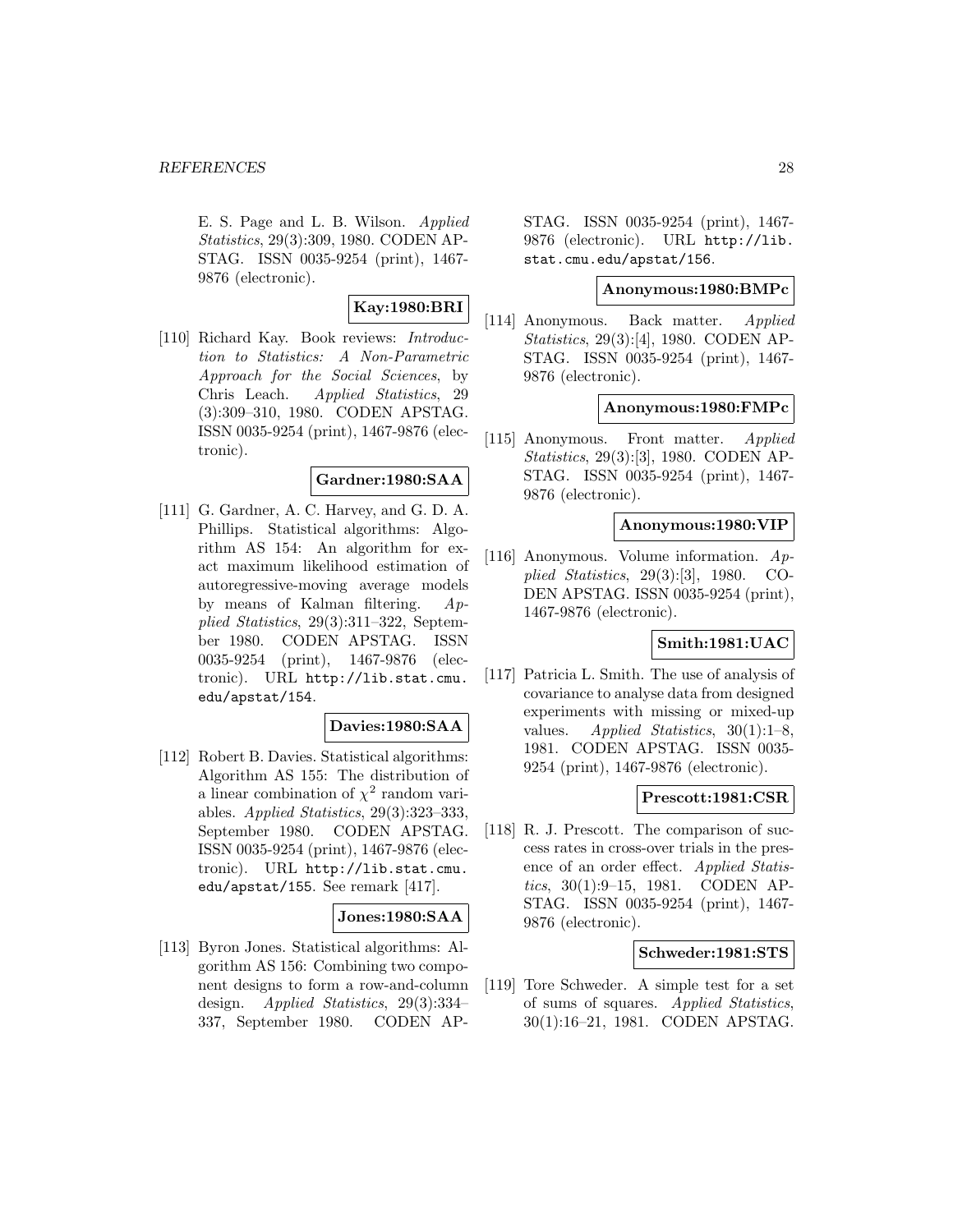E. S. Page and L. B. Wilson. *Applied Statistics*, 29(3):309, 1980. CODEN APSTAG. ISSN 0035-9254 (print), 1467-9876 (electronic).

**Kay:1980:BRI**

[110] Richard Kay. Book reviews: *Introduction to Statistics: A Non-Parametric Approach for the Social Sciences*, by Chris Leach. *Applied Statistics*, 29 (3):309–310, 1980. CODEN APSTAG. ISSN 0035-9254 (print), 1467-9876 (electronic).

**Gardner:1980:SAA**

[111] G. Gardner, A. C. Harvey, and G. D. A. Phillips. Statistical algorithms: Algorithm AS 154: An algorithm for exact maximum likelihood estimation of autoregressive-moving average models by means of Kalman filtering. *Applied Statistics*, 29(3):311–322, September 1980. CODEN APSTAG. ISSN 0035-9254 (print), 1467-9876 (electronic). URL http://lib.stat.cmu.edu/apstat/154.

**Davies:1980:SAA**

[112] Robert B. Davies. Statistical algorithms: Algorithm AS 155: The distribution of a linear combination of $\chi^2$ random variables. *Applied Statistics*, 29(3):323–333, September 1980. CODEN APSTAG. ISSN 0035-9254 (print), 1467-9876 (electronic). URL http://lib.stat.cmu.edu/apstat/155. See remark [417].

**Jones:1980:SAA**

[113] Byron Jones. Statistical algorithms: Algorithm AS 156: Combining two component designs to form a row-and-column design. *Applied Statistics*, 29(3):334–337, September 1980. CODEN APSTAG. ISSN 0035-9254 (print), 1467-9876 (electronic). URL http://lib.stat.cmu.edu/apstat/156.

**Anonymous:1980:BMPc**

[114] Anonymous. Back matter. *Applied Statistics*, 29(3):[4], 1980. CODEN APSTAG. ISSN 0035-9254 (print), 1467-9876 (electronic).

**Anonymous:1980:FMPc**

[115] Anonymous. Front matter. *Applied Statistics*, 29(3):[3], 1980. CODEN APSTAG. ISSN 0035-9254 (print), 1467-9876 (electronic).

**Anonymous:1980:VIP**

[116] Anonymous. Volume information. *Applied Statistics*, 29(3):[3], 1980. CODEN APSTAG. ISSN 0035-9254 (print), 1467-9876 (electronic).

**Smith:1981:UAC**

[117] Patricia L. Smith. The use of analysis of covariance to analyse data from designed experiments with missing or mixed-up values. *Applied Statistics*, 30(1):1–8, 1981. CODEN APSTAG. ISSN 0035-9254 (print), 1467-9876 (electronic).

**Prescott:1981:CSR**

[118] R. J. Prescott. The comparison of success rates in cross-over trials in the presence of an order effect. *Applied Statistics*, 30(1):9–15, 1981. CODEN APSTAG. ISSN 0035-9254 (print), 1467-9876 (electronic).

**Schweder:1981:STS**

[119] Tore Schweder. A simple test for a set of sums of squares. *Applied Statistics*, 30(1):16–21, 1981. CODEN APSTAG.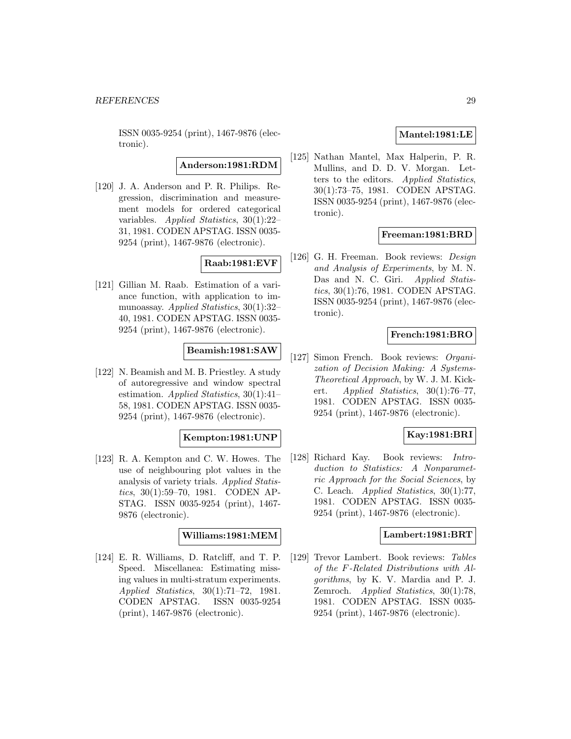ISSN 0035-9254 (print), 1467-9876 (electronic).

**Anderson:1981:RDM**

[120] J. A. Anderson and P. R. Philips. Regression, discrimination and measurement models for ordered categorical variables. *Applied Statistics*, 30(1):22–31, 1981. CODEN APSTAG. ISSN 0035-9254 (print), 1467-9876 (electronic).

**Raab:1981:EVF**

[121] Gillian M. Raab. Estimation of a variance function, with application to immunoassay. *Applied Statistics*, 30(1):32–40, 1981. CODEN APSTAG. ISSN 0035-9254 (print), 1467-9876 (electronic).

**Beamish:1981:SAW**

[122] N. Beamish and M. B. Priestley. A study of autoregressive and window spectral estimation. *Applied Statistics*, 30(1):41–58, 1981. CODEN APSTAG. ISSN 0035-9254 (print), 1467-9876 (electronic).

**Kempton:1981:UNP**

[123] R. A. Kempton and C. W. Howes. The use of neighbouring plot values in the analysis of variety trials. *Applied Statistics*, 30(1):59–70, 1981. CODEN APSTAG. ISSN 0035-9254 (print), 1467-9876 (electronic).

**Williams:1981:MEM**

[124] E. R. Williams, D. Ratcliff, and T. P. Speed. Miscellanea: Estimating missing values in multi-stratum experiments. *Applied Statistics*, 30(1):71–72, 1981. CODEN APSTAG. ISSN 0035-9254 (print), 1467-9876 (electronic).

**Mantel:1981:LE**

[125] Nathan Mantel, Max Halperin, P. R. Mullins, and D. D. V. Morgan. Letters to the editors. *Applied Statistics*, 30(1):73–75, 1981. CODEN APSTAG. ISSN 0035-9254 (print), 1467-9876 (electronic).

**Freeman:1981:BRD**

[126] G. H. Freeman. Book reviews: *Design and Analysis of Experiments*, by M. N. Das and N. C. Giri. *Applied Statistics*, 30(1):76, 1981. CODEN APSTAG. ISSN 0035-9254 (print), 1467-9876 (electronic).

**French:1981:BRO**

[127] Simon French. Book reviews: *Organization of Decision Making: A Systems-Theoretical Approach*, by W. J. M. Kickert. *Applied Statistics*, 30(1):76–77, 1981. CODEN APSTAG. ISSN 0035-9254 (print), 1467-9876 (electronic).

**Kay:1981:BRI**

[128] Richard Kay. Book reviews: *Introduction to Statistics: A Nonparametric Approach for the Social Sciences*, by C. Leach. *Applied Statistics*, 30(1):77, 1981. CODEN APSTAG. ISSN 0035-9254 (print), 1467-9876 (electronic).

**Lambert:1981:BRT**

[129] Trevor Lambert. Book reviews: *Tables of the F-Related Distributions with Algorithms*, by K. V. Mardia and P. J. Zemroch. *Applied Statistics*, 30(1):78, 1981. CODEN APSTAG. ISSN 0035-9254 (print), 1467-9876 (electronic).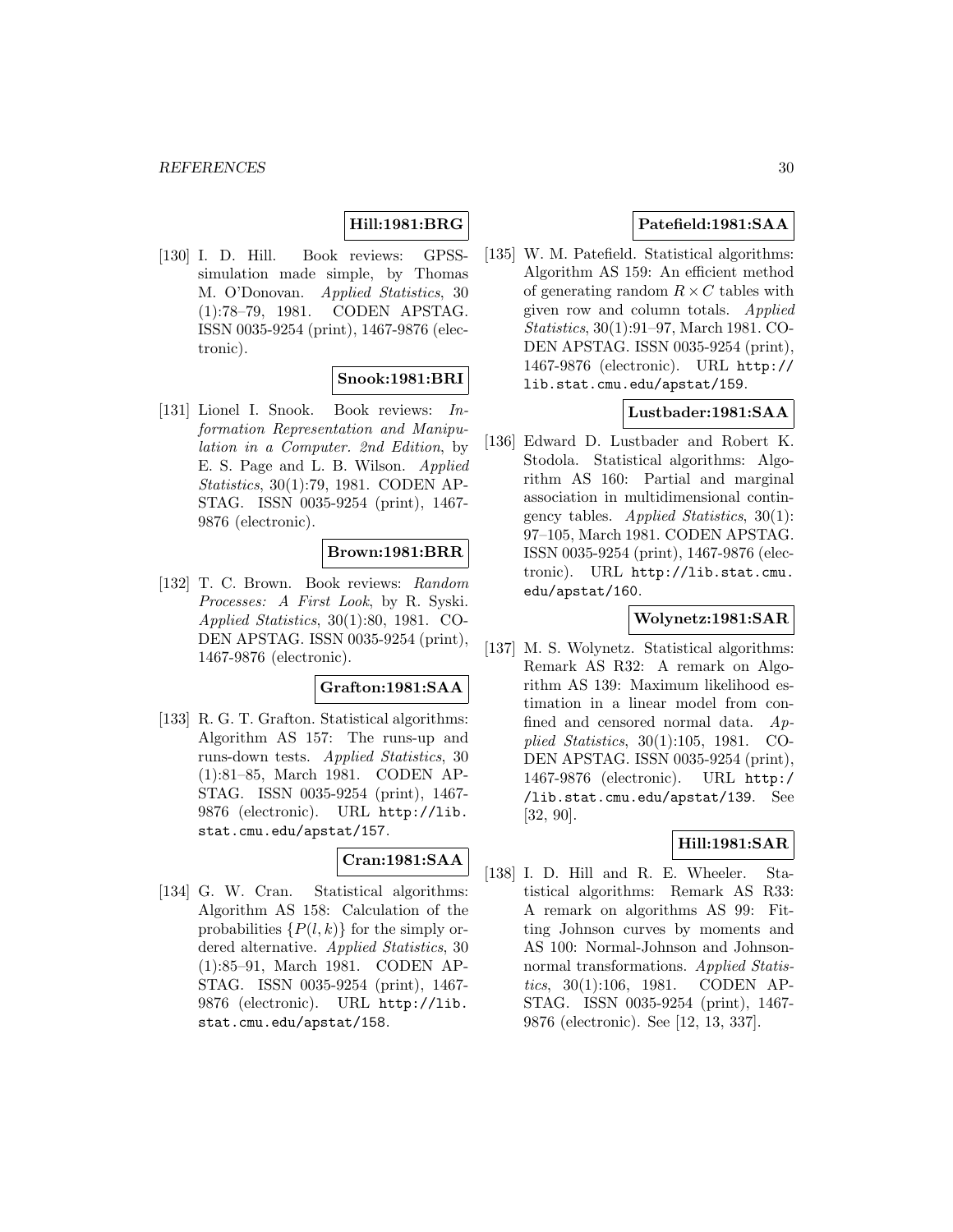**Hill:1981:BRG**

[130] I. D. Hill. Book reviews: GPSS-simulation made simple, by Thomas M. O'Donovan. *Applied Statistics*, 30 (1):78–79, 1981. CODEN APSTAG. ISSN 0035-9254 (print), 1467-9876 (electronic).

**Snook:1981:BRI**

[131] Lionel I. Snook. Book reviews: *Information Representation and Manipulation in a Computer. 2nd Edition*, by E. S. Page and L. B. Wilson. *Applied Statistics*, 30(1):79, 1981. CODEN APSTAG. ISSN 0035-9254 (print), 1467-9876 (electronic).

**Brown:1981:BRR**

[132] T. C. Brown. Book reviews: *Random Processes: A First Look*, by R. Syski. *Applied Statistics*, 30(1):80, 1981. CODEN APSTAG. ISSN 0035-9254 (print), 1467-9876 (electronic).

**Grafton:1981:SAA**

[133] R. G. T. Grafton. Statistical algorithms: Algorithm AS 157: The runs-up and runs-down tests. *Applied Statistics*, 30 (1):81–85, March 1981. CODEN APSTAG. ISSN 0035-9254 (print), 1467-9876 (electronic). URL http://lib.stat.cmu.edu/apstat/157.

**Cran:1981:SAA**

[134] G. W. Cran. Statistical algorithms: Algorithm AS 158: Calculation of the probabilities $\{P(l,k)\}$ for the simply ordered alternative. *Applied Statistics*, 30 (1):85–91, March 1981. CODEN APSTAG. ISSN 0035-9254 (print), 1467-9876 (electronic). URL http://lib.stat.cmu.edu/apstat/158.

**Patefield:1981:SAA**

[135] W. M. Patefield. Statistical algorithms: Algorithm AS 159: An efficient method of generating random $R \times C$ tables with given row and column totals. *Applied Statistics*, 30(1):91–97, March 1981. CODEN APSTAG. ISSN 0035-9254 (print), 1467-9876 (electronic). URL http://lib.stat.cmu.edu/apstat/159.

**Lustbader:1981:SAA**

[136] Edward D. Lustbader and Robert K. Stodola. Statistical algorithms: Algorithm AS 160: Partial and marginal association in multidimensional contingency tables. *Applied Statistics*, 30(1): 97–105, March 1981. CODEN APSTAG. ISSN 0035-9254 (print), 1467-9876 (electronic). URL http://lib.stat.cmu.edu/apstat/160.

**Wolynetz:1981:SAR**

[137] M. S. Wolynetz. Statistical algorithms: Remark AS R32: A remark on Algorithm AS 139: Maximum likelihood estimation in a linear model from confined and censored normal data. *Applied Statistics*, 30(1):105, 1981. CODEN APSTAG. ISSN 0035-9254 (print), 1467-9876 (electronic). URL http://lib.stat.cmu.edu/apstat/139. See [32, 90].

**Hill:1981:SAR**

[138] I. D. Hill and R. E. Wheeler. Statistical algorithms: Remark AS R33: A remark on algorithms AS 99: Fitting Johnson curves by moments and AS 100: Normal-Johnson and Johnson-normal transformations. *Applied Statistics*, 30(1):106, 1981. CODEN APSTAG. ISSN 0035-9254 (print), 1467-9876 (electronic). See [12, 13, 337].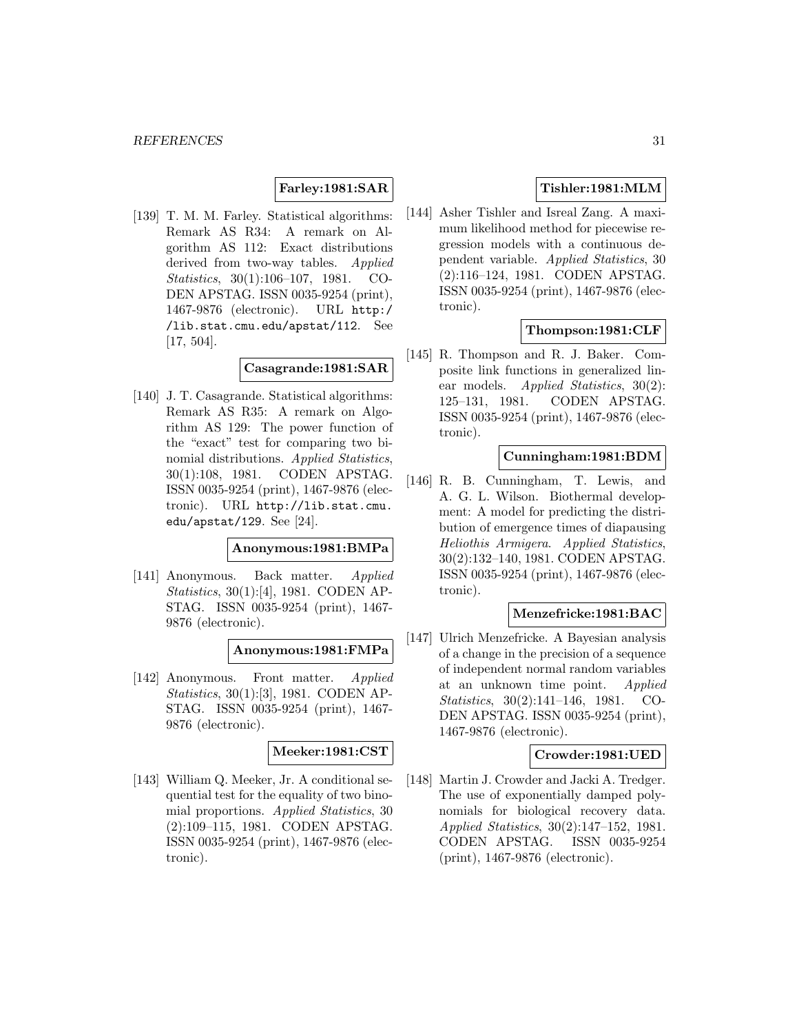**Farley:1981:SAR**

[139] T. M. M. Farley. Statistical algorithms: Remark AS R34: A remark on Algorithm AS 112: Exact distributions derived from two-way tables. *Applied Statistics*, 30(1):106–107, 1981. CODEN APSTAG. ISSN 0035-9254 (print), 1467-9876 (electronic). URL http://lib.stat.cmu.edu/apstat/112. See [17, 504].

**Casagrande:1981:SAR**

[140] J. T. Casagrande. Statistical algorithms: Remark AS R35: A remark on Algorithm AS 129: The power function of the "exact" test for comparing two binomial distributions. *Applied Statistics*, 30(1):108, 1981. CODEN APSTAG. ISSN 0035-9254 (print), 1467-9876 (electronic). URL http://lib.stat.cmu.edu/apstat/129. See [24].

**Anonymous:1981:BMPa**

[141] Anonymous. Back matter. *Applied Statistics*, 30(1):[4], 1981. CODEN APSTAG. ISSN 0035-9254 (print), 1467-9876 (electronic).

**Anonymous:1981:FMPa**

[142] Anonymous. Front matter. *Applied Statistics*, 30(1):[3], 1981. CODEN APSTAG. ISSN 0035-9254 (print), 1467-9876 (electronic).

**Meeker:1981:CST**

[143] William Q. Meeker, Jr. A conditional sequential test for the equality of two binomial proportions. *Applied Statistics*, 30 (2):109–115, 1981. CODEN APSTAG. ISSN 0035-9254 (print), 1467-9876 (electronic).

**Tishler:1981:MLM**

[144] Asher Tishler and Isreal Zang. A maximum likelihood method for piecewise regression models with a continuous dependent variable. *Applied Statistics*, 30 (2):116–124, 1981. CODEN APSTAG. ISSN 0035-9254 (print), 1467-9876 (electronic).

**Thompson:1981:CLF**

[145] R. Thompson and R. J. Baker. Composite link functions in generalized linear models. *Applied Statistics*, 30(2): 125–131, 1981. CODEN APSTAG. ISSN 0035-9254 (print), 1467-9876 (electronic).

**Cunningham:1981:BDM**

[146] R. B. Cunningham, T. Lewis, and A. G. L. Wilson. Biothermal development: A model for predicting the distribution of emergence times of diapausing *Heliothis Armigera*. *Applied Statistics*, 30(2):132–140, 1981. CODEN APSTAG. ISSN 0035-9254 (print), 1467-9876 (electronic).

**Menzefricke:1981:BAC**

[147] Ulrich Menzefricke. A Bayesian analysis of a change in the precision of a sequence of independent normal random variables at an unknown time point. *Applied Statistics*, 30(2):141–146, 1981. CODEN APSTAG. ISSN 0035-9254 (print), 1467-9876 (electronic).

**Crowder:1981:UED**

[148] Martin J. Crowder and Jacki A. Tredger. The use of exponentially damped polynomials for biological recovery data. *Applied Statistics*, 30(2):147–152, 1981. CODEN APSTAG. ISSN 0035-9254 (print), 1467-9876 (electronic).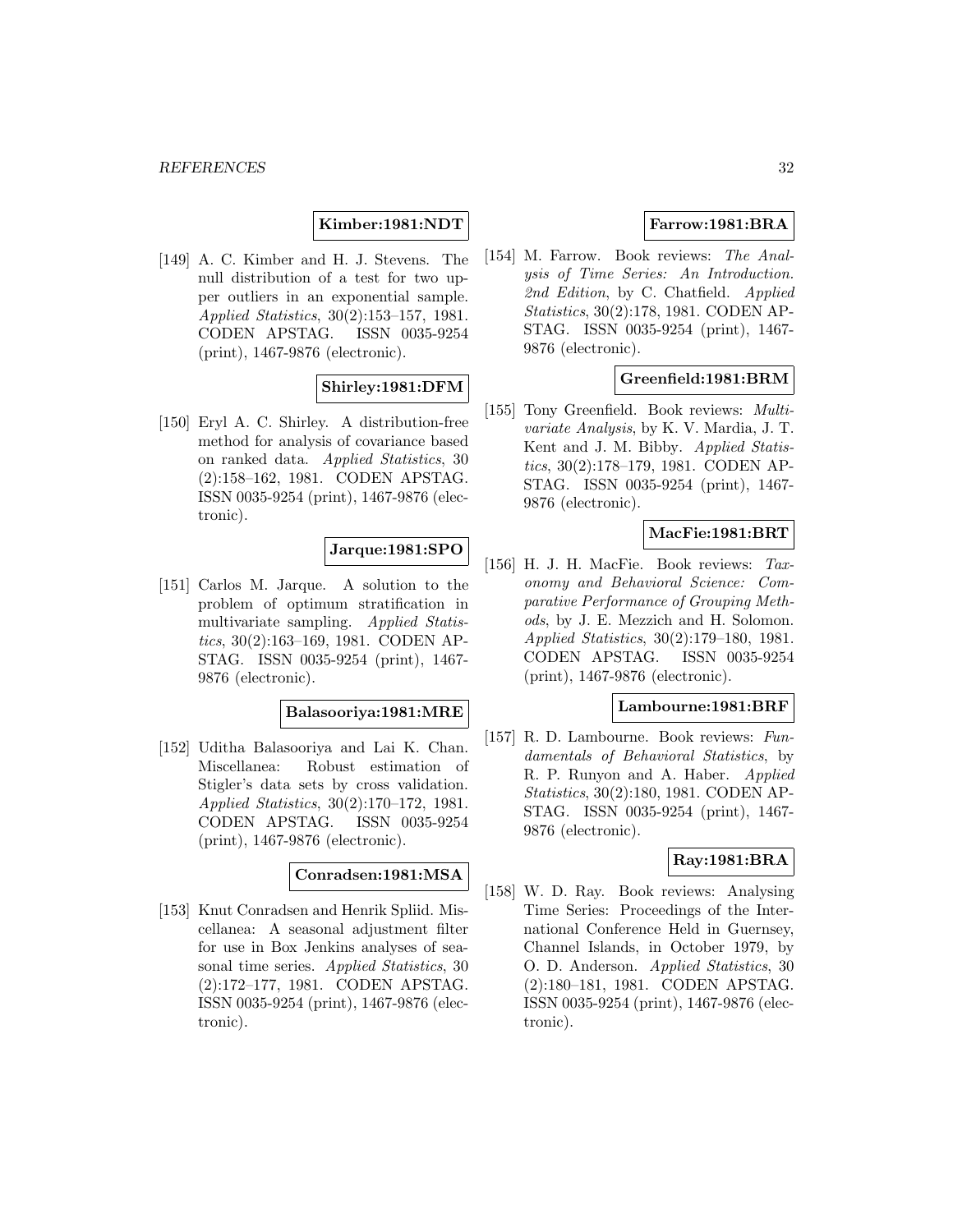**Kimber:1981:NDT**

[149] A. C. Kimber and H. J. Stevens. The null distribution of a test for two upper outliers in an exponential sample. *Applied Statistics*, 30(2):153–157, 1981. CODEN APSTAG. ISSN 0035-9254 (print), 1467-9876 (electronic).

**Shirley:1981:DFM**

[150] Eryl A. C. Shirley. A distribution-free method for analysis of covariance based on ranked data. *Applied Statistics*, 30 (2):158–162, 1981. CODEN APSTAG. ISSN 0035-9254 (print), 1467-9876 (electronic).

**Jarque:1981:SPO**

[151] Carlos M. Jarque. A solution to the problem of optimum stratification in multivariate sampling. *Applied Statistics*, 30(2):163–169, 1981. CODEN APSTAG. ISSN 0035-9254 (print), 1467-9876 (electronic).

**Balasooriya:1981:MRE**

[152] Uditha Balasooriya and Lai K. Chan. Miscellanea: Robust estimation of Stigler's data sets by cross validation. *Applied Statistics*, 30(2):170–172, 1981. CODEN APSTAG. ISSN 0035-9254 (print), 1467-9876 (electronic).

**Conradsen:1981:MSA**

[153] Knut Conradsen and Henrik Spliid. Miscellanea: A seasonal adjustment filter for use in Box Jenkins analyses of seasonal time series. *Applied Statistics*, 30 (2):172–177, 1981. CODEN APSTAG. ISSN 0035-9254 (print), 1467-9876 (electronic).

**Farrow:1981:BRA**

[154] M. Farrow. Book reviews: *The Analysis of Time Series: An Introduction. 2nd Edition*, by C. Chatfield. *Applied Statistics*, 30(2):178, 1981. CODEN APSTAG. ISSN 0035-9254 (print), 1467-9876 (electronic).

**Greenfield:1981:BRM**

[155] Tony Greenfield. Book reviews: *Multivariate Analysis*, by K. V. Mardia, J. T. Kent and J. M. Bibby. *Applied Statistics*, 30(2):178–179, 1981. CODEN APSTAG. ISSN 0035-9254 (print), 1467-9876 (electronic).

**MacFie:1981:BRT**

[156] H. J. H. MacFie. Book reviews: *Taxonomy and Behavioral Science: Comparative Performance of Grouping Methods*, by J. E. Mezzich and H. Solomon. *Applied Statistics*, 30(2):179–180, 1981. CODEN APSTAG. ISSN 0035-9254 (print), 1467-9876 (electronic).

**Lambourne:1981:BRF**

[157] R. D. Lambourne. Book reviews: *Fundamentals of Behavioral Statistics*, by R. P. Runyon and A. Haber. *Applied Statistics*, 30(2):180, 1981. CODEN APSTAG. ISSN 0035-9254 (print), 1467-9876 (electronic).

**Ray:1981:BRA**

[158] W. D. Ray. Book reviews: Analysing Time Series: Proceedings of the International Conference Held in Guernsey, Channel Islands, in October 1979, by O. D. Anderson. *Applied Statistics*, 30 (2):180–181, 1981. CODEN APSTAG. ISSN 0035-9254 (print), 1467-9876 (electronic).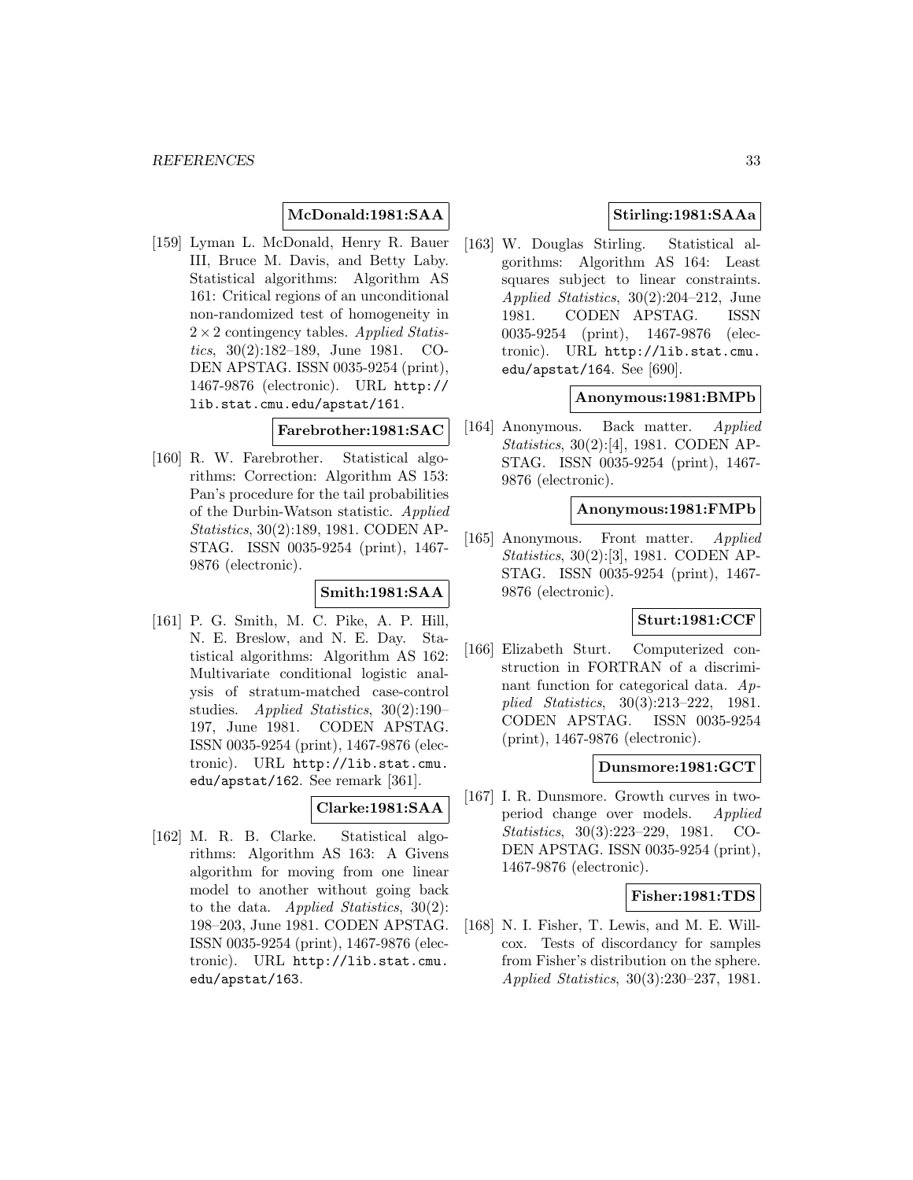**McDonald:1981:SAA**

[159] Lyman L. McDonald, Henry R. Bauer III, Bruce M. Davis, and Betty Laby. Statistical algorithms: Algorithm AS 161: Critical regions of an unconditional non-randomized test of homogeneity in $2 \times 2$ contingency tables. *Applied Statistics*, 30(2):182–189, June 1981. CODEN APSTAG. ISSN 0035-9254 (print), 1467-9876 (electronic). URL http://lib.stat.cmu.edu/apstat/161.

**Farebrother:1981:SAC**

[160] R. W. Farebrother. Statistical algorithms: Correction: Algorithm AS 153: Pan's procedure for the tail probabilities of the Durbin-Watson statistic. *Applied Statistics*, 30(2):189, 1981. CODEN APSTAG. ISSN 0035-9254 (print), 1467-9876 (electronic).

**Smith:1981:SAA**

[161] P. G. Smith, M. C. Pike, A. P. Hill, N. E. Breslow, and N. E. Day. Statistical algorithms: Algorithm AS 162: Multivariate conditional logistic analysis of stratum-matched case-control studies. *Applied Statistics*, 30(2):190–197, June 1981. CODEN APSTAG. ISSN 0035-9254 (print), 1467-9876 (electronic). URL http://lib.stat.cmu.edu/apstat/162. See remark [361].

**Clarke:1981:SAA**

[162] M. R. B. Clarke. Statistical algorithms: Algorithm AS 163: A Givens algorithm for moving from one linear model to another without going back to the data. *Applied Statistics*, 30(2):198–203, June 1981. CODEN APSTAG. ISSN 0035-9254 (print), 1467-9876 (electronic). URL http://lib.stat.cmu.edu/apstat/163.

**Stirling:1981:SAAa**

[163] W. Douglas Stirling. Statistical algorithms: Algorithm AS 164: Least squares subject to linear constraints. *Applied Statistics*, 30(2):204–212, June 1981. CODEN APSTAG. ISSN 0035-9254 (print), 1467-9876 (electronic). URL http://lib.stat.cmu.edu/apstat/164. See [690].

**Anonymous:1981:BMPb**

[164] Anonymous. Back matter. *Applied Statistics*, 30(2):[4], 1981. CODEN APSTAG. ISSN 0035-9254 (print), 1467-9876 (electronic).

**Anonymous:1981:FMPb**

[165] Anonymous. Front matter. *Applied Statistics*, 30(2):[3], 1981. CODEN APSTAG. ISSN 0035-9254 (print), 1467-9876 (electronic).

**Sturt:1981:CCF**

[166] Elizabeth Sturt. Computerized construction in FORTRAN of a discriminant function for categorical data. *Applied Statistics*, 30(3):213–222, 1981. CODEN APSTAG. ISSN 0035-9254 (print), 1467-9876 (electronic).

**Dunsmore:1981:GCT**

[167] I. R. Dunsmore. Growth curves in two-period change over models. *Applied Statistics*, 30(3):223–229, 1981. CODEN APSTAG. ISSN 0035-9254 (print), 1467-9876 (electronic).

**Fisher:1981:TDS**

[168] N. I. Fisher, T. Lewis, and M. E. Willcox. Tests of discordancy for samples from Fisher's distribution on the sphere. *Applied Statistics*, 30(3):230–237, 1981.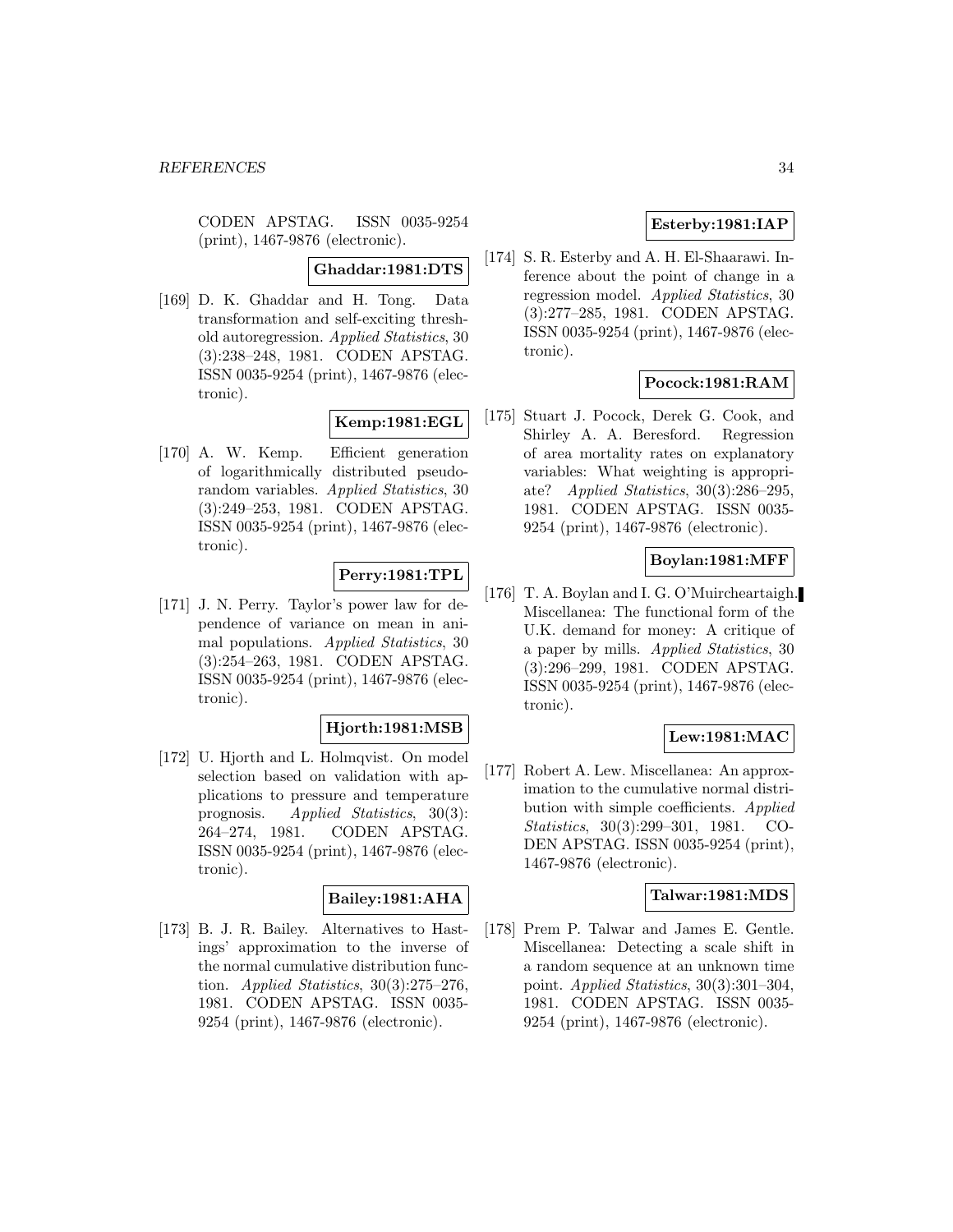CODEN APSTAG. ISSN 0035-9254 (print), 1467-9876 (electronic).

**Ghaddar:1981:DTS**

[169] D. K. Ghaddar and H. Tong. Data transformation and self-exciting threshold autoregression. *Applied Statistics*, 30 (3):238–248, 1981. CODEN APSTAG. ISSN 0035-9254 (print), 1467-9876 (electronic).

**Kemp:1981:EGL**

[170] A. W. Kemp. Efficient generation of logarithmically distributed pseudo-random variables. *Applied Statistics*, 30 (3):249–253, 1981. CODEN APSTAG. ISSN 0035-9254 (print), 1467-9876 (electronic).

**Perry:1981:TPL**

[171] J. N. Perry. Taylor's power law for dependence of variance on mean in animal populations. *Applied Statistics*, 30 (3):254–263, 1981. CODEN APSTAG. ISSN 0035-9254 (print), 1467-9876 (electronic).

**Hjorth:1981:MSB**

[172] U. Hjorth and L. Holmqvist. On model selection based on validation with applications to pressure and temperature prognosis. *Applied Statistics*, 30(3): 264–274, 1981. CODEN APSTAG. ISSN 0035-9254 (print), 1467-9876 (electronic).

**Bailey:1981:AHA**

[173] B. J. R. Bailey. Alternatives to Hastings' approximation to the inverse of the normal cumulative distribution function. *Applied Statistics*, 30(3):275–276, 1981. CODEN APSTAG. ISSN 0035-9254 (print), 1467-9876 (electronic).

**Esterby:1981:IAP**

[174] S. R. Esterby and A. H. El-Shaarawi. Inference about the point of change in a regression model. *Applied Statistics*, 30 (3):277–285, 1981. CODEN APSTAG. ISSN 0035-9254 (print), 1467-9876 (electronic).

**Pocock:1981:RAM**

[175] Stuart J. Pocock, Derek G. Cook, and Shirley A. A. Beresford. Regression of area mortality rates on explanatory variables: What weighting is appropriate? *Applied Statistics*, 30(3):286–295, 1981. CODEN APSTAG. ISSN 0035-9254 (print), 1467-9876 (electronic).

**Boylan:1981:MFF**

[176] T. A. Boylan and I. G. O'Muircheartaigh. Miscellanea: The functional form of the U.K. demand for money: A critique of a paper by mills. *Applied Statistics*, 30 (3):296–299, 1981. CODEN APSTAG. ISSN 0035-9254 (print), 1467-9876 (electronic).

**Lew:1981:MAC**

[177] Robert A. Lew. Miscellanea: An approximation to the cumulative normal distribution with simple coefficients. *Applied Statistics*, 30(3):299–301, 1981. CODEN APSTAG. ISSN 0035-9254 (print), 1467-9876 (electronic).

**Talwar:1981:MDS**

[178] Prem P. Talwar and James E. Gentle. Miscellanea: Detecting a scale shift in a random sequence at an unknown time point. *Applied Statistics*, 30(3):301–304, 1981. CODEN APSTAG. ISSN 0035-9254 (print), 1467-9876 (electronic).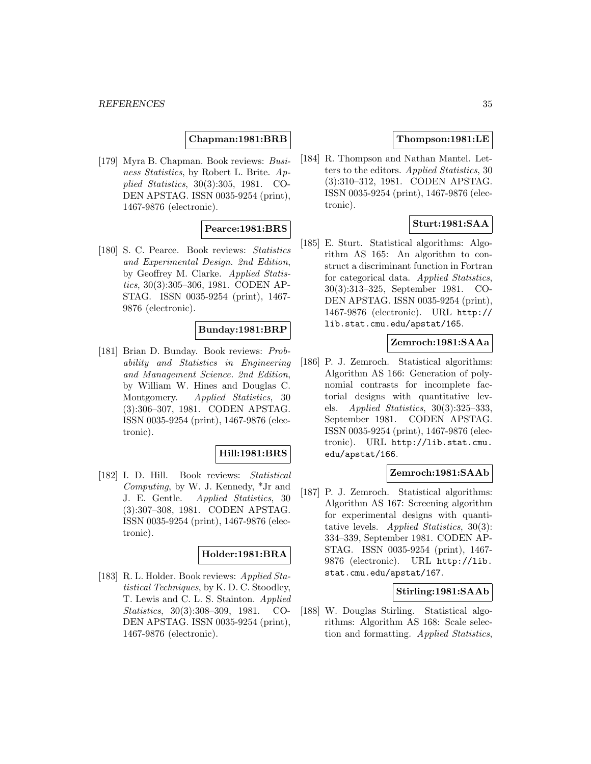**Chapman:1981:BRB**

[179] Myra B. Chapman. Book reviews: *Business Statistics*, by Robert L. Brite. *Applied Statistics*, 30(3):305, 1981. CODEN APSTAG. ISSN 0035-9254 (print), 1467-9876 (electronic).

**Pearce:1981:BRS**

[180] S. C. Pearce. Book reviews: *Statistics and Experimental Design. 2nd Edition*, by Geoffrey M. Clarke. *Applied Statistics*, 30(3):305–306, 1981. CODEN APSTAG. ISSN 0035-9254 (print), 1467-9876 (electronic).

**Bunday:1981:BRP**

[181] Brian D. Bunday. Book reviews: *Probability and Statistics in Engineering and Management Science. 2nd Edition*, by William W. Hines and Douglas C. Montgomery. *Applied Statistics*, 30 (3):306–307, 1981. CODEN APSTAG. ISSN 0035-9254 (print), 1467-9876 (electronic).

**Hill:1981:BRS**

[182] I. D. Hill. Book reviews: *Statistical Computing*, by W. J. Kennedy, *Jr and J. E. Gentle. *Applied Statistics*, 30 (3):307–308, 1981. CODEN APSTAG. ISSN 0035-9254 (print), 1467-9876 (electronic).

**Holder:1981:BRA**

[183] R. L. Holder. Book reviews: *Applied Statistical Techniques*, by K. D. C. Stoodley, T. Lewis and C. L. S. Stainton. *Applied Statistics*, 30(3):308–309, 1981. CODEN APSTAG. ISSN 0035-9254 (print), 1467-9876 (electronic).

**Thompson:1981:LE**

[184] R. Thompson and Nathan Mantel. Letters to the editors. *Applied Statistics*, 30 (3):310–312, 1981. CODEN APSTAG. ISSN 0035-9254 (print), 1467-9876 (electronic).

**Sturt:1981:SAA**

[185] E. Sturt. Statistical algorithms: Algorithm AS 165: An algorithm to construct a discriminant function in Fortran for categorical data. *Applied Statistics*, 30(3):313–325, September 1981. CODEN APSTAG. ISSN 0035-9254 (print), 1467-9876 (electronic). URL http://lib.stat.cmu.edu/apstat/165.

**Zemroch:1981:SAAa**

[186] P. J. Zemroch. Statistical algorithms: Algorithm AS 166: Generation of polynomial contrasts for incomplete factorial designs with quantitative levels. *Applied Statistics*, 30(3):325–333, September 1981. CODEN APSTAG. ISSN 0035-9254 (print), 1467-9876 (electronic). URL http://lib.stat.cmu.edu/apstat/166.

**Zemroch:1981:SAAb**

[187] P. J. Zemroch. Statistical algorithms: Algorithm AS 167: Screening algorithm for experimental designs with quantitative levels. *Applied Statistics*, 30(3): 334–339, September 1981. CODEN APSTAG. ISSN 0035-9254 (print), 1467-9876 (electronic). URL http://lib.stat.cmu.edu/apstat/167.

**Stirling:1981:SAAb**

[188] W. Douglas Stirling. Statistical algorithms: Algorithm AS 168: Scale selection and formatting. *Applied Statistics*,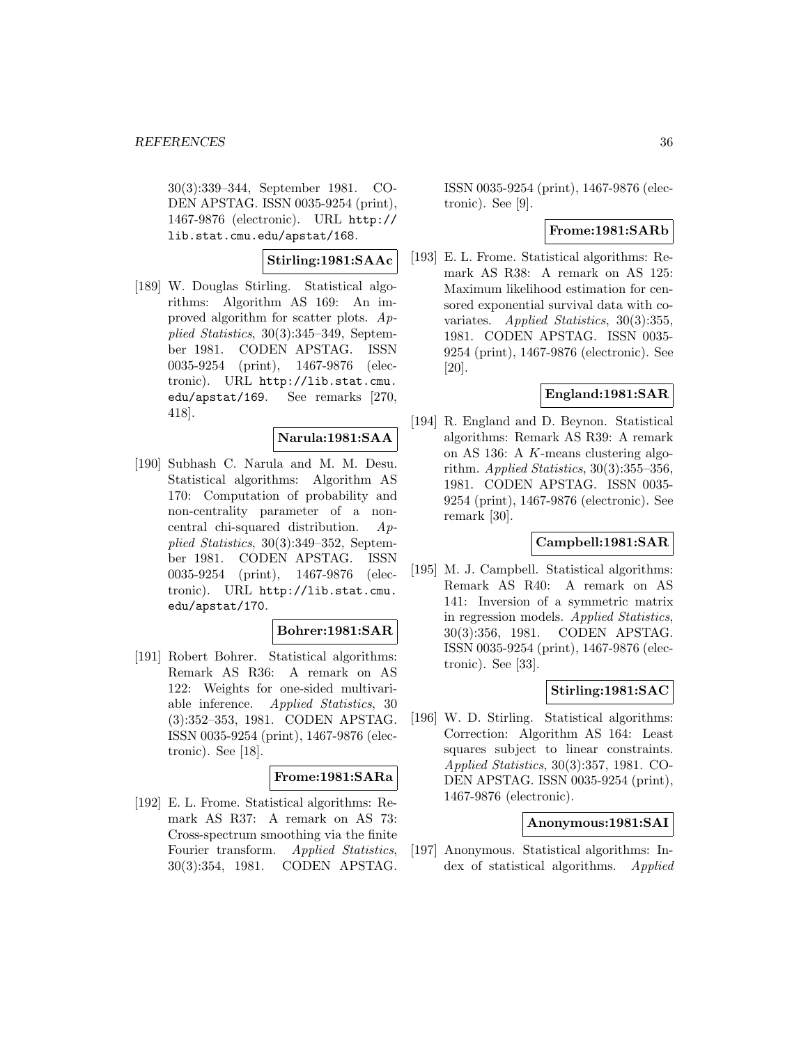30(3):339–344, September 1981. CODEN APSTAG. ISSN 0035-9254 (print), 1467-9876 (electronic). URL http://lib.stat.cmu.edu/apstat/168.

**Stirling:1981:SAAc**

[189] W. Douglas Stirling. Statistical algorithms: Algorithm AS 169: An improved algorithm for scatter plots. *Applied Statistics*, 30(3):345–349, September 1981. CODEN APSTAG. ISSN 0035-9254 (print), 1467-9876 (electronic). URL http://lib.stat.cmu.edu/apstat/169. See remarks [270, 418].

**Narula:1981:SAA**

[190] Subhash C. Narula and M. M. Desu. Statistical algorithms: Algorithm AS 170: Computation of probability and non-centrality parameter of a noncentral chi-squared distribution. *Applied Statistics*, 30(3):349–352, September 1981. CODEN APSTAG. ISSN 0035-9254 (print), 1467-9876 (electronic). URL http://lib.stat.cmu.edu/apstat/170.

**Bohrer:1981:SAR**

[191] Robert Bohrer. Statistical algorithms: Remark AS R36: A remark on AS 122: Weights for one-sided multivariable inference. *Applied Statistics*, 30 (3):352–353, 1981. CODEN APSTAG. ISSN 0035-9254 (print), 1467-9876 (electronic). See [18].

**Frome:1981:SARa**

[192] E. L. Frome. Statistical algorithms: Remark AS R37: A remark on AS 73: Cross-spectrum smoothing via the finite Fourier transform. *Applied Statistics*, 30(3):354, 1981. CODEN APSTAG. ISSN 0035-9254 (print), 1467-9876 (electronic). See [9].

**Frome:1981:SARb**

[193] E. L. Frome. Statistical algorithms: Remark AS R38: A remark on AS 125: Maximum likelihood estimation for censored exponential survival data with covariates. *Applied Statistics*, 30(3):355, 1981. CODEN APSTAG. ISSN 0035-9254 (print), 1467-9876 (electronic). See [20].

**England:1981:SAR**

[194] R. England and D. Beynon. Statistical algorithms: Remark AS R39: A remark on AS 136: A $K$-means clustering algorithm. *Applied Statistics*, 30(3):355–356, 1981. CODEN APSTAG. ISSN 0035-9254 (print), 1467-9876 (electronic). See remark [30].

**Campbell:1981:SAR**

[195] M. J. Campbell. Statistical algorithms: Remark AS R40: A remark on AS 141: Inversion of a symmetric matrix in regression models. *Applied Statistics*, 30(3):356, 1981. CODEN APSTAG. ISSN 0035-9254 (print), 1467-9876 (electronic). See [33].

**Stirling:1981:SAC**

[196] W. D. Stirling. Statistical algorithms: Correction: Algorithm AS 164: Least squares subject to linear constraints. *Applied Statistics*, 30(3):357, 1981. CODEN APSTAG. ISSN 0035-9254 (print), 1467-9876 (electronic).

**Anonymous:1981:SAI**

[197] Anonymous. Statistical algorithms: Index of statistical algorithms. *Applied*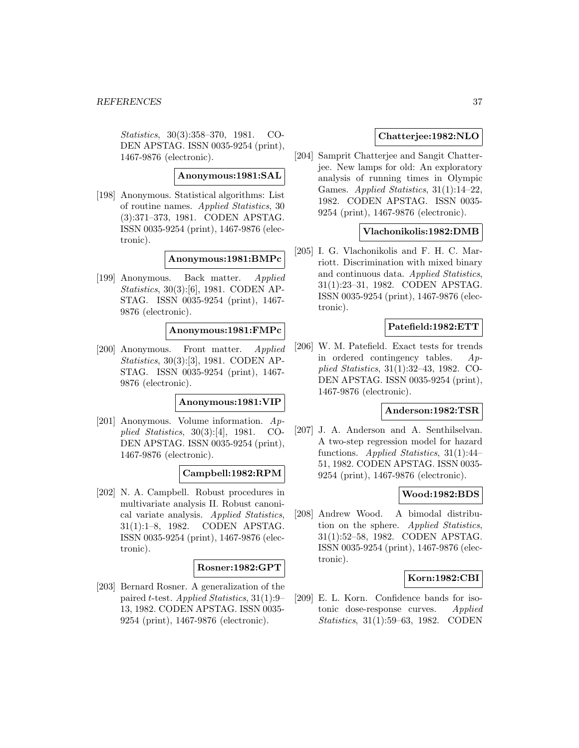*Statistics*, 30(3):358–370, 1981. CODEN APSTAG. ISSN 0035-9254 (print), 1467-9876 (electronic).

**Anonymous:1981:SAL**

[198] Anonymous. Statistical algorithms: List of routine names. *Applied Statistics*, 30 (3):371–373, 1981. CODEN APSTAG. ISSN 0035-9254 (print), 1467-9876 (electronic).

**Anonymous:1981:BMPc**

[199] Anonymous. Back matter. *Applied Statistics*, 30(3):[6], 1981. CODEN APSTAG. ISSN 0035-9254 (print), 1467-9876 (electronic).

**Anonymous:1981:FMPc**

[200] Anonymous. Front matter. *Applied Statistics*, 30(3):[3], 1981. CODEN APSTAG. ISSN 0035-9254 (print), 1467-9876 (electronic).

**Anonymous:1981:VIP**

[201] Anonymous. Volume information. *Applied Statistics*, 30(3):[4], 1981. CODEN APSTAG. ISSN 0035-9254 (print), 1467-9876 (electronic).

**Campbell:1982:RPM**

[202] N. A. Campbell. Robust procedures in multivariate analysis II. Robust canonical variate analysis. *Applied Statistics*, 31(1):1–8, 1982. CODEN APSTAG. ISSN 0035-9254 (print), 1467-9876 (electronic).

**Rosner:1982:GPT**

[203] Bernard Rosner. A generalization of the paired $t$-test. *Applied Statistics*, 31(1):9–13, 1982. CODEN APSTAG. ISSN 0035-9254 (print), 1467-9876 (electronic).

**Chatterjee:1982:NLO**

[204] Samprit Chatterjee and Sangit Chatterjee. New lamps for old: An exploratory analysis of running times in Olympic Games. *Applied Statistics*, 31(1):14–22, 1982. CODEN APSTAG. ISSN 0035-9254 (print), 1467-9876 (electronic).

**Vlachonikolis:1982:DMB**

[205] I. G. Vlachonikolis and F. H. C. Marriott. Discrimination with mixed binary and continuous data. *Applied Statistics*, 31(1):23–31, 1982. CODEN APSTAG. ISSN 0035-9254 (print), 1467-9876 (electronic).

**Patefield:1982:ETT**

[206] W. M. Patefield. Exact tests for trends in ordered contingency tables. *Applied Statistics*, 31(1):32–43, 1982. CODEN APSTAG. ISSN 0035-9254 (print), 1467-9876 (electronic).

**Anderson:1982:TSR**

[207] J. A. Anderson and A. Senthilselvan. A two-step regression model for hazard functions. *Applied Statistics*, 31(1):44–51, 1982. CODEN APSTAG. ISSN 0035-9254 (print), 1467-9876 (electronic).

**Wood:1982:BDS**

[208] Andrew Wood. A bimodal distribution on the sphere. *Applied Statistics*, 31(1):52–58, 1982. CODEN APSTAG. ISSN 0035-9254 (print), 1467-9876 (electronic).

**Korn:1982:CBI**

[209] E. L. Korn. Confidence bands for isotonic dose-response curves. *Applied Statistics*, 31(1):59–63, 1982. CODEN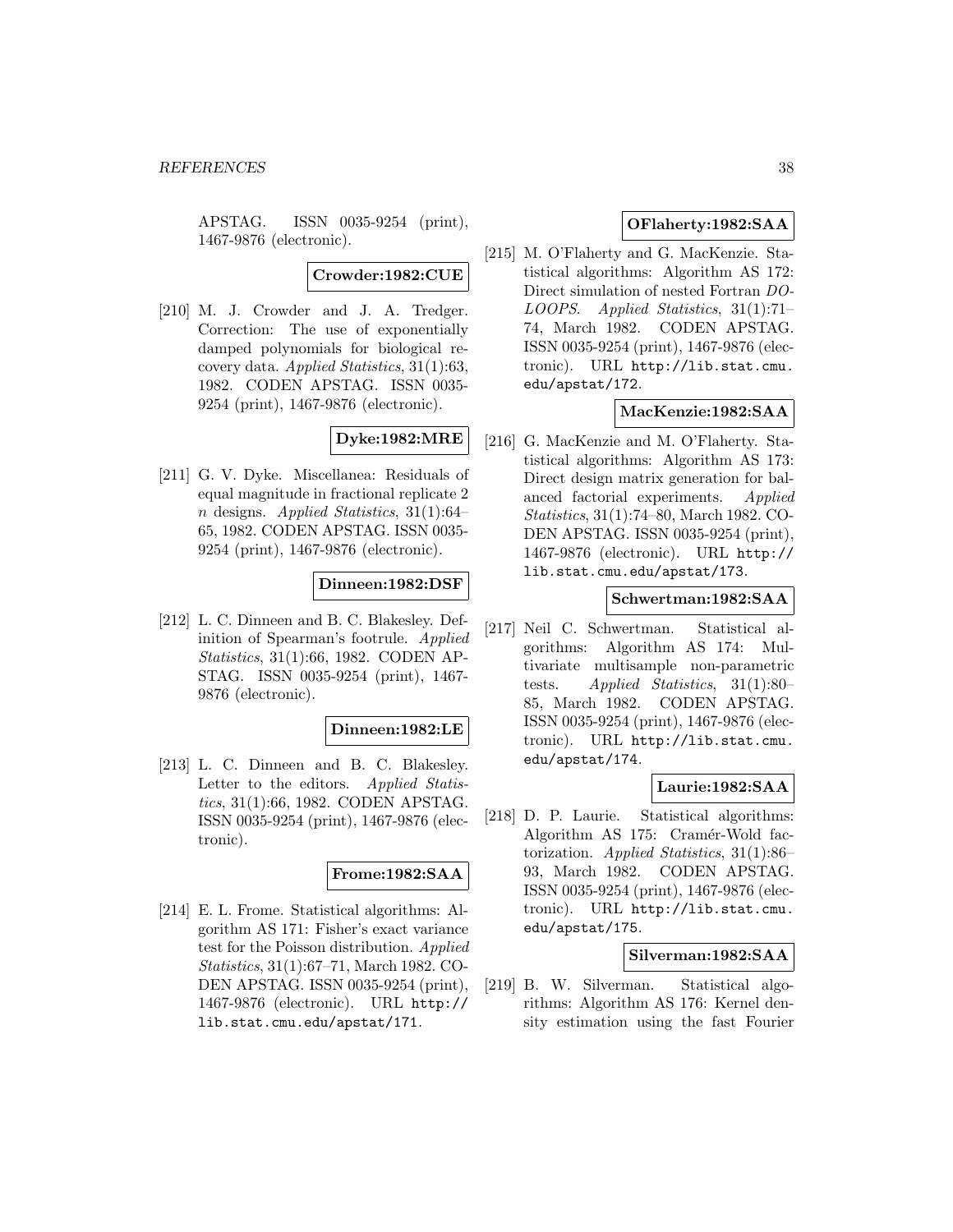APSTAG. ISSN 0035-9254 (print), 1467-9876 (electronic).

**Crowder:1982:CUE**

[210] M. J. Crowder and J. A. Tredger. Correction: The use of exponentially damped polynomials for biological recovery data. *Applied Statistics*, 31(1):63, 1982. CODEN APSTAG. ISSN 0035-9254 (print), 1467-9876 (electronic).

**Dyke:1982:MRE**

[211] G. V. Dyke. Miscellanea: Residuals of equal magnitude in fractional replicate 2 $n$ designs. *Applied Statistics*, 31(1):64–65, 1982. CODEN APSTAG. ISSN 0035-9254 (print), 1467-9876 (electronic).

**Dinneen:1982:DSF**

[212] L. C. Dinneen and B. C. Blakesley. Definition of Spearman's footrule. *Applied Statistics*, 31(1):66, 1982. CODEN APSTAG. ISSN 0035-9254 (print), 1467-9876 (electronic).

**Dinneen:1982:LE**

[213] L. C. Dinneen and B. C. Blakesley. Letter to the editors. *Applied Statistics*, 31(1):66, 1982. CODEN APSTAG. ISSN 0035-9254 (print), 1467-9876 (electronic).

**Frome:1982:SAA**

[214] E. L. Frome. Statistical algorithms: Algorithm AS 171: Fisher's exact variance test for the Poisson distribution. *Applied Statistics*, 31(1):67–71, March 1982. CODEN APSTAG. ISSN 0035-9254 (print), 1467-9876 (electronic). URL http://lib.stat.cmu.edu/apstat/171.

**OFlaherty:1982:SAA**

[215] M. O'Flaherty and G. MacKenzie. Statistical algorithms: Algorithm AS 172: Direct simulation of nested Fortran *DO-LOOPS*. *Applied Statistics*, 31(1):71–74, March 1982. CODEN APSTAG. ISSN 0035-9254 (print), 1467-9876 (electronic). URL http://lib.stat.cmu.edu/apstat/172.

**MacKenzie:1982:SAA**

[216] G. MacKenzie and M. O'Flaherty. Statistical algorithms: Algorithm AS 173: Direct design matrix generation for balanced factorial experiments. *Applied Statistics*, 31(1):74–80, March 1982. CODEN APSTAG. ISSN 0035-9254 (print), 1467-9876 (electronic). URL http://lib.stat.cmu.edu/apstat/173.

**Schwertman:1982:SAA**

[217] Neil C. Schwertman. Statistical algorithms: Algorithm AS 174: Multivariate multisample non-parametric tests. *Applied Statistics*, 31(1):80–85, March 1982. CODEN APSTAG. ISSN 0035-9254 (print), 1467-9876 (electronic). URL http://lib.stat.cmu.edu/apstat/174.

**Laurie:1982:SAA**

[218] D. P. Laurie. Statistical algorithms: Algorithm AS 175: Cramér-Wold factorization. *Applied Statistics*, 31(1):86–93, March 1982. CODEN APSTAG. ISSN 0035-9254 (print), 1467-9876 (electronic). URL http://lib.stat.cmu.edu/apstat/175.

**Silverman:1982:SAA**

[219] B. W. Silverman. Statistical algorithms: Algorithm AS 176: Kernel density estimation using the fast Fourier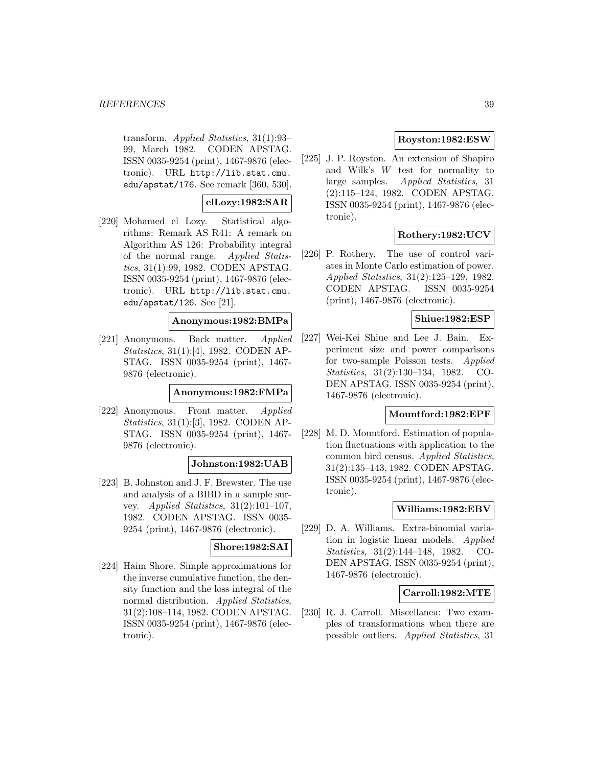transform. *Applied Statistics*, 31(1):93–99, March 1982. CODEN APSTAG. ISSN 0035-9254 (print), 1467-9876 (electronic). URL http://lib.stat.cmu.edu/apstat/176. See remark [360, 530].

**elLozy:1982:SAR**

[220] Mohamed el Lozy. Statistical algorithms: Remark AS R41: A remark on Algorithm AS 126: Probability integral of the normal range. *Applied Statistics*, 31(1):99, 1982. CODEN APSTAG. ISSN 0035-9254 (print), 1467-9876 (electronic). URL http://lib.stat.cmu.edu/apstat/126. See [21].

**Anonymous:1982:BMPa**

[221] Anonymous. Back matter. *Applied Statistics*, 31(1):[4], 1982. CODEN APSTAG. ISSN 0035-9254 (print), 1467-9876 (electronic).

**Anonymous:1982:FMPa**

[222] Anonymous. Front matter. *Applied Statistics*, 31(1):[3], 1982. CODEN APSTAG. ISSN 0035-9254 (print), 1467-9876 (electronic).

**Johnston:1982:UAB**

[223] B. Johnston and J. F. Brewster. The use and analysis of a BIBD in a sample survey. *Applied Statistics*, 31(2):101–107, 1982. CODEN APSTAG. ISSN 0035-9254 (print), 1467-9876 (electronic).

**Shore:1982:SAI**

[224] Haim Shore. Simple approximations for the inverse cumulative function, the density function and the loss integral of the normal distribution. *Applied Statistics*, 31(2):108–114, 1982. CODEN APSTAG. ISSN 0035-9254 (print), 1467-9876 (electronic).

**Royston:1982:ESW**

[225] J. P. Royston. An extension of Shapiro and Wilk's $W$ test for normality to large samples. *Applied Statistics*, 31(2):115–124, 1982. CODEN APSTAG. ISSN 0035-9254 (print), 1467-9876 (electronic).

**Rothery:1982:UCV**

[226] P. Rothery. The use of control variates in Monte Carlo estimation of power. *Applied Statistics*, 31(2):125–129, 1982. CODEN APSTAG. ISSN 0035-9254 (print), 1467-9876 (electronic).

**Shiue:1982:ESP**

[227] Wei-Kei Shiue and Lee J. Bain. Experiment size and power comparisons for two-sample Poisson tests. *Applied Statistics*, 31(2):130–134, 1982. CODEN APSTAG. ISSN 0035-9254 (print), 1467-9876 (electronic).

**Mountford:1982:EPF**

[228] M. D. Mountford. Estimation of population fluctuations with application to the common bird census. *Applied Statistics*, 31(2):135–143, 1982. CODEN APSTAG. ISSN 0035-9254 (print), 1467-9876 (electronic).

**Williams:1982:EBV**

[229] D. A. Williams. Extra-binomial variation in logistic linear models. *Applied Statistics*, 31(2):144–148, 1982. CODEN APSTAG. ISSN 0035-9254 (print), 1467-9876 (electronic).

**Carroll:1982:MTE**

[230] R. J. Carroll. Miscellanea: Two examples of transformations when there are possible outliers. *Applied Statistics*, 31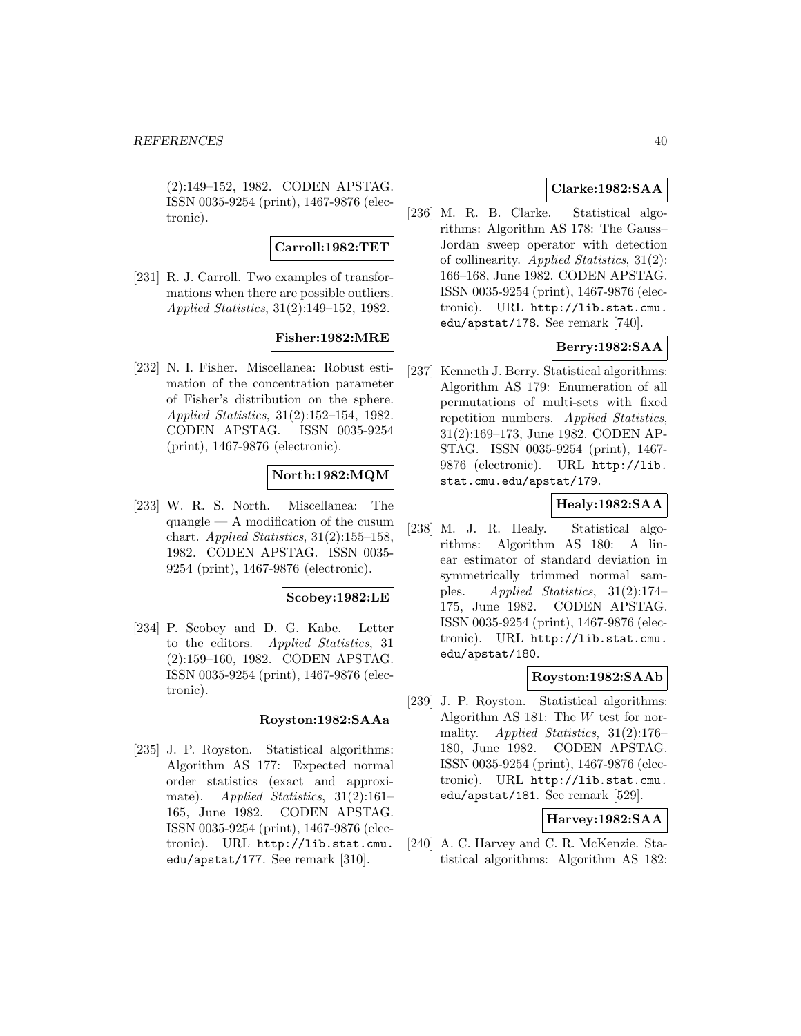(2):149–152, 1982. CODEN APSTAG. ISSN 0035-9254 (print), 1467-9876 (electronic).

**Carroll:1982:TET**

[231] R. J. Carroll. Two examples of transformations when there are possible outliers. *Applied Statistics*, 31(2):149–152, 1982.

**Fisher:1982:MRE**

[232] N. I. Fisher. Miscellanea: Robust estimation of the concentration parameter of Fisher's distribution on the sphere. *Applied Statistics*, 31(2):152–154, 1982. CODEN APSTAG. ISSN 0035-9254 (print), 1467-9876 (electronic).

**North:1982:MQM**

[233] W. R. S. North. Miscellanea: The quangle — A modification of the cusum chart. *Applied Statistics*, 31(2):155–158, 1982. CODEN APSTAG. ISSN 0035-9254 (print), 1467-9876 (electronic).

**Scobey:1982:LE**

[234] P. Scobey and D. G. Kabe. Letter to the editors. *Applied Statistics*, 31 (2):159–160, 1982. CODEN APSTAG. ISSN 0035-9254 (print), 1467-9876 (electronic).

**Royston:1982:SAAa**

[235] J. P. Royston. Statistical algorithms: Algorithm AS 177: Expected normal order statistics (exact and approximate). *Applied Statistics*, 31(2):161–165, June 1982. CODEN APSTAG. ISSN 0035-9254 (print), 1467-9876 (electronic). URL http://lib.stat.cmu.edu/apstat/177. See remark [310].

**Clarke:1982:SAA**

[236] M. R. B. Clarke. Statistical algorithms: Algorithm AS 178: The Gauss–Jordan sweep operator with detection of collinearity. *Applied Statistics*, 31(2): 166–168, June 1982. CODEN APSTAG. ISSN 0035-9254 (print), 1467-9876 (electronic). URL http://lib.stat.cmu.edu/apstat/178. See remark [740].

**Berry:1982:SAA**

[237] Kenneth J. Berry. Statistical algorithms: Algorithm AS 179: Enumeration of all permutations of multi-sets with fixed repetition numbers. *Applied Statistics*, 31(2):169–173, June 1982. CODEN APSTAG. ISSN 0035-9254 (print), 1467-9876 (electronic). URL http://lib.stat.cmu.edu/apstat/179.

**Healy:1982:SAA**

[238] M. J. R. Healy. Statistical algorithms: Algorithm AS 180: A linear estimator of standard deviation in symmetrically trimmed normal samples. *Applied Statistics*, 31(2):174–175, June 1982. CODEN APSTAG. ISSN 0035-9254 (print), 1467-9876 (electronic). URL http://lib.stat.cmu.edu/apstat/180.

**Royston:1982:SAAb**

[239] J. P. Royston. Statistical algorithms: Algorithm AS 181: The $W$ test for normality. *Applied Statistics*, 31(2):176–180, June 1982. CODEN APSTAG. ISSN 0035-9254 (print), 1467-9876 (electronic). URL http://lib.stat.cmu.edu/apstat/181. See remark [529].

**Harvey:1982:SAA**

[240] A. C. Harvey and C. R. McKenzie. Statistical algorithms: Algorithm AS 182: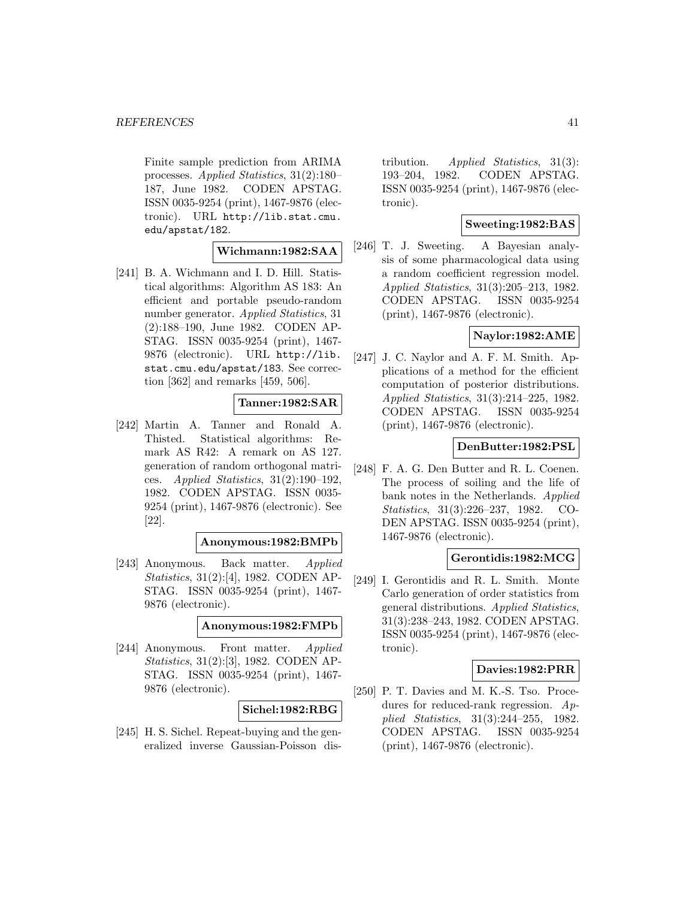Finite sample prediction from ARIMA processes. *Applied Statistics*, 31(2):180–187, June 1982. CODEN APSTAG. ISSN 0035-9254 (print), 1467-9876 (electronic). URL http://lib.stat.cmu.edu/apstat/182.

**Wichmann:1982:SAA**

[241] B. A. Wichmann and I. D. Hill. Statistical algorithms: Algorithm AS 183: An efficient and portable pseudo-random number generator. *Applied Statistics*, 31 (2):188–190, June 1982. CODEN APSTAG. ISSN 0035-9254 (print), 1467-9876 (electronic). URL http://lib.stat.cmu.edu/apstat/183. See correction [362] and remarks [459, 506].

**Tanner:1982:SAR**

[242] Martin A. Tanner and Ronald A. Thisted. Statistical algorithms: Remark AS R42: A remark on AS 127. generation of random orthogonal matrices. *Applied Statistics*, 31(2):190–192, 1982. CODEN APSTAG. ISSN 0035-9254 (print), 1467-9876 (electronic). See [22].

**Anonymous:1982:BMPb**

[243] Anonymous. Back matter. *Applied Statistics*, 31(2):[4], 1982. CODEN APSTAG. ISSN 0035-9254 (print), 1467-9876 (electronic).

**Anonymous:1982:FMPb**

[244] Anonymous. Front matter. *Applied Statistics*, 31(2):[3], 1982. CODEN APSTAG. ISSN 0035-9254 (print), 1467-9876 (electronic).

**Sichel:1982:RBG**

[245] H. S. Sichel. Repeat-buying and the generalized inverse Gaussian-Poisson distribution. *Applied Statistics*, 31(3): 193–204, 1982. CODEN APSTAG. ISSN 0035-9254 (print), 1467-9876 (electronic).

**Sweeting:1982:BAS**

[246] T. J. Sweeting. A Bayesian analysis of some pharmacological data using a random coefficient regression model. *Applied Statistics*, 31(3):205–213, 1982. CODEN APSTAG. ISSN 0035-9254 (print), 1467-9876 (electronic).

**Naylor:1982:AME**

[247] J. C. Naylor and A. F. M. Smith. Applications of a method for the efficient computation of posterior distributions. *Applied Statistics*, 31(3):214–225, 1982. CODEN APSTAG. ISSN 0035-9254 (print), 1467-9876 (electronic).

**DenButter:1982:PSL**

[248] F. A. G. Den Butter and R. L. Coenen. The process of soiling and the life of bank notes in the Netherlands. *Applied Statistics*, 31(3):226–237, 1982. CODEN APSTAG. ISSN 0035-9254 (print), 1467-9876 (electronic).

**Gerontidis:1982:MCG**

[249] I. Gerontidis and R. L. Smith. Monte Carlo generation of order statistics from general distributions. *Applied Statistics*, 31(3):238–243, 1982. CODEN APSTAG. ISSN 0035-9254 (print), 1467-9876 (electronic).

**Davies:1982:PRR**

[250] P. T. Davies and M. K.-S. Tso. Procedures for reduced-rank regression. *Applied Statistics*, 31(3):244–255, 1982. CODEN APSTAG. ISSN 0035-9254 (print), 1467-9876 (electronic).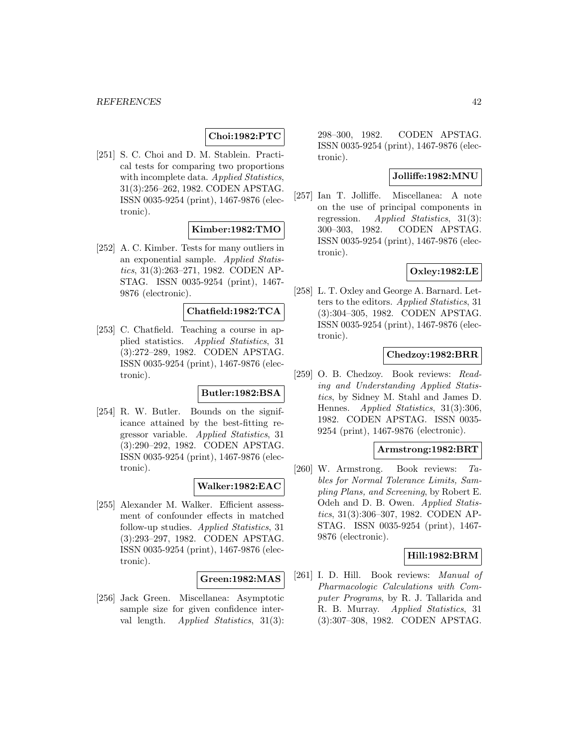**Choi:1982:PTC**

[251] S. C. Choi and D. M. Stablein. Practical tests for comparing two proportions with incomplete data. *Applied Statistics*, 31(3):256–262, 1982. CODEN APSTAG. ISSN 0035-9254 (print), 1467-9876 (electronic).

**Kimber:1982:TMO**

[252] A. C. Kimber. Tests for many outliers in an exponential sample. *Applied Statistics*, 31(3):263–271, 1982. CODEN APSTAG. ISSN 0035-9254 (print), 1467-9876 (electronic).

**Chatfield:1982:TCA**

[253] C. Chatfield. Teaching a course in applied statistics. *Applied Statistics*, 31 (3):272–289, 1982. CODEN APSTAG. ISSN 0035-9254 (print), 1467-9876 (electronic).

**Butler:1982:BSA**

[254] R. W. Butler. Bounds on the significance attained by the best-fitting regressor variable. *Applied Statistics*, 31 (3):290–292, 1982. CODEN APSTAG. ISSN 0035-9254 (print), 1467-9876 (electronic).

**Walker:1982:EAC**

[255] Alexander M. Walker. Efficient assessment of confounder effects in matched follow-up studies. *Applied Statistics*, 31 (3):293–297, 1982. CODEN APSTAG. ISSN 0035-9254 (print), 1467-9876 (electronic).

**Green:1982:MAS**

[256] Jack Green. Miscellanea: Asymptotic sample size for given confidence interval length. *Applied Statistics*, 31(3): 298–300, 1982. CODEN APSTAG. ISSN 0035-9254 (print), 1467-9876 (electronic).

**Jolliffe:1982:MNU**

[257] Ian T. Jolliffe. Miscellanea: A note on the use of principal components in regression. *Applied Statistics*, 31(3): 300–303, 1982. CODEN APSTAG. ISSN 0035-9254 (print), 1467-9876 (electronic).

**Oxley:1982:LE**

[258] L. T. Oxley and George A. Barnard. Letters to the editors. *Applied Statistics*, 31 (3):304–305, 1982. CODEN APSTAG. ISSN 0035-9254 (print), 1467-9876 (electronic).

**Chedzoy:1982:BRR**

[259] O. B. Chedzoy. Book reviews: *Reading and Understanding Applied Statistics*, by Sidney M. Stahl and James D. Hennes. *Applied Statistics*, 31(3):306, 1982. CODEN APSTAG. ISSN 0035-9254 (print), 1467-9876 (electronic).

**Armstrong:1982:BRT**

[260] W. Armstrong. Book reviews: *Tables for Normal Tolerance Limits, Sampling Plans, and Screening*, by Robert E. Odeh and D. B. Owen. *Applied Statistics*, 31(3):306–307, 1982. CODEN APSTAG. ISSN 0035-9254 (print), 1467-9876 (electronic).

**Hill:1982:BRM**

[261] I. D. Hill. Book reviews: *Manual of Pharmacologic Calculations with Computer Programs*, by R. J. Tallarida and R. B. Murray. *Applied Statistics*, 31 (3):307–308, 1982. CODEN APSTAG.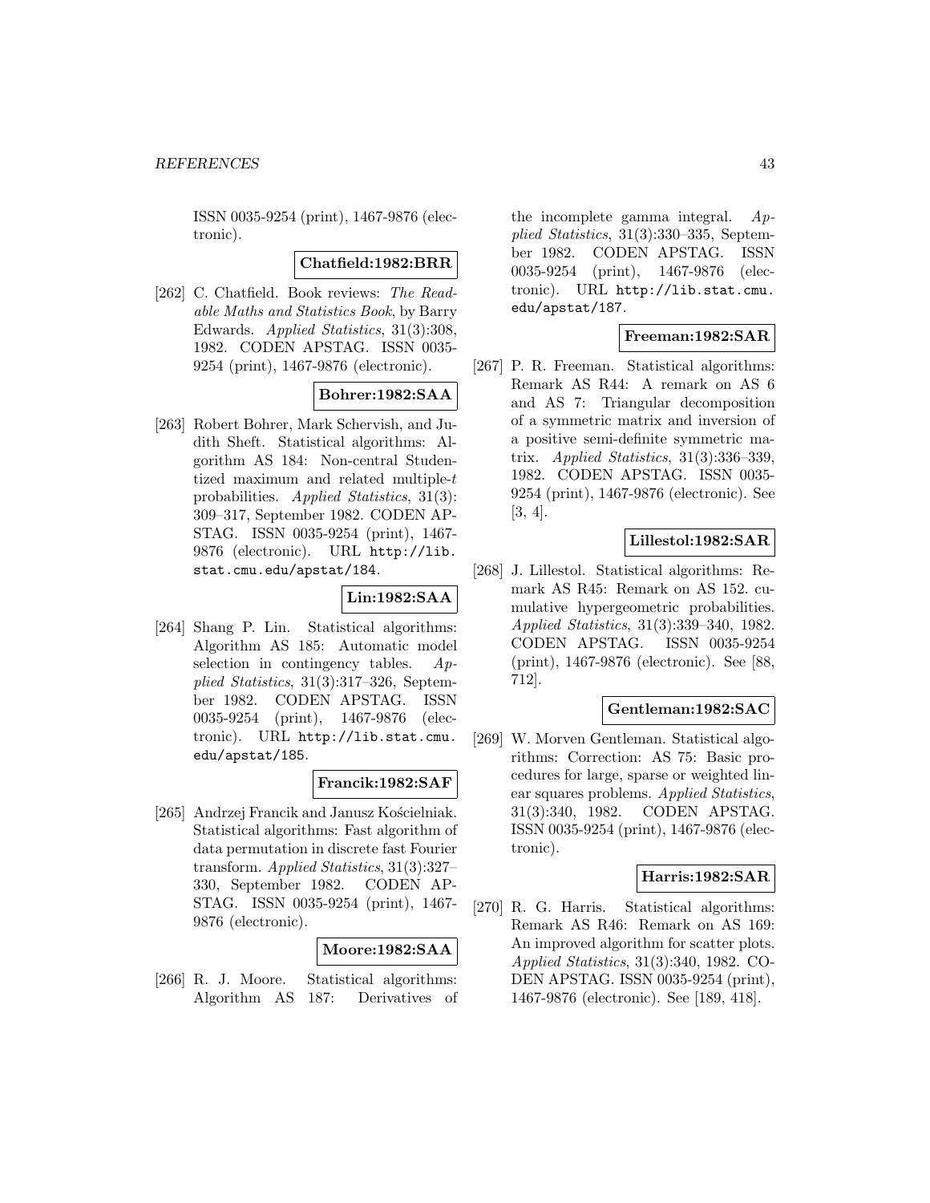ISSN 0035-9254 (print), 1467-9876 (electronic).

**Chatfield:1982:BRR**

[262] C. Chatfield. Book reviews: *The Readable Maths and Statistics Book*, by Barry Edwards. *Applied Statistics*, 31(3):308, 1982. CODEN APSTAG. ISSN 0035-9254 (print), 1467-9876 (electronic).

**Bohrer:1982:SAA**

[263] Robert Bohrer, Mark Schervish, and Judith Sheft. Statistical algorithms: Algorithm AS 184: Non-central Studentized maximum and related multiple-$t$ probabilities. *Applied Statistics*, 31(3): 309–317, September 1982. CODEN APSTAG. ISSN 0035-9254 (print), 1467-9876 (electronic). URL `http://lib.stat.cmu.edu/apstat/184`.

**Lin:1982:SAA**

[264] Shang P. Lin. Statistical algorithms: Algorithm AS 185: Automatic model selection in contingency tables. *Applied Statistics*, 31(3):317–326, September 1982. CODEN APSTAG. ISSN 0035-9254 (print), 1467-9876 (electronic). URL `http://lib.stat.cmu.edu/apstat/185`.

**Francik:1982:SAF**

[265] Andrzej Francik and Janusz Kościelniak. Statistical algorithms: Fast algorithm of data permutation in discrete fast Fourier transform. *Applied Statistics*, 31(3):327–330, September 1982. CODEN APSTAG. ISSN 0035-9254 (print), 1467-9876 (electronic).

**Moore:1982:SAA**

[266] R. J. Moore. Statistical algorithms: Algorithm AS 187: Derivatives of the incomplete gamma integral. *Applied Statistics*, 31(3):330–335, September 1982. CODEN APSTAG. ISSN 0035-9254 (print), 1467-9876 (electronic). URL `http://lib.stat.cmu.edu/apstat/187`.

**Freeman:1982:SAR**

[267] P. R. Freeman. Statistical algorithms: Remark AS R44: A remark on AS 6 and AS 7: Triangular decomposition of a symmetric matrix and inversion of a positive semi-definite symmetric matrix. *Applied Statistics*, 31(3):336–339, 1982. CODEN APSTAG. ISSN 0035-9254 (print), 1467-9876 (electronic). See [3, 4].

**Lillestol:1982:SAR**

[268] J. Lillestol. Statistical algorithms: Remark AS R45: Remark on AS 152. cumulative hypergeometric probabilities. *Applied Statistics*, 31(3):339–340, 1982. CODEN APSTAG. ISSN 0035-9254 (print), 1467-9876 (electronic). See [88, 712].

**Gentleman:1982:SAC**

[269] W. Morven Gentleman. Statistical algorithms: Correction: AS 75: Basic procedures for large, sparse or weighted linear squares problems. *Applied Statistics*, 31(3):340, 1982. CODEN APSTAG. ISSN 0035-9254 (print), 1467-9876 (electronic).

**Harris:1982:SAR**

[270] R. G. Harris. Statistical algorithms: Remark AS R46: Remark on AS 169: An improved algorithm for scatter plots. *Applied Statistics*, 31(3):340, 1982. CODEN APSTAG. ISSN 0035-9254 (print), 1467-9876 (electronic). See [189, 418].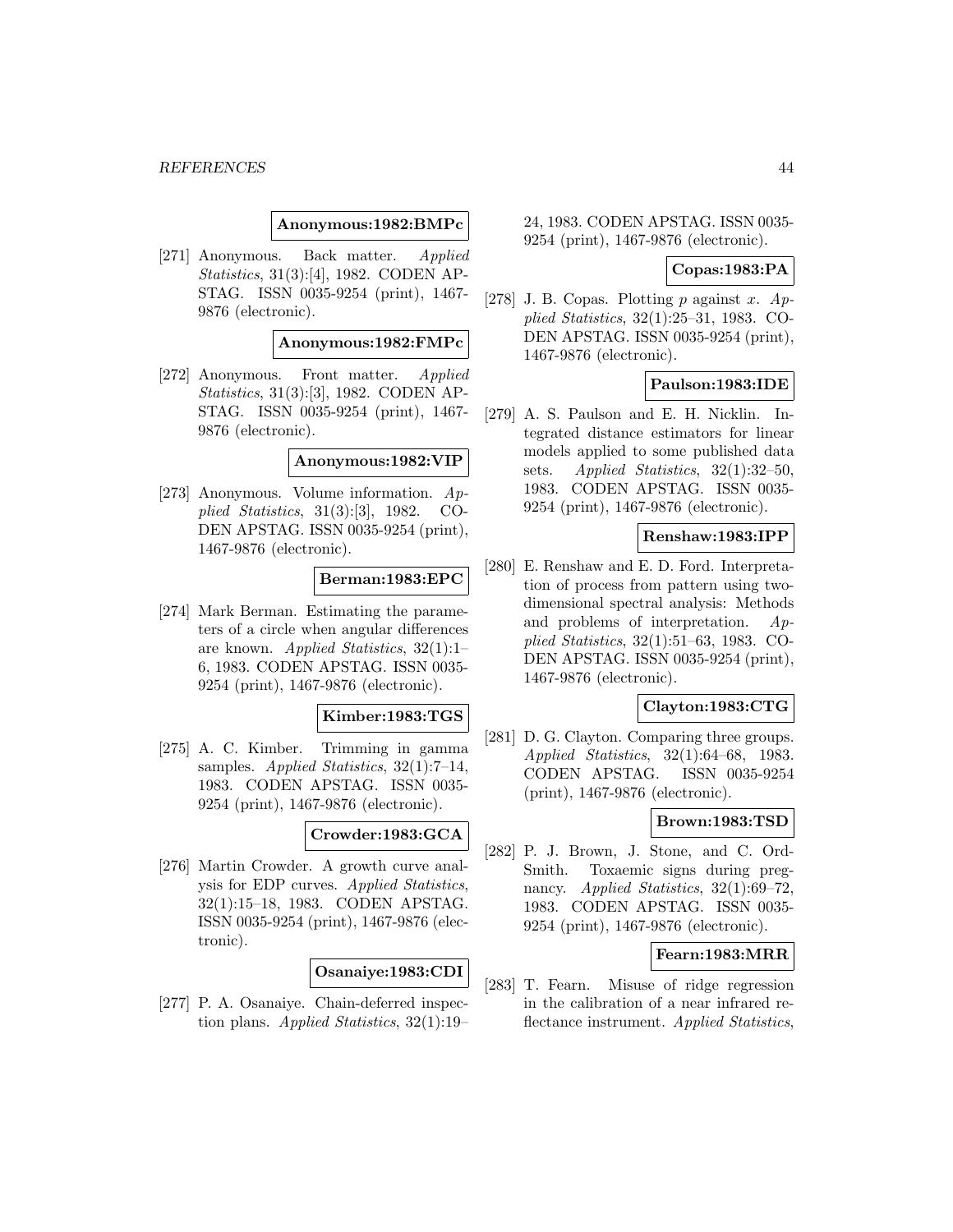**Anonymous:1982:BMPc**

[271] Anonymous. Back matter. *Applied Statistics*, 31(3):[4], 1982. CODEN APSTAG. ISSN 0035-9254 (print), 1467-9876 (electronic).

**Anonymous:1982:FMPc**

[272] Anonymous. Front matter. *Applied Statistics*, 31(3):[3], 1982. CODEN APSTAG. ISSN 0035-9254 (print), 1467-9876 (electronic).

**Anonymous:1982:VIP**

[273] Anonymous. Volume information. *Applied Statistics*, 31(3):[3], 1982. CODEN APSTAG. ISSN 0035-9254 (print), 1467-9876 (electronic).

**Berman:1983:EPC**

[274] Mark Berman. Estimating the parameters of a circle when angular differences are known. *Applied Statistics*, 32(1):1–6, 1983. CODEN APSTAG. ISSN 0035-9254 (print), 1467-9876 (electronic).

**Kimber:1983:TGS**

[275] A. C. Kimber. Trimming in gamma samples. *Applied Statistics*, 32(1):7–14, 1983. CODEN APSTAG. ISSN 0035-9254 (print), 1467-9876 (electronic).

**Crowder:1983:GCA**

[276] Martin Crowder. A growth curve analysis for EDP curves. *Applied Statistics*, 32(1):15–18, 1983. CODEN APSTAG. ISSN 0035-9254 (print), 1467-9876 (electronic).

**Osanaiye:1983:CDI**

[277] P. A. Osanaiye. Chain-deferred inspection plans. *Applied Statistics*, 32(1):19–24, 1983. CODEN APSTAG. ISSN 0035-9254 (print), 1467-9876 (electronic).

**Copas:1983:PA**

[278] J. B. Copas. Plotting $p$ against $x$. *Applied Statistics*, 32(1):25–31, 1983. CODEN APSTAG. ISSN 0035-9254 (print), 1467-9876 (electronic).

**Paulson:1983:IDE**

[279] A. S. Paulson and E. H. Nicklin. Integrated distance estimators for linear models applied to some published data sets. *Applied Statistics*, 32(1):32–50, 1983. CODEN APSTAG. ISSN 0035-9254 (print), 1467-9876 (electronic).

**Renshaw:1983:IPP**

[280] E. Renshaw and E. D. Ford. Interpretation of process from pattern using two-dimensional spectral analysis: Methods and problems of interpretation. *Applied Statistics*, 32(1):51–63, 1983. CODEN APSTAG. ISSN 0035-9254 (print), 1467-9876 (electronic).

**Clayton:1983:CTG**

[281] D. G. Clayton. Comparing three groups. *Applied Statistics*, 32(1):64–68, 1983. CODEN APSTAG. ISSN 0035-9254 (print), 1467-9876 (electronic).

**Brown:1983:TSD**

[282] P. J. Brown, J. Stone, and C. Ord-Smith. Toxaemic signs during pregnancy. *Applied Statistics*, 32(1):69–72, 1983. CODEN APSTAG. ISSN 0035-9254 (print), 1467-9876 (electronic).

**Fearn:1983:MRR**

[283] T. Fearn. Misuse of ridge regression in the calibration of a near infrared reflectance instrument. *Applied Statistics*,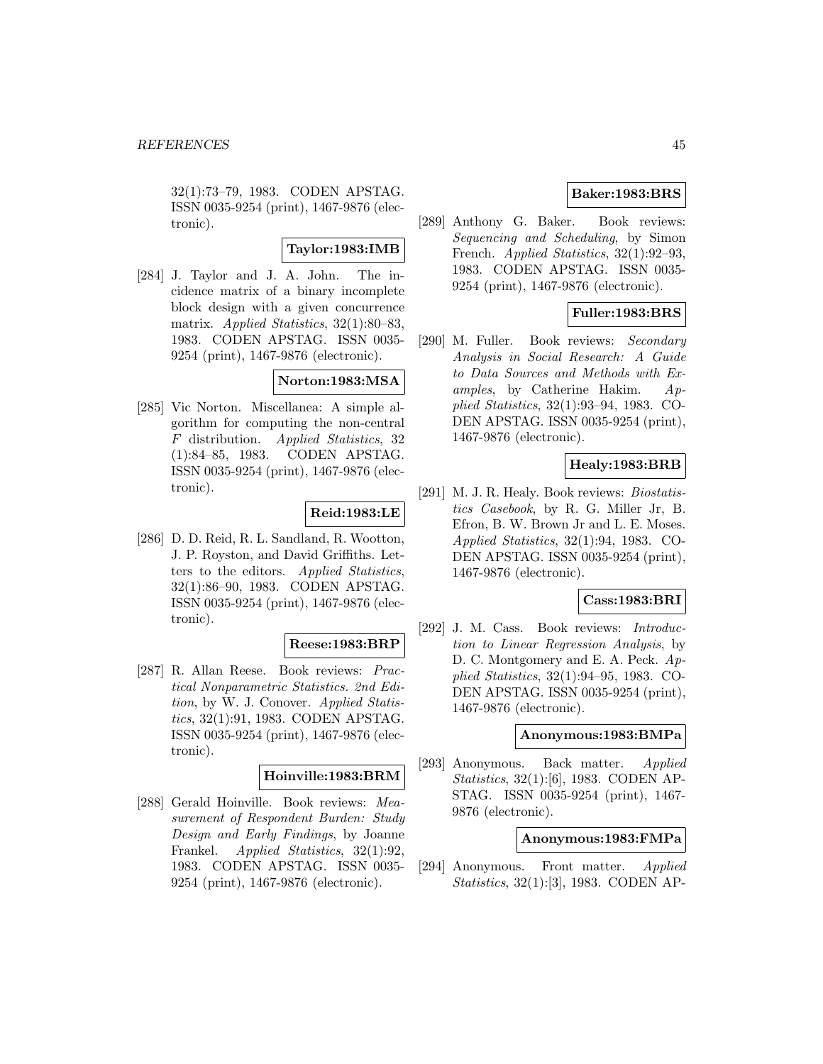32(1):73–79, 1983. CODEN APSTAG. ISSN 0035-9254 (print), 1467-9876 (electronic).

**Taylor:1983:IMB**

[284] J. Taylor and J. A. John. The incidence matrix of a binary incomplete block design with a given concurrence matrix. *Applied Statistics*, 32(1):80–83, 1983. CODEN APSTAG. ISSN 0035-9254 (print), 1467-9876 (electronic).

**Norton:1983:MSA**

[285] Vic Norton. Miscellanea: A simple algorithm for computing the non-central $F$ distribution. *Applied Statistics*, 32 (1):84–85, 1983. CODEN APSTAG. ISSN 0035-9254 (print), 1467-9876 (electronic).

**Reid:1983:LE**

[286] D. D. Reid, R. L. Sandland, R. Wootton, J. P. Royston, and David Griffiths. Letters to the editors. *Applied Statistics*, 32(1):86–90, 1983. CODEN APSTAG. ISSN 0035-9254 (print), 1467-9876 (electronic).

**Reese:1983:BRP**

[287] R. Allan Reese. Book reviews: *Practical Nonparametric Statistics. 2nd Edition*, by W. J. Conover. *Applied Statistics*, 32(1):91, 1983. CODEN APSTAG. ISSN 0035-9254 (print), 1467-9876 (electronic).

**Hoinville:1983:BRM**

[288] Gerald Hoinville. Book reviews: *Measurement of Respondent Burden: Study Design and Early Findings*, by Joanne Frankel. *Applied Statistics*, 32(1):92, 1983. CODEN APSTAG. ISSN 0035-9254 (print), 1467-9876 (electronic).

**Baker:1983:BRS**

[289] Anthony G. Baker. Book reviews: *Sequencing and Scheduling*, by Simon French. *Applied Statistics*, 32(1):92–93, 1983. CODEN APSTAG. ISSN 0035-9254 (print), 1467-9876 (electronic).

**Fuller:1983:BRS**

[290] M. Fuller. Book reviews: *Secondary Analysis in Social Research: A Guide to Data Sources and Methods with Examples*, by Catherine Hakim. *Applied Statistics*, 32(1):93–94, 1983. CODEN APSTAG. ISSN 0035-9254 (print), 1467-9876 (electronic).

**Healy:1983:BRB**

[291] M. J. R. Healy. Book reviews: *Biostatistics Casebook*, by R. G. Miller Jr, B. Efron, B. W. Brown Jr and L. E. Moses. *Applied Statistics*, 32(1):94, 1983. CODEN APSTAG. ISSN 0035-9254 (print), 1467-9876 (electronic).

**Cass:1983:BRI**

[292] J. M. Cass. Book reviews: *Introduction to Linear Regression Analysis*, by D. C. Montgomery and E. A. Peck. *Applied Statistics*, 32(1):94–95, 1983. CODEN APSTAG. ISSN 0035-9254 (print), 1467-9876 (electronic).

**Anonymous:1983:BMPa**

[293] Anonymous. Back matter. *Applied Statistics*, 32(1):[6], 1983. CODEN APSTAG. ISSN 0035-9254 (print), 1467-9876 (electronic).

**Anonymous:1983:FMPa**

[294] Anonymous. Front matter. *Applied Statistics*, 32(1):[3], 1983. CODEN AP-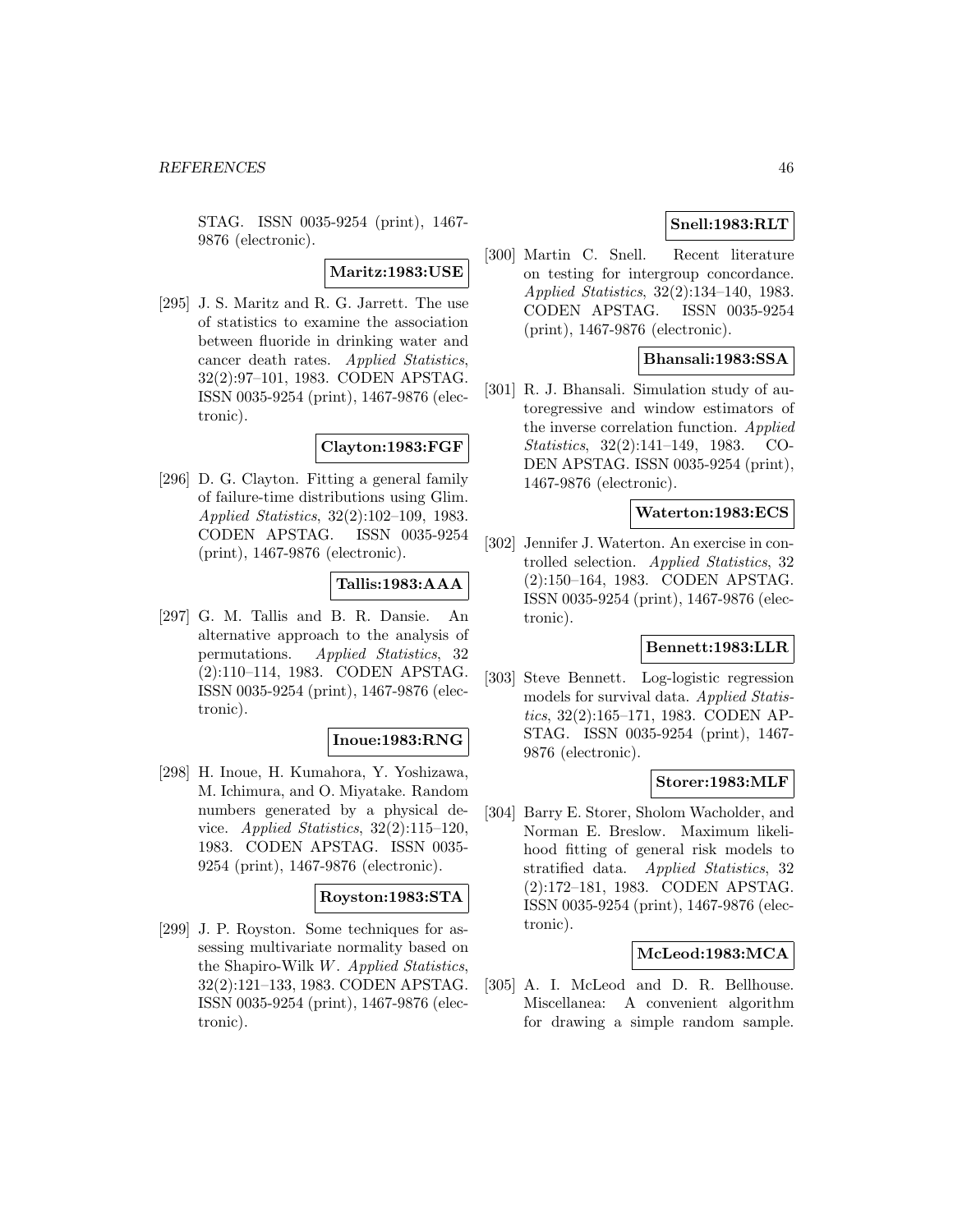STAG. ISSN 0035-9254 (print), 1467-9876 (electronic).

**Maritz:1983:USE**

[295] J. S. Maritz and R. G. Jarrett. The use of statistics to examine the association between fluoride in drinking water and cancer death rates. *Applied Statistics*, 32(2):97–101, 1983. CODEN APSTAG. ISSN 0035-9254 (print), 1467-9876 (electronic).

**Clayton:1983:FGF**

[296] D. G. Clayton. Fitting a general family of failure-time distributions using Glim. *Applied Statistics*, 32(2):102–109, 1983. CODEN APSTAG. ISSN 0035-9254 (print), 1467-9876 (electronic).

**Tallis:1983:AAA**

[297] G. M. Tallis and B. R. Dansie. An alternative approach to the analysis of permutations. *Applied Statistics*, 32 (2):110–114, 1983. CODEN APSTAG. ISSN 0035-9254 (print), 1467-9876 (electronic).

**Inoue:1983:RNG**

[298] H. Inoue, H. Kumahora, Y. Yoshizawa, M. Ichimura, and O. Miyatake. Random numbers generated by a physical device. *Applied Statistics*, 32(2):115–120, 1983. CODEN APSTAG. ISSN 0035-9254 (print), 1467-9876 (electronic).

**Royston:1983:STA**

[299] J. P. Royston. Some techniques for assessing multivariate normality based on the Shapiro-Wilk $W$. *Applied Statistics*, 32(2):121–133, 1983. CODEN APSTAG. ISSN 0035-9254 (print), 1467-9876 (electronic).

**Snell:1983:RLT**

[300] Martin C. Snell. Recent literature on testing for intergroup concordance. *Applied Statistics*, 32(2):134–140, 1983. CODEN APSTAG. ISSN 0035-9254 (print), 1467-9876 (electronic).

**Bhansali:1983:SSA**

[301] R. J. Bhansali. Simulation study of autoregressive and window estimators of the inverse correlation function. *Applied Statistics*, 32(2):141–149, 1983. CODEN APSTAG. ISSN 0035-9254 (print), 1467-9876 (electronic).

**Waterton:1983:ECS**

[302] Jennifer J. Waterton. An exercise in controlled selection. *Applied Statistics*, 32 (2):150–164, 1983. CODEN APSTAG. ISSN 0035-9254 (print), 1467-9876 (electronic).

**Bennett:1983:LLR**

[303] Steve Bennett. Log-logistic regression models for survival data. *Applied Statistics*, 32(2):165–171, 1983. CODEN APSTAG. ISSN 0035-9254 (print), 1467-9876 (electronic).

**Storer:1983:MLF**

[304] Barry E. Storer, Sholom Wacholder, and Norman E. Breslow. Maximum likelihood fitting of general risk models to stratified data. *Applied Statistics*, 32 (2):172–181, 1983. CODEN APSTAG. ISSN 0035-9254 (print), 1467-9876 (electronic).

**McLeod:1983:MCA**

[305] A. I. McLeod and D. R. Bellhouse. Miscellanea: A convenient algorithm for drawing a simple random sample.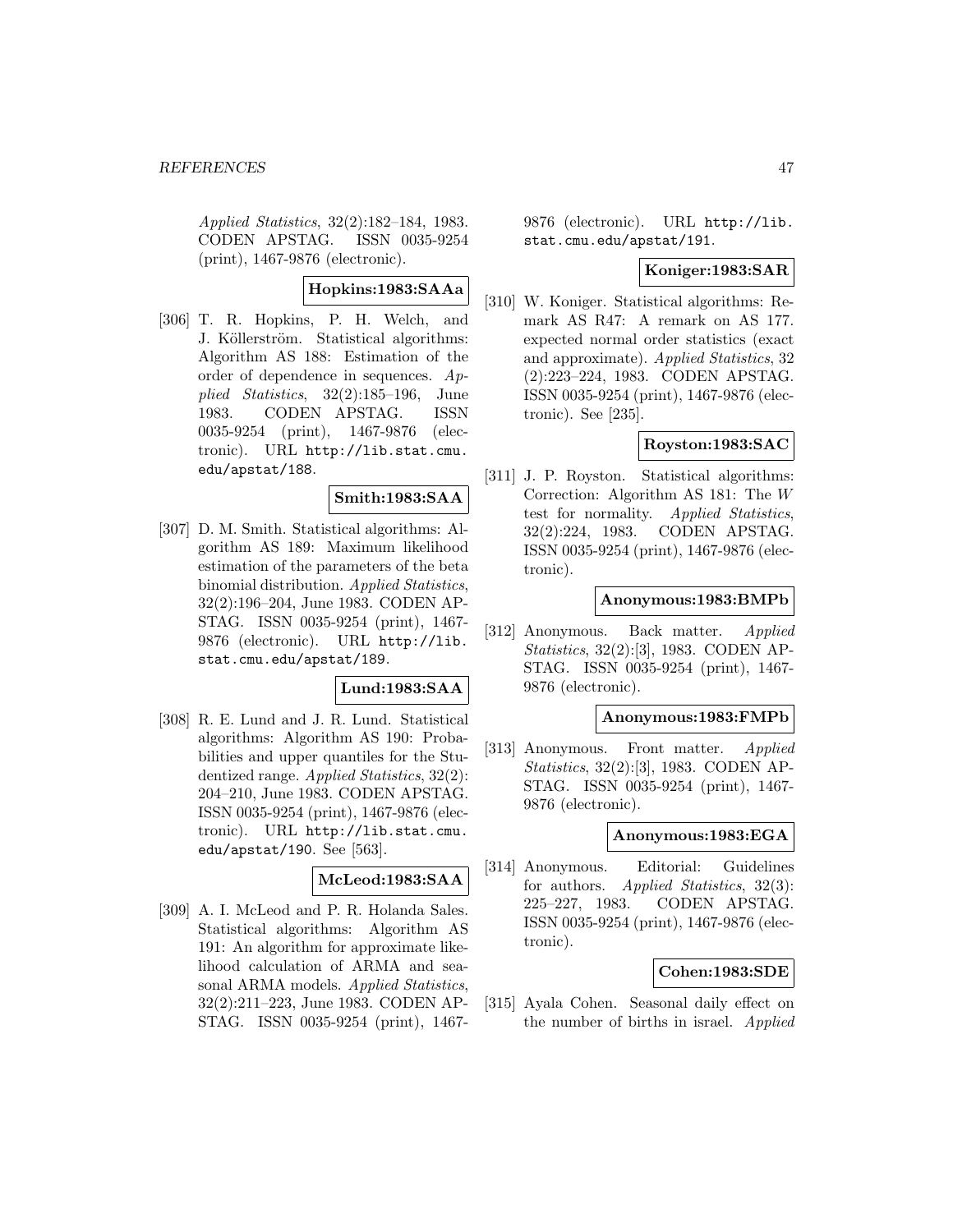*Applied Statistics*, 32(2):182–184, 1983. CODEN APSTAG. ISSN 0035-9254 (print), 1467-9876 (electronic).

**Hopkins:1983:SAAa**

[306] T. R. Hopkins, P. H. Welch, and J. Köllerström. Statistical algorithms: Algorithm AS 188: Estimation of the order of dependence in sequences. *Applied Statistics*, 32(2):185–196, June 1983. CODEN APSTAG. ISSN 0035-9254 (print), 1467-9876 (electronic). URL http://lib.stat.cmu.edu/apstat/188.

**Smith:1983:SAA**

[307] D. M. Smith. Statistical algorithms: Algorithm AS 189: Maximum likelihood estimation of the parameters of the beta binomial distribution. *Applied Statistics*, 32(2):196–204, June 1983. CODEN APSTAG. ISSN 0035-9254 (print), 1467-9876 (electronic). URL http://lib.stat.cmu.edu/apstat/189.

**Lund:1983:SAA**

[308] R. E. Lund and J. R. Lund. Statistical algorithms: Algorithm AS 190: Probabilities and upper quantiles for the Studentized range. *Applied Statistics*, 32(2): 204–210, June 1983. CODEN APSTAG. ISSN 0035-9254 (print), 1467-9876 (electronic). URL http://lib.stat.cmu.edu/apstat/190. See [563].

**McLeod:1983:SAA**

[309] A. I. McLeod and P. R. Holanda Sales. Statistical algorithms: Algorithm AS 191: An algorithm for approximate likelihood calculation of ARMA and seasonal ARMA models. *Applied Statistics*, 32(2):211–223, June 1983. CODEN APSTAG. ISSN 0035-9254 (print), 1467-9876 (electronic). URL http://lib.stat.cmu.edu/apstat/191.

**Koniger:1983:SAR**

[310] W. Koniger. Statistical algorithms: Remark AS R47: A remark on AS 177. expected normal order statistics (exact and approximate). *Applied Statistics*, 32 (2):223–224, 1983. CODEN APSTAG. ISSN 0035-9254 (print), 1467-9876 (electronic). See [235].

**Royston:1983:SAC**

[311] J. P. Royston. Statistical algorithms: Correction: Algorithm AS 181: The $W$ test for normality. *Applied Statistics*, 32(2):224, 1983. CODEN APSTAG. ISSN 0035-9254 (print), 1467-9876 (electronic).

**Anonymous:1983:BMPb**

[312] Anonymous. Back matter. *Applied Statistics*, 32(2):[3], 1983. CODEN APSTAG. ISSN 0035-9254 (print), 1467-9876 (electronic).

**Anonymous:1983:FMPb**

[313] Anonymous. Front matter. *Applied Statistics*, 32(2):[3], 1983. CODEN APSTAG. ISSN 0035-9254 (print), 1467-9876 (electronic).

**Anonymous:1983:EGA**

[314] Anonymous. Editorial: Guidelines for authors. *Applied Statistics*, 32(3): 225–227, 1983. CODEN APSTAG. ISSN 0035-9254 (print), 1467-9876 (electronic).

**Cohen:1983:SDE**

[315] Ayala Cohen. Seasonal daily effect on the number of births in israel. *Applied*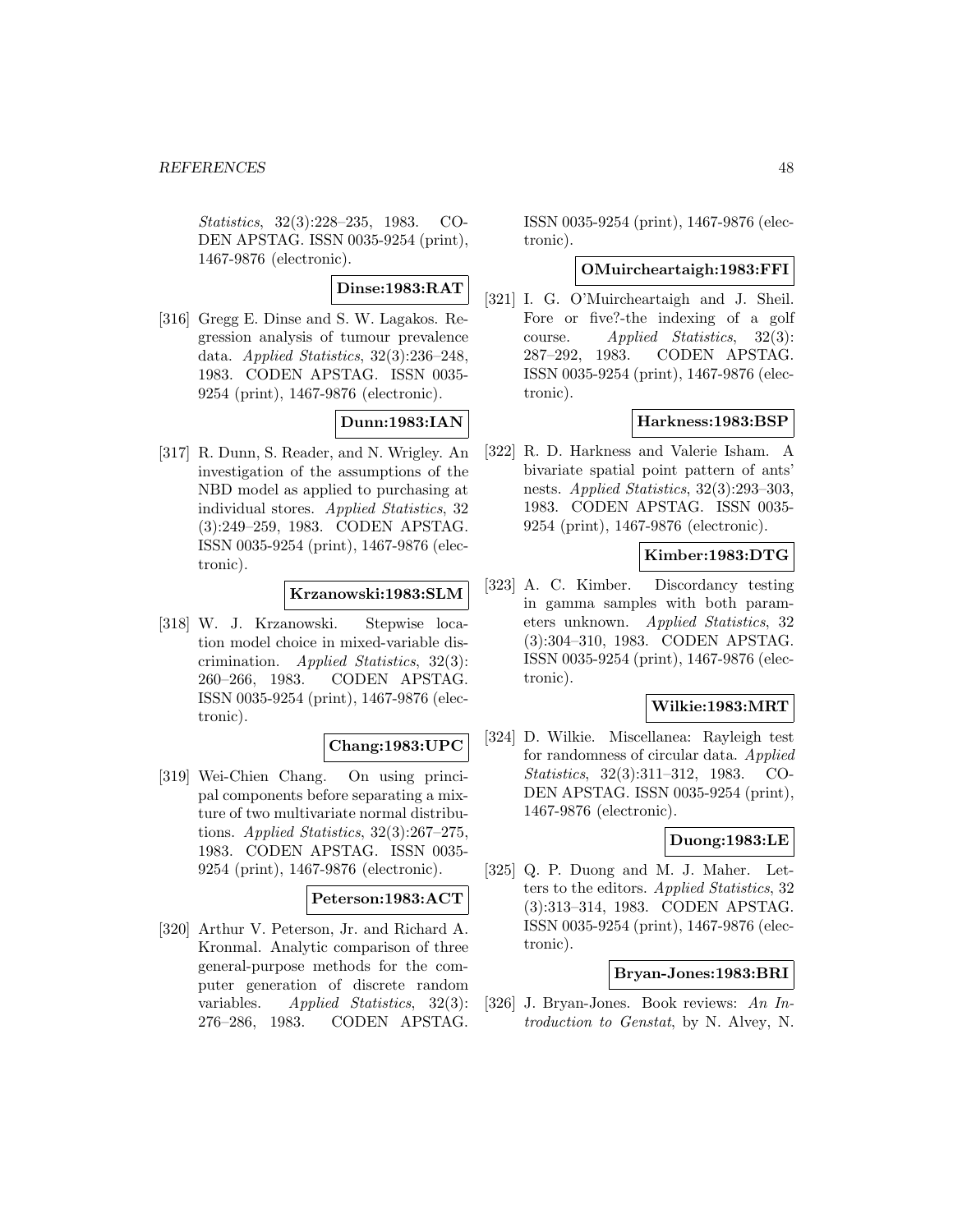*Statistics*, 32(3):228–235, 1983. CODEN APSTAG. ISSN 0035-9254 (print), 1467-9876 (electronic).

**Dinse:1983:RAT**

[316] Gregg E. Dinse and S. W. Lagakos. Regression analysis of tumour prevalence data. *Applied Statistics*, 32(3):236–248, 1983. CODEN APSTAG. ISSN 0035-9254 (print), 1467-9876 (electronic).

**Dunn:1983:IAN**

[317] R. Dunn, S. Reader, and N. Wrigley. An investigation of the assumptions of the NBD model as applied to purchasing at individual stores. *Applied Statistics*, 32 (3):249–259, 1983. CODEN APSTAG. ISSN 0035-9254 (print), 1467-9876 (electronic).

**Krzanowski:1983:SLM**

[318] W. J. Krzanowski. Stepwise location model choice in mixed-variable discrimination. *Applied Statistics*, 32(3): 260–266, 1983. CODEN APSTAG. ISSN 0035-9254 (print), 1467-9876 (electronic).

**Chang:1983:UPC**

[319] Wei-Chien Chang. On using principal components before separating a mixture of two multivariate normal distributions. *Applied Statistics*, 32(3):267–275, 1983. CODEN APSTAG. ISSN 0035-9254 (print), 1467-9876 (electronic).

**Peterson:1983:ACT**

[320] Arthur V. Peterson, Jr. and Richard A. Kronmal. Analytic comparison of three general-purpose methods for the computer generation of discrete random variables. *Applied Statistics*, 32(3): 276–286, 1983. CODEN APSTAG. ISSN 0035-9254 (print), 1467-9876 (electronic).

**OMuircheartaigh:1983:FFI**

[321] I. G. O'Muircheartaigh and J. Sheil. Fore or five?-the indexing of a golf course. *Applied Statistics*, 32(3): 287–292, 1983. CODEN APSTAG. ISSN 0035-9254 (print), 1467-9876 (electronic).

**Harkness:1983:BSP**

[322] R. D. Harkness and Valerie Isham. A bivariate spatial point pattern of ants' nests. *Applied Statistics*, 32(3):293–303, 1983. CODEN APSTAG. ISSN 0035-9254 (print), 1467-9876 (electronic).

**Kimber:1983:DTG**

[323] A. C. Kimber. Discordancy testing in gamma samples with both parameters unknown. *Applied Statistics*, 32 (3):304–310, 1983. CODEN APSTAG. ISSN 0035-9254 (print), 1467-9876 (electronic).

**Wilkie:1983:MRT**

[324] D. Wilkie. Miscellanea: Rayleigh test for randomness of circular data. *Applied Statistics*, 32(3):311–312, 1983. CODEN APSTAG. ISSN 0035-9254 (print), 1467-9876 (electronic).

**Duong:1983:LE**

[325] Q. P. Duong and M. J. Maher. Letters to the editors. *Applied Statistics*, 32 (3):313–314, 1983. CODEN APSTAG. ISSN 0035-9254 (print), 1467-9876 (electronic).

**Bryan-Jones:1983:BRI**

[326] J. Bryan-Jones. Book reviews: *An Introduction to Genstat*, by N. Alvey, N.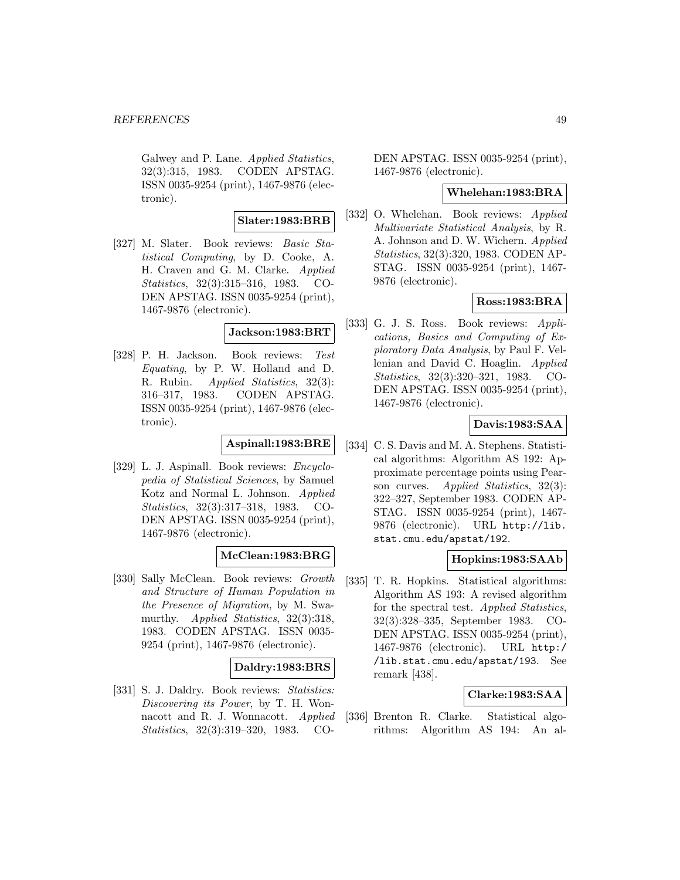Galwey and P. Lane. *Applied Statistics*, 32(3):315, 1983. CODEN APSTAG. ISSN 0035-9254 (print), 1467-9876 (electronic).

**Slater:1983:BRB**

[327] M. Slater. Book reviews: *Basic Statistical Computing*, by D. Cooke, A. H. Craven and G. M. Clarke. *Applied Statistics*, 32(3):315–316, 1983. CODEN APSTAG. ISSN 0035-9254 (print), 1467-9876 (electronic).

**Jackson:1983:BRT**

[328] P. H. Jackson. Book reviews: *Test Equating*, by P. W. Holland and D. R. Rubin. *Applied Statistics*, 32(3): 316–317, 1983. CODEN APSTAG. ISSN 0035-9254 (print), 1467-9876 (electronic).

**Aspinall:1983:BRE**

[329] L. J. Aspinall. Book reviews: *Encyclopedia of Statistical Sciences*, by Samuel Kotz and Normal L. Johnson. *Applied Statistics*, 32(3):317–318, 1983. CODEN APSTAG. ISSN 0035-9254 (print), 1467-9876 (electronic).

**McClean:1983:BRG**

[330] Sally McClean. Book reviews: *Growth and Structure of Human Population in the Presence of Migration*, by M. Swamurthy. *Applied Statistics*, 32(3):318, 1983. CODEN APSTAG. ISSN 0035-9254 (print), 1467-9876 (electronic).

**Daldry:1983:BRS**

[331] S. J. Daldry. Book reviews: *Statistics: Discovering its Power*, by T. H. Wonnacott and R. J. Wonnacott. *Applied Statistics*, 32(3):319–320, 1983. CODEN APSTAG. ISSN 0035-9254 (print), 1467-9876 (electronic).

**Whelehan:1983:BRA**

[332] O. Whelehan. Book reviews: *Applied Multivariate Statistical Analysis*, by R. A. Johnson and D. W. Wichern. *Applied Statistics*, 32(3):320, 1983. CODEN APSTAG. ISSN 0035-9254 (print), 1467-9876 (electronic).

**Ross:1983:BRA**

[333] G. J. S. Ross. Book reviews: *Applications, Basics and Computing of Exploratory Data Analysis*, by Paul F. Vellenian and David C. Hoaglin. *Applied Statistics*, 32(3):320–321, 1983. CODEN APSTAG. ISSN 0035-9254 (print), 1467-9876 (electronic).

**Davis:1983:SAA**

[334] C. S. Davis and M. A. Stephens. Statistical algorithms: Algorithm AS 192: Approximate percentage points using Pearson curves. *Applied Statistics*, 32(3): 322–327, September 1983. CODEN APSTAG. ISSN 0035-9254 (print), 1467-9876 (electronic). URL http://lib.stat.cmu.edu/apstat/192.

**Hopkins:1983:SAAb**

[335] T. R. Hopkins. Statistical algorithms: Algorithm AS 193: A revised algorithm for the spectral test. *Applied Statistics*, 32(3):328–335, September 1983. CODEN APSTAG. ISSN 0035-9254 (print), 1467-9876 (electronic). URL http://lib.stat.cmu.edu/apstat/193. See remark [438].

**Clarke:1983:SAA**

[336] Brenton R. Clarke. Statistical algorithms: Algorithm AS 194: An al-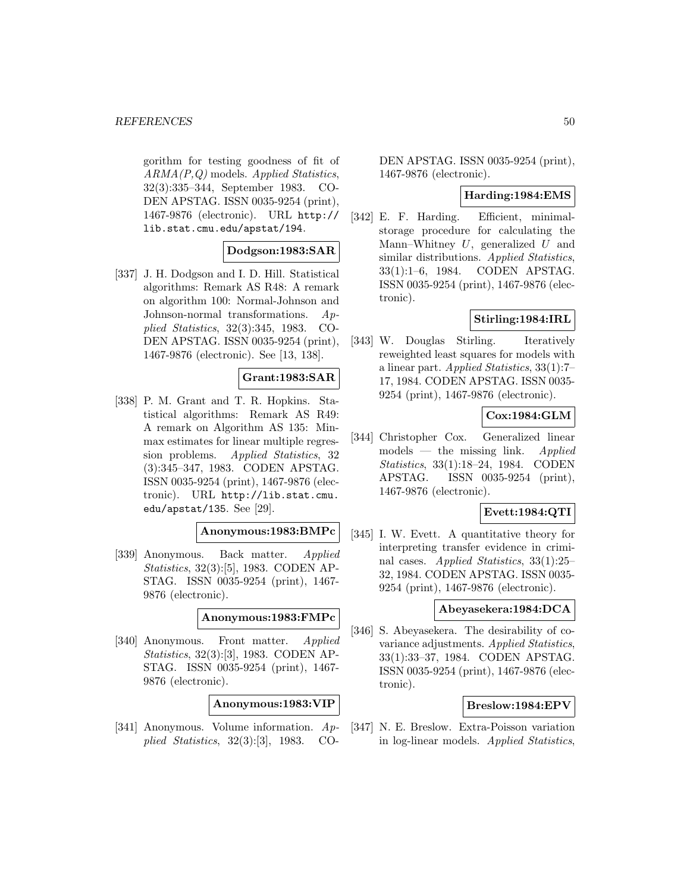gorithm for testing goodness of fit of *ARMA(P,Q)* models. *Applied Statistics*, 32(3):335–344, September 1983. CODEN APSTAG. ISSN 0035-9254 (print), 1467-9876 (electronic). URL http://lib.stat.cmu.edu/apstat/194.

**Dodgson:1983:SAR**

[337] J. H. Dodgson and I. D. Hill. Statistical algorithms: Remark AS R48: A remark on algorithm 100: Normal-Johnson and Johnson-normal transformations. *Applied Statistics*, 32(3):345, 1983. CODEN APSTAG. ISSN 0035-9254 (print), 1467-9876 (electronic). See [13, 138].

**Grant:1983:SAR**

[338] P. M. Grant and T. R. Hopkins. Statistical algorithms: Remark AS R49: A remark on Algorithm AS 135: Minmax estimates for linear multiple regression problems. *Applied Statistics*, 32 (3):345–347, 1983. CODEN APSTAG. ISSN 0035-9254 (print), 1467-9876 (electronic). URL http://lib.stat.cmu.edu/apstat/135. See [29].

**Anonymous:1983:BMPc**

[339] Anonymous. Back matter. *Applied Statistics*, 32(3):[5], 1983. CODEN APSTAG. ISSN 0035-9254 (print), 1467-9876 (electronic).

**Anonymous:1983:FMPc**

[340] Anonymous. Front matter. *Applied Statistics*, 32(3):[3], 1983. CODEN APSTAG. ISSN 0035-9254 (print), 1467-9876 (electronic).

**Anonymous:1983:VIP**

[341] Anonymous. Volume information. *Applied Statistics*, 32(3):[3], 1983. CODEN APSTAG. ISSN 0035-9254 (print), 1467-9876 (electronic).

**Harding:1984:EMS**

[342] E. F. Harding. Efficient, minimal-storage procedure for calculating the Mann–Whitney $U$, generalized $U$ and similar distributions. *Applied Statistics*, 33(1):1–6, 1984. CODEN APSTAG. ISSN 0035-9254 (print), 1467-9876 (electronic).

**Stirling:1984:IRL**

[343] W. Douglas Stirling. Iteratively reweighted least squares for models with a linear part. *Applied Statistics*, 33(1):7–17, 1984. CODEN APSTAG. ISSN 0035-9254 (print), 1467-9876 (electronic).

**Cox:1984:GLM**

[344] Christopher Cox. Generalized linear models — the missing link. *Applied Statistics*, 33(1):18–24, 1984. CODEN APSTAG. ISSN 0035-9254 (print), 1467-9876 (electronic).

**Evett:1984:QTI**

[345] I. W. Evett. A quantitative theory for interpreting transfer evidence in criminal cases. *Applied Statistics*, 33(1):25–32, 1984. CODEN APSTAG. ISSN 0035-9254 (print), 1467-9876 (electronic).

**Abeyasekera:1984:DCA**

[346] S. Abeyasekera. The desirability of covariance adjustments. *Applied Statistics*, 33(1):33–37, 1984. CODEN APSTAG. ISSN 0035-9254 (print), 1467-9876 (electronic).

**Breslow:1984:EPV**

[347] N. E. Breslow. Extra-Poisson variation in log-linear models. *Applied Statistics*,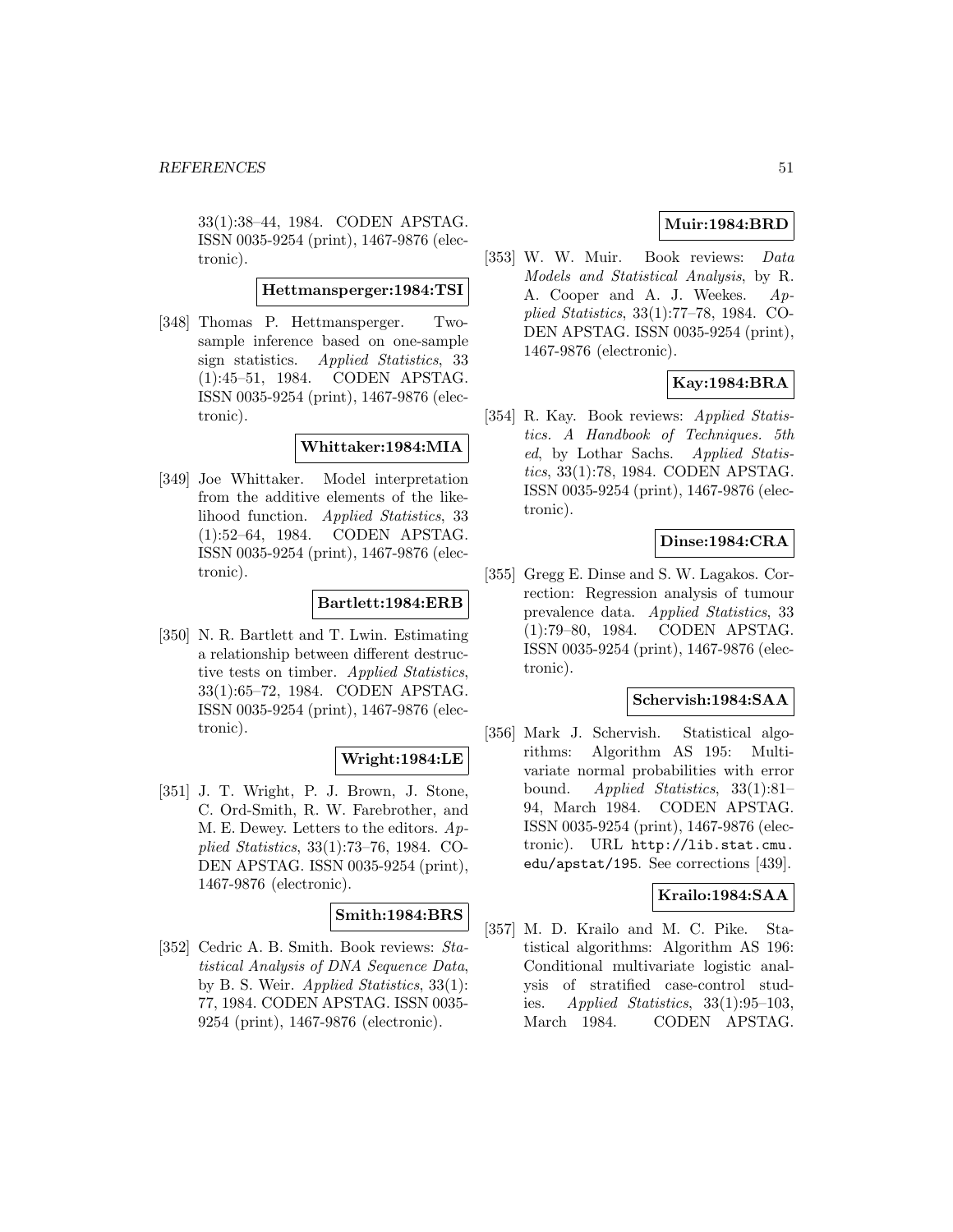33(1):38–44, 1984. CODEN APSTAG. ISSN 0035-9254 (print), 1467-9876 (electronic).

**Hettmansperger:1984:TSI**

[348] Thomas P. Hettmansperger. Two-sample inference based on one-sample sign statistics. *Applied Statistics*, 33 (1):45–51, 1984. CODEN APSTAG. ISSN 0035-9254 (print), 1467-9876 (electronic).

**Whittaker:1984:MIA**

[349] Joe Whittaker. Model interpretation from the additive elements of the likelihood function. *Applied Statistics*, 33 (1):52–64, 1984. CODEN APSTAG. ISSN 0035-9254 (print), 1467-9876 (electronic).

**Bartlett:1984:ERB**

[350] N. R. Bartlett and T. Lwin. Estimating a relationship between different destructive tests on timber. *Applied Statistics*, 33(1):65–72, 1984. CODEN APSTAG. ISSN 0035-9254 (print), 1467-9876 (electronic).

**Wright:1984:LE**

[351] J. T. Wright, P. J. Brown, J. Stone, C. Ord-Smith, R. W. Farebrother, and M. E. Dewey. Letters to the editors. *Applied Statistics*, 33(1):73–76, 1984. CODEN APSTAG. ISSN 0035-9254 (print), 1467-9876 (electronic).

**Smith:1984:BRS**

[352] Cedric A. B. Smith. Book reviews: *Statistical Analysis of DNA Sequence Data*, by B. S. Weir. *Applied Statistics*, 33(1): 77, 1984. CODEN APSTAG. ISSN 0035-9254 (print), 1467-9876 (electronic).

**Muir:1984:BRD**

[353] W. W. Muir. Book reviews: *Data Models and Statistical Analysis*, by R. A. Cooper and A. J. Weekes. *Applied Statistics*, 33(1):77–78, 1984. CODEN APSTAG. ISSN 0035-9254 (print), 1467-9876 (electronic).

**Kay:1984:BRA**

[354] R. Kay. Book reviews: *Applied Statistics. A Handbook of Techniques. 5th ed*, by Lothar Sachs. *Applied Statistics*, 33(1):78, 1984. CODEN APSTAG. ISSN 0035-9254 (print), 1467-9876 (electronic).

**Dinse:1984:CRA**

[355] Gregg E. Dinse and S. W. Lagakos. Correction: Regression analysis of tumour prevalence data. *Applied Statistics*, 33 (1):79–80, 1984. CODEN APSTAG. ISSN 0035-9254 (print), 1467-9876 (electronic).

**Schervish:1984:SAA**

[356] Mark J. Schervish. Statistical algorithms: Algorithm AS 195: Multivariate normal probabilities with error bound. *Applied Statistics*, 33(1):81–94, March 1984. CODEN APSTAG. ISSN 0035-9254 (print), 1467-9876 (electronic). URL http://lib.stat.cmu.edu/apstat/195. See corrections [439].

**Krailo:1984:SAA**

[357] M. D. Krailo and M. C. Pike. Statistical algorithms: Algorithm AS 196: Conditional multivariate logistic analysis of stratified case-control studies. *Applied Statistics*, 33(1):95–103, March 1984. CODEN APSTAG.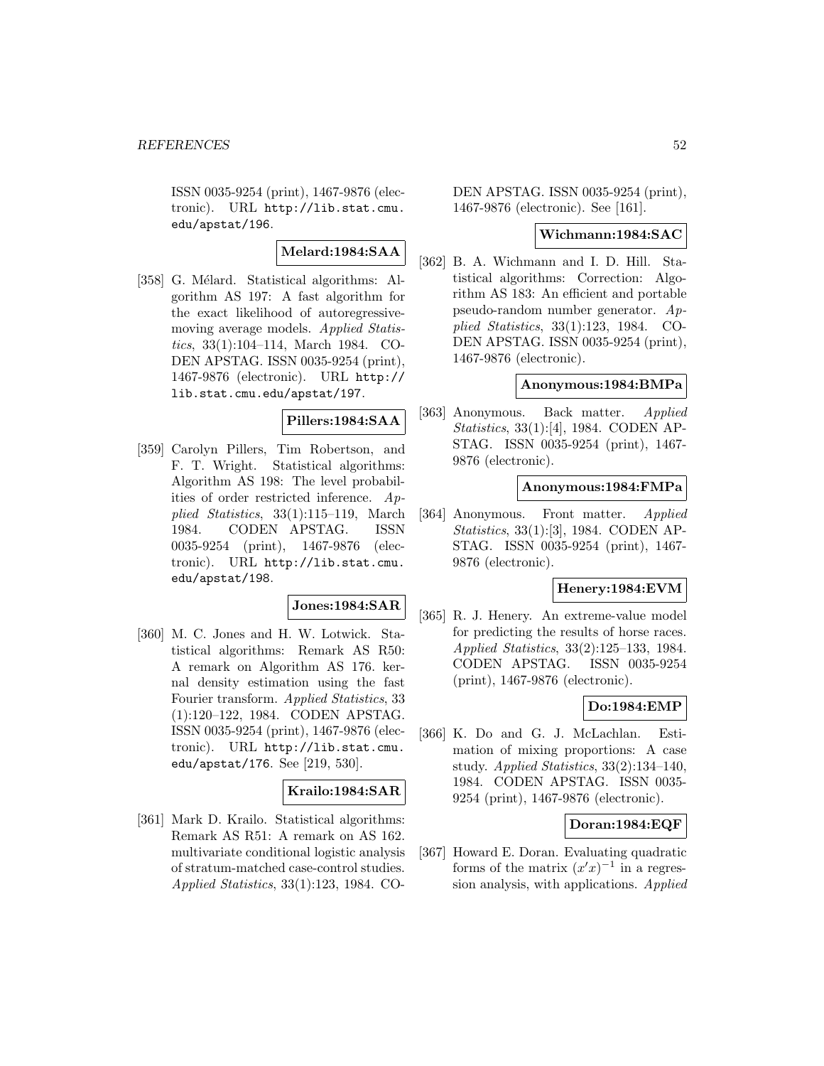ISSN 0035-9254 (print), 1467-9876 (electronic). URL http://lib.stat.cmu.edu/apstat/196.

**Melard:1984:SAA**

[358] G. Mélard. Statistical algorithms: Algorithm AS 197: A fast algorithm for the exact likelihood of autoregressive-moving average models. *Applied Statistics*, 33(1):104–114, March 1984. CODEN APSTAG. ISSN 0035-9254 (print), 1467-9876 (electronic). URL http://lib.stat.cmu.edu/apstat/197.

**Pillers:1984:SAA**

[359] Carolyn Pillers, Tim Robertson, and F. T. Wright. Statistical algorithms: Algorithm AS 198: The level probabilities of order restricted inference. *Applied Statistics*, 33(1):115–119, March 1984. CODEN APSTAG. ISSN 0035-9254 (print), 1467-9876 (electronic). URL http://lib.stat.cmu.edu/apstat/198.

**Jones:1984:SAR**

[360] M. C. Jones and H. W. Lotwick. Statistical algorithms: Remark AS R50: A remark on Algorithm AS 176. kernal density estimation using the fast Fourier transform. *Applied Statistics*, 33 (1):120–122, 1984. CODEN APSTAG. ISSN 0035-9254 (print), 1467-9876 (electronic). URL http://lib.stat.cmu.edu/apstat/176. See [219, 530].

**Krailo:1984:SAR**

[361] Mark D. Krailo. Statistical algorithms: Remark AS R51: A remark on AS 162. multivariate conditional logistic analysis of stratum-matched case-control studies. *Applied Statistics*, 33(1):123, 1984. CODEN APSTAG. ISSN 0035-9254 (print), 1467-9876 (electronic). See [161].

**Wichmann:1984:SAC**

[362] B. A. Wichmann and I. D. Hill. Statistical algorithms: Correction: Algorithm AS 183: An efficient and portable pseudo-random number generator. *Applied Statistics*, 33(1):123, 1984. CODEN APSTAG. ISSN 0035-9254 (print), 1467-9876 (electronic).

**Anonymous:1984:BMPa**

[363] Anonymous. Back matter. *Applied Statistics*, 33(1):[4], 1984. CODEN APSTAG. ISSN 0035-9254 (print), 1467-9876 (electronic).

**Anonymous:1984:FMPa**

[364] Anonymous. Front matter. *Applied Statistics*, 33(1):[3], 1984. CODEN APSTAG. ISSN 0035-9254 (print), 1467-9876 (electronic).

**Henery:1984:EVM**

[365] R. J. Henery. An extreme-value model for predicting the results of horse races. *Applied Statistics*, 33(2):125–133, 1984. CODEN APSTAG. ISSN 0035-9254 (print), 1467-9876 (electronic).

**Do:1984:EMP**

[366] K. Do and G. J. McLachlan. Estimation of mixing proportions: A case study. *Applied Statistics*, 33(2):134–140, 1984. CODEN APSTAG. ISSN 0035-9254 (print), 1467-9876 (electronic).

**Doran:1984:EQF**

[367] Howard E. Doran. Evaluating quadratic forms of the matrix $(x'x)^{-1}$ in a regression analysis, with applications. *Applied*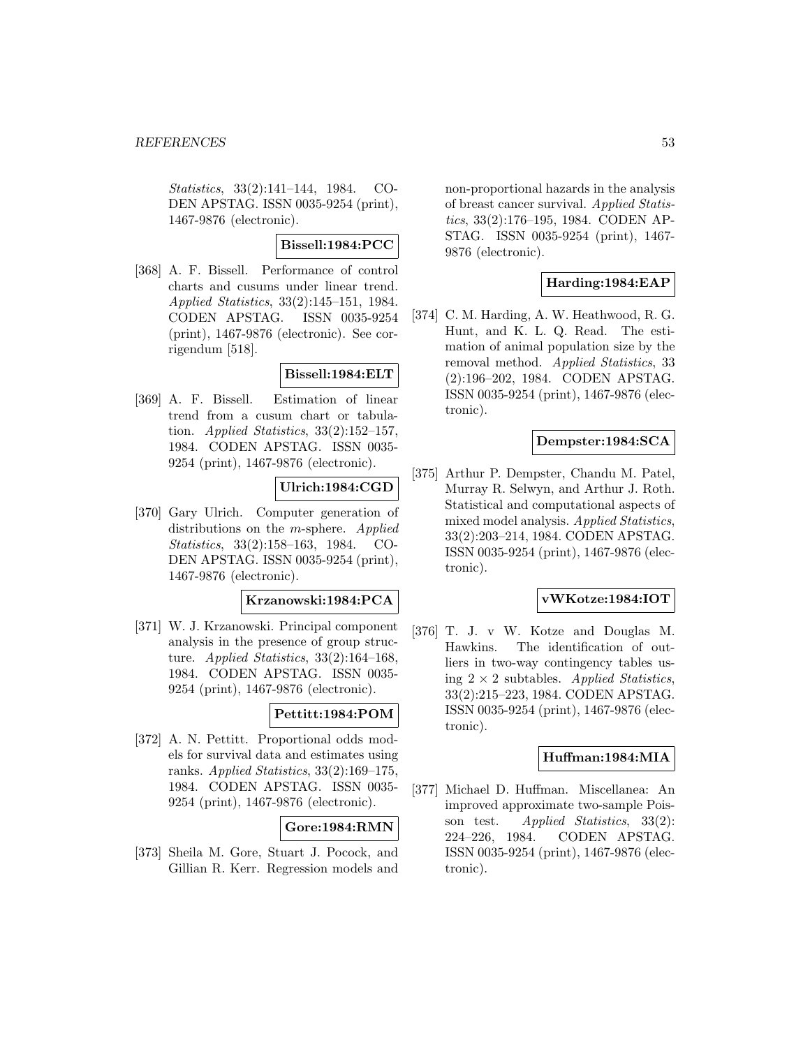*Statistics*, 33(2):141–144, 1984. CODEN APSTAG. ISSN 0035-9254 (print), 1467-9876 (electronic).

**Bissell:1984:PCC**

[368] A. F. Bissell. Performance of control charts and cusums under linear trend. *Applied Statistics*, 33(2):145–151, 1984. CODEN APSTAG. ISSN 0035-9254 (print), 1467-9876 (electronic). See corrigendum [518].

**Bissell:1984:ELT**

[369] A. F. Bissell. Estimation of linear trend from a cusum chart or tabulation. *Applied Statistics*, 33(2):152–157, 1984. CODEN APSTAG. ISSN 0035-9254 (print), 1467-9876 (electronic).

**Ulrich:1984:CGD**

[370] Gary Ulrich. Computer generation of distributions on the $m$-sphere. *Applied Statistics*, 33(2):158–163, 1984. CODEN APSTAG. ISSN 0035-9254 (print), 1467-9876 (electronic).

**Krzanowski:1984:PCA**

[371] W. J. Krzanowski. Principal component analysis in the presence of group structure. *Applied Statistics*, 33(2):164–168, 1984. CODEN APSTAG. ISSN 0035-9254 (print), 1467-9876 (electronic).

**Pettitt:1984:POM**

[372] A. N. Pettitt. Proportional odds models for survival data and estimates using ranks. *Applied Statistics*, 33(2):169–175, 1984. CODEN APSTAG. ISSN 0035-9254 (print), 1467-9876 (electronic).

**Gore:1984:RMN**

[373] Sheila M. Gore, Stuart J. Pocock, and Gillian R. Kerr. Regression models and non-proportional hazards in the analysis of breast cancer survival. *Applied Statistics*, 33(2):176–195, 1984. CODEN APSTAG. ISSN 0035-9254 (print), 1467-9876 (electronic).

**Harding:1984:EAP**

[374] C. M. Harding, A. W. Heathwood, R. G. Hunt, and K. L. Q. Read. The estimation of animal population size by the removal method. *Applied Statistics*, 33 (2):196–202, 1984. CODEN APSTAG. ISSN 0035-9254 (print), 1467-9876 (electronic).

**Dempster:1984:SCA**

[375] Arthur P. Dempster, Chandu M. Patel, Murray R. Selwyn, and Arthur J. Roth. Statistical and computational aspects of mixed model analysis. *Applied Statistics*, 33(2):203–214, 1984. CODEN APSTAG. ISSN 0035-9254 (print), 1467-9876 (electronic).

**vWKotze:1984:IOT**

[376] T. J. v W. Kotze and Douglas M. Hawkins. The identification of outliers in two-way contingency tables using $2 \times 2$ subtables. *Applied Statistics*, 33(2):215–223, 1984. CODEN APSTAG. ISSN 0035-9254 (print), 1467-9876 (electronic).

**Huffman:1984:MIA**

[377] Michael D. Huffman. Miscellanea: An improved approximate two-sample Poisson test. *Applied Statistics*, 33(2): 224–226, 1984. CODEN APSTAG. ISSN 0035-9254 (print), 1467-9876 (electronic).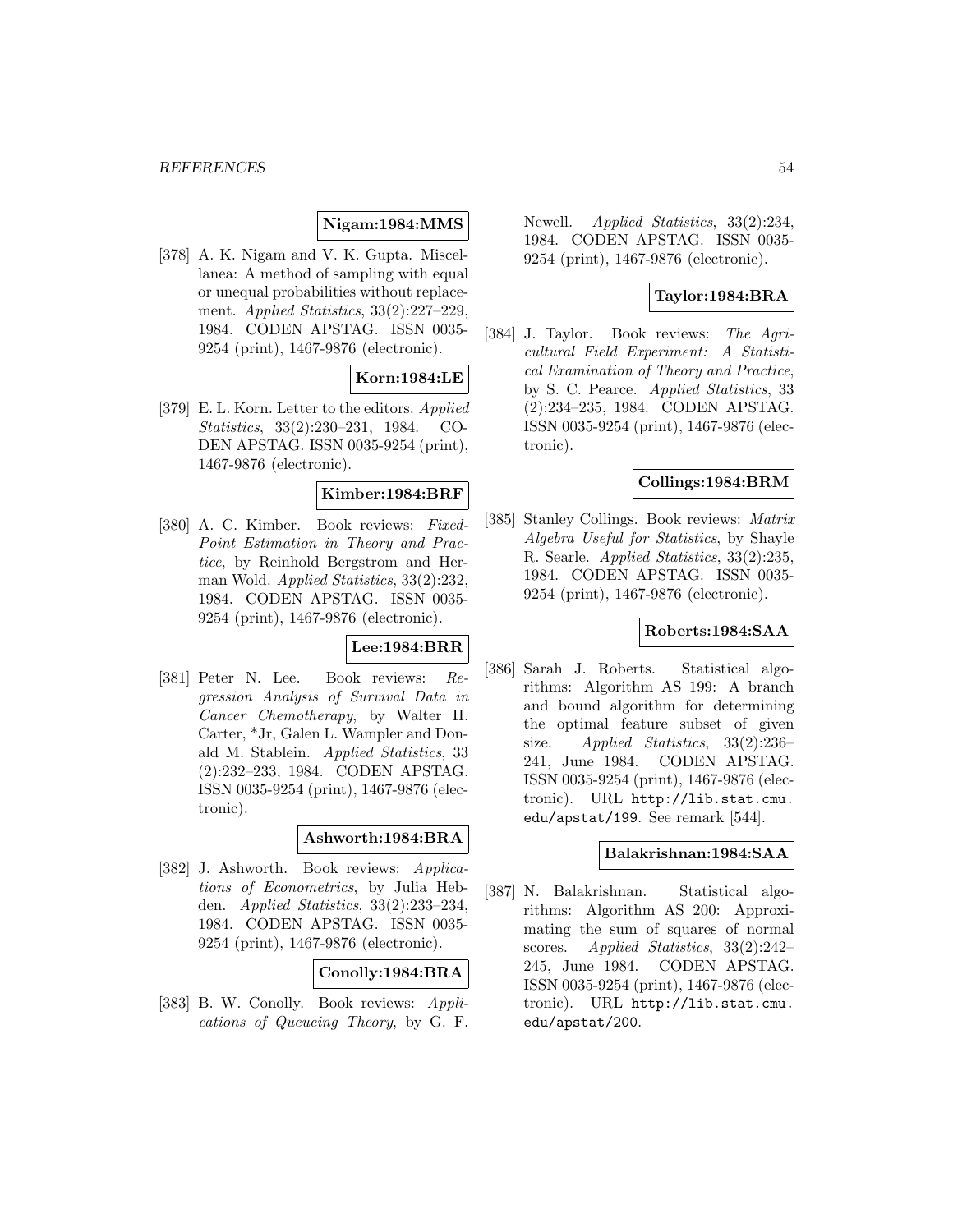**Nigam:1984:MMS**

[378] A. K. Nigam and V. K. Gupta. Miscellanea: A method of sampling with equal or unequal probabilities without replacement. *Applied Statistics*, 33(2):227–229, 1984. CODEN APSTAG. ISSN 0035-9254 (print), 1467-9876 (electronic).

**Korn:1984:LE**

[379] E. L. Korn. Letter to the editors. *Applied Statistics*, 33(2):230–231, 1984. CODEN APSTAG. ISSN 0035-9254 (print), 1467-9876 (electronic).

**Kimber:1984:BRF**

[380] A. C. Kimber. Book reviews: *Fixed-Point Estimation in Theory and Practice*, by Reinhold Bergstrom and Herman Wold. *Applied Statistics*, 33(2):232, 1984. CODEN APSTAG. ISSN 0035-9254 (print), 1467-9876 (electronic).

**Lee:1984:BRR**

[381] Peter N. Lee. Book reviews: *Regression Analysis of Survival Data in Cancer Chemotherapy*, by Walter H. Carter, *Jr, Galen L. Wampler and Donald M. Stablein. *Applied Statistics*, 33 (2):232–233, 1984. CODEN APSTAG. ISSN 0035-9254 (print), 1467-9876 (electronic).

**Ashworth:1984:BRA**

[382] J. Ashworth. Book reviews: *Applications of Econometrics*, by Julia Hebden. *Applied Statistics*, 33(2):233–234, 1984. CODEN APSTAG. ISSN 0035-9254 (print), 1467-9876 (electronic).

**Conolly:1984:BRA**

[383] B. W. Conolly. Book reviews: *Applications of Queueing Theory*, by G. F. Newell. *Applied Statistics*, 33(2):234, 1984. CODEN APSTAG. ISSN 0035-9254 (print), 1467-9876 (electronic).

**Taylor:1984:BRA**

[384] J. Taylor. Book reviews: *The Agricultural Field Experiment: A Statistical Examination of Theory and Practice*, by S. C. Pearce. *Applied Statistics*, 33 (2):234–235, 1984. CODEN APSTAG. ISSN 0035-9254 (print), 1467-9876 (electronic).

**Collings:1984:BRM**

[385] Stanley Collings. Book reviews: *Matrix Algebra Useful for Statistics*, by Shayle R. Searle. *Applied Statistics*, 33(2):235, 1984. CODEN APSTAG. ISSN 0035-9254 (print), 1467-9876 (electronic).

**Roberts:1984:SAA**

[386] Sarah J. Roberts. Statistical algorithms: Algorithm AS 199: A branch and bound algorithm for determining the optimal feature subset of given size. *Applied Statistics*, 33(2):236–241, June 1984. CODEN APSTAG. ISSN 0035-9254 (print), 1467-9876 (electronic). URL http://lib.stat.cmu.edu/apstat/199. See remark [544].

**Balakrishnan:1984:SAA**

[387] N. Balakrishnan. Statistical algorithms: Algorithm AS 200: Approximating the sum of squares of normal scores. *Applied Statistics*, 33(2):242–245, June 1984. CODEN APSTAG. ISSN 0035-9254 (print), 1467-9876 (electronic). URL http://lib.stat.cmu.edu/apstat/200.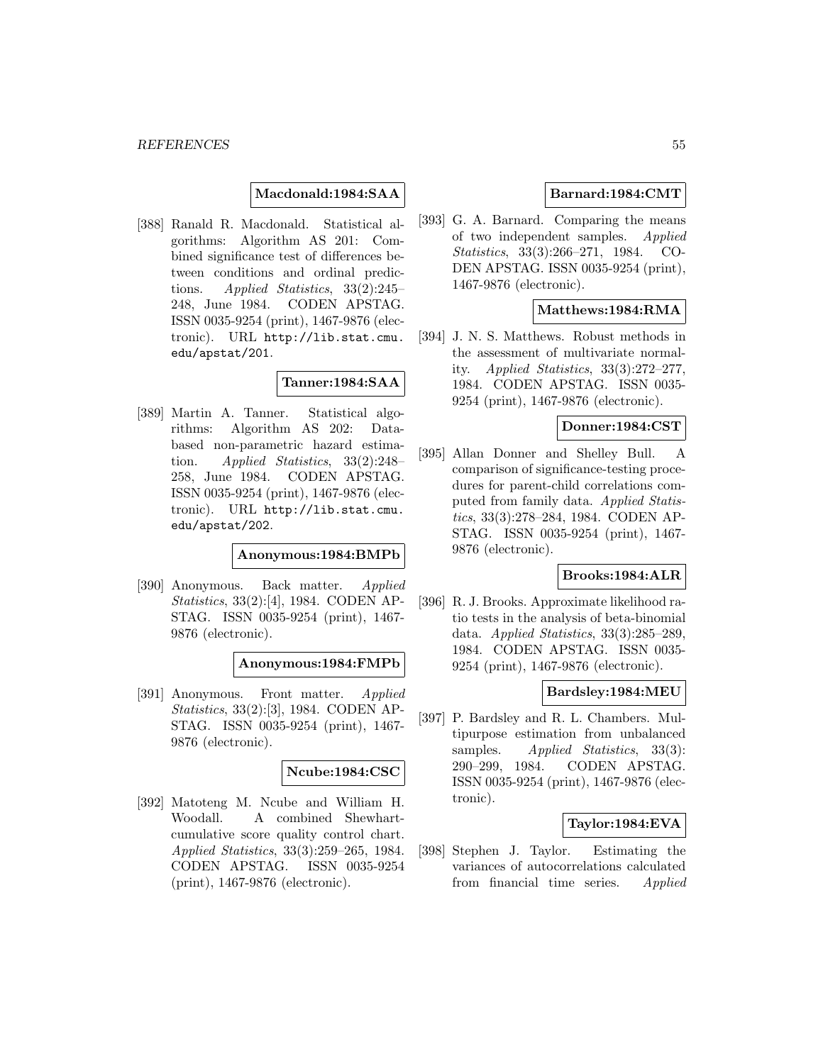**Macdonald:1984:SAA**

[388] Ranald R. Macdonald. Statistical algorithms: Algorithm AS 201: Combined significance test of differences between conditions and ordinal predictions. *Applied Statistics*, 33(2):245–248, June 1984. CODEN APSTAG. ISSN 0035-9254 (print), 1467-9876 (electronic). URL http://lib.stat.cmu.edu/apstat/201.

**Tanner:1984:SAA**

[389] Martin A. Tanner. Statistical algorithms: Algorithm AS 202: Data-based non-parametric hazard estimation. *Applied Statistics*, 33(2):248–258, June 1984. CODEN APSTAG. ISSN 0035-9254 (print), 1467-9876 (electronic). URL http://lib.stat.cmu.edu/apstat/202.

**Anonymous:1984:BMPb**

[390] Anonymous. Back matter. *Applied Statistics*, 33(2):[4], 1984. CODEN APSTAG. ISSN 0035-9254 (print), 1467-9876 (electronic).

**Anonymous:1984:FMPb**

[391] Anonymous. Front matter. *Applied Statistics*, 33(2):[3], 1984. CODEN APSTAG. ISSN 0035-9254 (print), 1467-9876 (electronic).

**Ncube:1984:CSC**

[392] Matoteng M. Ncube and William H. Woodall. A combined Shewhart-cumulative score quality control chart. *Applied Statistics*, 33(3):259–265, 1984. CODEN APSTAG. ISSN 0035-9254 (print), 1467-9876 (electronic).

**Barnard:1984:CMT**

[393] G. A. Barnard. Comparing the means of two independent samples. *Applied Statistics*, 33(3):266–271, 1984. CODEN APSTAG. ISSN 0035-9254 (print), 1467-9876 (electronic).

**Matthews:1984:RMA**

[394] J. N. S. Matthews. Robust methods in the assessment of multivariate normality. *Applied Statistics*, 33(3):272–277, 1984. CODEN APSTAG. ISSN 0035-9254 (print), 1467-9876 (electronic).

**Donner:1984:CST**

[395] Allan Donner and Shelley Bull. A comparison of significance-testing procedures for parent-child correlations computed from family data. *Applied Statistics*, 33(3):278–284, 1984. CODEN APSTAG. ISSN 0035-9254 (print), 1467-9876 (electronic).

**Brooks:1984:ALR**

[396] R. J. Brooks. Approximate likelihood ratio tests in the analysis of beta-binomial data. *Applied Statistics*, 33(3):285–289, 1984. CODEN APSTAG. ISSN 0035-9254 (print), 1467-9876 (electronic).

**Bardsley:1984:MEU**

[397] P. Bardsley and R. L. Chambers. Multipurpose estimation from unbalanced samples. *Applied Statistics*, 33(3):290–299, 1984. CODEN APSTAG. ISSN 0035-9254 (print), 1467-9876 (electronic).

**Taylor:1984:EVA**

[398] Stephen J. Taylor. Estimating the variances of autocorrelations calculated from financial time series. *Applied*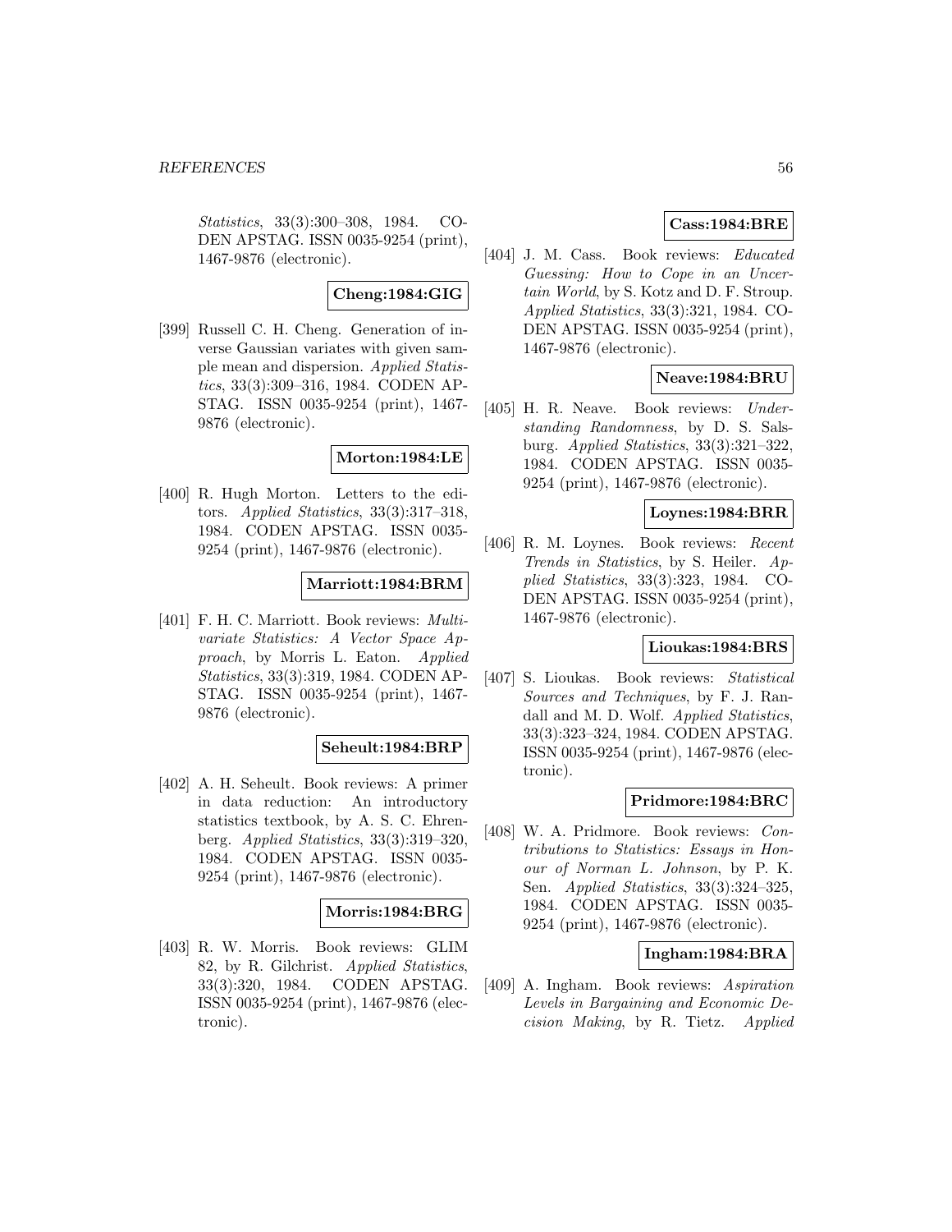*Statistics*, 33(3):300–308, 1984. CODEN APSTAG. ISSN 0035-9254 (print), 1467-9876 (electronic).

**Cheng:1984:GIG**

[399] Russell C. H. Cheng. Generation of inverse Gaussian variates with given sample mean and dispersion. *Applied Statistics*, 33(3):309–316, 1984. CODEN APSTAG. ISSN 0035-9254 (print), 1467-9876 (electronic).

**Morton:1984:LE**

[400] R. Hugh Morton. Letters to the editors. *Applied Statistics*, 33(3):317–318, 1984. CODEN APSTAG. ISSN 0035-9254 (print), 1467-9876 (electronic).

**Marriott:1984:BRM**

[401] F. H. C. Marriott. Book reviews: *Multivariate Statistics: A Vector Space Approach*, by Morris L. Eaton. *Applied Statistics*, 33(3):319, 1984. CODEN APSTAG. ISSN 0035-9254 (print), 1467-9876 (electronic).

**Seheult:1984:BRP**

[402] A. H. Seheult. Book reviews: A primer in data reduction: An introductory statistics textbook, by A. S. C. Ehrenberg. *Applied Statistics*, 33(3):319–320, 1984. CODEN APSTAG. ISSN 0035-9254 (print), 1467-9876 (electronic).

**Morris:1984:BRG**

[403] R. W. Morris. Book reviews: GLIM 82, by R. Gilchrist. *Applied Statistics*, 33(3):320, 1984. CODEN APSTAG. ISSN 0035-9254 (print), 1467-9876 (electronic).

**Cass:1984:BRE**

[404] J. M. Cass. Book reviews: *Educated Guessing: How to Cope in an Uncertain World*, by S. Kotz and D. F. Stroup. *Applied Statistics*, 33(3):321, 1984. CODEN APSTAG. ISSN 0035-9254 (print), 1467-9876 (electronic).

**Neave:1984:BRU**

[405] H. R. Neave. Book reviews: *Understanding Randomness*, by D. S. Salsburg. *Applied Statistics*, 33(3):321–322, 1984. CODEN APSTAG. ISSN 0035-9254 (print), 1467-9876 (electronic).

**Loynes:1984:BRR**

[406] R. M. Loynes. Book reviews: *Recent Trends in Statistics*, by S. Heiler. *Applied Statistics*, 33(3):323, 1984. CODEN APSTAG. ISSN 0035-9254 (print), 1467-9876 (electronic).

**Lioukas:1984:BRS**

[407] S. Lioukas. Book reviews: *Statistical Sources and Techniques*, by F. J. Randall and M. D. Wolf. *Applied Statistics*, 33(3):323–324, 1984. CODEN APSTAG. ISSN 0035-9254 (print), 1467-9876 (electronic).

**Pridmore:1984:BRC**

[408] W. A. Pridmore. Book reviews: *Contributions to Statistics: Essays in Honour of Norman L. Johnson*, by P. K. Sen. *Applied Statistics*, 33(3):324–325, 1984. CODEN APSTAG. ISSN 0035-9254 (print), 1467-9876 (electronic).

**Ingham:1984:BRA**

[409] A. Ingham. Book reviews: *Aspiration Levels in Bargaining and Economic Decision Making*, by R. Tietz. *Applied*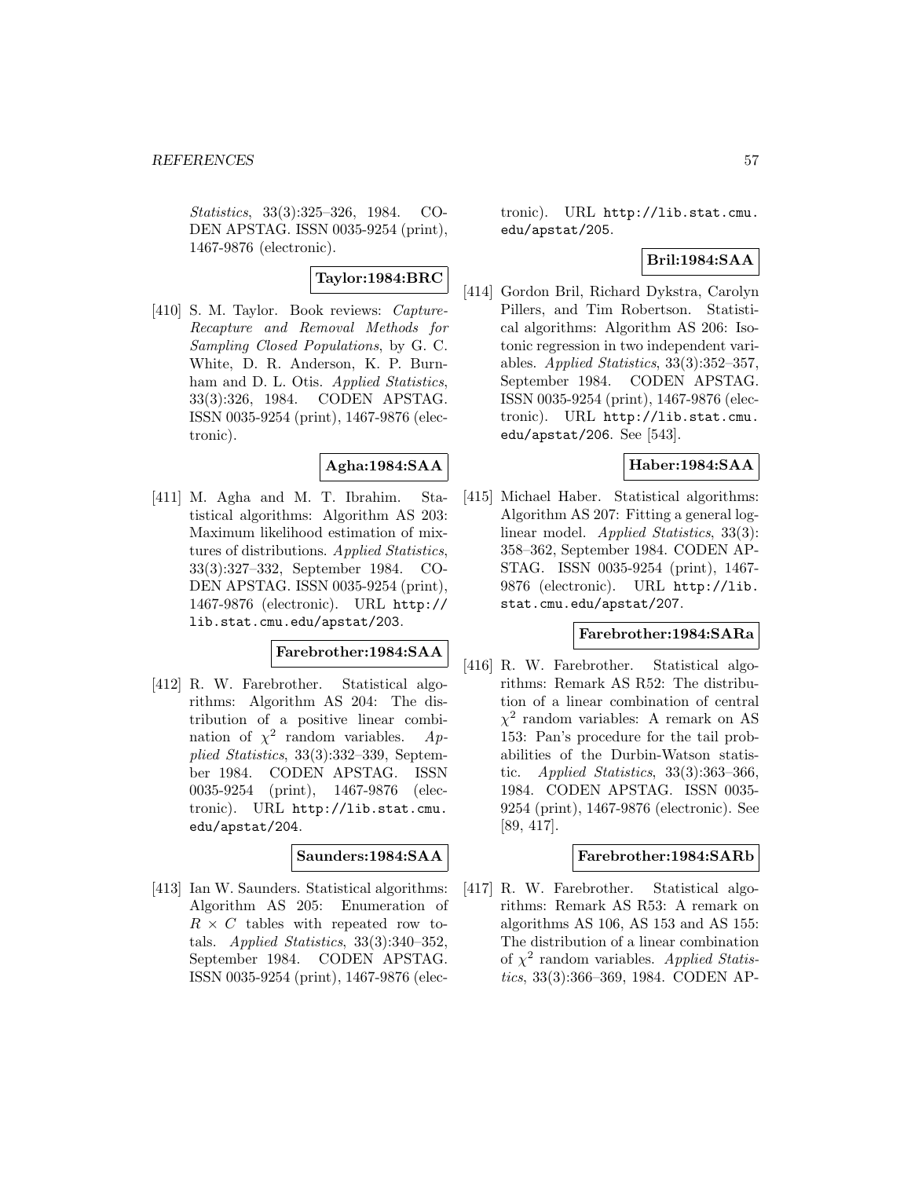*Statistics*, 33(3):325–326, 1984. CODEN APSTAG. ISSN 0035-9254 (print), 1467-9876 (electronic).

**Taylor:1984:BRC**

[410] S. M. Taylor. Book reviews: *Capture-Recapture and Removal Methods for Sampling Closed Populations*, by G. C. White, D. R. Anderson, K. P. Burnham and D. L. Otis. *Applied Statistics*, 33(3):326, 1984. CODEN APSTAG. ISSN 0035-9254 (print), 1467-9876 (electronic).

**Agha:1984:SAA**

[411] M. Agha and M. T. Ibrahim. Statistical algorithms: Algorithm AS 203: Maximum likelihood estimation of mixtures of distributions. *Applied Statistics*, 33(3):327–332, September 1984. CODEN APSTAG. ISSN 0035-9254 (print), 1467-9876 (electronic). URL http://lib.stat.cmu.edu/apstat/203.

**Farebrother:1984:SAA**

[412] R. W. Farebrother. Statistical algorithms: Algorithm AS 204: The distribution of a positive linear combination of $\chi^2$ random variables. *Applied Statistics*, 33(3):332–339, September 1984. CODEN APSTAG. ISSN 0035-9254 (print), 1467-9876 (electronic). URL http://lib.stat.cmu.edu/apstat/204.

**Saunders:1984:SAA**

[413] Ian W. Saunders. Statistical algorithms: Algorithm AS 205: Enumeration of $R \times C$ tables with repeated row totals. *Applied Statistics*, 33(3):340–352, September 1984. CODEN APSTAG. ISSN 0035-9254 (print), 1467-9876 (electronic). URL http://lib.stat.cmu.edu/apstat/205.

**Bril:1984:SAA**

[414] Gordon Bril, Richard Dykstra, Carolyn Pillers, and Tim Robertson. Statistical algorithms: Algorithm AS 206: Isotonic regression in two independent variables. *Applied Statistics*, 33(3):352–357, September 1984. CODEN APSTAG. ISSN 0035-9254 (print), 1467-9876 (electronic). URL http://lib.stat.cmu.edu/apstat/206. See [543].

**Haber:1984:SAA**

[415] Michael Haber. Statistical algorithms: Algorithm AS 207: Fitting a general log-linear model. *Applied Statistics*, 33(3):358–362, September 1984. CODEN APSTAG. ISSN 0035-9254 (print), 1467-9876 (electronic). URL http://lib.stat.cmu.edu/apstat/207.

**Farebrother:1984:SARa**

[416] R. W. Farebrother. Statistical algorithms: Remark AS R52: The distribution of a linear combination of central $\chi^2$ random variables: A remark on AS 153: Pan's procedure for the tail probabilities of the Durbin-Watson statistic. *Applied Statistics*, 33(3):363–366, 1984. CODEN APSTAG. ISSN 0035-9254 (print), 1467-9876 (electronic). See [89, 417].

**Farebrother:1984:SARb**

[417] R. W. Farebrother. Statistical algorithms: Remark AS R53: A remark on algorithms AS 106, AS 153 and AS 155: The distribution of a linear combination of $\chi^2$ random variables. *Applied Statistics*, 33(3):366–369, 1984. CODEN AP-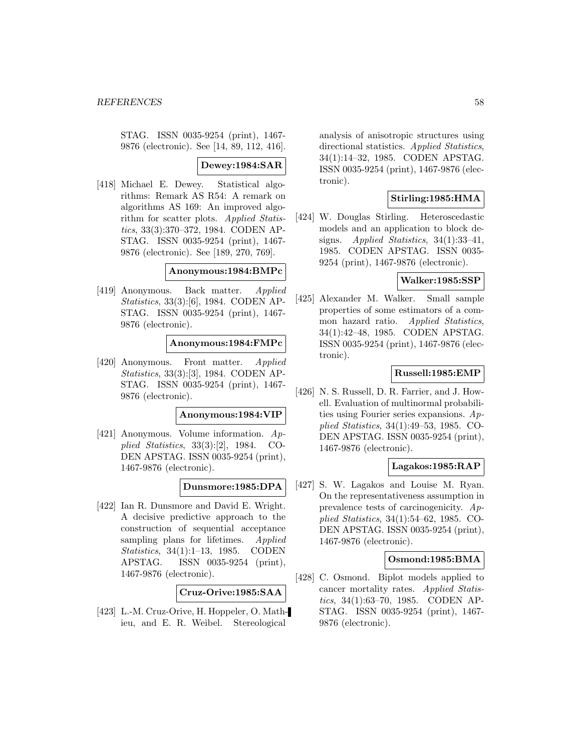STAG. ISSN 0035-9254 (print), 1467-9876 (electronic). See [14, 89, 112, 416].

**Dewey:1984:SAR**

[418] Michael E. Dewey. Statistical algorithms: Remark AS R54: A remark on algorithms AS 169: An improved algorithm for scatter plots. *Applied Statistics*, 33(3):370–372, 1984. CODEN APSTAG. ISSN 0035-9254 (print), 1467-9876 (electronic). See [189, 270, 769].

**Anonymous:1984:BMPc**

[419] Anonymous. Back matter. *Applied Statistics*, 33(3):[6], 1984. CODEN APSTAG. ISSN 0035-9254 (print), 1467-9876 (electronic).

**Anonymous:1984:FMPc**

[420] Anonymous. Front matter. *Applied Statistics*, 33(3):[3], 1984. CODEN APSTAG. ISSN 0035-9254 (print), 1467-9876 (electronic).

**Anonymous:1984:VIP**

[421] Anonymous. Volume information. *Applied Statistics*, 33(3):[2], 1984. CODEN APSTAG. ISSN 0035-9254 (print), 1467-9876 (electronic).

**Dunsmore:1985:DPA**

[422] Ian R. Dunsmore and David E. Wright. A decisive predictive approach to the construction of sequential acceptance sampling plans for lifetimes. *Applied Statistics*, 34(1):1–13, 1985. CODEN APSTAG. ISSN 0035-9254 (print), 1467-9876 (electronic).

**Cruz-Orive:1985:SAA**

[423] L.-M. Cruz-Orive, H. Hoppeler, O. Mathieu, and E. R. Weibel. Stereological analysis of anisotropic structures using directional statistics. *Applied Statistics*, 34(1):14–32, 1985. CODEN APSTAG. ISSN 0035-9254 (print), 1467-9876 (electronic).

**Stirling:1985:HMA**

[424] W. Douglas Stirling. Heteroscedastic models and an application to block designs. *Applied Statistics*, 34(1):33–41, 1985. CODEN APSTAG. ISSN 0035-9254 (print), 1467-9876 (electronic).

**Walker:1985:SSP**

[425] Alexander M. Walker. Small sample properties of some estimators of a common hazard ratio. *Applied Statistics*, 34(1):42–48, 1985. CODEN APSTAG. ISSN 0035-9254 (print), 1467-9876 (electronic).

**Russell:1985:EMP**

[426] N. S. Russell, D. R. Farrier, and J. Howell. Evaluation of multinormal probabilities using Fourier series expansions. *Applied Statistics*, 34(1):49–53, 1985. CODEN APSTAG. ISSN 0035-9254 (print), 1467-9876 (electronic).

**Lagakos:1985:RAP**

[427] S. W. Lagakos and Louise M. Ryan. On the representativeness assumption in prevalence tests of carcinogenicity. *Applied Statistics*, 34(1):54–62, 1985. CODEN APSTAG. ISSN 0035-9254 (print), 1467-9876 (electronic).

**Osmond:1985:BMA**

[428] C. Osmond. Biplot models applied to cancer mortality rates. *Applied Statistics*, 34(1):63–70, 1985. CODEN APSTAG. ISSN 0035-9254 (print), 1467-9876 (electronic).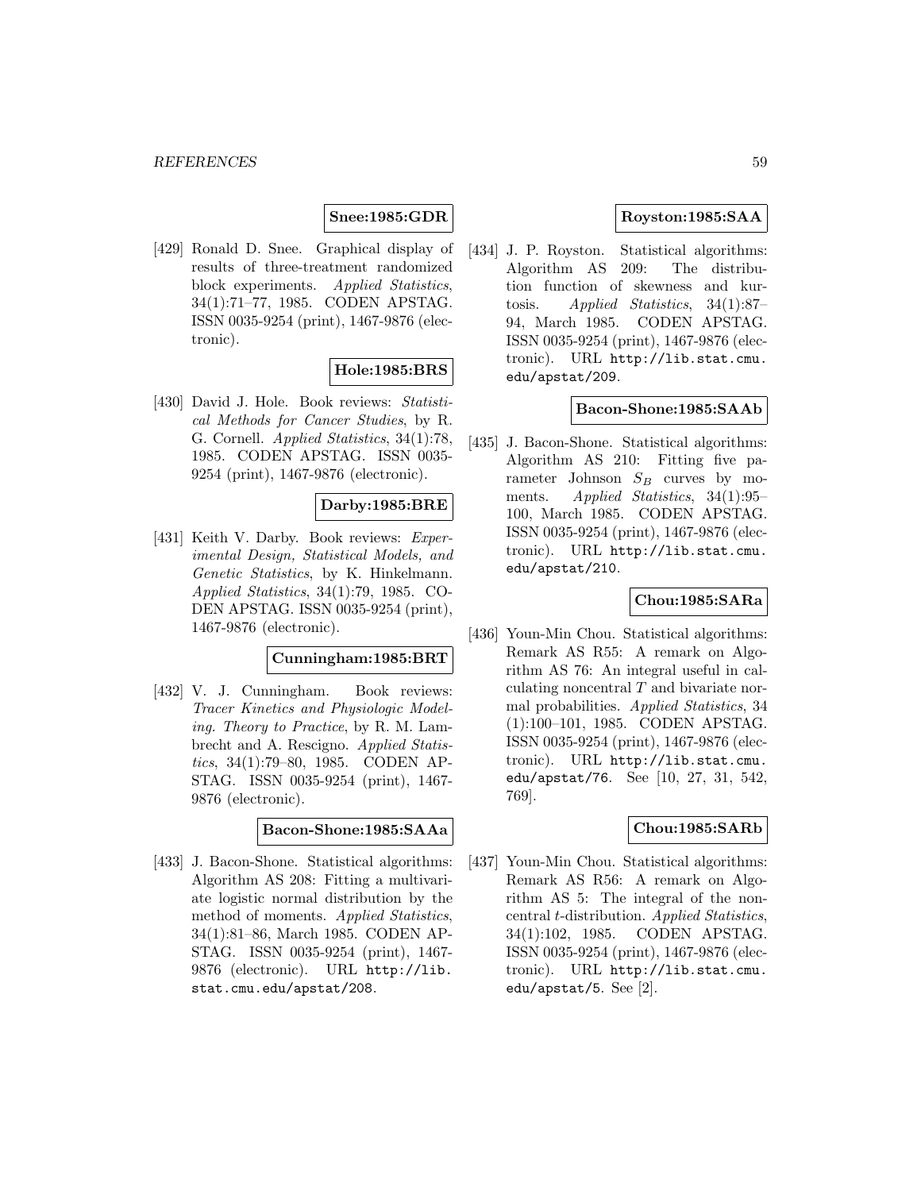**Snee:1985:GDR**

[429] Ronald D. Snee. Graphical display of results of three-treatment randomized block experiments. *Applied Statistics*, 34(1):71–77, 1985. CODEN APSTAG. ISSN 0035-9254 (print), 1467-9876 (electronic).

**Hole:1985:BRS**

[430] David J. Hole. Book reviews: *Statistical Methods for Cancer Studies*, by R. G. Cornell. *Applied Statistics*, 34(1):78, 1985. CODEN APSTAG. ISSN 0035-9254 (print), 1467-9876 (electronic).

**Darby:1985:BRE**

[431] Keith V. Darby. Book reviews: *Experimental Design, Statistical Models, and Genetic Statistics*, by K. Hinkelmann. *Applied Statistics*, 34(1):79, 1985. CODEN APSTAG. ISSN 0035-9254 (print), 1467-9876 (electronic).

**Cunningham:1985:BRT**

[432] V. J. Cunningham. Book reviews: *Tracer Kinetics and Physiologic Modeling. Theory to Practice*, by R. M. Lambrecht and A. Rescigno. *Applied Statistics*, 34(1):79–80, 1985. CODEN APSTAG. ISSN 0035-9254 (print), 1467-9876 (electronic).

**Bacon-Shone:1985:SAAa**

[433] J. Bacon-Shone. Statistical algorithms: Algorithm AS 208: Fitting a multivariate logistic normal distribution by the method of moments. *Applied Statistics*, 34(1):81–86, March 1985. CODEN APSTAG. ISSN 0035-9254 (print), 1467-9876 (electronic). URL http://lib.stat.cmu.edu/apstat/208.

**Royston:1985:SAA**

[434] J. P. Royston. Statistical algorithms: Algorithm AS 209: The distribution function of skewness and kurtosis. *Applied Statistics*, 34(1):87–94, March 1985. CODEN APSTAG. ISSN 0035-9254 (print), 1467-9876 (electronic). URL http://lib.stat.cmu.edu/apstat/209.

**Bacon-Shone:1985:SAAb**

[435] J. Bacon-Shone. Statistical algorithms: Algorithm AS 210: Fitting five parameter Johnson $S_B$ curves by moments. *Applied Statistics*, 34(1):95–100, March 1985. CODEN APSTAG. ISSN 0035-9254 (print), 1467-9876 (electronic). URL http://lib.stat.cmu.edu/apstat/210.

**Chou:1985:SARa**

[436] Youn-Min Chou. Statistical algorithms: Remark AS R55: A remark on Algorithm AS 76: An integral useful in calculating noncentral $T$ and bivariate normal probabilities. *Applied Statistics*, 34 (1):100–101, 1985. CODEN APSTAG. ISSN 0035-9254 (print), 1467-9876 (electronic). URL http://lib.stat.cmu.edu/apstat/76. See [10, 27, 31, 542, 769].

**Chou:1985:SARb**

[437] Youn-Min Chou. Statistical algorithms: Remark AS R56: A remark on Algorithm AS 5: The integral of the noncentral $t$-distribution. *Applied Statistics*, 34(1):102, 1985. CODEN APSTAG. ISSN 0035-9254 (print), 1467-9876 (electronic). URL http://lib.stat.cmu.edu/apstat/5. See [2].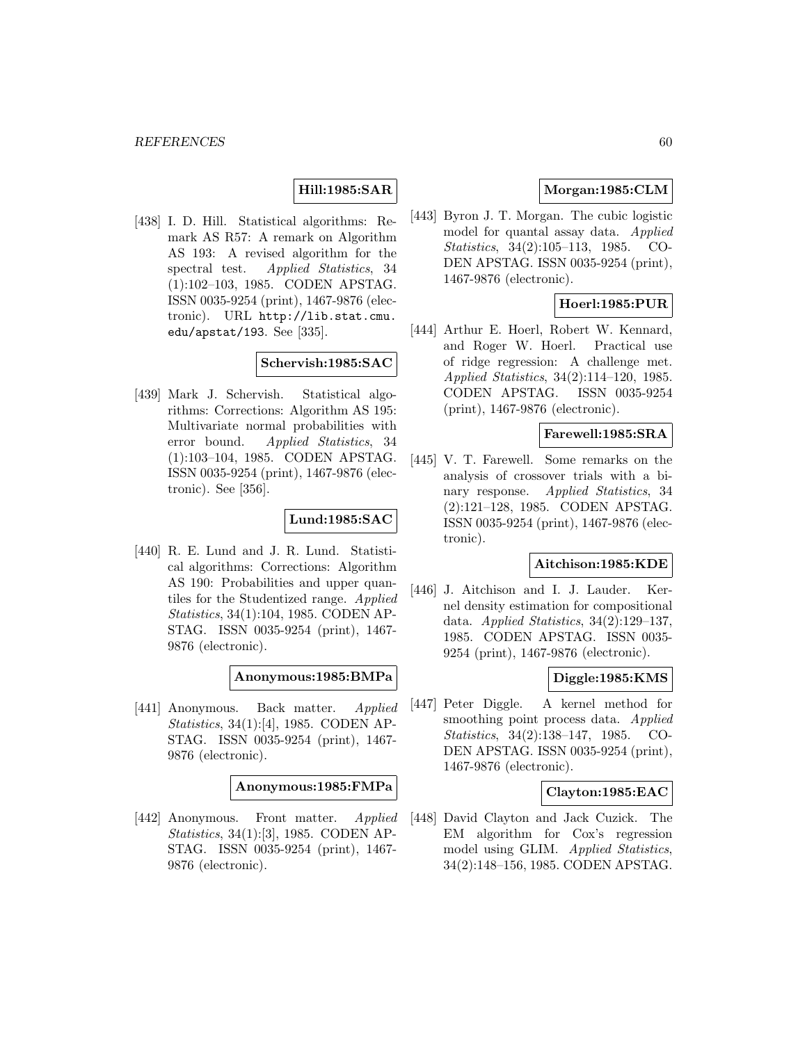**Hill:1985:SAR**

[438] I. D. Hill. Statistical algorithms: Remark AS R57: A remark on Algorithm AS 193: A revised algorithm for the spectral test. *Applied Statistics*, 34 (1):102–103, 1985. CODEN APSTAG. ISSN 0035-9254 (print), 1467-9876 (electronic). URL http://lib.stat.cmu.edu/apstat/193. See [335].

**Schervish:1985:SAC**

[439] Mark J. Schervish. Statistical algorithms: Corrections: Algorithm AS 195: Multivariate normal probabilities with error bound. *Applied Statistics*, 34 (1):103–104, 1985. CODEN APSTAG. ISSN 0035-9254 (print), 1467-9876 (electronic). See [356].

**Lund:1985:SAC**

[440] R. E. Lund and J. R. Lund. Statistical algorithms: Corrections: Algorithm AS 190: Probabilities and upper quantiles for the Studentized range. *Applied Statistics*, 34(1):104, 1985. CODEN APSTAG. ISSN 0035-9254 (print), 1467-9876 (electronic).

**Anonymous:1985:BMPa**

[441] Anonymous. Back matter. *Applied Statistics*, 34(1):[4], 1985. CODEN APSTAG. ISSN 0035-9254 (print), 1467-9876 (electronic).

**Anonymous:1985:FMPa**

[442] Anonymous. Front matter. *Applied Statistics*, 34(1):[3], 1985. CODEN APSTAG. ISSN 0035-9254 (print), 1467-9876 (electronic).

**Morgan:1985:CLM**

[443] Byron J. T. Morgan. The cubic logistic model for quantal assay data. *Applied Statistics*, 34(2):105–113, 1985. CODEN APSTAG. ISSN 0035-9254 (print), 1467-9876 (electronic).

**Hoerl:1985:PUR**

[444] Arthur E. Hoerl, Robert W. Kennard, and Roger W. Hoerl. Practical use of ridge regression: A challenge met. *Applied Statistics*, 34(2):114–120, 1985. CODEN APSTAG. ISSN 0035-9254 (print), 1467-9876 (electronic).

**Farewell:1985:SRA**

[445] V. T. Farewell. Some remarks on the analysis of crossover trials with a binary response. *Applied Statistics*, 34 (2):121–128, 1985. CODEN APSTAG. ISSN 0035-9254 (print), 1467-9876 (electronic).

**Aitchison:1985:KDE**

[446] J. Aitchison and I. J. Lauder. Kernel density estimation for compositional data. *Applied Statistics*, 34(2):129–137, 1985. CODEN APSTAG. ISSN 0035-9254 (print), 1467-9876 (electronic).

**Diggle:1985:KMS**

[447] Peter Diggle. A kernel method for smoothing point process data. *Applied Statistics*, 34(2):138–147, 1985. CODEN APSTAG. ISSN 0035-9254 (print), 1467-9876 (electronic).

**Clayton:1985:EAC**

[448] David Clayton and Jack Cuzick. The EM algorithm for Cox's regression model using GLIM. *Applied Statistics*, 34(2):148–156, 1985. CODEN APSTAG.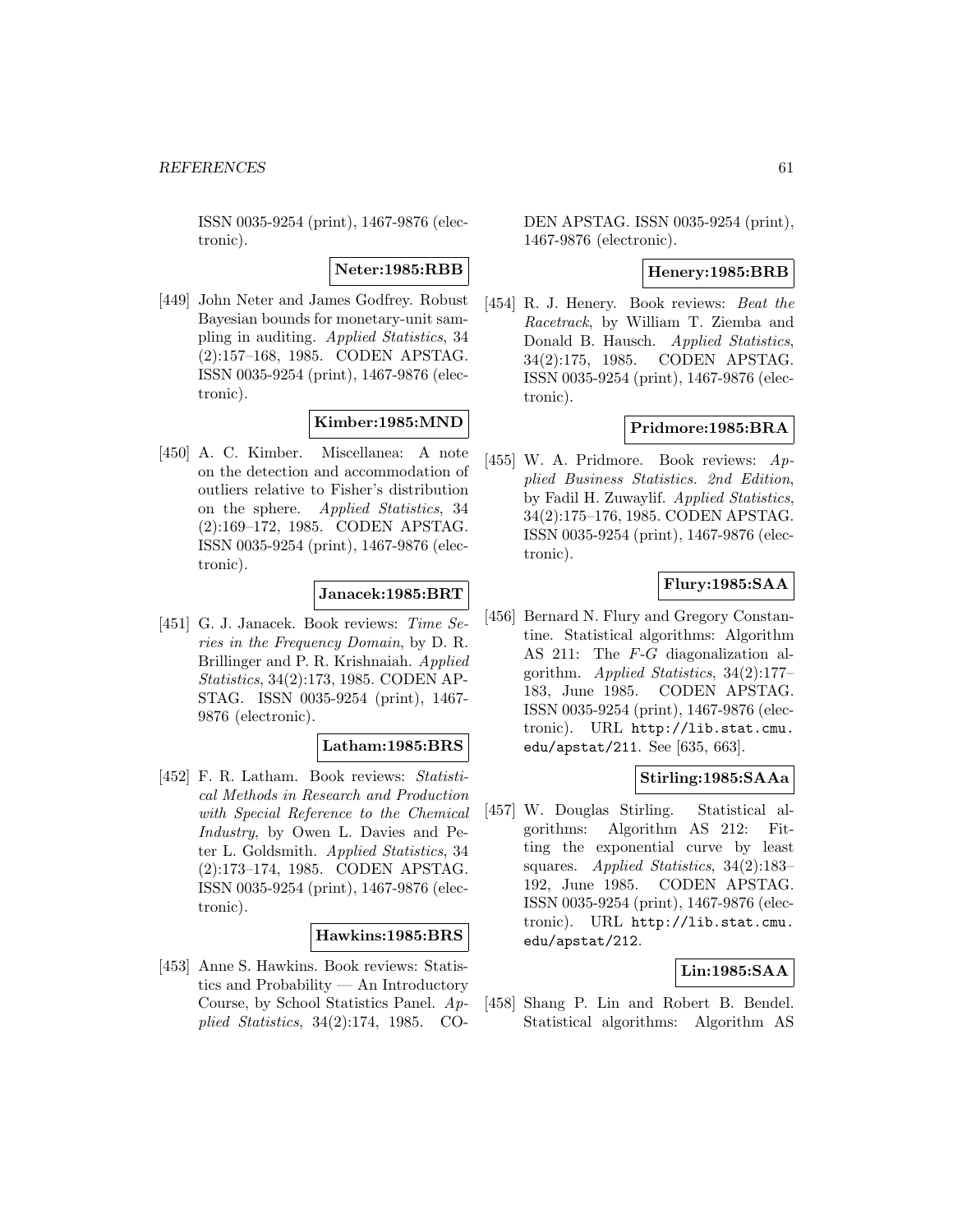ISSN 0035-9254 (print), 1467-9876 (electronic).

**Neter:1985:RBB**

[449] John Neter and James Godfrey. Robust Bayesian bounds for monetary-unit sampling in auditing. *Applied Statistics*, 34 (2):157–168, 1985. CODEN APSTAG. ISSN 0035-9254 (print), 1467-9876 (electronic).

**Kimber:1985:MND**

[450] A. C. Kimber. Miscellanea: A note on the detection and accommodation of outliers relative to Fisher's distribution on the sphere. *Applied Statistics*, 34 (2):169–172, 1985. CODEN APSTAG. ISSN 0035-9254 (print), 1467-9876 (electronic).

**Janacek:1985:BRT**

[451] G. J. Janacek. Book reviews: *Time Series in the Frequency Domain*, by D. R. Brillinger and P. R. Krishnaiah. *Applied Statistics*, 34(2):173, 1985. CODEN APSTAG. ISSN 0035-9254 (print), 1467-9876 (electronic).

**Latham:1985:BRS**

[452] F. R. Latham. Book reviews: *Statistical Methods in Research and Production with Special Reference to the Chemical Industry*, by Owen L. Davies and Peter L. Goldsmith. *Applied Statistics*, 34 (2):173–174, 1985. CODEN APSTAG. ISSN 0035-9254 (print), 1467-9876 (electronic).

**Hawkins:1985:BRS**

[453] Anne S. Hawkins. Book reviews: Statistics and Probability — An Introductory Course, by School Statistics Panel. *Applied Statistics*, 34(2):174, 1985. CODEN APSTAG. ISSN 0035-9254 (print), 1467-9876 (electronic).

**Henery:1985:BRB**

[454] R. J. Henery. Book reviews: *Beat the Racetrack*, by William T. Ziemba and Donald B. Hausch. *Applied Statistics*, 34(2):175, 1985. CODEN APSTAG. ISSN 0035-9254 (print), 1467-9876 (electronic).

**Pridmore:1985:BRA**

[455] W. A. Pridmore. Book reviews: *Applied Business Statistics. 2nd Edition*, by Fadil H. Zuwaylif. *Applied Statistics*, 34(2):175–176, 1985. CODEN APSTAG. ISSN 0035-9254 (print), 1467-9876 (electronic).

**Flury:1985:SAA**

[456] Bernard N. Flury and Gregory Constantine. Statistical algorithms: Algorithm AS 211: The $F$-$G$ diagonalization algorithm. *Applied Statistics*, 34(2):177–183, June 1985. CODEN APSTAG. ISSN 0035-9254 (print), 1467-9876 (electronic). URL http://lib.stat.cmu.edu/apstat/211. See [635, 663].

**Stirling:1985:SAAa**

[457] W. Douglas Stirling. Statistical algorithms: Algorithm AS 212: Fitting the exponential curve by least squares. *Applied Statistics*, 34(2):183–192, June 1985. CODEN APSTAG. ISSN 0035-9254 (print), 1467-9876 (electronic). URL http://lib.stat.cmu.edu/apstat/212.

**Lin:1985:SAA**

[458] Shang P. Lin and Robert B. Bendel. Statistical algorithms: Algorithm AS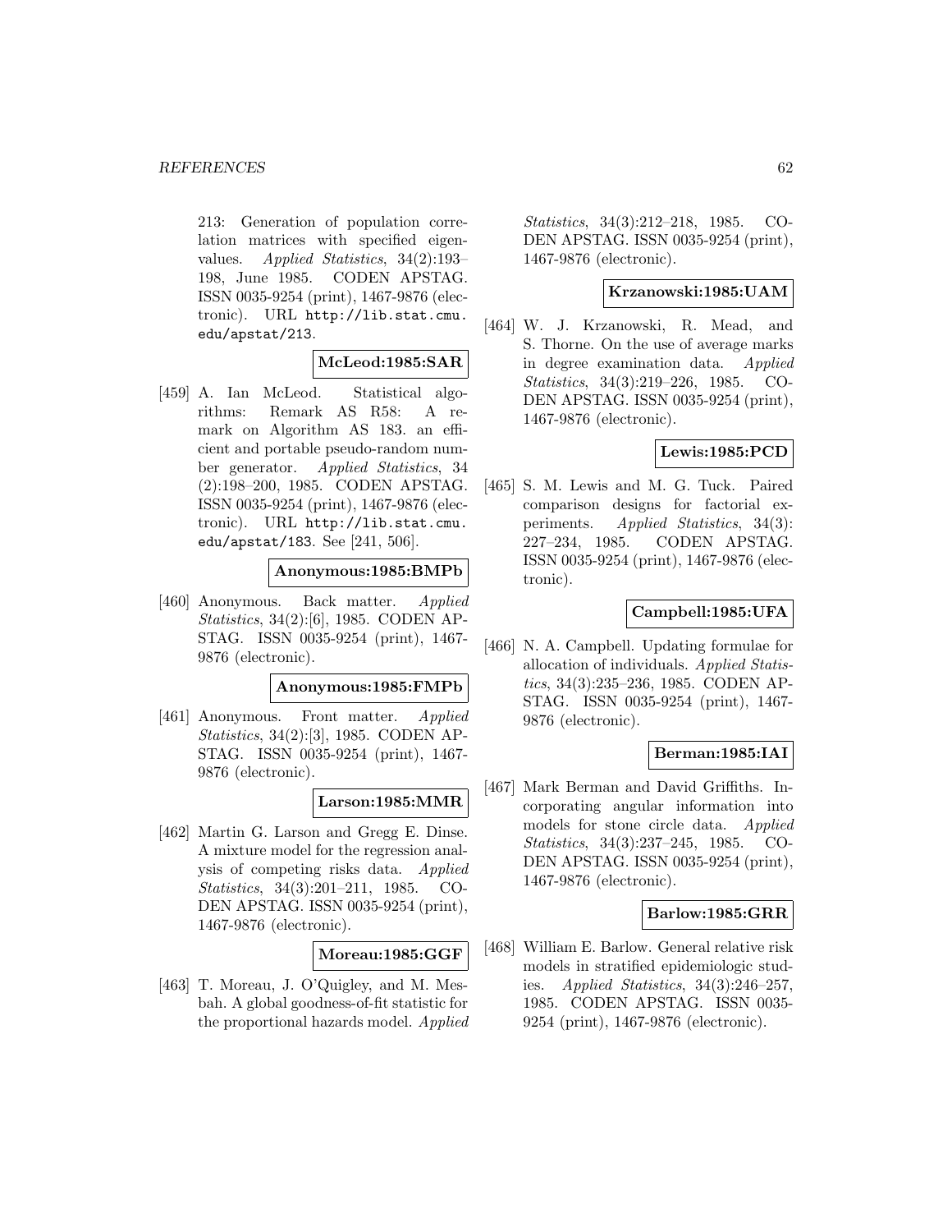213: Generation of population correlation matrices with specified eigenvalues. *Applied Statistics*, 34(2):193–198, June 1985. CODEN APSTAG. ISSN 0035-9254 (print), 1467-9876 (electronic). URL http://lib.stat.cmu.edu/apstat/213.

**McLeod:1985:SAR**

[459] A. Ian McLeod. Statistical algorithms: Remark AS R58: A remark on Algorithm AS 183. an efficient and portable pseudo-random number generator. *Applied Statistics*, 34 (2):198–200, 1985. CODEN APSTAG. ISSN 0035-9254 (print), 1467-9876 (electronic). URL http://lib.stat.cmu.edu/apstat/183. See [241, 506].

**Anonymous:1985:BMPb**

[460] Anonymous. Back matter. *Applied Statistics*, 34(2):[6], 1985. CODEN APSTAG. ISSN 0035-9254 (print), 1467-9876 (electronic).

**Anonymous:1985:FMPb**

[461] Anonymous. Front matter. *Applied Statistics*, 34(2):[3], 1985. CODEN APSTAG. ISSN 0035-9254 (print), 1467-9876 (electronic).

**Larson:1985:MMR**

[462] Martin G. Larson and Gregg E. Dinse. A mixture model for the regression analysis of competing risks data. *Applied Statistics*, 34(3):201–211, 1985. CODEN APSTAG. ISSN 0035-9254 (print), 1467-9876 (electronic).

**Moreau:1985:GGF**

[463] T. Moreau, J. O'Quigley, and M. Mesbah. A global goodness-of-fit statistic for the proportional hazards model. *Applied Statistics*, 34(3):212–218, 1985. CODEN APSTAG. ISSN 0035-9254 (print), 1467-9876 (electronic).

**Krzanowski:1985:UAM**

[464] W. J. Krzanowski, R. Mead, and S. Thorne. On the use of average marks in degree examination data. *Applied Statistics*, 34(3):219–226, 1985. CODEN APSTAG. ISSN 0035-9254 (print), 1467-9876 (electronic).

**Lewis:1985:PCD**

[465] S. M. Lewis and M. G. Tuck. Paired comparison designs for factorial experiments. *Applied Statistics*, 34(3): 227–234, 1985. CODEN APSTAG. ISSN 0035-9254 (print), 1467-9876 (electronic).

**Campbell:1985:UFA**

[466] N. A. Campbell. Updating formulae for allocation of individuals. *Applied Statistics*, 34(3):235–236, 1985. CODEN APSTAG. ISSN 0035-9254 (print), 1467-9876 (electronic).

**Berman:1985:IAI**

[467] Mark Berman and David Griffiths. Incorporating angular information into models for stone circle data. *Applied Statistics*, 34(3):237–245, 1985. CODEN APSTAG. ISSN 0035-9254 (print), 1467-9876 (electronic).

**Barlow:1985:GRR**

[468] William E. Barlow. General relative risk models in stratified epidemiologic studies. *Applied Statistics*, 34(3):246–257, 1985. CODEN APSTAG. ISSN 0035-9254 (print), 1467-9876 (electronic).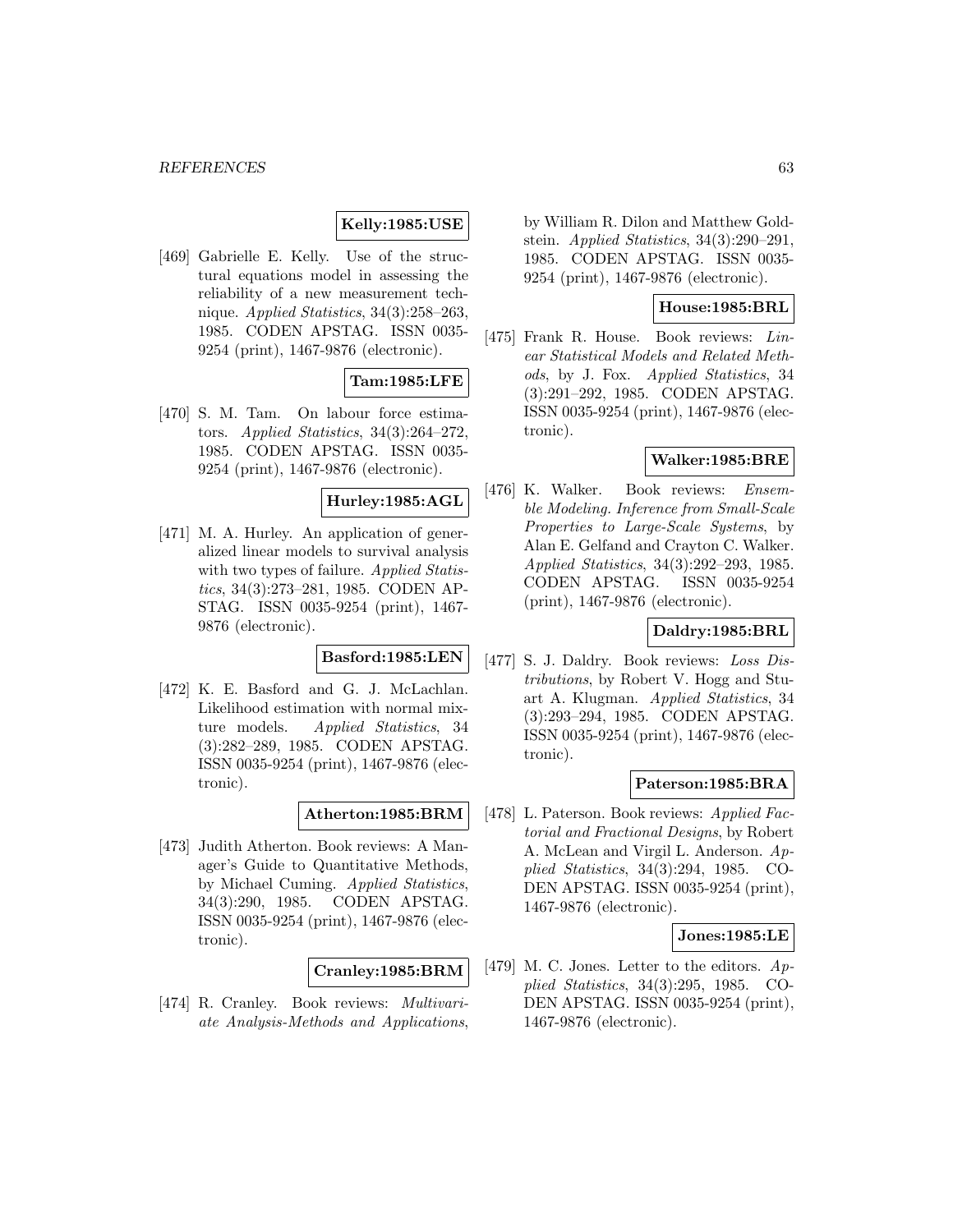**Kelly:1985:USE**

[469] Gabrielle E. Kelly. Use of the structural equations model in assessing the reliability of a new measurement technique. *Applied Statistics*, 34(3):258–263, 1985. CODEN APSTAG. ISSN 0035-9254 (print), 1467-9876 (electronic).

**Tam:1985:LFE**

[470] S. M. Tam. On labour force estimators. *Applied Statistics*, 34(3):264–272, 1985. CODEN APSTAG. ISSN 0035-9254 (print), 1467-9876 (electronic).

**Hurley:1985:AGL**

[471] M. A. Hurley. An application of generalized linear models to survival analysis with two types of failure. *Applied Statistics*, 34(3):273–281, 1985. CODEN APSTAG. ISSN 0035-9254 (print), 1467-9876 (electronic).

**Basford:1985:LEN**

[472] K. E. Basford and G. J. McLachlan. Likelihood estimation with normal mixture models. *Applied Statistics*, 34 (3):282–289, 1985. CODEN APSTAG. ISSN 0035-9254 (print), 1467-9876 (electronic).

**Atherton:1985:BRM**

[473] Judith Atherton. Book reviews: A Manager's Guide to Quantitative Methods, by Michael Cuming. *Applied Statistics*, 34(3):290, 1985. CODEN APSTAG. ISSN 0035-9254 (print), 1467-9876 (electronic).

**Cranley:1985:BRM**

[474] R. Cranley. Book reviews: *Multivariate Analysis-Methods and Applications*, by William R. Dilon and Matthew Goldstein. *Applied Statistics*, 34(3):290–291, 1985. CODEN APSTAG. ISSN 0035-9254 (print), 1467-9876 (electronic).

**House:1985:BRL**

[475] Frank R. House. Book reviews: *Linear Statistical Models and Related Methods*, by J. Fox. *Applied Statistics*, 34 (3):291–292, 1985. CODEN APSTAG. ISSN 0035-9254 (print), 1467-9876 (electronic).

**Walker:1985:BRE**

[476] K. Walker. Book reviews: *Ensemble Modeling. Inference from Small-Scale Properties to Large-Scale Systems*, by Alan E. Gelfand and Crayton C. Walker. *Applied Statistics*, 34(3):292–293, 1985. CODEN APSTAG. ISSN 0035-9254 (print), 1467-9876 (electronic).

**Daldry:1985:BRL**

[477] S. J. Daldry. Book reviews: *Loss Distributions*, by Robert V. Hogg and Stuart A. Klugman. *Applied Statistics*, 34 (3):293–294, 1985. CODEN APSTAG. ISSN 0035-9254 (print), 1467-9876 (electronic).

**Paterson:1985:BRA**

[478] L. Paterson. Book reviews: *Applied Factorial and Fractional Designs*, by Robert A. McLean and Virgil L. Anderson. *Applied Statistics*, 34(3):294, 1985. CODEN APSTAG. ISSN 0035-9254 (print), 1467-9876 (electronic).

**Jones:1985:LE**

[479] M. C. Jones. Letter to the editors. *Applied Statistics*, 34(3):295, 1985. CODEN APSTAG. ISSN 0035-9254 (print), 1467-9876 (electronic).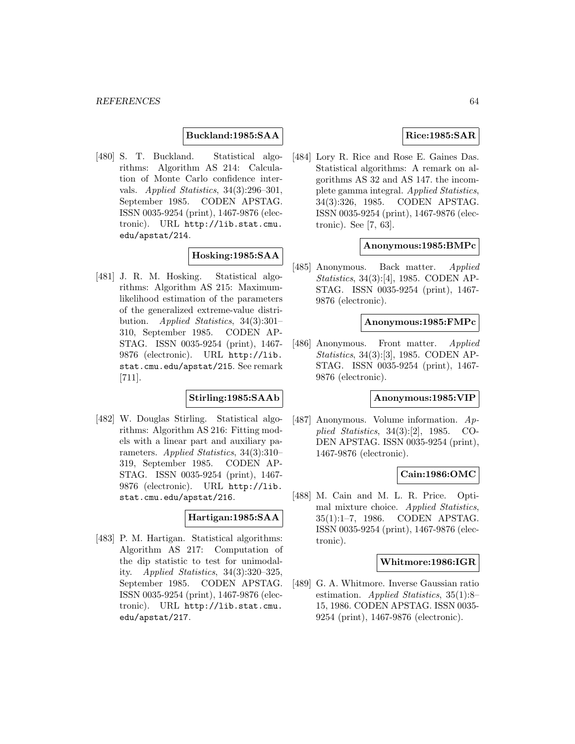**Buckland:1985:SAA**

[480] S. T. Buckland. Statistical algorithms: Algorithm AS 214: Calculation of Monte Carlo confidence intervals. *Applied Statistics*, 34(3):296–301, September 1985. CODEN APSTAG. ISSN 0035-9254 (print), 1467-9876 (electronic). URL http://lib.stat.cmu.edu/apstat/214.

**Hosking:1985:SAA**

[481] J. R. M. Hosking. Statistical algorithms: Algorithm AS 215: Maximum-likelihood estimation of the parameters of the generalized extreme-value distribution. *Applied Statistics*, 34(3):301–310, September 1985. CODEN APSTAG. ISSN 0035-9254 (print), 1467-9876 (electronic). URL http://lib.stat.cmu.edu/apstat/215. See remark [711].

**Stirling:1985:SAAb**

[482] W. Douglas Stirling. Statistical algorithms: Algorithm AS 216: Fitting models with a linear part and auxiliary parameters. *Applied Statistics*, 34(3):310–319, September 1985. CODEN APSTAG. ISSN 0035-9254 (print), 1467-9876 (electronic). URL http://lib.stat.cmu.edu/apstat/216.

**Hartigan:1985:SAA**

[483] P. M. Hartigan. Statistical algorithms: Algorithm AS 217: Computation of the dip statistic to test for unimodality. *Applied Statistics*, 34(3):320–325, September 1985. CODEN APSTAG. ISSN 0035-9254 (print), 1467-9876 (electronic). URL http://lib.stat.cmu.edu/apstat/217.

**Rice:1985:SAR**

[484] Lory R. Rice and Rose E. Gaines Das. Statistical algorithms: A remark on algorithms AS 32 and AS 147. the incomplete gamma integral. *Applied Statistics*, 34(3):326, 1985. CODEN APSTAG. ISSN 0035-9254 (print), 1467-9876 (electronic). See [7, 63].

**Anonymous:1985:BMPc**

[485] Anonymous. Back matter. *Applied Statistics*, 34(3):[4], 1985. CODEN APSTAG. ISSN 0035-9254 (print), 1467-9876 (electronic).

**Anonymous:1985:FMPc**

[486] Anonymous. Front matter. *Applied Statistics*, 34(3):[3], 1985. CODEN APSTAG. ISSN 0035-9254 (print), 1467-9876 (electronic).

**Anonymous:1985:VIP**

[487] Anonymous. Volume information. *Applied Statistics*, 34(3):[2], 1985. CODEN APSTAG. ISSN 0035-9254 (print), 1467-9876 (electronic).

**Cain:1986:OMC**

[488] M. Cain and M. L. R. Price. Optimal mixture choice. *Applied Statistics*, 35(1):1–7, 1986. CODEN APSTAG. ISSN 0035-9254 (print), 1467-9876 (electronic).

**Whitmore:1986:IGR**

[489] G. A. Whitmore. Inverse Gaussian ratio estimation. *Applied Statistics*, 35(1):8–15, 1986. CODEN APSTAG. ISSN 0035-9254 (print), 1467-9876 (electronic).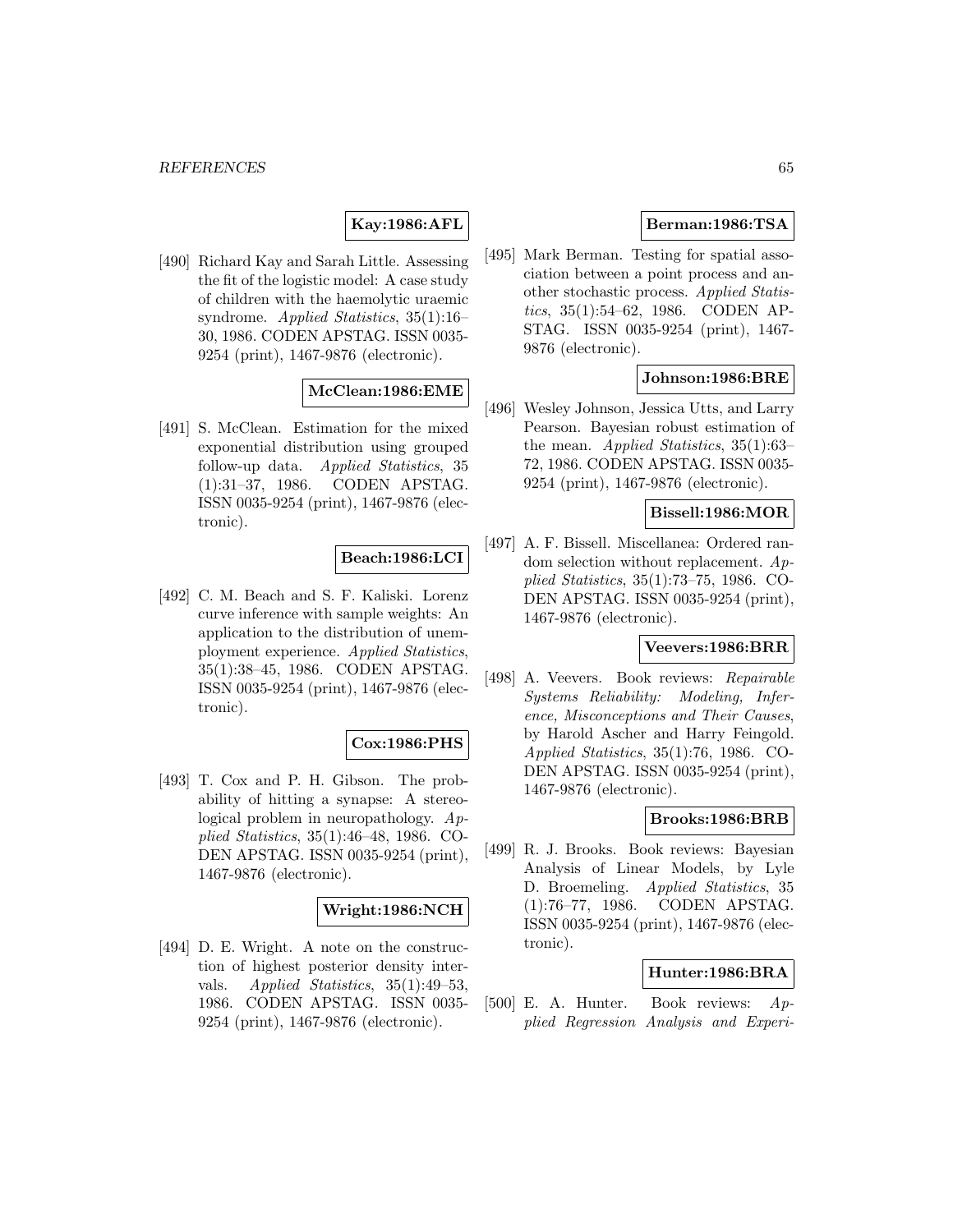**Kay:1986:AFL**

[490] Richard Kay and Sarah Little. Assessing the fit of the logistic model: A case study of children with the haemolytic uraemic syndrome. *Applied Statistics*, 35(1):16–30, 1986. CODEN APSTAG. ISSN 0035-9254 (print), 1467-9876 (electronic).

**McClean:1986:EME**

[491] S. McClean. Estimation for the mixed exponential distribution using grouped follow-up data. *Applied Statistics*, 35 (1):31–37, 1986. CODEN APSTAG. ISSN 0035-9254 (print), 1467-9876 (electronic).

**Beach:1986:LCI**

[492] C. M. Beach and S. F. Kaliski. Lorenz curve inference with sample weights: An application to the distribution of unemployment experience. *Applied Statistics*, 35(1):38–45, 1986. CODEN APSTAG. ISSN 0035-9254 (print), 1467-9876 (electronic).

**Cox:1986:PHS**

[493] T. Cox and P. H. Gibson. The probability of hitting a synapse: A stereological problem in neuropathology. *Applied Statistics*, 35(1):46–48, 1986. CODEN APSTAG. ISSN 0035-9254 (print), 1467-9876 (electronic).

**Wright:1986:NCH**

[494] D. E. Wright. A note on the construction of highest posterior density intervals. *Applied Statistics*, 35(1):49–53, 1986. CODEN APSTAG. ISSN 0035-9254 (print), 1467-9876 (electronic).

**Berman:1986:TSA**

[495] Mark Berman. Testing for spatial association between a point process and another stochastic process. *Applied Statistics*, 35(1):54–62, 1986. CODEN APSTAG. ISSN 0035-9254 (print), 1467-9876 (electronic).

**Johnson:1986:BRE**

[496] Wesley Johnson, Jessica Utts, and Larry Pearson. Bayesian robust estimation of the mean. *Applied Statistics*, 35(1):63–72, 1986. CODEN APSTAG. ISSN 0035-9254 (print), 1467-9876 (electronic).

**Bissell:1986:MOR**

[497] A. F. Bissell. Miscellanea: Ordered random selection without replacement. *Applied Statistics*, 35(1):73–75, 1986. CODEN APSTAG. ISSN 0035-9254 (print), 1467-9876 (electronic).

**Veevers:1986:BRR**

[498] A. Veevers. Book reviews: *Repairable Systems Reliability: Modeling, Inference, Misconceptions and Their Causes*, by Harold Ascher and Harry Feingold. *Applied Statistics*, 35(1):76, 1986. CODEN APSTAG. ISSN 0035-9254 (print), 1467-9876 (electronic).

**Brooks:1986:BRB**

[499] R. J. Brooks. Book reviews: Bayesian Analysis of Linear Models, by Lyle D. Broemeling. *Applied Statistics*, 35 (1):76–77, 1986. CODEN APSTAG. ISSN 0035-9254 (print), 1467-9876 (electronic).

**Hunter:1986:BRA**

[500] E. A. Hunter. Book reviews: *Applied Regression Analysis and Experi-*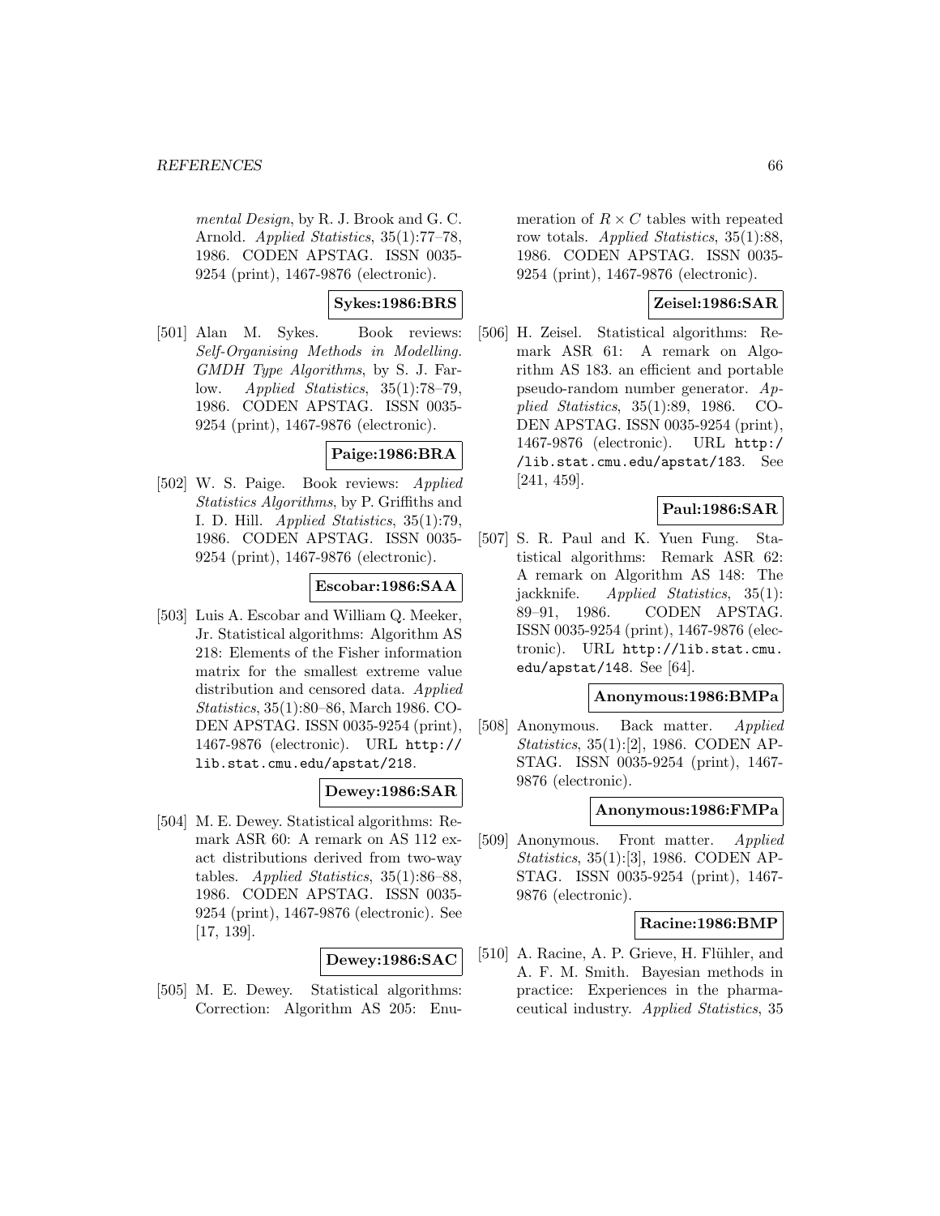*mental Design*, by R. J. Brook and G. C. Arnold. *Applied Statistics*, 35(1):77–78, 1986. CODEN APSTAG. ISSN 0035-9254 (print), 1467-9876 (electronic).

**Sykes:1986:BRS**

[501] Alan M. Sykes. Book reviews: *Self-Organising Methods in Modelling. GMDH Type Algorithms*, by S. J. Farlow. *Applied Statistics*, 35(1):78–79, 1986. CODEN APSTAG. ISSN 0035-9254 (print), 1467-9876 (electronic).

**Paige:1986:BRA**

[502] W. S. Paige. Book reviews: *Applied Statistics Algorithms*, by P. Griffiths and I. D. Hill. *Applied Statistics*, 35(1):79, 1986. CODEN APSTAG. ISSN 0035-9254 (print), 1467-9876 (electronic).

**Escobar:1986:SAA**

[503] Luis A. Escobar and William Q. Meeker, Jr. Statistical algorithms: Algorithm AS 218: Elements of the Fisher information matrix for the smallest extreme value distribution and censored data. *Applied Statistics*, 35(1):80–86, March 1986. CODEN APSTAG. ISSN 0035-9254 (print), 1467-9876 (electronic). URL http://lib.stat.cmu.edu/apstat/218.

**Dewey:1986:SAR**

[504] M. E. Dewey. Statistical algorithms: Remark ASR 60: A remark on AS 112 exact distributions derived from two-way tables. *Applied Statistics*, 35(1):86–88, 1986. CODEN APSTAG. ISSN 0035-9254 (print), 1467-9876 (electronic). See [17, 139].

**Dewey:1986:SAC**

[505] M. E. Dewey. Statistical algorithms: Correction: Algorithm AS 205: Enumeration of $R \times C$ tables with repeated row totals. *Applied Statistics*, 35(1):88, 1986. CODEN APSTAG. ISSN 0035-9254 (print), 1467-9876 (electronic).

**Zeisel:1986:SAR**

[506] H. Zeisel. Statistical algorithms: Remark ASR 61: A remark on Algorithm AS 183. an efficient and portable pseudo-random number generator. *Applied Statistics*, 35(1):89, 1986. CODEN APSTAG. ISSN 0035-9254 (print), 1467-9876 (electronic). URL http://lib.stat.cmu.edu/apstat/183. See [241, 459].

**Paul:1986:SAR**

[507] S. R. Paul and K. Yuen Fung. Statistical algorithms: Remark ASR 62: A remark on Algorithm AS 148: The jackknife. *Applied Statistics*, 35(1): 89–91, 1986. CODEN APSTAG. ISSN 0035-9254 (print), 1467-9876 (electronic). URL http://lib.stat.cmu.edu/apstat/148. See [64].

**Anonymous:1986:BMPa**

[508] Anonymous. Back matter. *Applied Statistics*, 35(1):[2], 1986. CODEN APSTAG. ISSN 0035-9254 (print), 1467-9876 (electronic).

**Anonymous:1986:FMPa**

[509] Anonymous. Front matter. *Applied Statistics*, 35(1):[3], 1986. CODEN APSTAG. ISSN 0035-9254 (print), 1467-9876 (electronic).

**Racine:1986:BMP**

[510] A. Racine, A. P. Grieve, H. Flühler, and A. F. M. Smith. Bayesian methods in practice: Experiences in the pharmaceutical industry. *Applied Statistics*, 35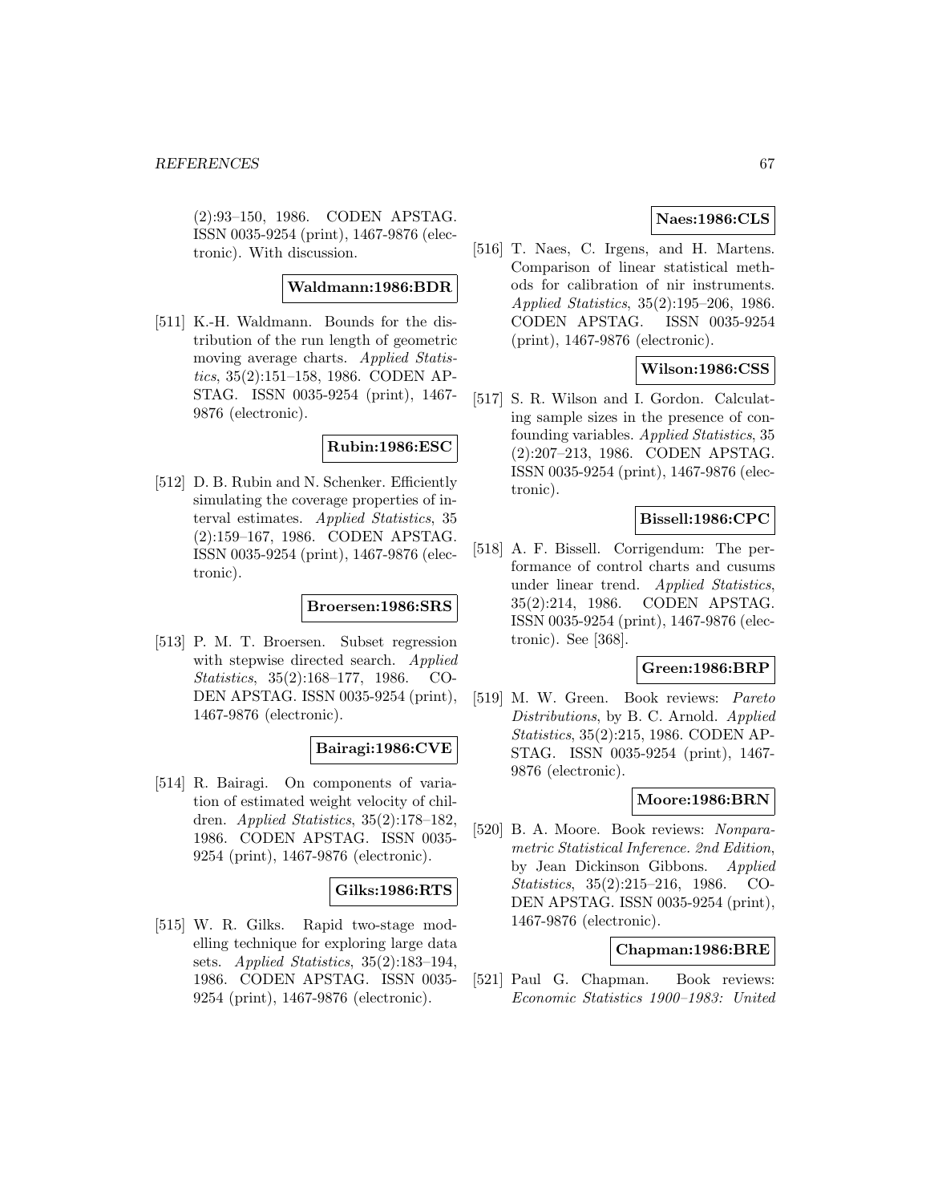(2):93–150, 1986. CODEN APSTAG. ISSN 0035-9254 (print), 1467-9876 (electronic). With discussion.

**Waldmann:1986:BDR**

[511] K.-H. Waldmann. Bounds for the distribution of the run length of geometric moving average charts. *Applied Statistics*, 35(2):151–158, 1986. CODEN APSTAG. ISSN 0035-9254 (print), 1467-9876 (electronic).

**Rubin:1986:ESC**

[512] D. B. Rubin and N. Schenker. Efficiently simulating the coverage properties of interval estimates. *Applied Statistics*, 35 (2):159–167, 1986. CODEN APSTAG. ISSN 0035-9254 (print), 1467-9876 (electronic).

**Broersen:1986:SRS**

[513] P. M. T. Broersen. Subset regression with stepwise directed search. *Applied Statistics*, 35(2):168–177, 1986. CODEN APSTAG. ISSN 0035-9254 (print), 1467-9876 (electronic).

**Bairagi:1986:CVE**

[514] R. Bairagi. On components of variation of estimated weight velocity of children. *Applied Statistics*, 35(2):178–182, 1986. CODEN APSTAG. ISSN 0035-9254 (print), 1467-9876 (electronic).

**Gilks:1986:RTS**

[515] W. R. Gilks. Rapid two-stage modelling technique for exploring large data sets. *Applied Statistics*, 35(2):183–194, 1986. CODEN APSTAG. ISSN 0035-9254 (print), 1467-9876 (electronic).

**Naes:1986:CLS**

[516] T. Naes, C. Irgens, and H. Martens. Comparison of linear statistical methods for calibration of nir instruments. *Applied Statistics*, 35(2):195–206, 1986. CODEN APSTAG. ISSN 0035-9254 (print), 1467-9876 (electronic).

**Wilson:1986:CSS**

[517] S. R. Wilson and I. Gordon. Calculating sample sizes in the presence of confounding variables. *Applied Statistics*, 35 (2):207–213, 1986. CODEN APSTAG. ISSN 0035-9254 (print), 1467-9876 (electronic).

**Bissell:1986:CPC**

[518] A. F. Bissell. Corrigendum: The performance of control charts and cusums under linear trend. *Applied Statistics*, 35(2):214, 1986. CODEN APSTAG. ISSN 0035-9254 (print), 1467-9876 (electronic). See [368].

**Green:1986:BRP**

[519] M. W. Green. Book reviews: *Pareto Distributions*, by B. C. Arnold. *Applied Statistics*, 35(2):215, 1986. CODEN APSTAG. ISSN 0035-9254 (print), 1467-9876 (electronic).

**Moore:1986:BRN**

[520] B. A. Moore. Book reviews: *Nonparametric Statistical Inference. 2nd Edition*, by Jean Dickinson Gibbons. *Applied Statistics*, 35(2):215–216, 1986. CODEN APSTAG. ISSN 0035-9254 (print), 1467-9876 (electronic).

**Chapman:1986:BRE**

[521] Paul G. Chapman. Book reviews: *Economic Statistics 1900–1983: United*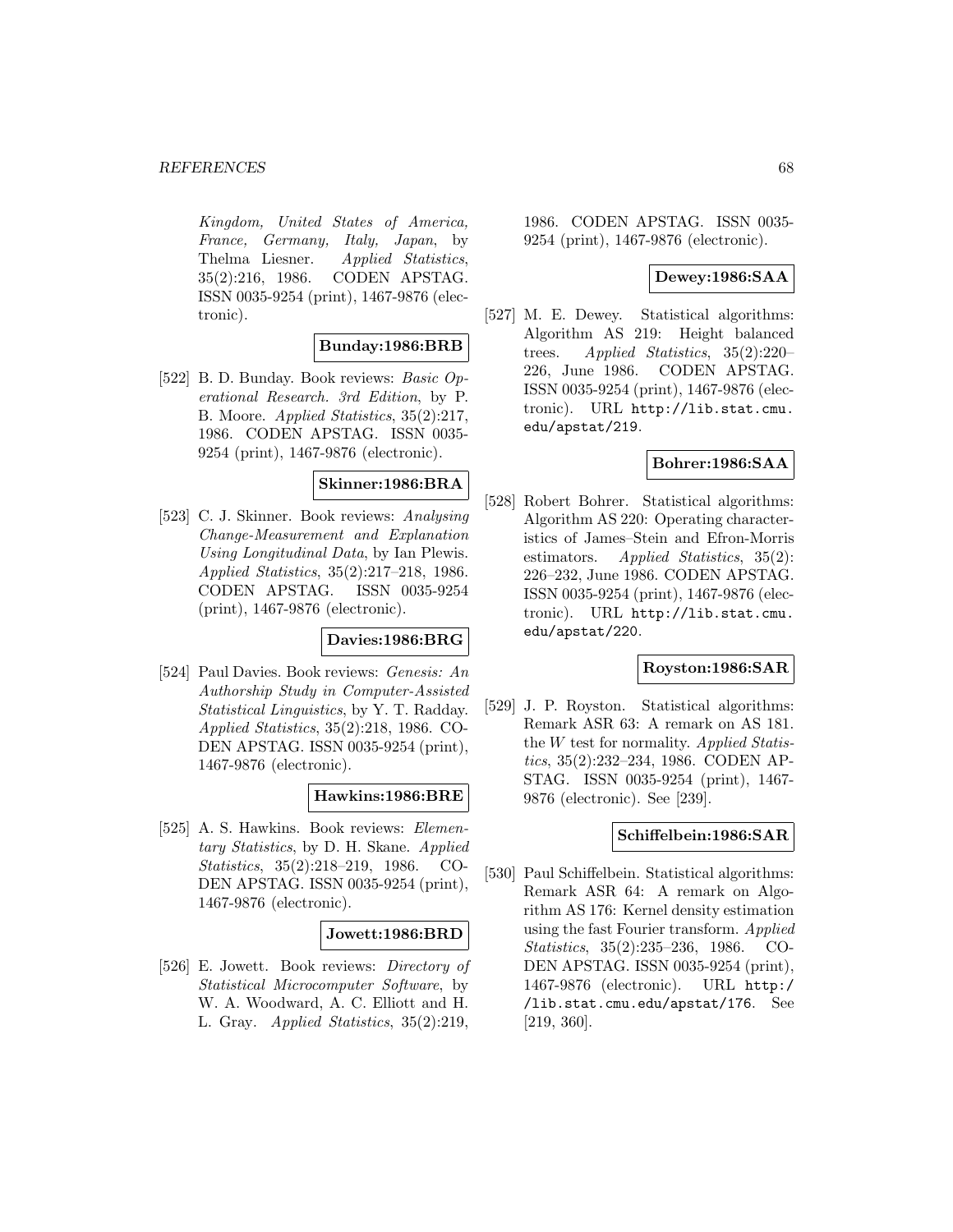Kingdom, United States of America, France, Germany, Italy, Japan*, by Thelma Liesner. *Applied Statistics*, 35(2):216, 1986. CODEN APSTAG. ISSN 0035-9254 (print), 1467-9876 (electronic).

**Bunday:1986:BRB**

[522] B. D. Bunday. Book reviews: *Basic Operational Research. 3rd Edition*, by P. B. Moore. *Applied Statistics*, 35(2):217, 1986. CODEN APSTAG. ISSN 0035-9254 (print), 1467-9876 (electronic).

**Skinner:1986:BRA**

[523] C. J. Skinner. Book reviews: *Analysing Change-Measurement and Explanation Using Longitudinal Data*, by Ian Plewis. *Applied Statistics*, 35(2):217–218, 1986. CODEN APSTAG. ISSN 0035-9254 (print), 1467-9876 (electronic).

**Davies:1986:BRG**

[524] Paul Davies. Book reviews: *Genesis: An Authorship Study in Computer-Assisted Statistical Linguistics*, by Y. T. Radday. *Applied Statistics*, 35(2):218, 1986. CODEN APSTAG. ISSN 0035-9254 (print), 1467-9876 (electronic).

**Hawkins:1986:BRE**

[525] A. S. Hawkins. Book reviews: *Elementary Statistics*, by D. H. Skane. *Applied Statistics*, 35(2):218–219, 1986. CODEN APSTAG. ISSN 0035-9254 (print), 1467-9876 (electronic).

**Jowett:1986:BRD**

[526] E. Jowett. Book reviews: *Directory of Statistical Microcomputer Software*, by W. A. Woodward, A. C. Elliott and H. L. Gray. *Applied Statistics*, 35(2):219, 1986. CODEN APSTAG. ISSN 0035-9254 (print), 1467-9876 (electronic).

**Dewey:1986:SAA**

[527] M. E. Dewey. Statistical algorithms: Algorithm AS 219: Height balanced trees. *Applied Statistics*, 35(2):220–226, June 1986. CODEN APSTAG. ISSN 0035-9254 (print), 1467-9876 (electronic). URL http://lib.stat.cmu.edu/apstat/219.

**Bohrer:1986:SAA**

[528] Robert Bohrer. Statistical algorithms: Algorithm AS 220: Operating characteristics of James–Stein and Efron-Morris estimators. *Applied Statistics*, 35(2):226–232, June 1986. CODEN APSTAG. ISSN 0035-9254 (print), 1467-9876 (electronic). URL http://lib.stat.cmu.edu/apstat/220.

**Royston:1986:SAR**

[529] J. P. Royston. Statistical algorithms: Remark ASR 63: A remark on AS 181. the $W$ test for normality. *Applied Statistics*, 35(2):232–234, 1986. CODEN APSTAG. ISSN 0035-9254 (print), 1467-9876 (electronic). See [239].

**Schiffelbein:1986:SAR**

[530] Paul Schiffelbein. Statistical algorithms: Remark ASR 64: A remark on Algorithm AS 176: Kernel density estimation using the fast Fourier transform. *Applied Statistics*, 35(2):235–236, 1986. CODEN APSTAG. ISSN 0035-9254 (print), 1467-9876 (electronic). URL http://lib.stat.cmu.edu/apstat/176. See [219, 360].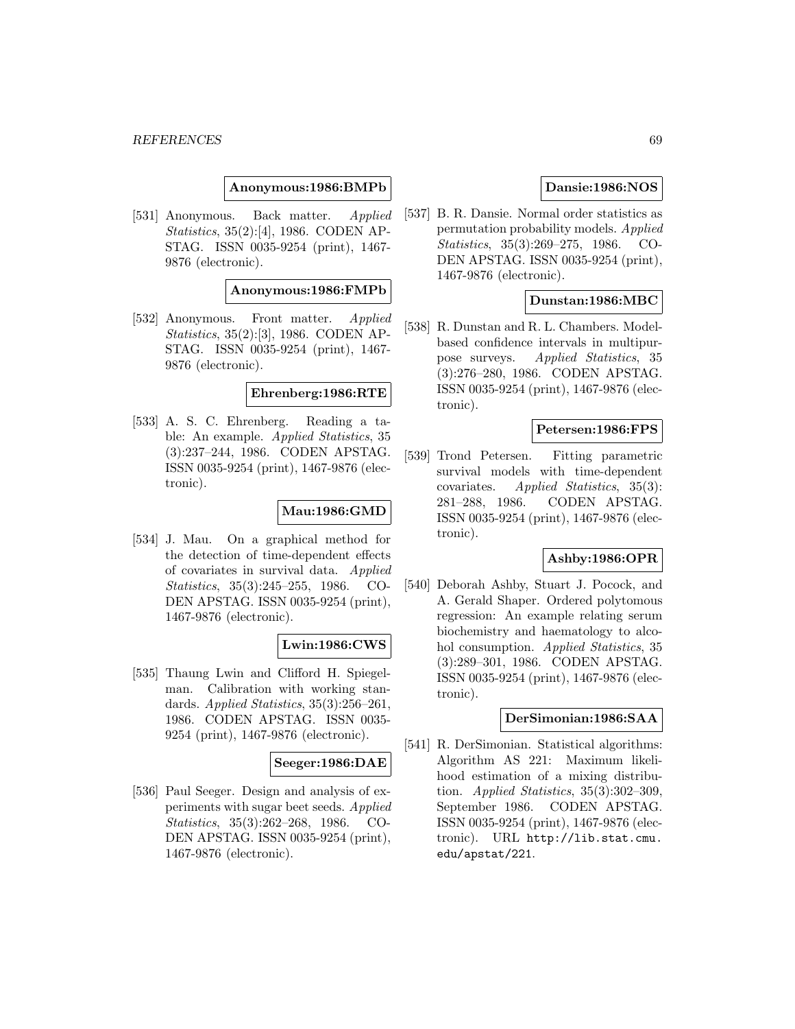**Anonymous:1986:BMPb**

[531] Anonymous. Back matter. *Applied Statistics*, 35(2):[4], 1986. CODEN APSTAG. ISSN 0035-9254 (print), 1467-9876 (electronic).

**Anonymous:1986:FMPb**

[532] Anonymous. Front matter. *Applied Statistics*, 35(2):[3], 1986. CODEN APSTAG. ISSN 0035-9254 (print), 1467-9876 (electronic).

**Ehrenberg:1986:RTE**

[533] A. S. C. Ehrenberg. Reading a table: An example. *Applied Statistics*, 35 (3):237–244, 1986. CODEN APSTAG. ISSN 0035-9254 (print), 1467-9876 (electronic).

**Mau:1986:GMD**

[534] J. Mau. On a graphical method for the detection of time-dependent effects of covariates in survival data. *Applied Statistics*, 35(3):245–255, 1986. CODEN APSTAG. ISSN 0035-9254 (print), 1467-9876 (electronic).

**Lwin:1986:CWS**

[535] Thaung Lwin and Clifford H. Spiegelman. Calibration with working standards. *Applied Statistics*, 35(3):256–261, 1986. CODEN APSTAG. ISSN 0035-9254 (print), 1467-9876 (electronic).

**Seeger:1986:DAE**

[536] Paul Seeger. Design and analysis of experiments with sugar beet seeds. *Applied Statistics*, 35(3):262–268, 1986. CODEN APSTAG. ISSN 0035-9254 (print), 1467-9876 (electronic).

**Dansie:1986:NOS**

[537] B. R. Dansie. Normal order statistics as permutation probability models. *Applied Statistics*, 35(3):269–275, 1986. CODEN APSTAG. ISSN 0035-9254 (print), 1467-9876 (electronic).

**Dunstan:1986:MBC**

[538] R. Dunstan and R. L. Chambers. Model-based confidence intervals in multipurpose surveys. *Applied Statistics*, 35 (3):276–280, 1986. CODEN APSTAG. ISSN 0035-9254 (print), 1467-9876 (electronic).

**Petersen:1986:FPS**

[539] Trond Petersen. Fitting parametric survival models with time-dependent covariates. *Applied Statistics*, 35(3): 281–288, 1986. CODEN APSTAG. ISSN 0035-9254 (print), 1467-9876 (electronic).

**Ashby:1986:OPR**

[540] Deborah Ashby, Stuart J. Pocock, and A. Gerald Shaper. Ordered polytomous regression: An example relating serum biochemistry and haematology to alcohol consumption. *Applied Statistics*, 35 (3):289–301, 1986. CODEN APSTAG. ISSN 0035-9254 (print), 1467-9876 (electronic).

**DerSimonian:1986:SAA**

[541] R. DerSimonian. Statistical algorithms: Algorithm AS 221: Maximum likelihood estimation of a mixing distribution. *Applied Statistics*, 35(3):302–309, September 1986. CODEN APSTAG. ISSN 0035-9254 (print), 1467-9876 (electronic). URL http://lib.stat.cmu.edu/apstat/221.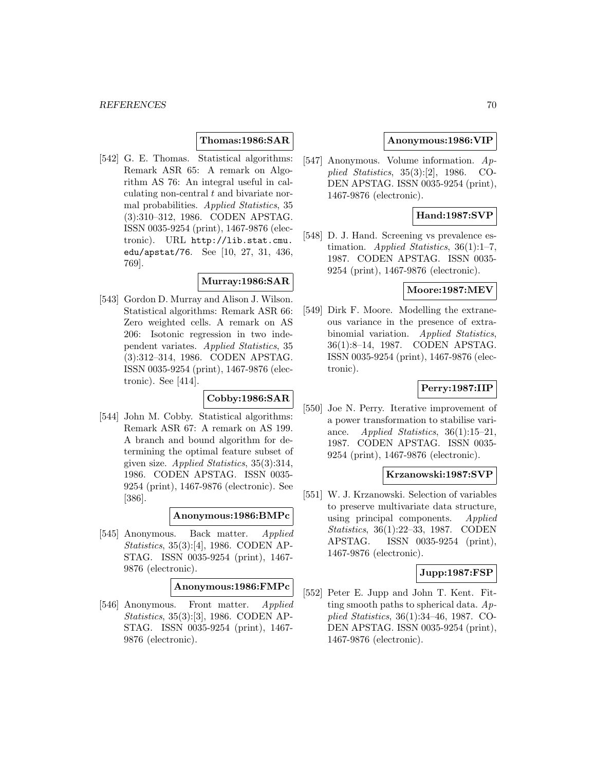**Thomas:1986:SAR**

[542] G. E. Thomas. Statistical algorithms: Remark ASR 65: A remark on Algorithm AS 76: An integral useful in calculating non-central $t$ and bivariate normal probabilities. *Applied Statistics*, 35 (3):310–312, 1986. CODEN APSTAG. ISSN 0035-9254 (print), 1467-9876 (electronic). URL http://lib.stat.cmu.edu/apstat/76. See [10, 27, 31, 436, 769].

**Murray:1986:SAR**

[543] Gordon D. Murray and Alison J. Wilson. Statistical algorithms: Remark ASR 66: Zero weighted cells. A remark on AS 206: Isotonic regression in two independent variates. *Applied Statistics*, 35 (3):312–314, 1986. CODEN APSTAG. ISSN 0035-9254 (print), 1467-9876 (electronic). See [414].

**Cobby:1986:SAR**

[544] John M. Cobby. Statistical algorithms: Remark ASR 67: A remark on AS 199. A branch and bound algorithm for determining the optimal feature subset of given size. *Applied Statistics*, 35(3):314, 1986. CODEN APSTAG. ISSN 0035-9254 (print), 1467-9876 (electronic). See [386].

**Anonymous:1986:BMPc**

[545] Anonymous. Back matter. *Applied Statistics*, 35(3):[4], 1986. CODEN APSTAG. ISSN 0035-9254 (print), 1467-9876 (electronic).

**Anonymous:1986:FMPc**

[546] Anonymous. Front matter. *Applied Statistics*, 35(3):[3], 1986. CODEN APSTAG. ISSN 0035-9254 (print), 1467-9876 (electronic).

**Anonymous:1986:VIP**

[547] Anonymous. Volume information. *Applied Statistics*, 35(3):[2], 1986. CODEN APSTAG. ISSN 0035-9254 (print), 1467-9876 (electronic).

**Hand:1987:SVP**

[548] D. J. Hand. Screening vs prevalence estimation. *Applied Statistics*, 36(1):1–7, 1987. CODEN APSTAG. ISSN 0035-9254 (print), 1467-9876 (electronic).

**Moore:1987:MEV**

[549] Dirk F. Moore. Modelling the extraneous variance in the presence of extra-binomial variation. *Applied Statistics*, 36(1):8–14, 1987. CODEN APSTAG. ISSN 0035-9254 (print), 1467-9876 (electronic).

**Perry:1987:IIP**

[550] Joe N. Perry. Iterative improvement of a power transformation to stabilise variance. *Applied Statistics*, 36(1):15–21, 1987. CODEN APSTAG. ISSN 0035-9254 (print), 1467-9876 (electronic).

**Krzanowski:1987:SVP**

[551] W. J. Krzanowski. Selection of variables to preserve multivariate data structure, using principal components. *Applied Statistics*, 36(1):22–33, 1987. CODEN APSTAG. ISSN 0035-9254 (print), 1467-9876 (electronic).

**Jupp:1987:FSP**

[552] Peter E. Jupp and John T. Kent. Fitting smooth paths to spherical data. *Applied Statistics*, 36(1):34–46, 1987. CODEN APSTAG. ISSN 0035-9254 (print), 1467-9876 (electronic).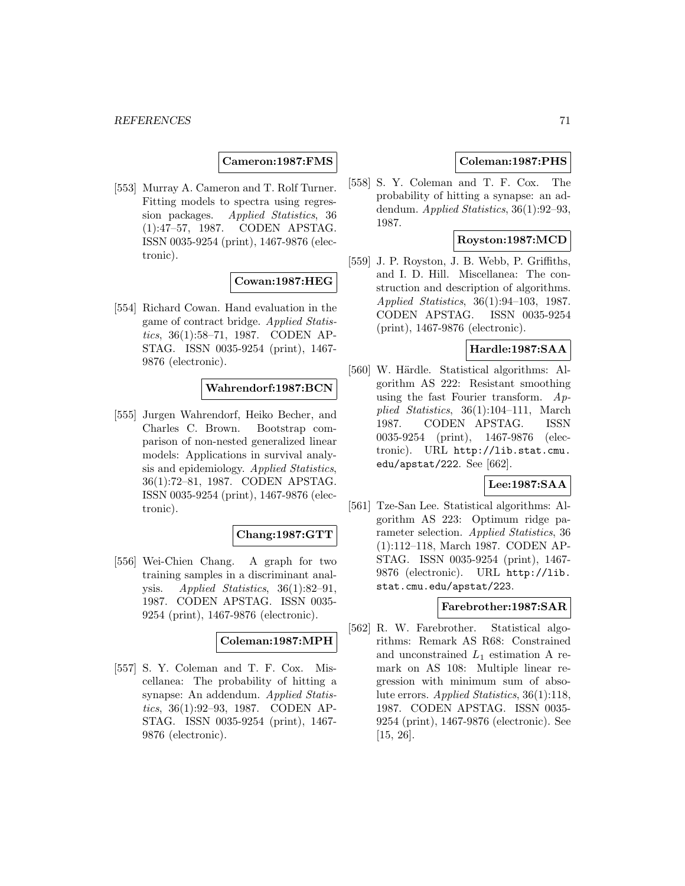**Cameron:1987:FMS**

[553] Murray A. Cameron and T. Rolf Turner. Fitting models to spectra using regression packages. *Applied Statistics*, 36 (1):47–57, 1987. CODEN APSTAG. ISSN 0035-9254 (print), 1467-9876 (electronic).

**Cowan:1987:HEG**

[554] Richard Cowan. Hand evaluation in the game of contract bridge. *Applied Statistics*, 36(1):58–71, 1987. CODEN APSTAG. ISSN 0035-9254 (print), 1467-9876 (electronic).

**Wahrendorf:1987:BCN**

[555] Jurgen Wahrendorf, Heiko Becher, and Charles C. Brown. Bootstrap comparison of non-nested generalized linear models: Applications in survival analysis and epidemiology. *Applied Statistics*, 36(1):72–81, 1987. CODEN APSTAG. ISSN 0035-9254 (print), 1467-9876 (electronic).

**Chang:1987:GTT**

[556] Wei-Chien Chang. A graph for two training samples in a discriminant analysis. *Applied Statistics*, 36(1):82–91, 1987. CODEN APSTAG. ISSN 0035-9254 (print), 1467-9876 (electronic).

**Coleman:1987:MPH**

[557] S. Y. Coleman and T. F. Cox. Miscellanea: The probability of hitting a synapse: An addendum. *Applied Statistics*, 36(1):92–93, 1987. CODEN APSTAG. ISSN 0035-9254 (print), 1467-9876 (electronic).

**Coleman:1987:PHS**

[558] S. Y. Coleman and T. F. Cox. The probability of hitting a synapse: an addendum. *Applied Statistics*, 36(1):92–93, 1987.

**Royston:1987:MCD**

[559] J. P. Royston, J. B. Webb, P. Griffiths, and I. D. Hill. Miscellanea: The construction and description of algorithms. *Applied Statistics*, 36(1):94–103, 1987. CODEN APSTAG. ISSN 0035-9254 (print), 1467-9876 (electronic).

**Hardle:1987:SAA**

[560] W. Härdle. Statistical algorithms: Algorithm AS 222: Resistant smoothing using the fast Fourier transform. *Applied Statistics*, 36(1):104–111, March 1987. CODEN APSTAG. ISSN 0035-9254 (print), 1467-9876 (electronic). URL http://lib.stat.cmu.edu/apstat/222. See [662].

**Lee:1987:SAA**

[561] Tze-San Lee. Statistical algorithms: Algorithm AS 223: Optimum ridge parameter selection. *Applied Statistics*, 36 (1):112–118, March 1987. CODEN APSTAG. ISSN 0035-9254 (print), 1467-9876 (electronic). URL http://lib.stat.cmu.edu/apstat/223.

**Farebrother:1987:SAR**

[562] R. W. Farebrother. Statistical algorithms: Remark AS R68: Constrained and unconstrained $L_1$ estimation A remark on AS 108: Multiple linear regression with minimum sum of absolute errors. *Applied Statistics*, 36(1):118, 1987. CODEN APSTAG. ISSN 0035-9254 (print), 1467-9876 (electronic). See [15, 26].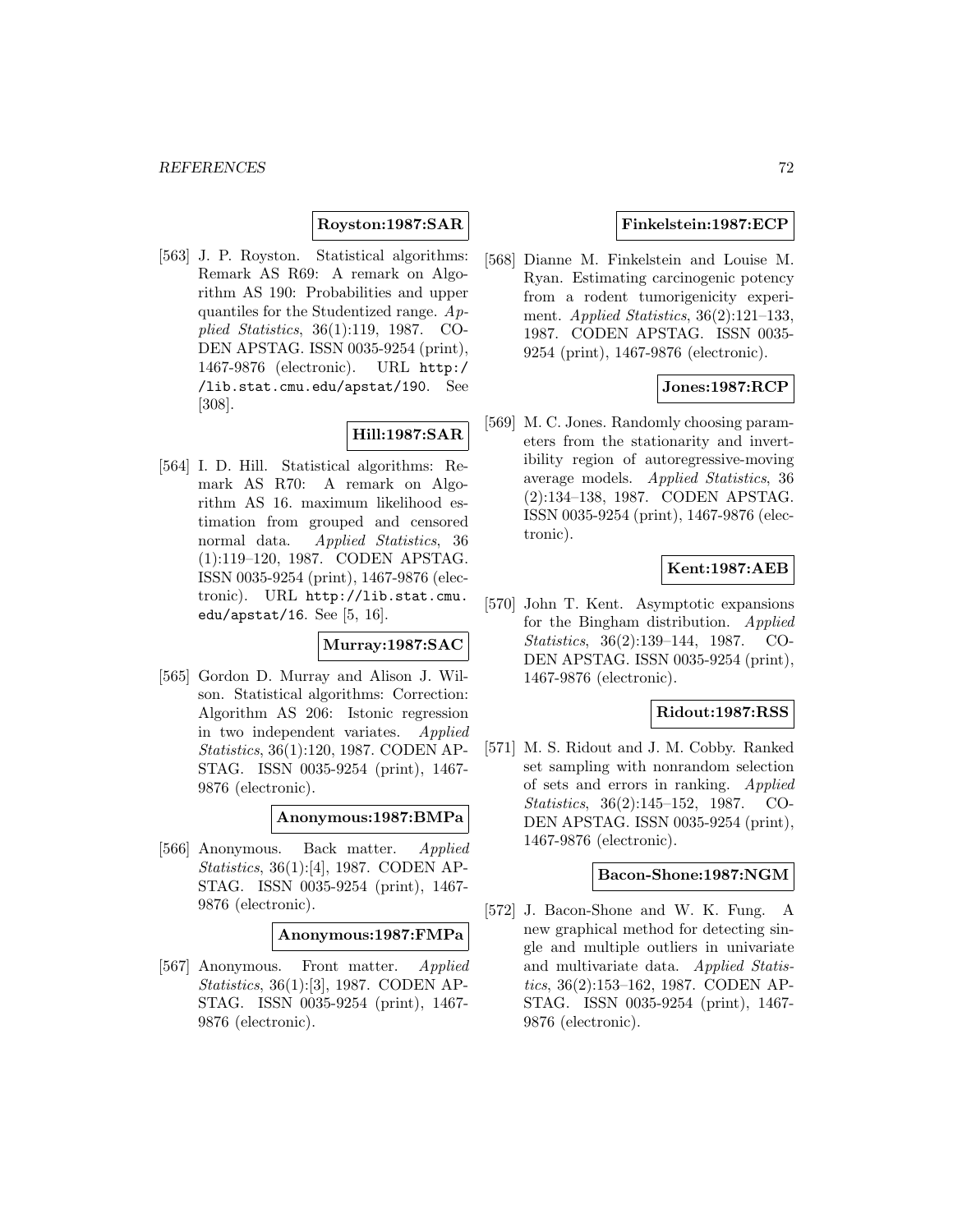**Royston:1987:SAR**

[563] J. P. Royston. Statistical algorithms: Remark AS R69: A remark on Algorithm AS 190: Probabilities and upper quantiles for the Studentized range. *Applied Statistics*, 36(1):119, 1987. CODEN APSTAG. ISSN 0035-9254 (print), 1467-9876 (electronic). URL http://lib.stat.cmu.edu/apstat/190. See [308].

**Hill:1987:SAR**

[564] I. D. Hill. Statistical algorithms: Remark AS R70: A remark on Algorithm AS 16. maximum likelihood estimation from grouped and censored normal data. *Applied Statistics*, 36 (1):119–120, 1987. CODEN APSTAG. ISSN 0035-9254 (print), 1467-9876 (electronic). URL http://lib.stat.cmu.edu/apstat/16. See [5, 16].

**Murray:1987:SAC**

[565] Gordon D. Murray and Alison J. Wilson. Statistical algorithms: Correction: Algorithm AS 206: Istonic regression in two independent variates. *Applied Statistics*, 36(1):120, 1987. CODEN APSTAG. ISSN 0035-9254 (print), 1467-9876 (electronic).

**Anonymous:1987:BMPa**

[566] Anonymous. Back matter. *Applied Statistics*, 36(1):[4], 1987. CODEN APSTAG. ISSN 0035-9254 (print), 1467-9876 (electronic).

**Anonymous:1987:FMPa**

[567] Anonymous. Front matter. *Applied Statistics*, 36(1):[3], 1987. CODEN APSTAG. ISSN 0035-9254 (print), 1467-9876 (electronic).

**Finkelstein:1987:ECP**

[568] Dianne M. Finkelstein and Louise M. Ryan. Estimating carcinogenic potency from a rodent tumorigenicity experiment. *Applied Statistics*, 36(2):121–133, 1987. CODEN APSTAG. ISSN 0035-9254 (print), 1467-9876 (electronic).

**Jones:1987:RCP**

[569] M. C. Jones. Randomly choosing parameters from the stationarity and invertibility region of autoregressive-moving average models. *Applied Statistics*, 36 (2):134–138, 1987. CODEN APSTAG. ISSN 0035-9254 (print), 1467-9876 (electronic).

**Kent:1987:AEB**

[570] John T. Kent. Asymptotic expansions for the Bingham distribution. *Applied Statistics*, 36(2):139–144, 1987. CODEN APSTAG. ISSN 0035-9254 (print), 1467-9876 (electronic).

**Ridout:1987:RSS**

[571] M. S. Ridout and J. M. Cobby. Ranked set sampling with nonrandom selection of sets and errors in ranking. *Applied Statistics*, 36(2):145–152, 1987. CODEN APSTAG. ISSN 0035-9254 (print), 1467-9876 (electronic).

**Bacon-Shone:1987:NGM**

[572] J. Bacon-Shone and W. K. Fung. A new graphical method for detecting single and multiple outliers in univariate and multivariate data. *Applied Statistics*, 36(2):153–162, 1987. CODEN APSTAG. ISSN 0035-9254 (print), 1467-9876 (electronic).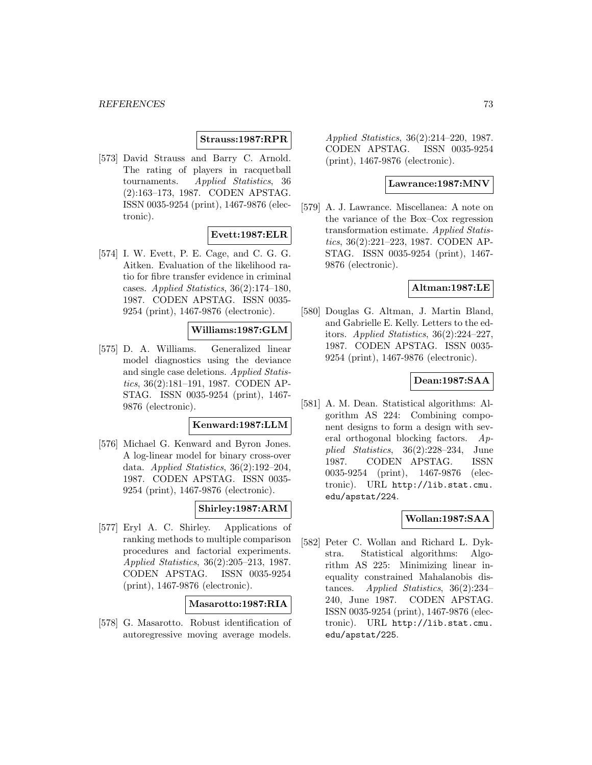**Strauss:1987:RPR**

[573] David Strauss and Barry C. Arnold. The rating of players in racquetball tournaments. *Applied Statistics*, 36 (2):163–173, 1987. CODEN APSTAG. ISSN 0035-9254 (print), 1467-9876 (electronic).

**Evett:1987:ELR**

[574] I. W. Evett, P. E. Cage, and C. G. G. Aitken. Evaluation of the likelihood ratio for fibre transfer evidence in criminal cases. *Applied Statistics*, 36(2):174–180, 1987. CODEN APSTAG. ISSN 0035-9254 (print), 1467-9876 (electronic).

**Williams:1987:GLM**

[575] D. A. Williams. Generalized linear model diagnostics using the deviance and single case deletions. *Applied Statistics*, 36(2):181–191, 1987. CODEN APSTAG. ISSN 0035-9254 (print), 1467-9876 (electronic).

**Kenward:1987:LLM**

[576] Michael G. Kenward and Byron Jones. A log-linear model for binary cross-over data. *Applied Statistics*, 36(2):192–204, 1987. CODEN APSTAG. ISSN 0035-9254 (print), 1467-9876 (electronic).

**Shirley:1987:ARM**

[577] Eryl A. C. Shirley. Applications of ranking methods to multiple comparison procedures and factorial experiments. *Applied Statistics*, 36(2):205–213, 1987. CODEN APSTAG. ISSN 0035-9254 (print), 1467-9876 (electronic).

**Masarotto:1987:RIA**

[578] G. Masarotto. Robust identification of autoregressive moving average models. *Applied Statistics*, 36(2):214–220, 1987. CODEN APSTAG. ISSN 0035-9254 (print), 1467-9876 (electronic).

**Lawrance:1987:MNV**

[579] A. J. Lawrance. Miscellanea: A note on the variance of the Box–Cox regression transformation estimate. *Applied Statistics*, 36(2):221–223, 1987. CODEN APSTAG. ISSN 0035-9254 (print), 1467-9876 (electronic).

**Altman:1987:LE**

[580] Douglas G. Altman, J. Martin Bland, and Gabrielle E. Kelly. Letters to the editors. *Applied Statistics*, 36(2):224–227, 1987. CODEN APSTAG. ISSN 0035-9254 (print), 1467-9876 (electronic).

**Dean:1987:SAA**

[581] A. M. Dean. Statistical algorithms: Algorithm AS 224: Combining component designs to form a design with several orthogonal blocking factors. *Applied Statistics*, 36(2):228–234, June 1987. CODEN APSTAG. ISSN 0035-9254 (print), 1467-9876 (electronic). URL http://lib.stat.cmu.edu/apstat/224.

**Wollan:1987:SAA**

[582] Peter C. Wollan and Richard L. Dykstra. Statistical algorithms: Algorithm AS 225: Minimizing linear inequality constrained Mahalanobis distances. *Applied Statistics*, 36(2):234–240, June 1987. CODEN APSTAG. ISSN 0035-9254 (print), 1467-9876 (electronic). URL http://lib.stat.cmu.edu/apstat/225.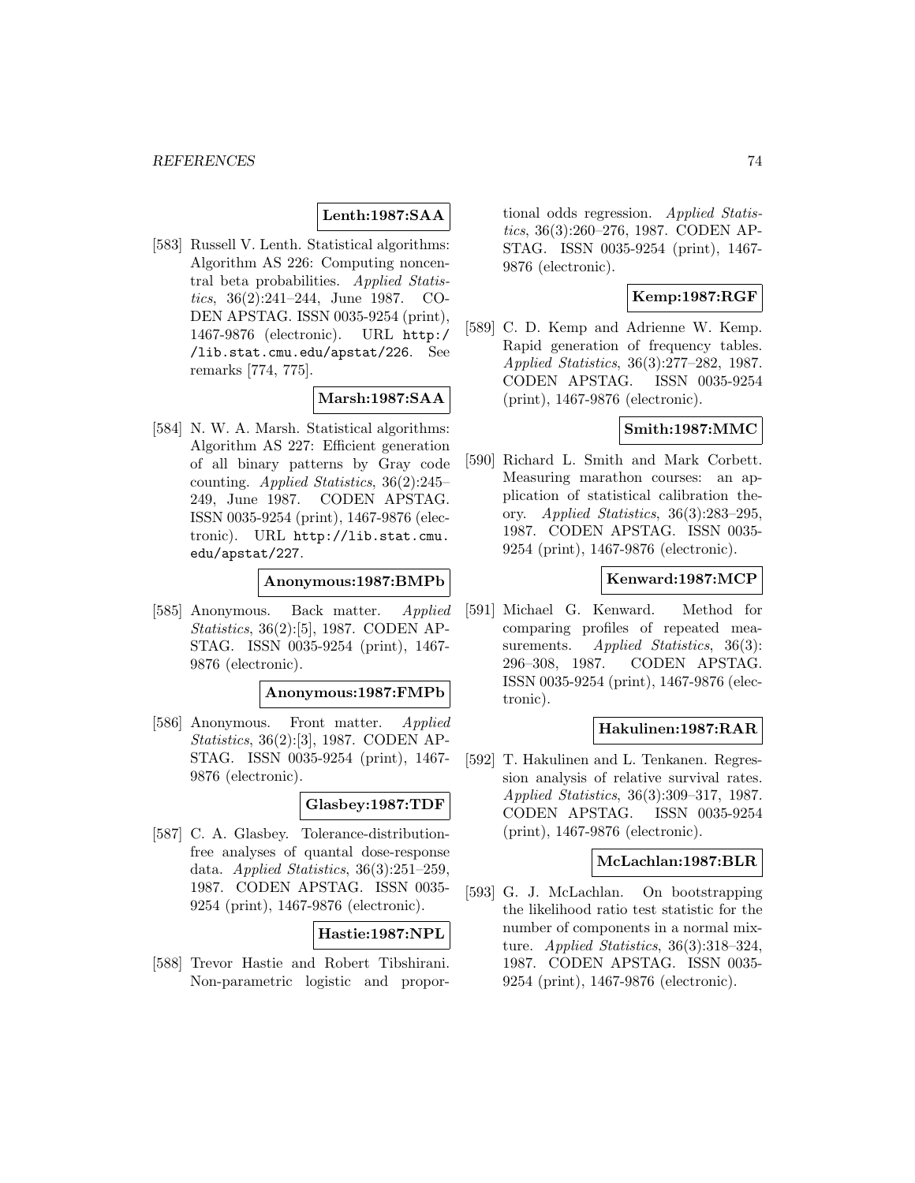**Lenth:1987:SAA**

[583] Russell V. Lenth. Statistical algorithms: Algorithm AS 226: Computing noncentral beta probabilities. *Applied Statistics*, 36(2):241–244, June 1987. CODEN APSTAG. ISSN 0035-9254 (print), 1467-9876 (electronic). URL http://lib.stat.cmu.edu/apstat/226. See remarks [774, 775].

**Marsh:1987:SAA**

[584] N. W. A. Marsh. Statistical algorithms: Algorithm AS 227: Efficient generation of all binary patterns by Gray code counting. *Applied Statistics*, 36(2):245–249, June 1987. CODEN APSTAG. ISSN 0035-9254 (print), 1467-9876 (electronic). URL http://lib.stat.cmu.edu/apstat/227.

**Anonymous:1987:BMPb**

[585] Anonymous. Back matter. *Applied Statistics*, 36(2):[5], 1987. CODEN APSTAG. ISSN 0035-9254 (print), 1467-9876 (electronic).

**Anonymous:1987:FMPb**

[586] Anonymous. Front matter. *Applied Statistics*, 36(2):[3], 1987. CODEN APSTAG. ISSN 0035-9254 (print), 1467-9876 (electronic).

**Glasbey:1987:TDF**

[587] C. A. Glasbey. Tolerance-distribution-free analyses of quantal dose-response data. *Applied Statistics*, 36(3):251–259, 1987. CODEN APSTAG. ISSN 0035-9254 (print), 1467-9876 (electronic).

**Hastie:1987:NPL**

[588] Trevor Hastie and Robert Tibshirani. Non-parametric logistic and proportional odds regression. *Applied Statistics*, 36(3):260–276, 1987. CODEN APSTAG. ISSN 0035-9254 (print), 1467-9876 (electronic).

**Kemp:1987:RGF**

[589] C. D. Kemp and Adrienne W. Kemp. Rapid generation of frequency tables. *Applied Statistics*, 36(3):277–282, 1987. CODEN APSTAG. ISSN 0035-9254 (print), 1467-9876 (electronic).

**Smith:1987:MMC**

[590] Richard L. Smith and Mark Corbett. Measuring marathon courses: an application of statistical calibration theory. *Applied Statistics*, 36(3):283–295, 1987. CODEN APSTAG. ISSN 0035-9254 (print), 1467-9876 (electronic).

**Kenward:1987:MCP**

[591] Michael G. Kenward. Method for comparing profiles of repeated measurements. *Applied Statistics*, 36(3):296–308, 1987. CODEN APSTAG. ISSN 0035-9254 (print), 1467-9876 (electronic).

**Hakulinen:1987:RAR**

[592] T. Hakulinen and L. Tenkanen. Regression analysis of relative survival rates. *Applied Statistics*, 36(3):309–317, 1987. CODEN APSTAG. ISSN 0035-9254 (print), 1467-9876 (electronic).

**McLachlan:1987:BLR**

[593] G. J. McLachlan. On bootstrapping the likelihood ratio test statistic for the number of components in a normal mixture. *Applied Statistics*, 36(3):318–324, 1987. CODEN APSTAG. ISSN 0035-9254 (print), 1467-9876 (electronic).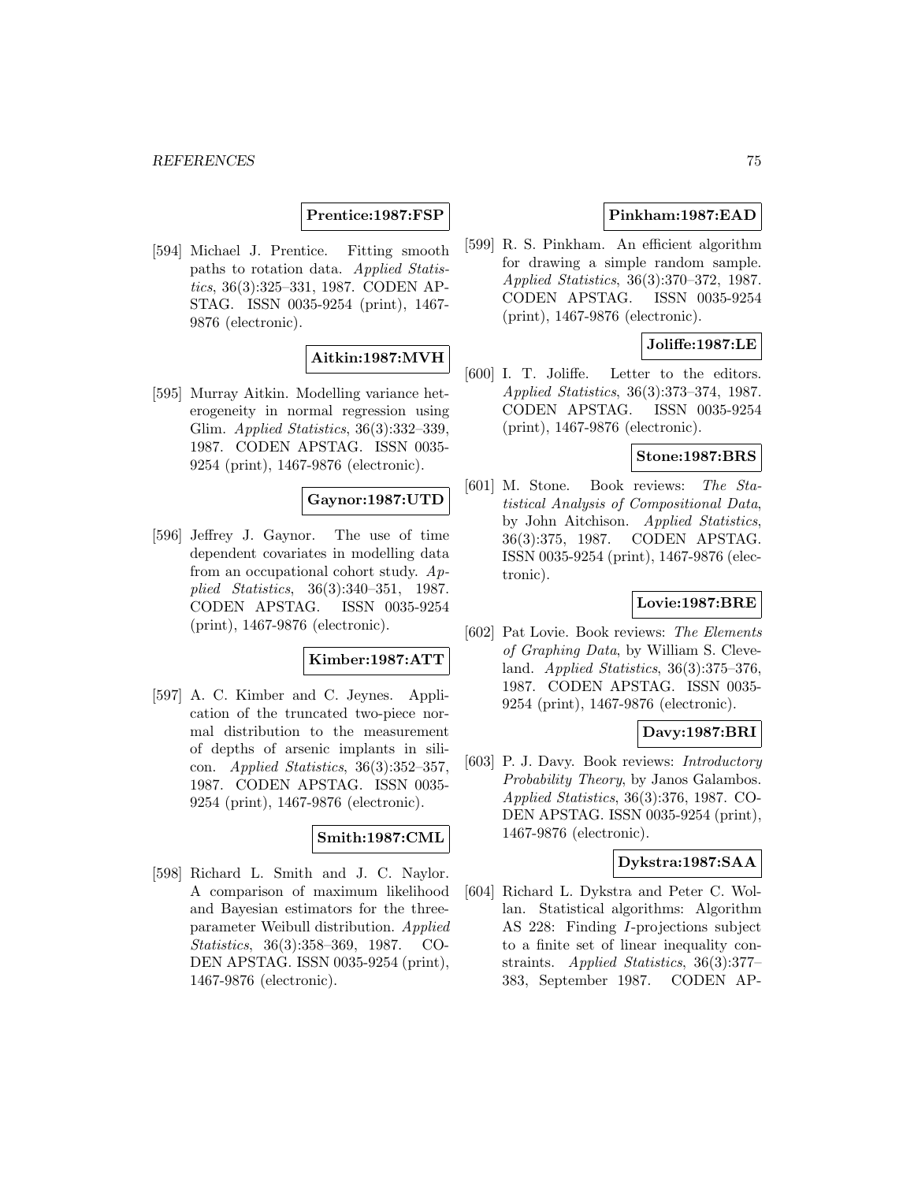**Prentice:1987:FSP**

[594] Michael J. Prentice. Fitting smooth paths to rotation data. *Applied Statistics*, 36(3):325–331, 1987. CODEN APSTAG. ISSN 0035-9254 (print), 1467-9876 (electronic).

**Aitkin:1987:MVH**

[595] Murray Aitkin. Modelling variance heterogeneity in normal regression using Glim. *Applied Statistics*, 36(3):332–339, 1987. CODEN APSTAG. ISSN 0035-9254 (print), 1467-9876 (electronic).

**Gaynor:1987:UTD**

[596] Jeffrey J. Gaynor. The use of time dependent covariates in modelling data from an occupational cohort study. *Applied Statistics*, 36(3):340–351, 1987. CODEN APSTAG. ISSN 0035-9254 (print), 1467-9876 (electronic).

**Kimber:1987:ATT**

[597] A. C. Kimber and C. Jeynes. Application of the truncated two-piece normal distribution to the measurement of depths of arsenic implants in silicon. *Applied Statistics*, 36(3):352–357, 1987. CODEN APSTAG. ISSN 0035-9254 (print), 1467-9876 (electronic).

**Smith:1987:CML**

[598] Richard L. Smith and J. C. Naylor. A comparison of maximum likelihood and Bayesian estimators for the three-parameter Weibull distribution. *Applied Statistics*, 36(3):358–369, 1987. CODEN APSTAG. ISSN 0035-9254 (print), 1467-9876 (electronic).

**Pinkham:1987:EAD**

[599] R. S. Pinkham. An efficient algorithm for drawing a simple random sample. *Applied Statistics*, 36(3):370–372, 1987. CODEN APSTAG. ISSN 0035-9254 (print), 1467-9876 (electronic).

**Joliffe:1987:LE**

[600] I. T. Joliffe. Letter to the editors. *Applied Statistics*, 36(3):373–374, 1987. CODEN APSTAG. ISSN 0035-9254 (print), 1467-9876 (electronic).

**Stone:1987:BRS**

[601] M. Stone. Book reviews: *The Statistical Analysis of Compositional Data*, by John Aitchison. *Applied Statistics*, 36(3):375, 1987. CODEN APSTAG. ISSN 0035-9254 (print), 1467-9876 (electronic).

**Lovie:1987:BRE**

[602] Pat Lovie. Book reviews: *The Elements of Graphing Data*, by William S. Cleveland. *Applied Statistics*, 36(3):375–376, 1987. CODEN APSTAG. ISSN 0035-9254 (print), 1467-9876 (electronic).

**Davy:1987:BRI**

[603] P. J. Davy. Book reviews: *Introductory Probability Theory*, by Janos Galambos. *Applied Statistics*, 36(3):376, 1987. CODEN APSTAG. ISSN 0035-9254 (print), 1467-9876 (electronic).

**Dykstra:1987:SAA**

[604] Richard L. Dykstra and Peter C. Wollan. Statistical algorithms: Algorithm AS 228: Finding *I*-projections subject to a finite set of linear inequality constraints. *Applied Statistics*, 36(3):377–383, September 1987. CODEN AP-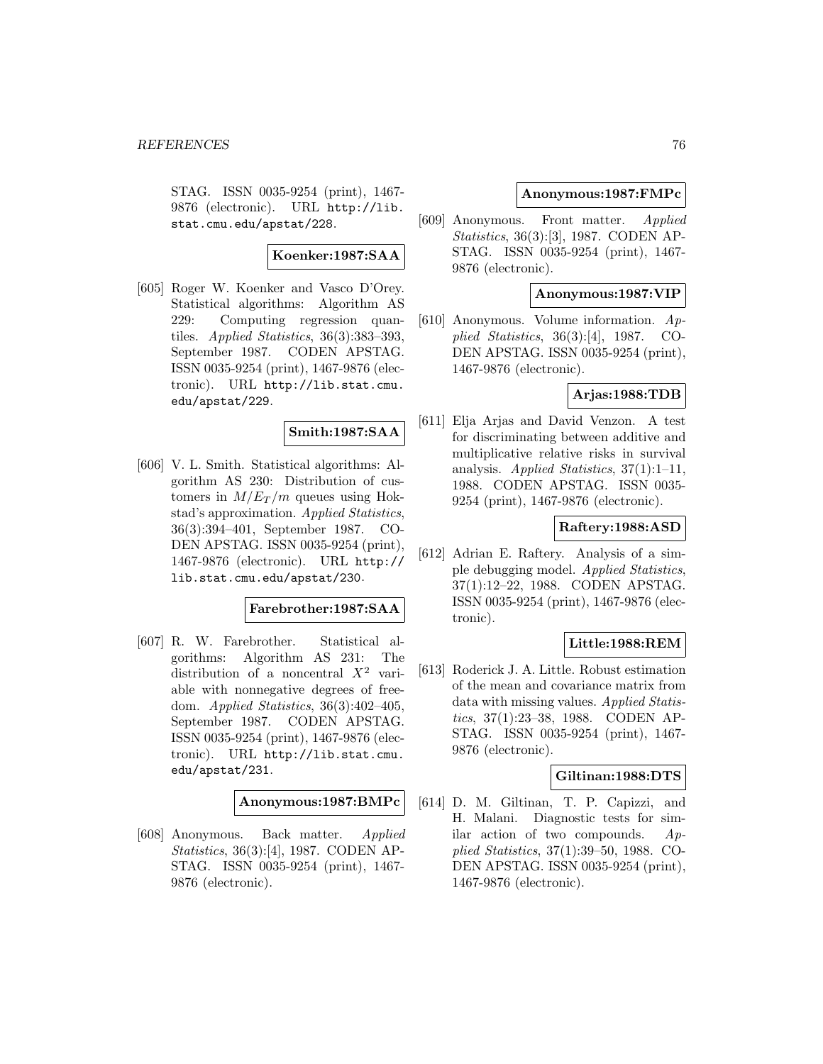STAG. ISSN 0035-9254 (print), 1467-9876 (electronic). URL http://lib.stat.cmu.edu/apstat/228.

**Koenker:1987:SAA**

[605] Roger W. Koenker and Vasco D'Orey. Statistical algorithms: Algorithm AS 229: Computing regression quantiles. *Applied Statistics*, 36(3):383–393, September 1987. CODEN APSTAG. ISSN 0035-9254 (print), 1467-9876 (electronic). URL http://lib.stat.cmu.edu/apstat/229.

**Smith:1987:SAA**

[606] V. L. Smith. Statistical algorithms: Algorithm AS 230: Distribution of customers in $M/E_T/m$ queues using Hokstad's approximation. *Applied Statistics*, 36(3):394–401, September 1987. CODEN APSTAG. ISSN 0035-9254 (print), 1467-9876 (electronic). URL http://lib.stat.cmu.edu/apstat/230.

**Farebrother:1987:SAA**

[607] R. W. Farebrother. Statistical algorithms: Algorithm AS 231: The distribution of a noncentral $X^2$ variable with nonnegative degrees of freedom. *Applied Statistics*, 36(3):402–405, September 1987. CODEN APSTAG. ISSN 0035-9254 (print), 1467-9876 (electronic). URL http://lib.stat.cmu.edu/apstat/231.

**Anonymous:1987:BMPc**

[608] Anonymous. Back matter. *Applied Statistics*, 36(3):[4], 1987. CODEN APSTAG. ISSN 0035-9254 (print), 1467-9876 (electronic).

**Anonymous:1987:FMPc**

[609] Anonymous. Front matter. *Applied Statistics*, 36(3):[3], 1987. CODEN APSTAG. ISSN 0035-9254 (print), 1467-9876 (electronic).

**Anonymous:1987:VIP**

[610] Anonymous. Volume information. *Applied Statistics*, 36(3):[4], 1987. CODEN APSTAG. ISSN 0035-9254 (print), 1467-9876 (electronic).

**Arjas:1988:TDB**

[611] Elja Arjas and David Venzon. A test for discriminating between additive and multiplicative relative risks in survival analysis. *Applied Statistics*, 37(1):1–11, 1988. CODEN APSTAG. ISSN 0035-9254 (print), 1467-9876 (electronic).

**Raftery:1988:ASD**

[612] Adrian E. Raftery. Analysis of a simple debugging model. *Applied Statistics*, 37(1):12–22, 1988. CODEN APSTAG. ISSN 0035-9254 (print), 1467-9876 (electronic).

**Little:1988:REM**

[613] Roderick J. A. Little. Robust estimation of the mean and covariance matrix from data with missing values. *Applied Statistics*, 37(1):23–38, 1988. CODEN APSTAG. ISSN 0035-9254 (print), 1467-9876 (electronic).

**Giltinan:1988:DTS**

[614] D. M. Giltinan, T. P. Capizzi, and H. Malani. Diagnostic tests for similar action of two compounds. *Applied Statistics*, 37(1):39–50, 1988. CODEN APSTAG. ISSN 0035-9254 (print), 1467-9876 (electronic).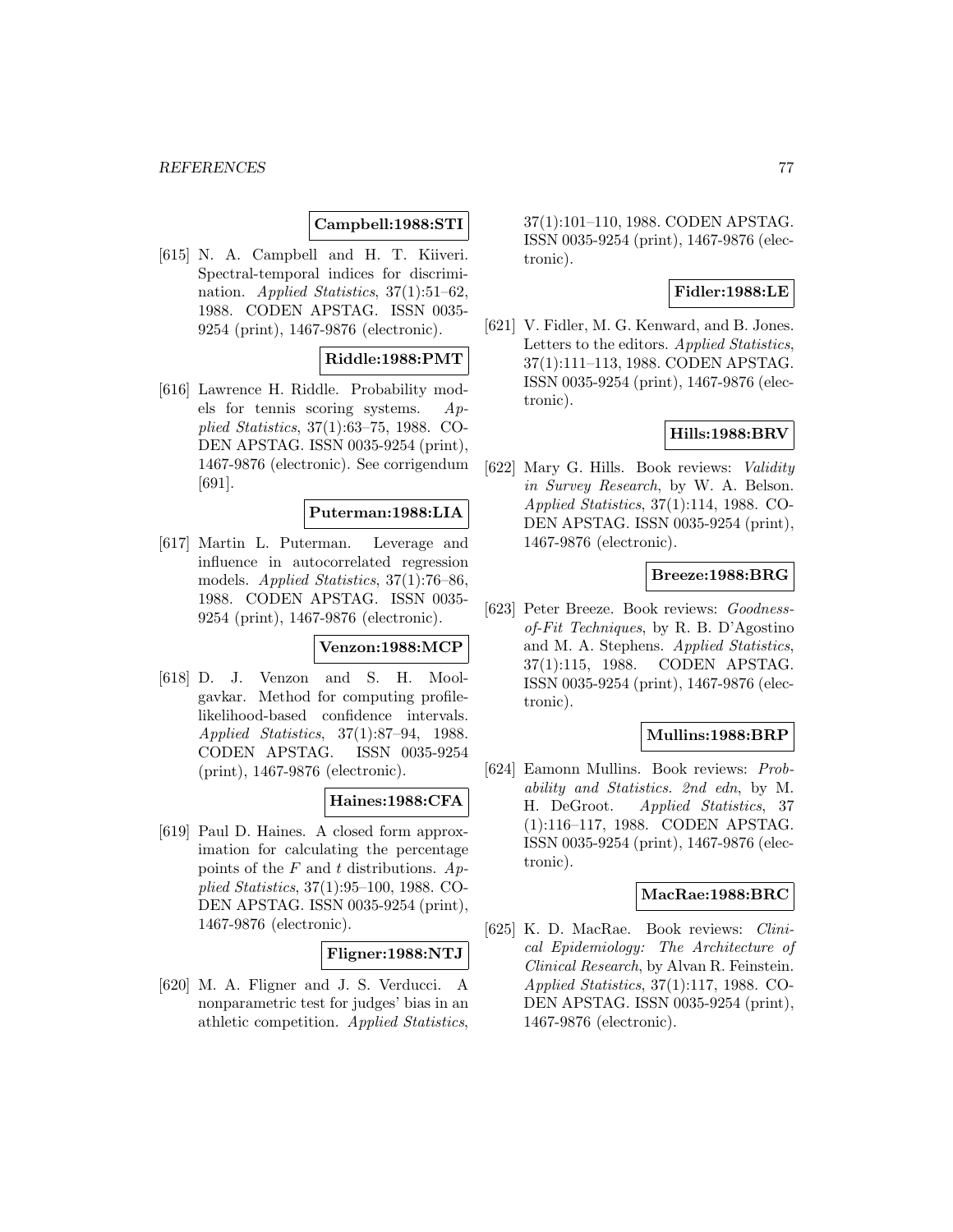**Campbell:1988:STI**

[615] N. A. Campbell and H. T. Kiiveri. Spectral-temporal indices for discrimination. *Applied Statistics*, 37(1):51–62, 1988. CODEN APSTAG. ISSN 0035-9254 (print), 1467-9876 (electronic).

**Riddle:1988:PMT**

[616] Lawrence H. Riddle. Probability models for tennis scoring systems. *Applied Statistics*, 37(1):63–75, 1988. CODEN APSTAG. ISSN 0035-9254 (print), 1467-9876 (electronic). See corrigendum [691].

**Puterman:1988:LIA**

[617] Martin L. Puterman. Leverage and influence in autocorrelated regression models. *Applied Statistics*, 37(1):76–86, 1988. CODEN APSTAG. ISSN 0035-9254 (print), 1467-9876 (electronic).

**Venzon:1988:MCP**

[618] D. J. Venzon and S. H. Moolgavkar. Method for computing profile-likelihood-based confidence intervals. *Applied Statistics*, 37(1):87–94, 1988. CODEN APSTAG. ISSN 0035-9254 (print), 1467-9876 (electronic).

**Haines:1988:CFA**

[619] Paul D. Haines. A closed form approximation for calculating the percentage points of the $F$ and $t$ distributions. *Applied Statistics*, 37(1):95–100, 1988. CODEN APSTAG. ISSN 0035-9254 (print), 1467-9876 (electronic).

**Fligner:1988:NTJ**

[620] M. A. Fligner and J. S. Verducci. A nonparametric test for judges' bias in an athletic competition. *Applied Statistics*, 37(1):101–110, 1988. CODEN APSTAG. ISSN 0035-9254 (print), 1467-9876 (electronic).

**Fidler:1988:LE**

[621] V. Fidler, M. G. Kenward, and B. Jones. Letters to the editors. *Applied Statistics*, 37(1):111–113, 1988. CODEN APSTAG. ISSN 0035-9254 (print), 1467-9876 (electronic).

**Hills:1988:BRV**

[622] Mary G. Hills. Book reviews: *Validity in Survey Research*, by W. A. Belson. *Applied Statistics*, 37(1):114, 1988. CODEN APSTAG. ISSN 0035-9254 (print), 1467-9876 (electronic).

**Breeze:1988:BRG**

[623] Peter Breeze. Book reviews: *Goodness-of-Fit Techniques*, by R. B. D'Agostino and M. A. Stephens. *Applied Statistics*, 37(1):115, 1988. CODEN APSTAG. ISSN 0035-9254 (print), 1467-9876 (electronic).

**Mullins:1988:BRP**

[624] Eamonn Mullins. Book reviews: *Probability and Statistics. 2nd edn*, by M. H. DeGroot. *Applied Statistics*, 37 (1):116–117, 1988. CODEN APSTAG. ISSN 0035-9254 (print), 1467-9876 (electronic).

**MacRae:1988:BRC**

[625] K. D. MacRae. Book reviews: *Clinical Epidemiology: The Architecture of Clinical Research*, by Alvan R. Feinstein. *Applied Statistics*, 37(1):117, 1988. CODEN APSTAG. ISSN 0035-9254 (print), 1467-9876 (electronic).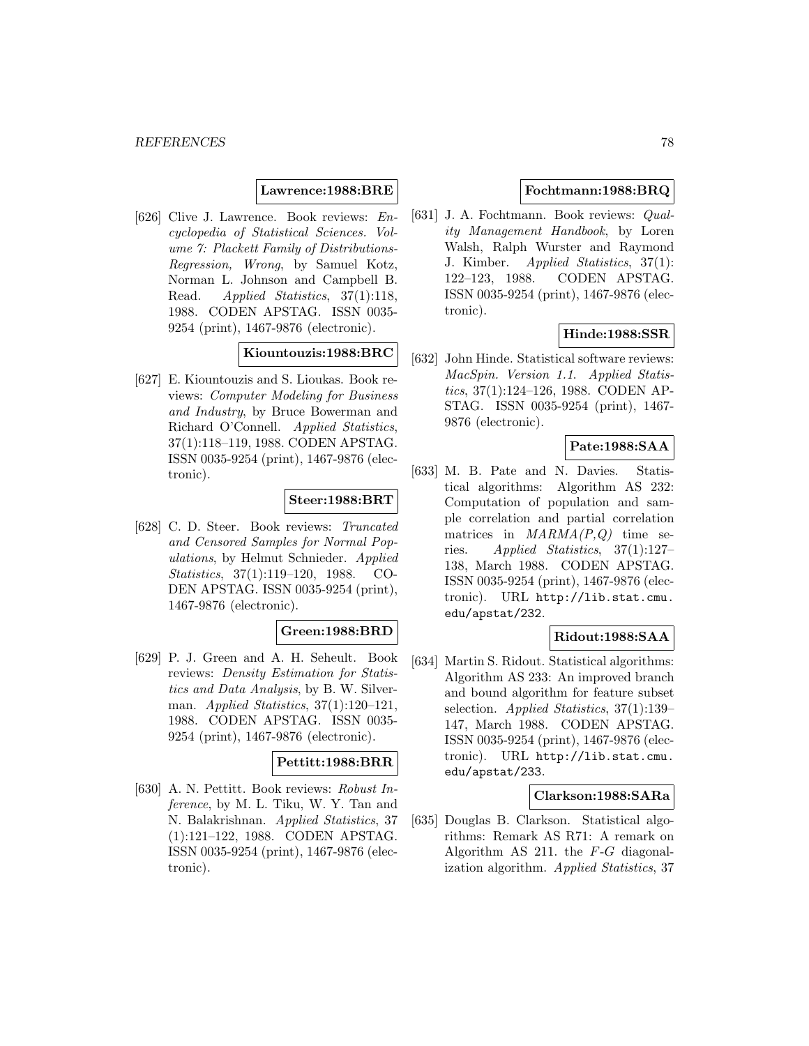**Lawrence:1988:BRE**

[626] Clive J. Lawrence. Book reviews: *Encyclopedia of Statistical Sciences. Volume 7: Plackett Family of Distributions-Regression, Wrong*, by Samuel Kotz, Norman L. Johnson and Campbell B. Read. *Applied Statistics*, 37(1):118, 1988. CODEN APSTAG. ISSN 0035-9254 (print), 1467-9876 (electronic).

**Kiountouzis:1988:BRC**

[627] E. Kiountouzis and S. Lioukas. Book reviews: *Computer Modeling for Business and Industry*, by Bruce Bowerman and Richard O'Connell. *Applied Statistics*, 37(1):118–119, 1988. CODEN APSTAG. ISSN 0035-9254 (print), 1467-9876 (electronic).

**Steer:1988:BRT**

[628] C. D. Steer. Book reviews: *Truncated and Censored Samples for Normal Populations*, by Helmut Schnieder. *Applied Statistics*, 37(1):119–120, 1988. CODEN APSTAG. ISSN 0035-9254 (print), 1467-9876 (electronic).

**Green:1988:BRD**

[629] P. J. Green and A. H. Seheult. Book reviews: *Density Estimation for Statistics and Data Analysis*, by B. W. Silverman. *Applied Statistics*, 37(1):120–121, 1988. CODEN APSTAG. ISSN 0035-9254 (print), 1467-9876 (electronic).

**Pettitt:1988:BRR**

[630] A. N. Pettitt. Book reviews: *Robust Inference*, by M. L. Tiku, W. Y. Tan and N. Balakrishnan. *Applied Statistics*, 37 (1):121–122, 1988. CODEN APSTAG. ISSN 0035-9254 (print), 1467-9876 (electronic).

**Fochtmann:1988:BRQ**

[631] J. A. Fochtmann. Book reviews: *Quality Management Handbook*, by Loren Walsh, Ralph Wurster and Raymond J. Kimber. *Applied Statistics*, 37(1): 122–123, 1988. CODEN APSTAG. ISSN 0035-9254 (print), 1467-9876 (electronic).

**Hinde:1988:SSR**

[632] John Hinde. Statistical software reviews: *MacSpin. Version 1.1*. *Applied Statistics*, 37(1):124–126, 1988. CODEN APSTAG. ISSN 0035-9254 (print), 1467-9876 (electronic).

**Pate:1988:SAA**

[633] M. B. Pate and N. Davies. Statistical algorithms: Algorithm AS 232: Computation of population and sample correlation and partial correlation matrices in *MARMA(P,Q)* time series. *Applied Statistics*, 37(1):127–138, March 1988. CODEN APSTAG. ISSN 0035-9254 (print), 1467-9876 (electronic). URL `http://lib.stat.cmu.edu/apstat/232`.

**Ridout:1988:SAA**

[634] Martin S. Ridout. Statistical algorithms: Algorithm AS 233: An improved branch and bound algorithm for feature subset selection. *Applied Statistics*, 37(1):139–147, March 1988. CODEN APSTAG. ISSN 0035-9254 (print), 1467-9876 (electronic). URL `http://lib.stat.cmu.edu/apstat/233`.

**Clarkson:1988:SARa**

[635] Douglas B. Clarkson. Statistical algorithms: Remark AS R71: A remark on Algorithm AS 211. the $F$-$G$ diagonalization algorithm. *Applied Statistics*, 37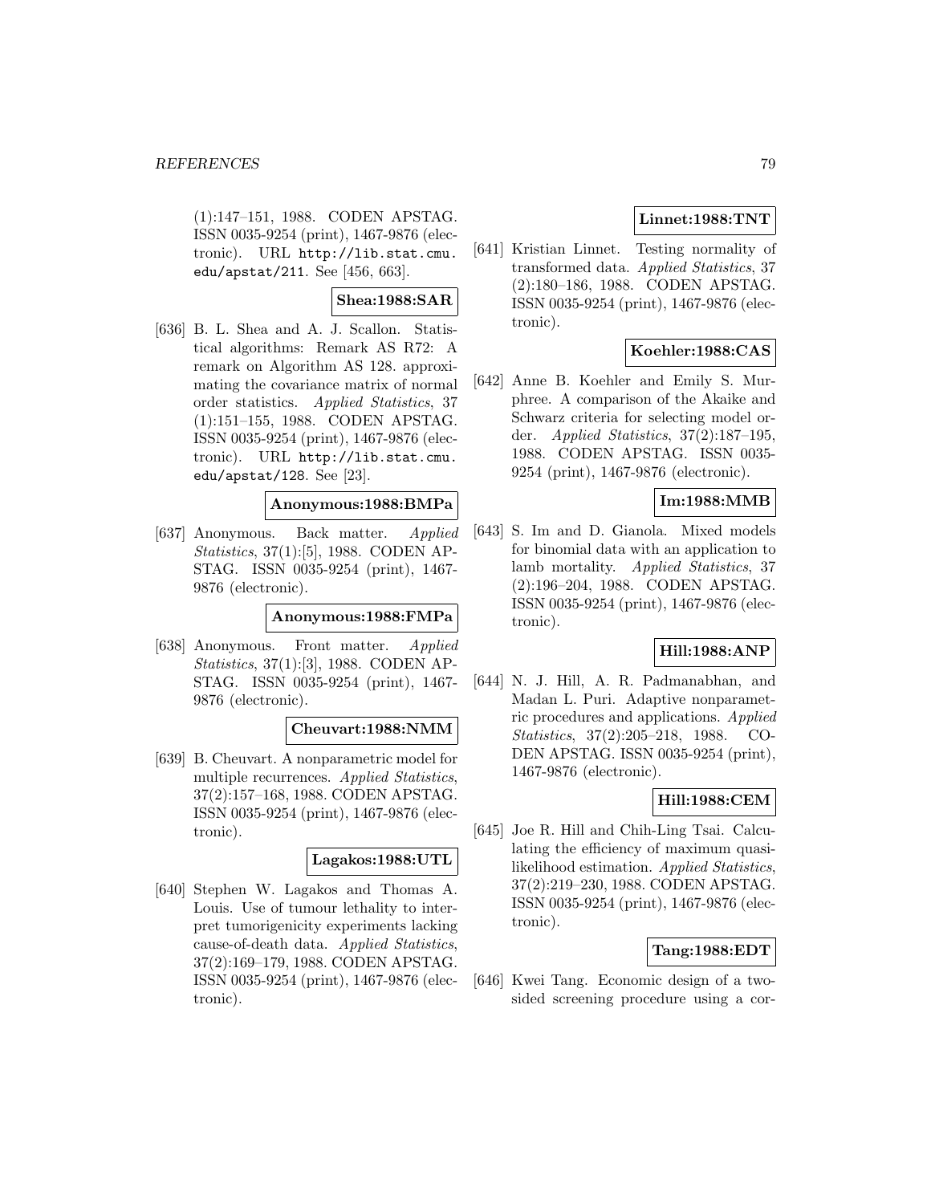(1):147–151, 1988. CODEN APSTAG. ISSN 0035-9254 (print), 1467-9876 (electronic). URL http://lib.stat.cmu.edu/apstat/211. See [456, 663].

**Shea:1988:SAR**

[636] B. L. Shea and A. J. Scallon. Statistical algorithms: Remark AS R72: A remark on Algorithm AS 128. approximating the covariance matrix of normal order statistics. *Applied Statistics*, 37 (1):151–155, 1988. CODEN APSTAG. ISSN 0035-9254 (print), 1467-9876 (electronic). URL http://lib.stat.cmu.edu/apstat/128. See [23].

**Anonymous:1988:BMPa**

[637] Anonymous. Back matter. *Applied Statistics*, 37(1):[5], 1988. CODEN APSTAG. ISSN 0035-9254 (print), 1467-9876 (electronic).

**Anonymous:1988:FMPa**

[638] Anonymous. Front matter. *Applied Statistics*, 37(1):[3], 1988. CODEN APSTAG. ISSN 0035-9254 (print), 1467-9876 (electronic).

**Cheuvart:1988:NMM**

[639] B. Cheuvart. A nonparametric model for multiple recurrences. *Applied Statistics*, 37(2):157–168, 1988. CODEN APSTAG. ISSN 0035-9254 (print), 1467-9876 (electronic).

**Lagakos:1988:UTL**

[640] Stephen W. Lagakos and Thomas A. Louis. Use of tumour lethality to interpret tumorigenicity experiments lacking cause-of-death data. *Applied Statistics*, 37(2):169–179, 1988. CODEN APSTAG. ISSN 0035-9254 (print), 1467-9876 (electronic).

**Linnet:1988:TNT**

[641] Kristian Linnet. Testing normality of transformed data. *Applied Statistics*, 37 (2):180–186, 1988. CODEN APSTAG. ISSN 0035-9254 (print), 1467-9876 (electronic).

**Koehler:1988:CAS**

[642] Anne B. Koehler and Emily S. Murphree. A comparison of the Akaike and Schwarz criteria for selecting model order. *Applied Statistics*, 37(2):187–195, 1988. CODEN APSTAG. ISSN 0035-9254 (print), 1467-9876 (electronic).

**Im:1988:MMB**

[643] S. Im and D. Gianola. Mixed models for binomial data with an application to lamb mortality. *Applied Statistics*, 37 (2):196–204, 1988. CODEN APSTAG. ISSN 0035-9254 (print), 1467-9876 (electronic).

**Hill:1988:ANP**

[644] N. J. Hill, A. R. Padmanabhan, and Madan L. Puri. Adaptive nonparametric procedures and applications. *Applied Statistics*, 37(2):205–218, 1988. CODEN APSTAG. ISSN 0035-9254 (print), 1467-9876 (electronic).

**Hill:1988:CEM**

[645] Joe R. Hill and Chih-Ling Tsai. Calculating the efficiency of maximum quasilikelihood estimation. *Applied Statistics*, 37(2):219–230, 1988. CODEN APSTAG. ISSN 0035-9254 (print), 1467-9876 (electronic).

**Tang:1988:EDT**

[646] Kwei Tang. Economic design of a two-sided screening procedure using a cor-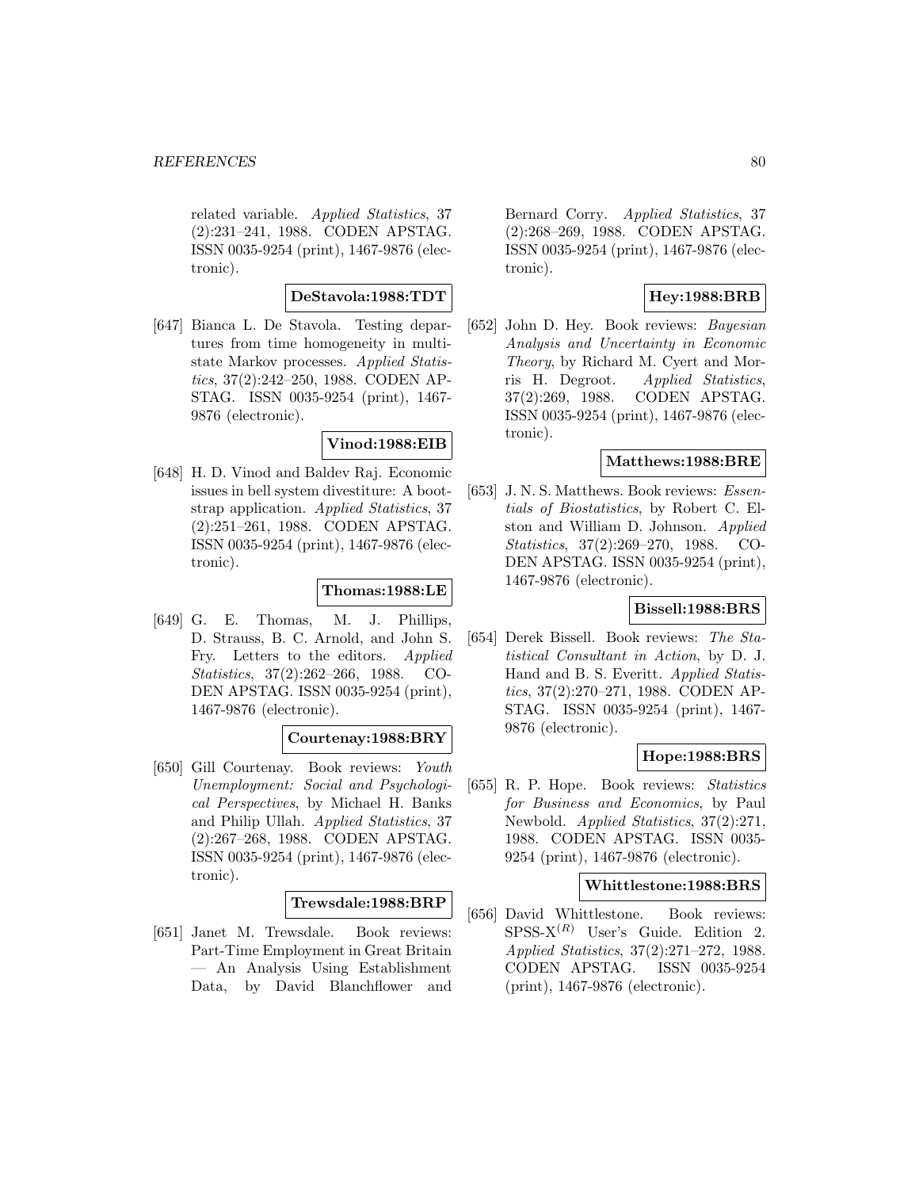related variable. *Applied Statistics*, 37 (2):231–241, 1988. CODEN APSTAG. ISSN 0035-9254 (print), 1467-9876 (electronic).

**DeStavola:1988:TDT**

[647] Bianca L. De Stavola. Testing departures from time homogeneity in multistate Markov processes. *Applied Statistics*, 37(2):242–250, 1988. CODEN APSTAG. ISSN 0035-9254 (print), 1467-9876 (electronic).

**Vinod:1988:EIB**

[648] H. D. Vinod and Baldev Raj. Economic issues in bell system divestiture: A bootstrap application. *Applied Statistics*, 37 (2):251–261, 1988. CODEN APSTAG. ISSN 0035-9254 (print), 1467-9876 (electronic).

**Thomas:1988:LE**

[649] G. E. Thomas, M. J. Phillips, D. Strauss, B. C. Arnold, and John S. Fry. Letters to the editors. *Applied Statistics*, 37(2):262–266, 1988. CODEN APSTAG. ISSN 0035-9254 (print), 1467-9876 (electronic).

**Courtenay:1988:BRY**

[650] Gill Courtenay. Book reviews: *Youth Unemployment: Social and Psychological Perspectives*, by Michael H. Banks and Philip Ullah. *Applied Statistics*, 37 (2):267–268, 1988. CODEN APSTAG. ISSN 0035-9254 (print), 1467-9876 (electronic).

**Trewsdale:1988:BRP**

[651] Janet M. Trewsdale. Book reviews: Part-Time Employment in Great Britain — An Analysis Using Establishment Data, by David Blanchflower and Bernard Corry. *Applied Statistics*, 37 (2):268–269, 1988. CODEN APSTAG. ISSN 0035-9254 (print), 1467-9876 (electronic).

**Hey:1988:BRB**

[652] John D. Hey. Book reviews: *Bayesian Analysis and Uncertainty in Economic Theory*, by Richard M. Cyert and Morris H. Degroot. *Applied Statistics*, 37(2):269, 1988. CODEN APSTAG. ISSN 0035-9254 (print), 1467-9876 (electronic).

**Matthews:1988:BRE**

[653] J. N. S. Matthews. Book reviews: *Essentials of Biostatistics*, by Robert C. Elston and William D. Johnson. *Applied Statistics*, 37(2):269–270, 1988. CODEN APSTAG. ISSN 0035-9254 (print), 1467-9876 (electronic).

**Bissell:1988:BRS**

[654] Derek Bissell. Book reviews: *The Statistical Consultant in Action*, by D. J. Hand and B. S. Everitt. *Applied Statistics*, 37(2):270–271, 1988. CODEN APSTAG. ISSN 0035-9254 (print), 1467-9876 (electronic).

**Hope:1988:BRS**

[655] R. P. Hope. Book reviews: *Statistics for Business and Economics*, by Paul Newbold. *Applied Statistics*, 37(2):271, 1988. CODEN APSTAG. ISSN 0035-9254 (print), 1467-9876 (electronic).

**Whittlestone:1988:BRS**

[656] David Whittlestone. Book reviews: SPSS-X$^{(R)}$ User's Guide. Edition 2. *Applied Statistics*, 37(2):271–272, 1988. CODEN APSTAG. ISSN 0035-9254 (print), 1467-9876 (electronic).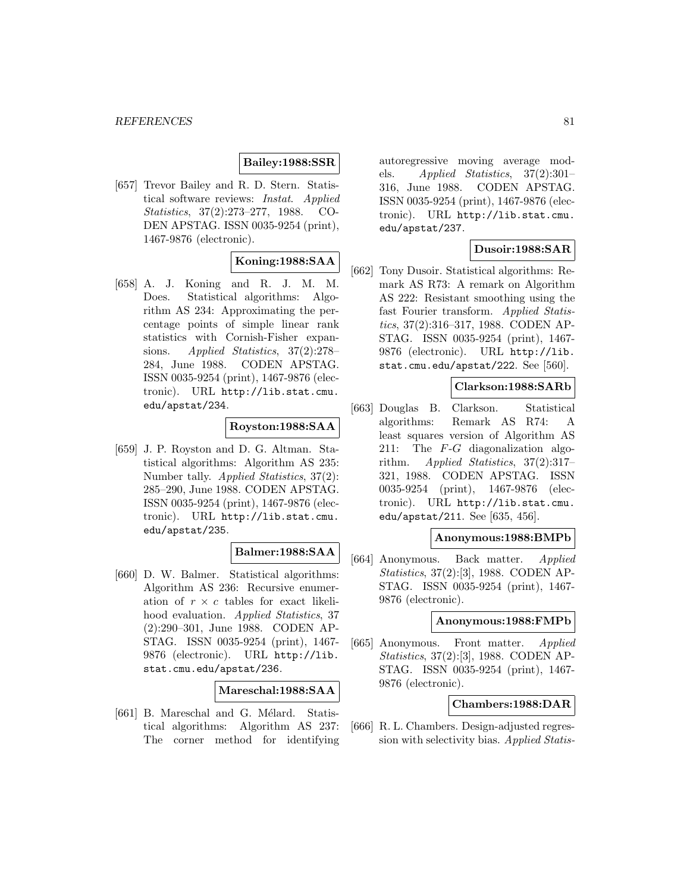**Bailey:1988:SSR**

[657] Trevor Bailey and R. D. Stern. Statistical software reviews: *Instat*. *Applied Statistics*, 37(2):273–277, 1988. CODEN APSTAG. ISSN 0035-9254 (print), 1467-9876 (electronic).

**Koning:1988:SAA**

[658] A. J. Koning and R. J. M. M. Does. Statistical algorithms: Algorithm AS 234: Approximating the percentage points of simple linear rank statistics with Cornish-Fisher expansions. *Applied Statistics*, 37(2):278–284, June 1988. CODEN APSTAG. ISSN 0035-9254 (print), 1467-9876 (electronic). URL http://lib.stat.cmu.edu/apstat/234.

**Royston:1988:SAA**

[659] J. P. Royston and D. G. Altman. Statistical algorithms: Algorithm AS 235: Number tally. *Applied Statistics*, 37(2): 285–290, June 1988. CODEN APSTAG. ISSN 0035-9254 (print), 1467-9876 (electronic). URL http://lib.stat.cmu.edu/apstat/235.

**Balmer:1988:SAA**

[660] D. W. Balmer. Statistical algorithms: Algorithm AS 236: Recursive enumeration of $r \times c$ tables for exact likelihood evaluation. *Applied Statistics*, 37 (2):290–301, June 1988. CODEN APSTAG. ISSN 0035-9254 (print), 1467-9876 (electronic). URL http://lib.stat.cmu.edu/apstat/236.

**Mareschal:1988:SAA**

[661] B. Mareschal and G. Mélard. Statistical algorithms: Algorithm AS 237: The corner method for identifying autoregressive moving average models. *Applied Statistics*, 37(2):301–316, June 1988. CODEN APSTAG. ISSN 0035-9254 (print), 1467-9876 (electronic). URL http://lib.stat.cmu.edu/apstat/237.

**Dusoir:1988:SAR**

[662] Tony Dusoir. Statistical algorithms: Remark AS R73: A remark on Algorithm AS 222: Resistant smoothing using the fast Fourier transform. *Applied Statistics*, 37(2):316–317, 1988. CODEN APSTAG. ISSN 0035-9254 (print), 1467-9876 (electronic). URL http://lib.stat.cmu.edu/apstat/222. See [560].

**Clarkson:1988:SARb**

[663] Douglas B. Clarkson. Statistical algorithms: Remark AS R74: A least squares version of Algorithm AS 211: The $F$-$G$ diagonalization algorithm. *Applied Statistics*, 37(2):317–321, 1988. CODEN APSTAG. ISSN 0035-9254 (print), 1467-9876 (electronic). URL http://lib.stat.cmu.edu/apstat/211. See [635, 456].

**Anonymous:1988:BMPb**

[664] Anonymous. Back matter. *Applied Statistics*, 37(2):[3], 1988. CODEN APSTAG. ISSN 0035-9254 (print), 1467-9876 (electronic).

**Anonymous:1988:FMPb**

[665] Anonymous. Front matter. *Applied Statistics*, 37(2):[3], 1988. CODEN APSTAG. ISSN 0035-9254 (print), 1467-9876 (electronic).

**Chambers:1988:DAR**

[666] R. L. Chambers. Design-adjusted regression with selectivity bias. *Applied Statis-*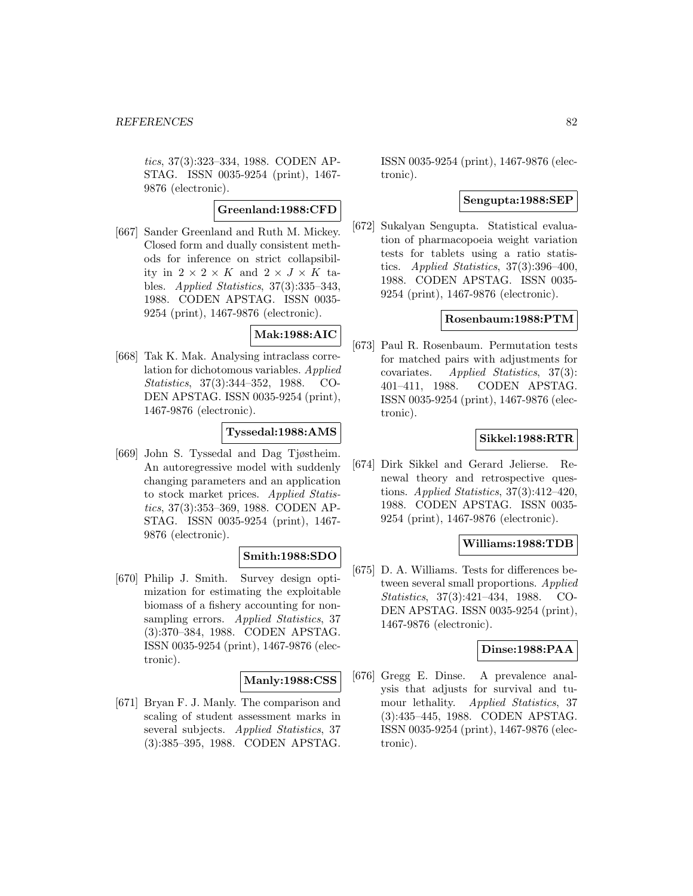*tics*, 37(3):323–334, 1988. CODEN APSTAG. ISSN 0035-9254 (print), 1467-9876 (electronic).

**Greenland:1988:CFD**

[667] Sander Greenland and Ruth M. Mickey. Closed form and dually consistent methods for inference on strict collapsibility in $2 \times 2 \times K$ and $2 \times J \times K$ tables. *Applied Statistics*, 37(3):335–343, 1988. CODEN APSTAG. ISSN 0035-9254 (print), 1467-9876 (electronic).

**Mak:1988:AIC**

[668] Tak K. Mak. Analysing intraclass correlation for dichotomous variables. *Applied Statistics*, 37(3):344–352, 1988. CODEN APSTAG. ISSN 0035-9254 (print), 1467-9876 (electronic).

**Tyssedal:1988:AMS**

[669] John S. Tyssedal and Dag Tjøstheim. An autoregressive model with suddenly changing parameters and an application to stock market prices. *Applied Statistics*, 37(3):353–369, 1988. CODEN APSTAG. ISSN 0035-9254 (print), 1467-9876 (electronic).

**Smith:1988:SDO**

[670] Philip J. Smith. Survey design optimization for estimating the exploitable biomass of a fishery accounting for nonsampling errors. *Applied Statistics*, 37 (3):370–384, 1988. CODEN APSTAG. ISSN 0035-9254 (print), 1467-9876 (electronic).

**Manly:1988:CSS**

[671] Bryan F. J. Manly. The comparison and scaling of student assessment marks in several subjects. *Applied Statistics*, 37 (3):385–395, 1988. CODEN APSTAG. ISSN 0035-9254 (print), 1467-9876 (electronic).

**Sengupta:1988:SEP**

[672] Sukalyan Sengupta. Statistical evaluation of pharmacopoeia weight variation tests for tablets using a ratio statistics. *Applied Statistics*, 37(3):396–400, 1988. CODEN APSTAG. ISSN 0035-9254 (print), 1467-9876 (electronic).

**Rosenbaum:1988:PTM**

[673] Paul R. Rosenbaum. Permutation tests for matched pairs with adjustments for covariates. *Applied Statistics*, 37(3): 401–411, 1988. CODEN APSTAG. ISSN 0035-9254 (print), 1467-9876 (electronic).

**Sikkel:1988:RTR**

[674] Dirk Sikkel and Gerard Jelierse. Renewal theory and retrospective questions. *Applied Statistics*, 37(3):412–420, 1988. CODEN APSTAG. ISSN 0035-9254 (print), 1467-9876 (electronic).

**Williams:1988:TDB**

[675] D. A. Williams. Tests for differences between several small proportions. *Applied Statistics*, 37(3):421–434, 1988. CODEN APSTAG. ISSN 0035-9254 (print), 1467-9876 (electronic).

**Dinse:1988:PAA**

[676] Gregg E. Dinse. A prevalence analysis that adjusts for survival and tumour lethality. *Applied Statistics*, 37 (3):435–445, 1988. CODEN APSTAG. ISSN 0035-9254 (print), 1467-9876 (electronic).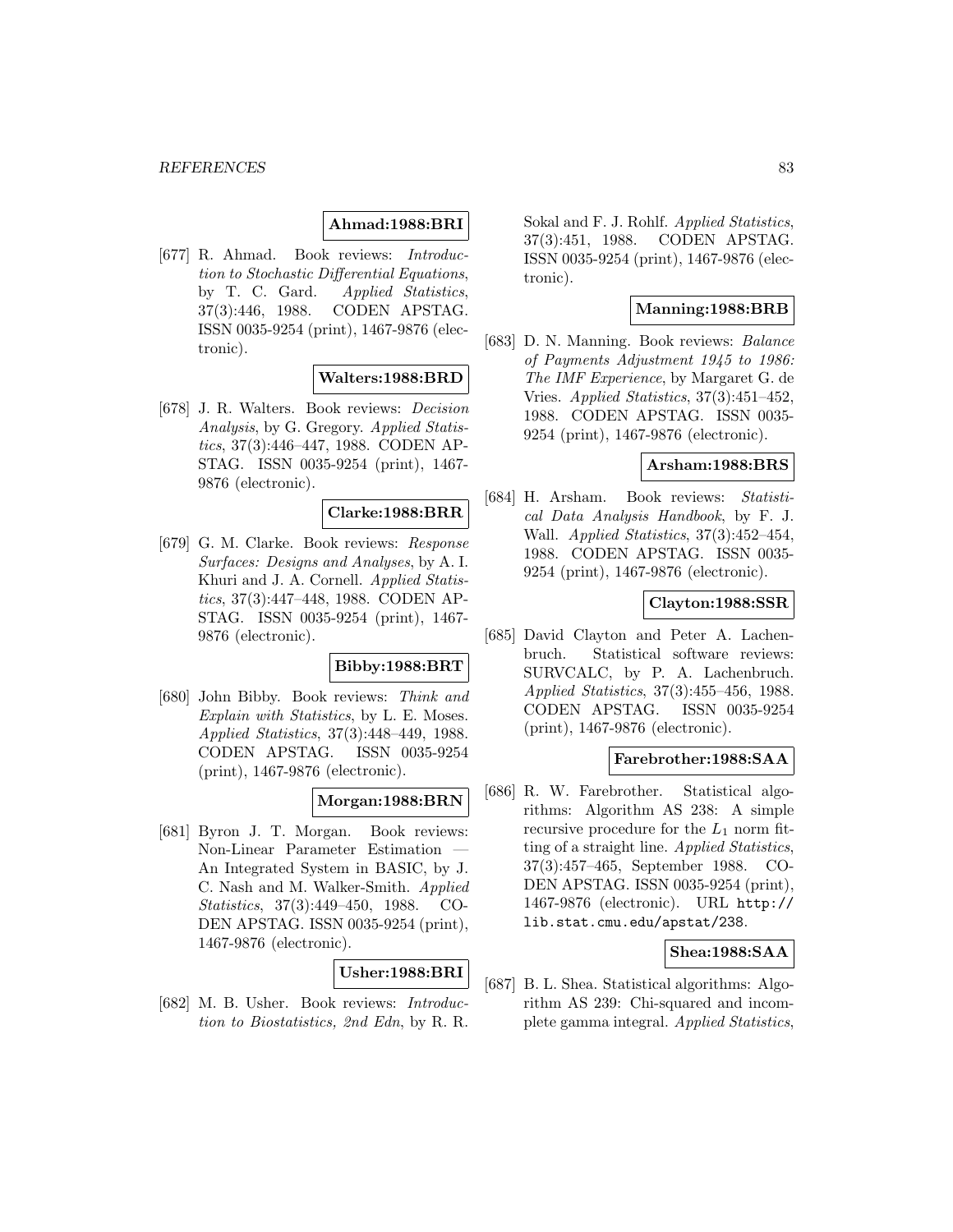**Ahmad:1988:BRI**

[677] R. Ahmad. Book reviews: *Introduction to Stochastic Differential Equations*, by T. C. Gard. *Applied Statistics*, 37(3):446, 1988. CODEN APSTAG. ISSN 0035-9254 (print), 1467-9876 (electronic).

**Walters:1988:BRD**

[678] J. R. Walters. Book reviews: *Decision Analysis*, by G. Gregory. *Applied Statistics*, 37(3):446–447, 1988. CODEN APSTAG. ISSN 0035-9254 (print), 1467-9876 (electronic).

**Clarke:1988:BRR**

[679] G. M. Clarke. Book reviews: *Response Surfaces: Designs and Analyses*, by A. I. Khuri and J. A. Cornell. *Applied Statistics*, 37(3):447–448, 1988. CODEN APSTAG. ISSN 0035-9254 (print), 1467-9876 (electronic).

**Bibby:1988:BRT**

[680] John Bibby. Book reviews: *Think and Explain with Statistics*, by L. E. Moses. *Applied Statistics*, 37(3):448–449, 1988. CODEN APSTAG. ISSN 0035-9254 (print), 1467-9876 (electronic).

**Morgan:1988:BRN**

[681] Byron J. T. Morgan. Book reviews: Non-Linear Parameter Estimation — An Integrated System in BASIC, by J. C. Nash and M. Walker-Smith. *Applied Statistics*, 37(3):449–450, 1988. CODEN APSTAG. ISSN 0035-9254 (print), 1467-9876 (electronic).

**Usher:1988:BRI**

[682] M. B. Usher. Book reviews: *Introduction to Biostatistics, 2nd Edn*, by R. R. Sokal and F. J. Rohlf. *Applied Statistics*, 37(3):451, 1988. CODEN APSTAG. ISSN 0035-9254 (print), 1467-9876 (electronic).

**Manning:1988:BRB**

[683] D. N. Manning. Book reviews: *Balance of Payments Adjustment 1945 to 1986: The IMF Experience*, by Margaret G. de Vries. *Applied Statistics*, 37(3):451–452, 1988. CODEN APSTAG. ISSN 0035-9254 (print), 1467-9876 (electronic).

**Arsham:1988:BRS**

[684] H. Arsham. Book reviews: *Statistical Data Analysis Handbook*, by F. J. Wall. *Applied Statistics*, 37(3):452–454, 1988. CODEN APSTAG. ISSN 0035-9254 (print), 1467-9876 (electronic).

**Clayton:1988:SSR**

[685] David Clayton and Peter A. Lachenbruch. Statistical software reviews: SURVCALC, by P. A. Lachenbruch. *Applied Statistics*, 37(3):455–456, 1988. CODEN APSTAG. ISSN 0035-9254 (print), 1467-9876 (electronic).

**Farebrother:1988:SAA**

[686] R. W. Farebrother. Statistical algorithms: Algorithm AS 238: A simple recursive procedure for the $L_1$ norm fitting of a straight line. *Applied Statistics*, 37(3):457–465, September 1988. CODEN APSTAG. ISSN 0035-9254 (print), 1467-9876 (electronic). URL http://lib.stat.cmu.edu/apstat/238.

**Shea:1988:SAA**

[687] B. L. Shea. Statistical algorithms: Algorithm AS 239: Chi-squared and incomplete gamma integral. *Applied Statistics*,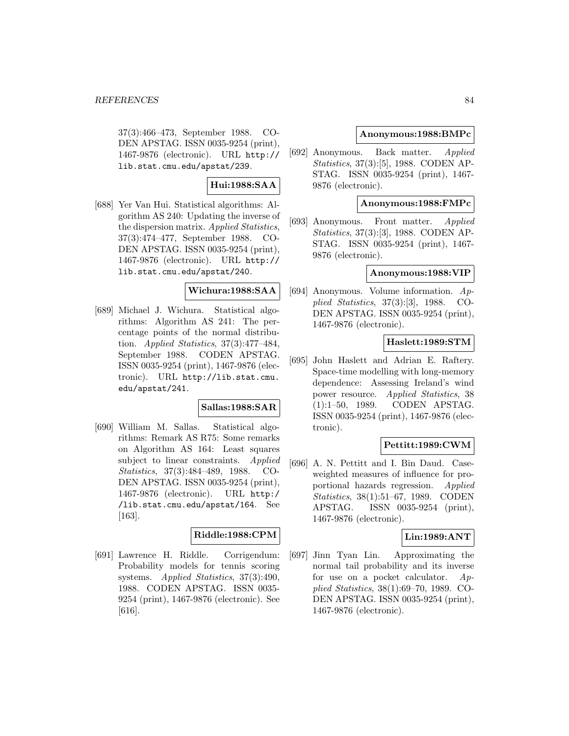37(3):466–473, September 1988. CODEN APSTAG. ISSN 0035-9254 (print), 1467-9876 (electronic). URL http://lib.stat.cmu.edu/apstat/239.

**Hui:1988:SAA**

[688] Yer Van Hui. Statistical algorithms: Algorithm AS 240: Updating the inverse of the dispersion matrix. *Applied Statistics*, 37(3):474–477, September 1988. CODEN APSTAG. ISSN 0035-9254 (print), 1467-9876 (electronic). URL http://lib.stat.cmu.edu/apstat/240.

**Wichura:1988:SAA**

[689] Michael J. Wichura. Statistical algorithms: Algorithm AS 241: The percentage points of the normal distribution. *Applied Statistics*, 37(3):477–484, September 1988. CODEN APSTAG. ISSN 0035-9254 (print), 1467-9876 (electronic). URL http://lib.stat.cmu.edu/apstat/241.

**Sallas:1988:SAR**

[690] William M. Sallas. Statistical algorithms: Remark AS R75: Some remarks on Algorithm AS 164: Least squares subject to linear constraints. *Applied Statistics*, 37(3):484–489, 1988. CODEN APSTAG. ISSN 0035-9254 (print), 1467-9876 (electronic). URL http://lib.stat.cmu.edu/apstat/164. See [163].

**Riddle:1988:CPM**

[691] Lawrence H. Riddle. Corrigendum: Probability models for tennis scoring systems. *Applied Statistics*, 37(3):490, 1988. CODEN APSTAG. ISSN 0035-9254 (print), 1467-9876 (electronic). See [616].

**Anonymous:1988:BMPc**

[692] Anonymous. Back matter. *Applied Statistics*, 37(3):[5], 1988. CODEN APSTAG. ISSN 0035-9254 (print), 1467-9876 (electronic).

**Anonymous:1988:FMPc**

[693] Anonymous. Front matter. *Applied Statistics*, 37(3):[3], 1988. CODEN APSTAG. ISSN 0035-9254 (print), 1467-9876 (electronic).

**Anonymous:1988:VIP**

[694] Anonymous. Volume information. *Applied Statistics*, 37(3):[3], 1988. CODEN APSTAG. ISSN 0035-9254 (print), 1467-9876 (electronic).

**Haslett:1989:STM**

[695] John Haslett and Adrian E. Raftery. Space-time modelling with long-memory dependence: Assessing Ireland's wind power resource. *Applied Statistics*, 38 (1):1–50, 1989. CODEN APSTAG. ISSN 0035-9254 (print), 1467-9876 (electronic).

**Pettitt:1989:CWM**

[696] A. N. Pettitt and I. Bin Daud. Case-weighted measures of influence for proportional hazards regression. *Applied Statistics*, 38(1):51–67, 1989. CODEN APSTAG. ISSN 0035-9254 (print), 1467-9876 (electronic).

**Lin:1989:ANT**

[697] Jinn Tyan Lin. Approximating the normal tail probability and its inverse for use on a pocket calculator. *Applied Statistics*, 38(1):69–70, 1989. CODEN APSTAG. ISSN 0035-9254 (print), 1467-9876 (electronic).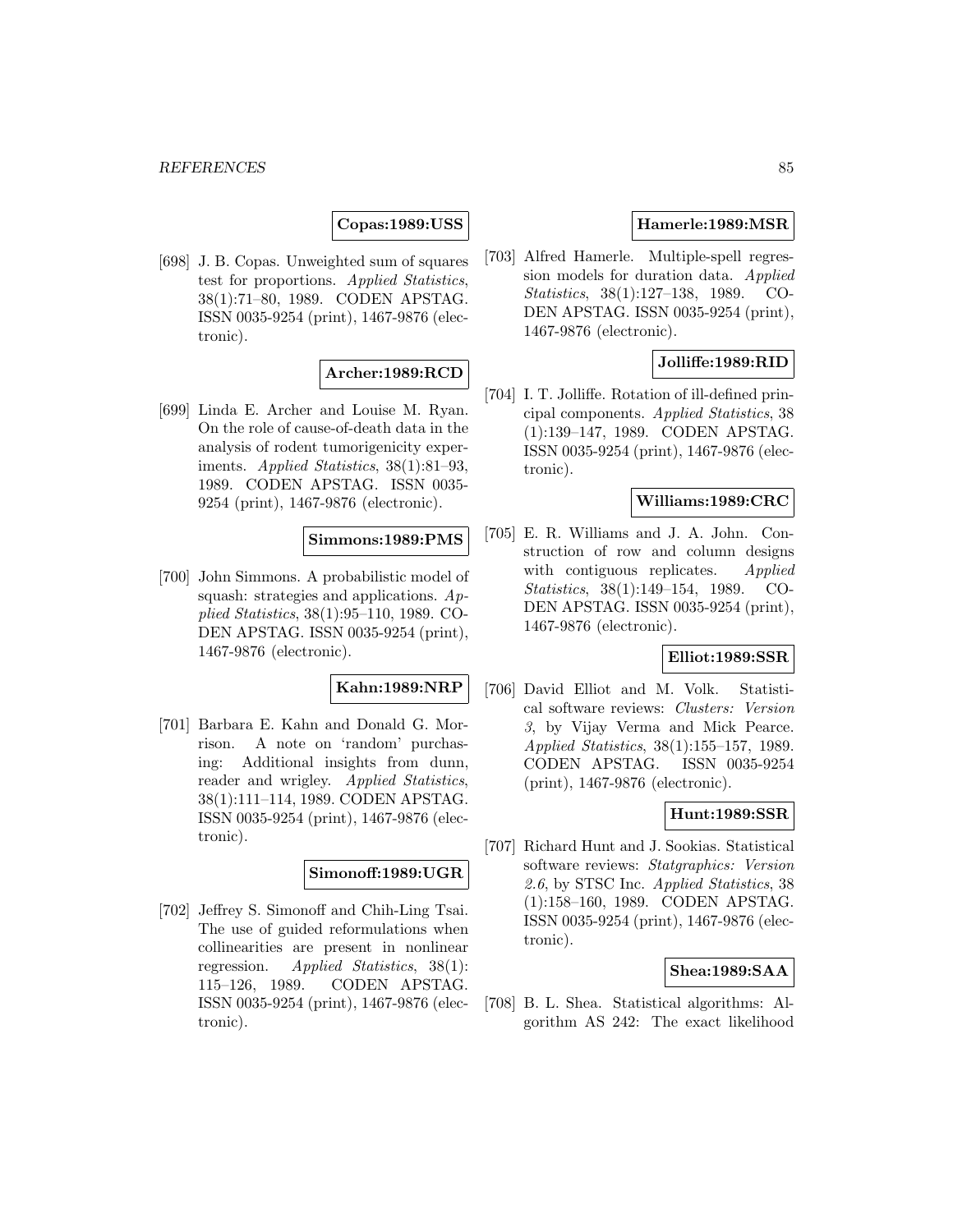**Copas:1989:USS**

[698] J. B. Copas. Unweighted sum of squares test for proportions. *Applied Statistics*, 38(1):71–80, 1989. CODEN APSTAG. ISSN 0035-9254 (print), 1467-9876 (electronic).

**Archer:1989:RCD**

[699] Linda E. Archer and Louise M. Ryan. On the role of cause-of-death data in the analysis of rodent tumorigenicity experiments. *Applied Statistics*, 38(1):81–93, 1989. CODEN APSTAG. ISSN 0035-9254 (print), 1467-9876 (electronic).

**Simmons:1989:PMS**

[700] John Simmons. A probabilistic model of squash: strategies and applications. *Applied Statistics*, 38(1):95–110, 1989. CODEN APSTAG. ISSN 0035-9254 (print), 1467-9876 (electronic).

**Kahn:1989:NRP**

[701] Barbara E. Kahn and Donald G. Morrison. A note on 'random' purchasing: Additional insights from dunn, reader and wrigley. *Applied Statistics*, 38(1):111–114, 1989. CODEN APSTAG. ISSN 0035-9254 (print), 1467-9876 (electronic).

**Simonoff:1989:UGR**

[702] Jeffrey S. Simonoff and Chih-Ling Tsai. The use of guided reformulations when collinearities are present in nonlinear regression. *Applied Statistics*, 38(1): 115–126, 1989. CODEN APSTAG. ISSN 0035-9254 (print), 1467-9876 (electronic).

**Hamerle:1989:MSR**

[703] Alfred Hamerle. Multiple-spell regression models for duration data. *Applied Statistics*, 38(1):127–138, 1989. CODEN APSTAG. ISSN 0035-9254 (print), 1467-9876 (electronic).

**Jolliffe:1989:RID**

[704] I. T. Jolliffe. Rotation of ill-defined principal components. *Applied Statistics*, 38 (1):139–147, 1989. CODEN APSTAG. ISSN 0035-9254 (print), 1467-9876 (electronic).

**Williams:1989:CRC**

[705] E. R. Williams and J. A. John. Construction of row and column designs with contiguous replicates. *Applied Statistics*, 38(1):149–154, 1989. CODEN APSTAG. ISSN 0035-9254 (print), 1467-9876 (electronic).

**Elliot:1989:SSR**

[706] David Elliot and M. Volk. Statistical software reviews: *Clusters: Version 3*, by Vijay Verma and Mick Pearce. *Applied Statistics*, 38(1):155–157, 1989. CODEN APSTAG. ISSN 0035-9254 (print), 1467-9876 (electronic).

**Hunt:1989:SSR**

[707] Richard Hunt and J. Sookias. Statistical software reviews: *Statgraphics: Version 2.6*, by STSC Inc. *Applied Statistics*, 38 (1):158–160, 1989. CODEN APSTAG. ISSN 0035-9254 (print), 1467-9876 (electronic).

**Shea:1989:SAA**

[708] B. L. Shea. Statistical algorithms: Algorithm AS 242: The exact likelihood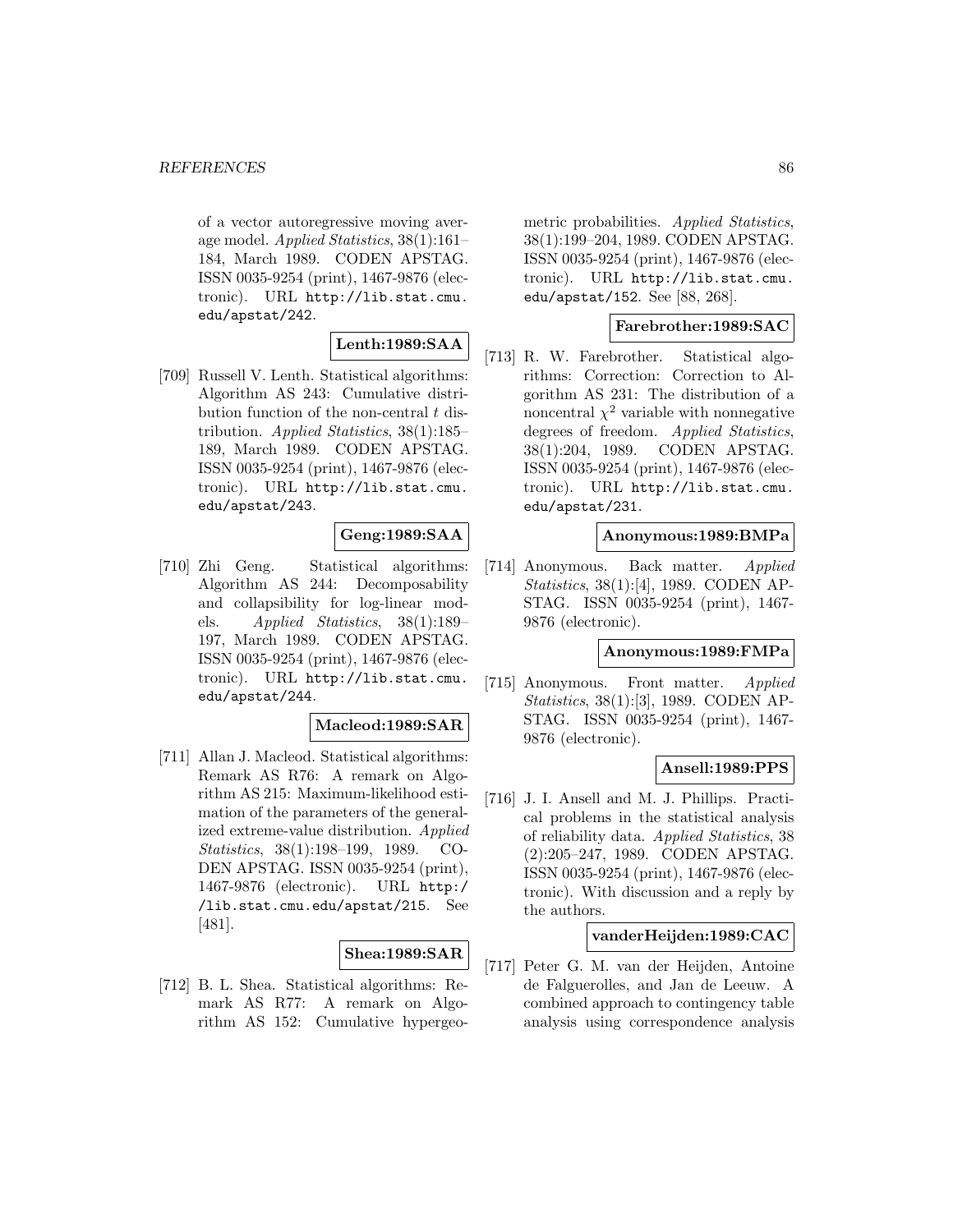of a vector autoregressive moving average model. *Applied Statistics*, 38(1):161–184, March 1989. CODEN APSTAG. ISSN 0035-9254 (print), 1467-9876 (electronic). URL http://lib.stat.cmu.edu/apstat/242.

**Lenth:1989:SAA**

[709] Russell V. Lenth. Statistical algorithms: Algorithm AS 243: Cumulative distribution function of the non-central $t$ distribution. *Applied Statistics*, 38(1):185–189, March 1989. CODEN APSTAG. ISSN 0035-9254 (print), 1467-9876 (electronic). URL http://lib.stat.cmu.edu/apstat/243.

**Geng:1989:SAA**

[710] Zhi Geng. Statistical algorithms: Algorithm AS 244: Decomposability and collapsibility for log-linear models. *Applied Statistics*, 38(1):189–197, March 1989. CODEN APSTAG. ISSN 0035-9254 (print), 1467-9876 (electronic). URL http://lib.stat.cmu.edu/apstat/244.

**Macleod:1989:SAR**

[711] Allan J. Macleod. Statistical algorithms: Remark AS R76: A remark on Algorithm AS 215: Maximum-likelihood estimation of the parameters of the generalized extreme-value distribution. *Applied Statistics*, 38(1):198–199, 1989. CODEN APSTAG. ISSN 0035-9254 (print), 1467-9876 (electronic). URL http://lib.stat.cmu.edu/apstat/215. See [481].

**Shea:1989:SAR**

[712] B. L. Shea. Statistical algorithms: Remark AS R77: A remark on Algorithm AS 152: Cumulative hypergeometric probabilities. *Applied Statistics*, 38(1):199–204, 1989. CODEN APSTAG. ISSN 0035-9254 (print), 1467-9876 (electronic). URL http://lib.stat.cmu.edu/apstat/152. See [88, 268].

**Farebrother:1989:SAC**

[713] R. W. Farebrother. Statistical algorithms: Correction: Correction to Algorithm AS 231: The distribution of a noncentral $\chi^2$ variable with nonnegative degrees of freedom. *Applied Statistics*, 38(1):204, 1989. CODEN APSTAG. ISSN 0035-9254 (print), 1467-9876 (electronic). URL http://lib.stat.cmu.edu/apstat/231.

**Anonymous:1989:BMPa**

[714] Anonymous. Back matter. *Applied Statistics*, 38(1):[4], 1989. CODEN APSTAG. ISSN 0035-9254 (print), 1467-9876 (electronic).

**Anonymous:1989:FMPa**

[715] Anonymous. Front matter. *Applied Statistics*, 38(1):[3], 1989. CODEN APSTAG. ISSN 0035-9254 (print), 1467-9876 (electronic).

**Ansell:1989:PPS**

[716] J. I. Ansell and M. J. Phillips. Practical problems in the statistical analysis of reliability data. *Applied Statistics*, 38 (2):205–247, 1989. CODEN APSTAG. ISSN 0035-9254 (print), 1467-9876 (electronic). With discussion and a reply by the authors.

**vanderHeijden:1989:CAC**

[717] Peter G. M. van der Heijden, Antoine de Falguerolles, and Jan de Leeuw. A combined approach to contingency table analysis using correspondence analysis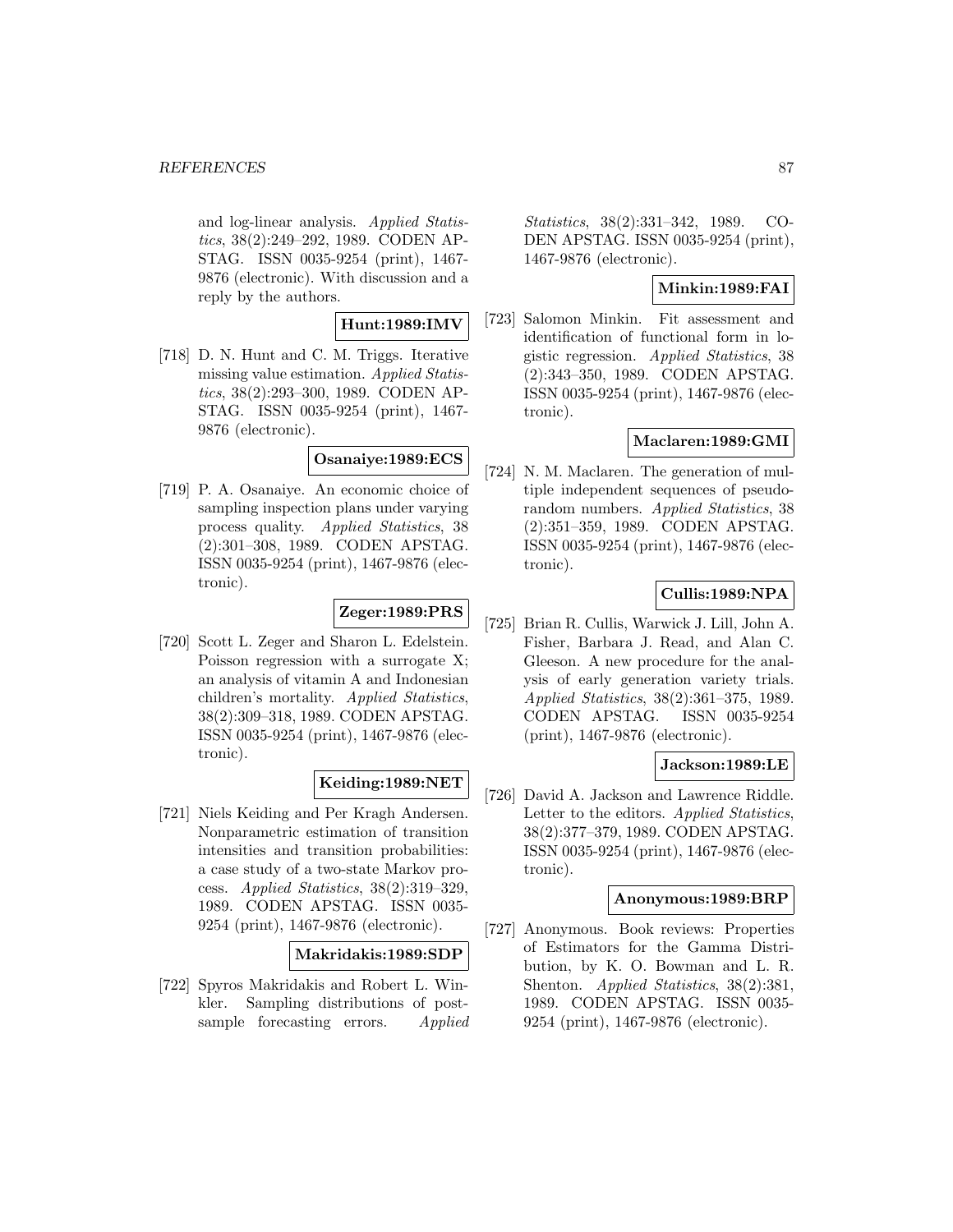and log-linear analysis. *Applied Statistics*, 38(2):249–292, 1989. CODEN APSTAG. ISSN 0035-9254 (print), 1467-9876 (electronic). With discussion and a reply by the authors.

**Hunt:1989:IMV**

[718] D. N. Hunt and C. M. Triggs. Iterative missing value estimation. *Applied Statistics*, 38(2):293–300, 1989. CODEN APSTAG. ISSN 0035-9254 (print), 1467-9876 (electronic).

**Osanaiye:1989:ECS**

[719] P. A. Osanaiye. An economic choice of sampling inspection plans under varying process quality. *Applied Statistics*, 38 (2):301–308, 1989. CODEN APSTAG. ISSN 0035-9254 (print), 1467-9876 (electronic).

**Zeger:1989:PRS**

[720] Scott L. Zeger and Sharon L. Edelstein. Poisson regression with a surrogate X; an analysis of vitamin A and Indonesian children's mortality. *Applied Statistics*, 38(2):309–318, 1989. CODEN APSTAG. ISSN 0035-9254 (print), 1467-9876 (electronic).

**Keiding:1989:NET**

[721] Niels Keiding and Per Kragh Andersen. Nonparametric estimation of transition intensities and transition probabilities: a case study of a two-state Markov process. *Applied Statistics*, 38(2):319–329, 1989. CODEN APSTAG. ISSN 0035-9254 (print), 1467-9876 (electronic).

**Makridakis:1989:SDP**

[722] Spyros Makridakis and Robert L. Winkler. Sampling distributions of post-sample forecasting errors. *Applied Statistics*, 38(2):331–342, 1989. CODEN APSTAG. ISSN 0035-9254 (print), 1467-9876 (electronic).

**Minkin:1989:FAI**

[723] Salomon Minkin. Fit assessment and identification of functional form in logistic regression. *Applied Statistics*, 38 (2):343–350, 1989. CODEN APSTAG. ISSN 0035-9254 (print), 1467-9876 (electronic).

**Maclaren:1989:GMI**

[724] N. M. Maclaren. The generation of multiple independent sequences of pseudorandom numbers. *Applied Statistics*, 38 (2):351–359, 1989. CODEN APSTAG. ISSN 0035-9254 (print), 1467-9876 (electronic).

**Cullis:1989:NPA**

[725] Brian R. Cullis, Warwick J. Lill, John A. Fisher, Barbara J. Read, and Alan C. Gleeson. A new procedure for the analysis of early generation variety trials. *Applied Statistics*, 38(2):361–375, 1989. CODEN APSTAG. ISSN 0035-9254 (print), 1467-9876 (electronic).

**Jackson:1989:LE**

[726] David A. Jackson and Lawrence Riddle. Letter to the editors. *Applied Statistics*, 38(2):377–379, 1989. CODEN APSTAG. ISSN 0035-9254 (print), 1467-9876 (electronic).

**Anonymous:1989:BRP**

[727] Anonymous. Book reviews: Properties of Estimators for the Gamma Distribution, by K. O. Bowman and L. R. Shenton. *Applied Statistics*, 38(2):381, 1989. CODEN APSTAG. ISSN 0035-9254 (print), 1467-9876 (electronic).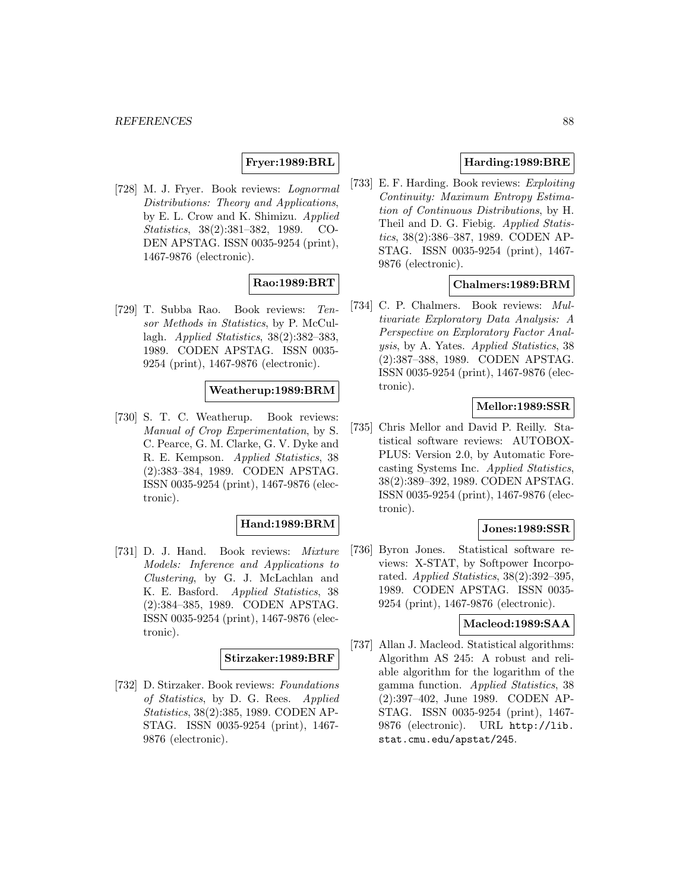**Fryer:1989:BRL**

[728] M. J. Fryer. Book reviews: *Lognormal Distributions: Theory and Applications*, by E. L. Crow and K. Shimizu. *Applied Statistics*, 38(2):381–382, 1989. CODEN APSTAG. ISSN 0035-9254 (print), 1467-9876 (electronic).

**Rao:1989:BRT**

[729] T. Subba Rao. Book reviews: *Tensor Methods in Statistics*, by P. McCullagh. *Applied Statistics*, 38(2):382–383, 1989. CODEN APSTAG. ISSN 0035-9254 (print), 1467-9876 (electronic).

**Weatherup:1989:BRM**

[730] S. T. C. Weatherup. Book reviews: *Manual of Crop Experimentation*, by S. C. Pearce, G. M. Clarke, G. V. Dyke and R. E. Kempson. *Applied Statistics*, 38 (2):383–384, 1989. CODEN APSTAG. ISSN 0035-9254 (print), 1467-9876 (electronic).

**Hand:1989:BRM**

[731] D. J. Hand. Book reviews: *Mixture Models: Inference and Applications to Clustering*, by G. J. McLachlan and K. E. Basford. *Applied Statistics*, 38 (2):384–385, 1989. CODEN APSTAG. ISSN 0035-9254 (print), 1467-9876 (electronic).

**Stirzaker:1989:BRF**

[732] D. Stirzaker. Book reviews: *Foundations of Statistics*, by D. G. Rees. *Applied Statistics*, 38(2):385, 1989. CODEN APSTAG. ISSN 0035-9254 (print), 1467-9876 (electronic).

**Harding:1989:BRE**

[733] E. F. Harding. Book reviews: *Exploiting Continuity: Maximum Entropy Estimation of Continuous Distributions*, by H. Theil and D. G. Fiebig. *Applied Statistics*, 38(2):386–387, 1989. CODEN APSTAG. ISSN 0035-9254 (print), 1467-9876 (electronic).

**Chalmers:1989:BRM**

[734] C. P. Chalmers. Book reviews: *Multivariate Exploratory Data Analysis: A Perspective on Exploratory Factor Analysis*, by A. Yates. *Applied Statistics*, 38 (2):387–388, 1989. CODEN APSTAG. ISSN 0035-9254 (print), 1467-9876 (electronic).

**Mellor:1989:SSR**

[735] Chris Mellor and David P. Reilly. Statistical software reviews: AUTOBOX-PLUS: Version 2.0, by Automatic Forecasting Systems Inc. *Applied Statistics*, 38(2):389–392, 1989. CODEN APSTAG. ISSN 0035-9254 (print), 1467-9876 (electronic).

**Jones:1989:SSR**

[736] Byron Jones. Statistical software reviews: X-STAT, by Softpower Incorporated. *Applied Statistics*, 38(2):392–395, 1989. CODEN APSTAG. ISSN 0035-9254 (print), 1467-9876 (electronic).

**Macleod:1989:SAA**

[737] Allan J. Macleod. Statistical algorithms: Algorithm AS 245: A robust and reliable algorithm for the logarithm of the gamma function. *Applied Statistics*, 38 (2):397–402, June 1989. CODEN APSTAG. ISSN 0035-9254 (print), 1467-9876 (electronic). URL http://lib.stat.cmu.edu/apstat/245.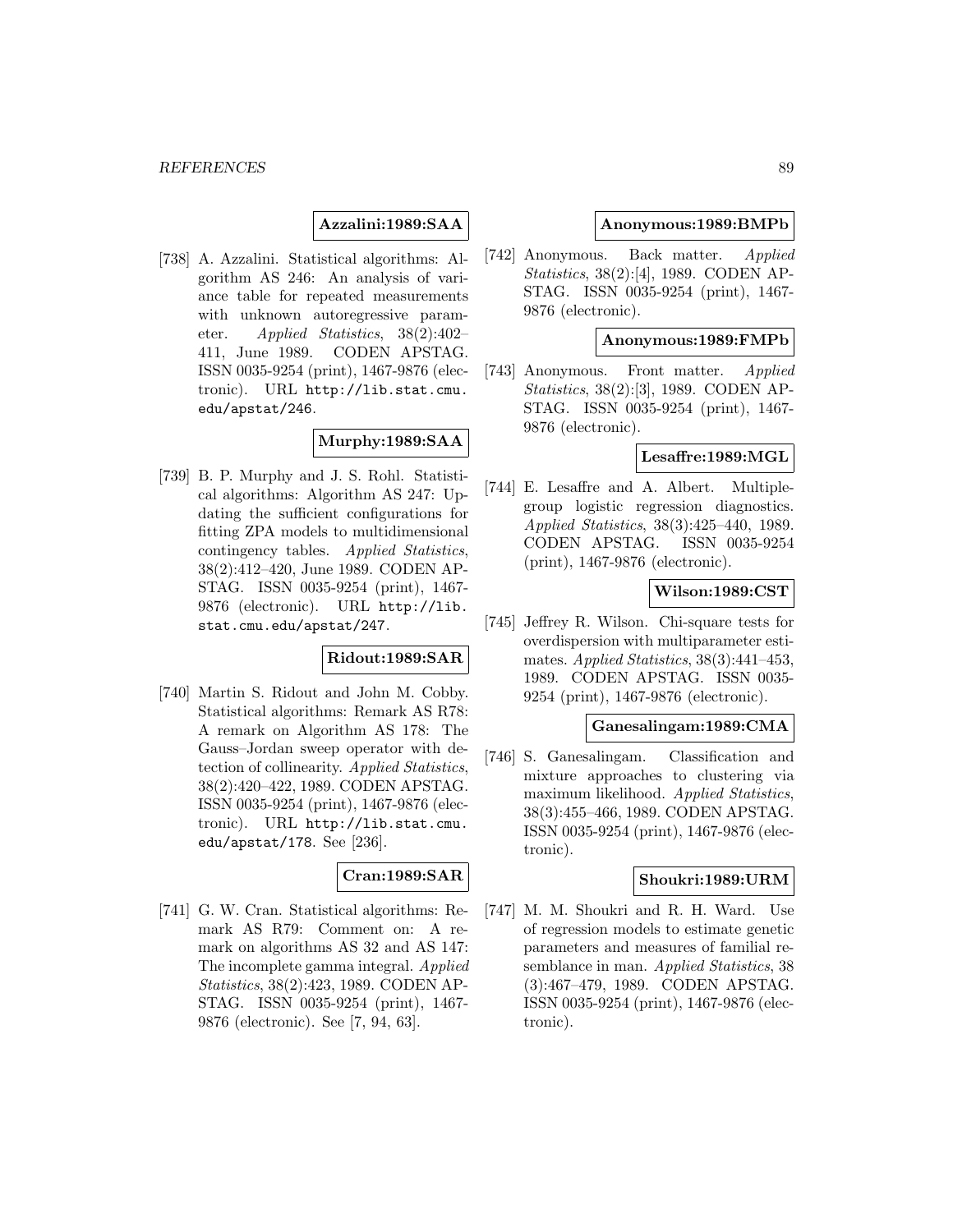**Azzalini:1989:SAA**

[738] A. Azzalini. Statistical algorithms: Algorithm AS 246: An analysis of variance table for repeated measurements with unknown autoregressive parameter. *Applied Statistics*, 38(2):402–411, June 1989. CODEN APSTAG. ISSN 0035-9254 (print), 1467-9876 (electronic). URL http://lib.stat.cmu.edu/apstat/246.

**Murphy:1989:SAA**

[739] B. P. Murphy and J. S. Rohl. Statistical algorithms: Algorithm AS 247: Updating the sufficient configurations for fitting ZPA models to multidimensional contingency tables. *Applied Statistics*, 38(2):412–420, June 1989. CODEN APSTAG. ISSN 0035-9254 (print), 1467-9876 (electronic). URL http://lib.stat.cmu.edu/apstat/247.

**Ridout:1989:SAR**

[740] Martin S. Ridout and John M. Cobby. Statistical algorithms: Remark AS R78: A remark on Algorithm AS 178: The Gauss–Jordan sweep operator with detection of collinearity. *Applied Statistics*, 38(2):420–422, 1989. CODEN APSTAG. ISSN 0035-9254 (print), 1467-9876 (electronic). URL http://lib.stat.cmu.edu/apstat/178. See [236].

**Cran:1989:SAR**

[741] G. W. Cran. Statistical algorithms: Remark AS R79: Comment on: A remark on algorithms AS 32 and AS 147: The incomplete gamma integral. *Applied Statistics*, 38(2):423, 1989. CODEN APSTAG. ISSN 0035-9254 (print), 1467-9876 (electronic). See [7, 94, 63].

**Anonymous:1989:BMPb**

[742] Anonymous. Back matter. *Applied Statistics*, 38(2):[4], 1989. CODEN APSTAG. ISSN 0035-9254 (print), 1467-9876 (electronic).

**Anonymous:1989:FMPb**

[743] Anonymous. Front matter. *Applied Statistics*, 38(2):[3], 1989. CODEN APSTAG. ISSN 0035-9254 (print), 1467-9876 (electronic).

**Lesaffre:1989:MGL**

[744] E. Lesaffre and A. Albert. Multiple-group logistic regression diagnostics. *Applied Statistics*, 38(3):425–440, 1989. CODEN APSTAG. ISSN 0035-9254 (print), 1467-9876 (electronic).

**Wilson:1989:CST**

[745] Jeffrey R. Wilson. Chi-square tests for overdispersion with multiparameter estimates. *Applied Statistics*, 38(3):441–453, 1989. CODEN APSTAG. ISSN 0035-9254 (print), 1467-9876 (electronic).

**Ganesalingam:1989:CMA**

[746] S. Ganesalingam. Classification and mixture approaches to clustering via maximum likelihood. *Applied Statistics*, 38(3):455–466, 1989. CODEN APSTAG. ISSN 0035-9254 (print), 1467-9876 (electronic).

**Shoukri:1989:URM**

[747] M. M. Shoukri and R. H. Ward. Use of regression models to estimate genetic parameters and measures of familial resemblance in man. *Applied Statistics*, 38 (3):467–479, 1989. CODEN APSTAG. ISSN 0035-9254 (print), 1467-9876 (electronic).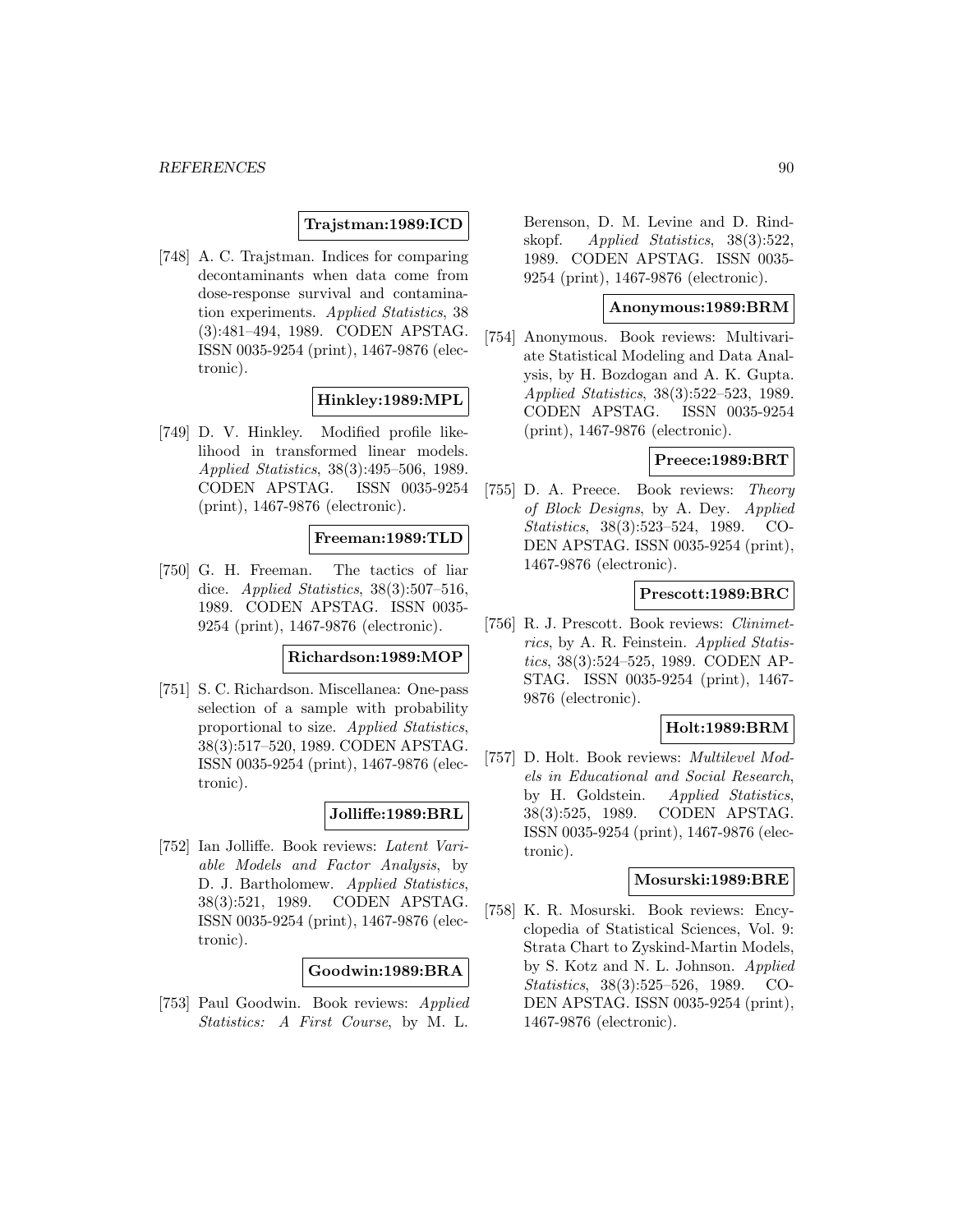**Trajstman:1989:ICD**

[748] A. C. Trajstman. Indices for comparing decontaminants when data come from dose-response survival and contamination experiments. *Applied Statistics*, 38 (3):481–494, 1989. CODEN APSTAG. ISSN 0035-9254 (print), 1467-9876 (electronic).

**Hinkley:1989:MPL**

[749] D. V. Hinkley. Modified profile likelihood in transformed linear models. *Applied Statistics*, 38(3):495–506, 1989. CODEN APSTAG. ISSN 0035-9254 (print), 1467-9876 (electronic).

**Freeman:1989:TLD**

[750] G. H. Freeman. The tactics of liar dice. *Applied Statistics*, 38(3):507–516, 1989. CODEN APSTAG. ISSN 0035-9254 (print), 1467-9876 (electronic).

**Richardson:1989:MOP**

[751] S. C. Richardson. Miscellanea: One-pass selection of a sample with probability proportional to size. *Applied Statistics*, 38(3):517–520, 1989. CODEN APSTAG. ISSN 0035-9254 (print), 1467-9876 (electronic).

**Jolliffe:1989:BRL**

[752] Ian Jolliffe. Book reviews: *Latent Variable Models and Factor Analysis*, by D. J. Bartholomew. *Applied Statistics*, 38(3):521, 1989. CODEN APSTAG. ISSN 0035-9254 (print), 1467-9876 (electronic).

**Goodwin:1989:BRA**

[753] Paul Goodwin. Book reviews: *Applied Statistics: A First Course*, by M. L. Berenson, D. M. Levine and D. Rindskopf. *Applied Statistics*, 38(3):522, 1989. CODEN APSTAG. ISSN 0035-9254 (print), 1467-9876 (electronic).

**Anonymous:1989:BRM**

[754] Anonymous. Book reviews: Multivariate Statistical Modeling and Data Analysis, by H. Bozdogan and A. K. Gupta. *Applied Statistics*, 38(3):522–523, 1989. CODEN APSTAG. ISSN 0035-9254 (print), 1467-9876 (electronic).

**Preece:1989:BRT**

[755] D. A. Preece. Book reviews: *Theory of Block Designs*, by A. Dey. *Applied Statistics*, 38(3):523–524, 1989. CODEN APSTAG. ISSN 0035-9254 (print), 1467-9876 (electronic).

**Prescott:1989:BRC**

[756] R. J. Prescott. Book reviews: *Clinimetrics*, by A. R. Feinstein. *Applied Statistics*, 38(3):524–525, 1989. CODEN APSTAG. ISSN 0035-9254 (print), 1467-9876 (electronic).

**Holt:1989:BRM**

[757] D. Holt. Book reviews: *Multilevel Models in Educational and Social Research*, by H. Goldstein. *Applied Statistics*, 38(3):525, 1989. CODEN APSTAG. ISSN 0035-9254 (print), 1467-9876 (electronic).

**Mosurski:1989:BRE**

[758] K. R. Mosurski. Book reviews: Encyclopedia of Statistical Sciences, Vol. 9: Strata Chart to Zyskind-Martin Models, by S. Kotz and N. L. Johnson. *Applied Statistics*, 38(3):525–526, 1989. CODEN APSTAG. ISSN 0035-9254 (print), 1467-9876 (electronic).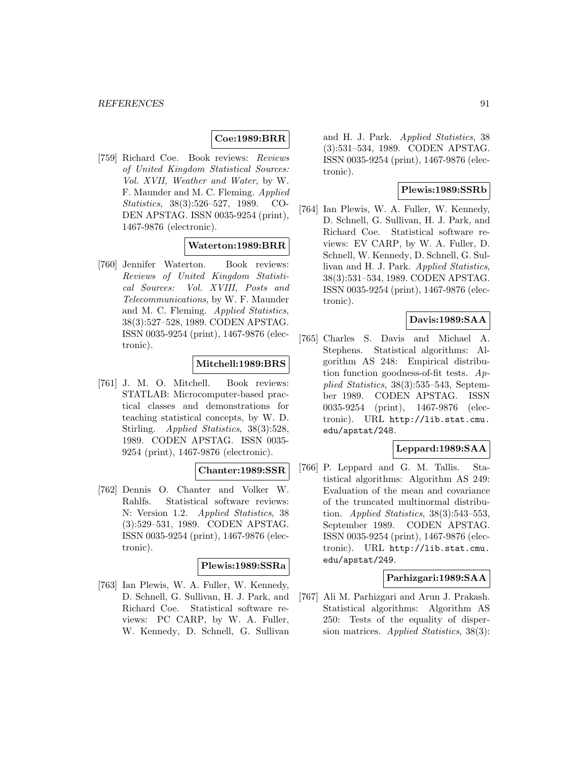**Coe:1989:BRR**

[759] Richard Coe. Book reviews: *Reviews of United Kingdom Statistical Sources: Vol. XVII, Weather and Water*, by W. F. Maunder and M. C. Fleming. *Applied Statistics*, 38(3):526–527, 1989. CODEN APSTAG. ISSN 0035-9254 (print), 1467-9876 (electronic).

**Waterton:1989:BRR**

[760] Jennifer Waterton. Book reviews: *Reviews of United Kingdom Statistical Sources: Vol. XVIII, Posts and Telecommunications*, by W. F. Maunder and M. C. Fleming. *Applied Statistics*, 38(3):527–528, 1989. CODEN APSTAG. ISSN 0035-9254 (print), 1467-9876 (electronic).

**Mitchell:1989:BRS**

[761] J. M. O. Mitchell. Book reviews: STATLAB: Microcomputer-based practical classes and demonstrations for teaching statistical concepts, by W. D. Stirling. *Applied Statistics*, 38(3):528, 1989. CODEN APSTAG. ISSN 0035-9254 (print), 1467-9876 (electronic).

**Chanter:1989:SSR**

[762] Dennis O. Chanter and Volker W. Rahlfs. Statistical software reviews: N: Version 1.2. *Applied Statistics*, 38 (3):529–531, 1989. CODEN APSTAG. ISSN 0035-9254 (print), 1467-9876 (electronic).

**Plewis:1989:SSRa**

[763] Ian Plewis, W. A. Fuller, W. Kennedy, D. Schnell, G. Sullivan, H. J. Park, and Richard Coe. Statistical software reviews: PC CARP, by W. A. Fuller, W. Kennedy, D. Schnell, G. Sullivan and H. J. Park. *Applied Statistics*, 38 (3):531–534, 1989. CODEN APSTAG. ISSN 0035-9254 (print), 1467-9876 (electronic).

**Plewis:1989:SSRb**

[764] Ian Plewis, W. A. Fuller, W. Kennedy, D. Schnell, G. Sullivan, H. J. Park, and Richard Coe. Statistical software reviews: EV CARP, by W. A. Fuller, D. Schnell, W. Kennedy, D. Schnell, G. Sullivan and H. J. Park. *Applied Statistics*, 38(3):531–534, 1989. CODEN APSTAG. ISSN 0035-9254 (print), 1467-9876 (electronic).

**Davis:1989:SAA**

[765] Charles S. Davis and Michael A. Stephens. Statistical algorithms: Algorithm AS 248: Empirical distribution function goodness-of-fit tests. *Applied Statistics*, 38(3):535–543, September 1989. CODEN APSTAG. ISSN 0035-9254 (print), 1467-9876 (electronic). URL http://lib.stat.cmu.edu/apstat/248.

**Leppard:1989:SAA**

[766] P. Leppard and G. M. Tallis. Statistical algorithms: Algorithm AS 249: Evaluation of the mean and covariance of the truncated multinormal distribution. *Applied Statistics*, 38(3):543–553, September 1989. CODEN APSTAG. ISSN 0035-9254 (print), 1467-9876 (electronic). URL http://lib.stat.cmu.edu/apstat/249.

**Parhizgari:1989:SAA**

[767] Ali M. Parhizgari and Arun J. Prakash. Statistical algorithms: Algorithm AS 250: Tests of the equality of dispersion matrices. *Applied Statistics*, 38(3):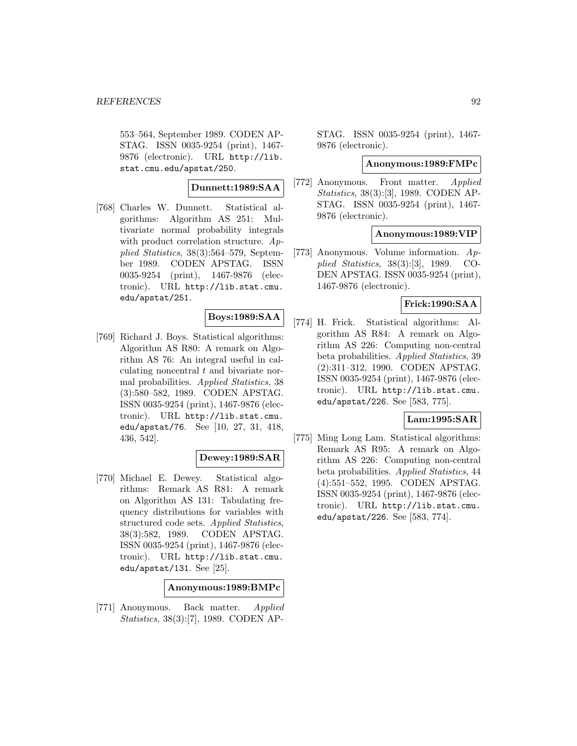553–564, September 1989. CODEN APSTAG. ISSN 0035-9254 (print), 1467-9876 (electronic). URL http://lib.stat.cmu.edu/apstat/250.

**Dunnett:1989:SAA**

[768] Charles W. Dunnett. Statistical algorithms: Algorithm AS 251: Multivariate normal probability integrals with product correlation structure. *Applied Statistics*, 38(3):564–579, September 1989. CODEN APSTAG. ISSN 0035-9254 (print), 1467-9876 (electronic). URL http://lib.stat.cmu.edu/apstat/251.

**Boys:1989:SAA**

[769] Richard J. Boys. Statistical algorithms: Algorithm AS R80: A remark on Algorithm AS 76: An integral useful in calculating noncentral $t$ and bivariate normal probabilities. *Applied Statistics*, 38 (3):580–582, 1989. CODEN APSTAG. ISSN 0035-9254 (print), 1467-9876 (electronic). URL http://lib.stat.cmu.edu/apstat/76. See [10, 27, 31, 418, 436, 542].

**Dewey:1989:SAR**

[770] Michael E. Dewey. Statistical algorithms: Remark AS R81: A remark on Algorithm AS 131: Tabulating frequency distributions for variables with structured code sets. *Applied Statistics*, 38(3):582, 1989. CODEN APSTAG. ISSN 0035-9254 (print), 1467-9876 (electronic). URL http://lib.stat.cmu.edu/apstat/131. See [25].

**Anonymous:1989:BMPc**

[771] Anonymous. Back matter. *Applied Statistics*, 38(3):[7], 1989. CODEN APSTAG. ISSN 0035-9254 (print), 1467-9876 (electronic).

**Anonymous:1989:FMPc**

[772] Anonymous. Front matter. *Applied Statistics*, 38(3):[3], 1989. CODEN APSTAG. ISSN 0035-9254 (print), 1467-9876 (electronic).

**Anonymous:1989:VIP**

[773] Anonymous. Volume information. *Applied Statistics*, 38(3):[3], 1989. CODEN APSTAG. ISSN 0035-9254 (print), 1467-9876 (electronic).

**Frick:1990:SAA**

[774] H. Frick. Statistical algorithms: Algorithm AS R84: A remark on Algorithm AS 226: Computing non-central beta probabilities. *Applied Statistics*, 39 (2):311–312, 1990. CODEN APSTAG. ISSN 0035-9254 (print), 1467-9876 (electronic). URL http://lib.stat.cmu.edu/apstat/226. See [583, 775].

**Lam:1995:SAR**

[775] Ming Long Lam. Statistical algorithms: Remark AS R95: A remark on Algorithm AS 226: Computing non-central beta probabilities. *Applied Statistics*, 44 (4):551–552, 1995. CODEN APSTAG. ISSN 0035-9254 (print), 1467-9876 (electronic). URL http://lib.stat.cmu.edu/apstat/226. See [583, 774].